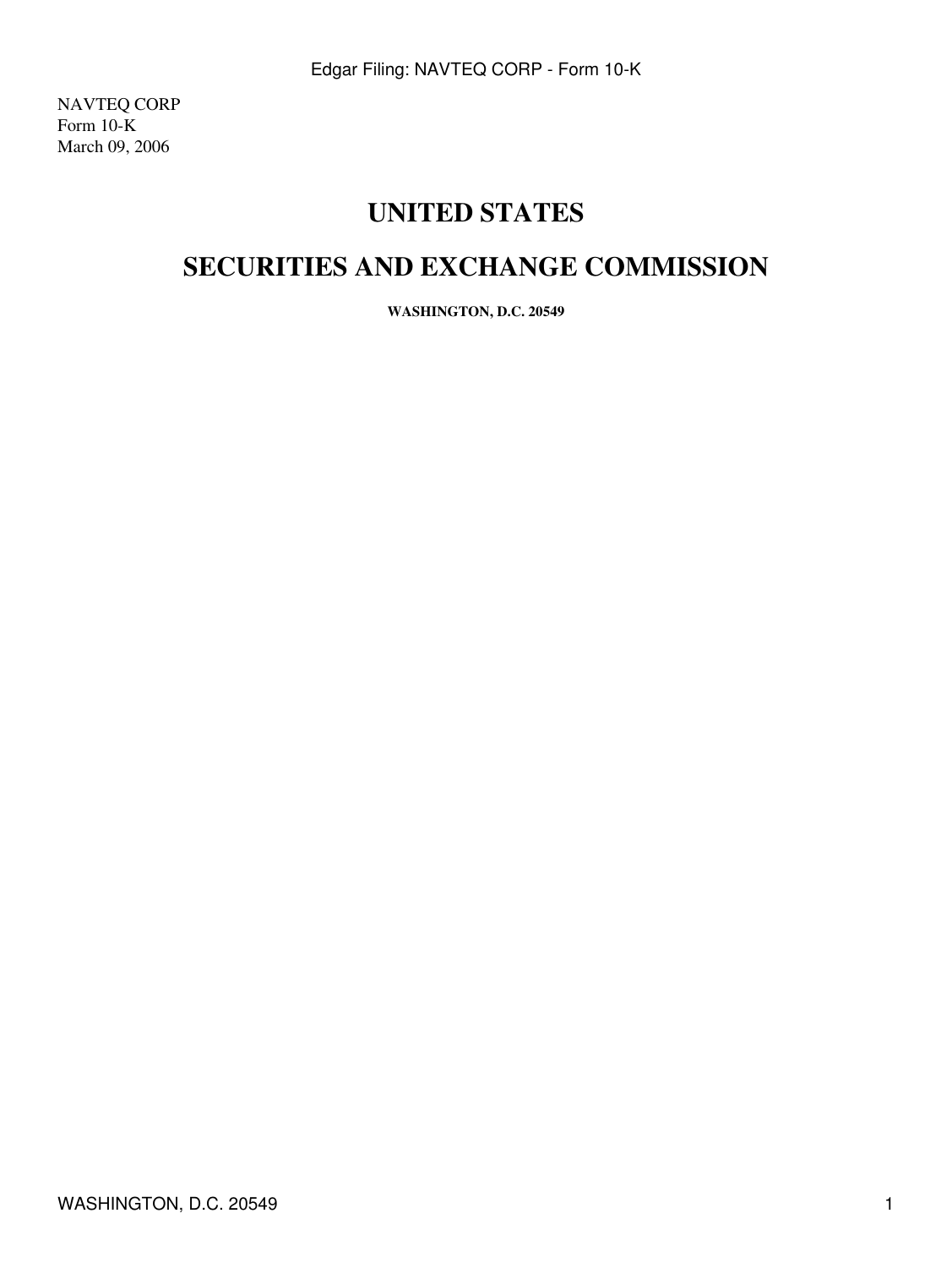NAVTEQ CORP
Form 10-K
March 09, 2006

# UNITED STATES

# SECURITIES AND EXCHANGE COMMISSION

**WASHINGTON, D.C. 20549**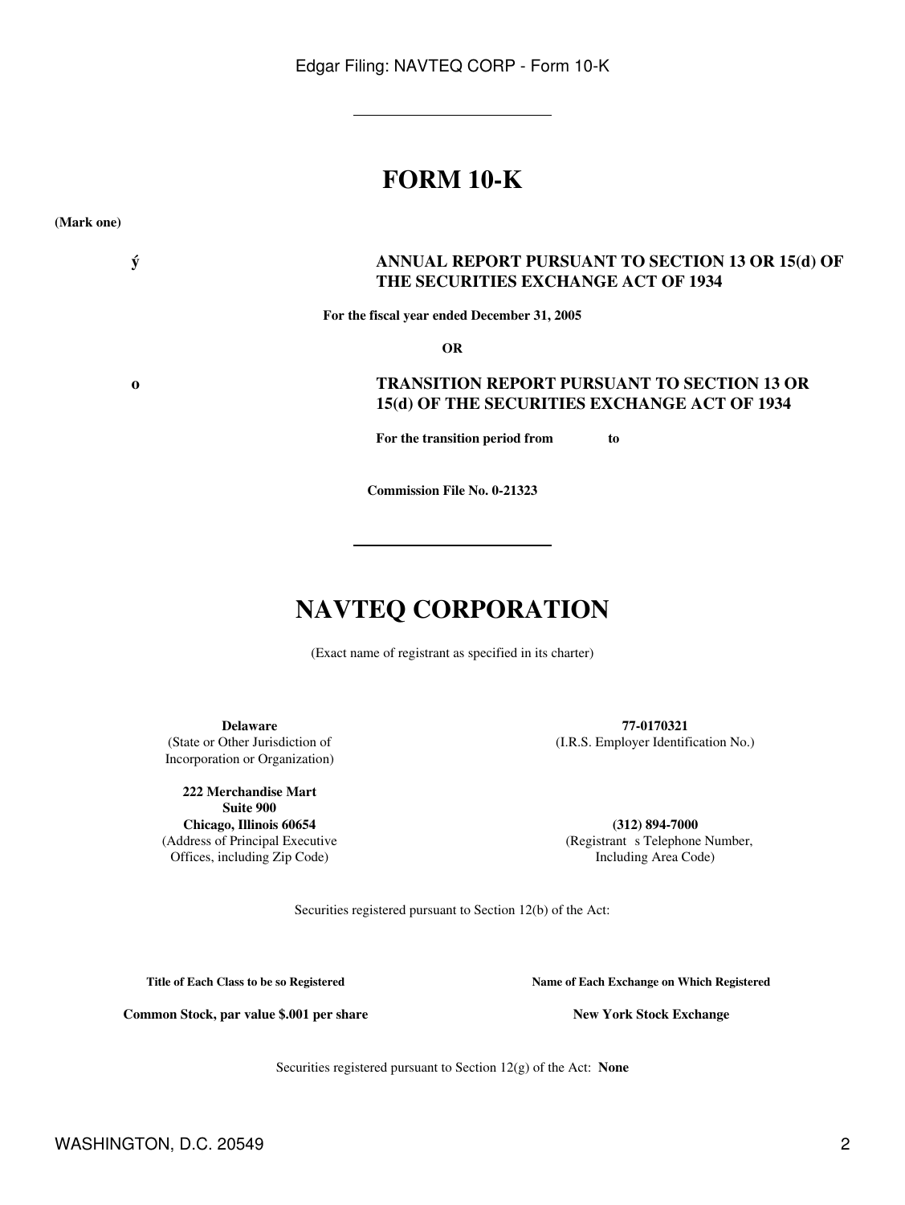# FORM 10-K

**(Mark one)**

| | |
|---|---|
| **ý** | **ANNUAL REPORT PURSUANT TO SECTION 13 OR 15(d) OF THE SECURITIES EXCHANGE ACT OF 1934** |

**For the fiscal year ended December 31, 2005**

**OR**

| | |
|---|---|
| **o** | **TRANSITION REPORT PURSUANT TO SECTION 13 OR 15(d) OF THE SECURITIES EXCHANGE ACT OF 1934** |

**For the transition period from to**

**Commission File No. 0-21323**

---

# NAVTEQ CORPORATION

(Exact name of registrant as specified in its charter)

| | |
|---|---|
| **Delaware**<br>(State or Other Jurisdiction of Incorporation or Organization) | **77-0170321**<br>(I.R.S. Employer Identification No.) |
| **222 Merchandise Mart**<br>**Suite 900**<br>**Chicago, Illinois 60654**<br>(Address of Principal Executive Offices, including Zip Code) | **(312) 894-7000**<br>(Registrant s Telephone Number, Including Area Code) |

Securities registered pursuant to Section 12(b) of the Act:

| Title of Each Class to be so Registered | Name of Each Exchange on Which Registered |
|---|---|
| **Common Stock, par value $.001 per share** | **New York Stock Exchange** |

Securities registered pursuant to Section 12(g) of the Act: **None**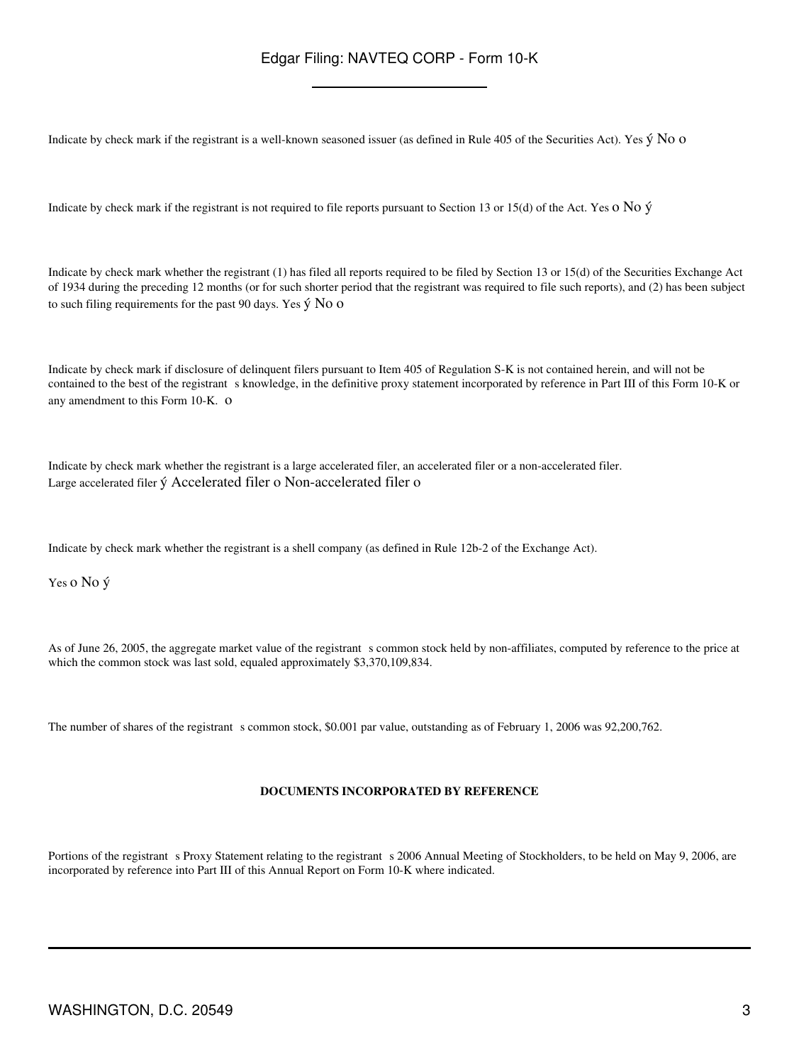Indicate by check mark if the registrant is a well-known seasoned issuer (as defined in Rule 405 of the Securities Act). Yes ý No o

Indicate by check mark if the registrant is not required to file reports pursuant to Section 13 or 15(d) of the Act. Yes o No ý

Indicate by check mark whether the registrant (1) has filed all reports required to be filed by Section 13 or 15(d) of the Securities Exchange Act of 1934 during the preceding 12 months (or for such shorter period that the registrant was required to file such reports), and (2) has been subject to such filing requirements for the past 90 days. Yes ý No o

Indicate by check mark if disclosure of delinquent filers pursuant to Item 405 of Regulation S-K is not contained herein, and will not be contained to the best of the registrant s knowledge, in the definitive proxy statement incorporated by reference in Part III of this Form 10-K or any amendment to this Form 10-K. o

Indicate by check mark whether the registrant is a large accelerated filer, an accelerated filer or a non-accelerated filer.
Large accelerated filer ý Accelerated filer o Non-accelerated filer o

Indicate by check mark whether the registrant is a shell company (as defined in Rule 12b-2 of the Exchange Act).

Yes o No ý

As of June 26, 2005, the aggregate market value of the registrant s common stock held by non-affiliates, computed by reference to the price at which the common stock was last sold, equaled approximately $3,370,109,834.

The number of shares of the registrant s common stock, $0.001 par value, outstanding as of February 1, 2006 was 92,200,762.

**DOCUMENTS INCORPORATED BY REFERENCE**

Portions of the registrant s Proxy Statement relating to the registrant s 2006 Annual Meeting of Stockholders, to be held on May 9, 2006, are incorporated by reference into Part III of this Annual Report on Form 10-K where indicated.

WASHINGTON, D.C. 20549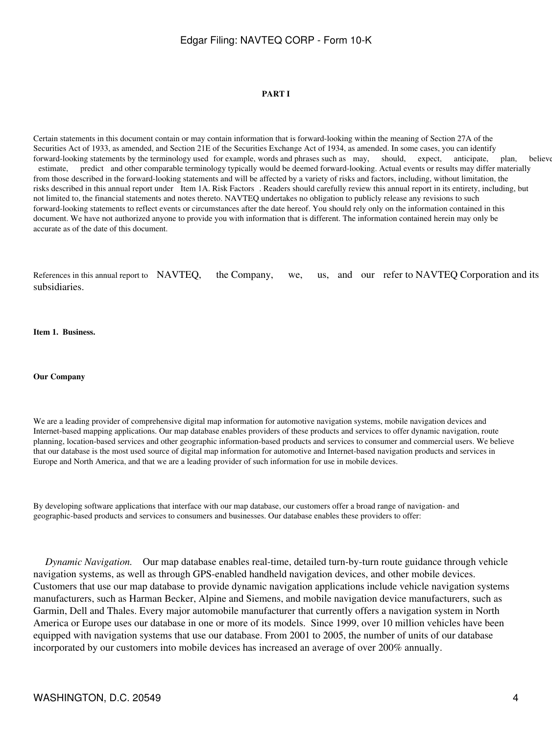## PART I

Certain statements in this document contain or may contain information that is forward-looking within the meaning of Section 27A of the Securities Act of 1933, as amended, and Section 21E of the Securities Exchange Act of 1934, as amended. In some cases, you can identify forward-looking statements by the terminology used for example, words and phrases such as may, should, expect, anticipate, plan, believe, estimate, predict and other comparable terminology typically would be deemed forward-looking. Actual events or results may differ materially from those described in the forward-looking statements and will be affected by a variety of risks and factors, including, without limitation, the risks described in this annual report under Item 1A. Risk Factors . Readers should carefully review this annual report in its entirety, including, but not limited to, the financial statements and notes thereto. NAVTEQ undertakes no obligation to publicly release any revisions to such forward-looking statements to reflect events or circumstances after the date hereof. You should rely only on the information contained in this document. We have not authorized anyone to provide you with information that is different. The information contained herein may only be accurate as of the date of this document.

References in this annual report to NAVTEQ, the Company, we, us, and our refer to NAVTEQ Corporation and its subsidiaries.

### Item 1. Business.

#### Our Company

We are a leading provider of comprehensive digital map information for automotive navigation systems, mobile navigation devices and Internet-based mapping applications. Our map database enables providers of these products and services to offer dynamic navigation, route planning, location-based services and other geographic information-based products and services to consumer and commercial users. We believe that our database is the most used source of digital map information for automotive and Internet-based navigation products and services in Europe and North America, and that we are a leading provider of such information for use in mobile devices.

By developing software applications that interface with our map database, our customers offer a broad range of navigation- and geographic-based products and services to consumers and businesses. Our database enables these providers to offer:

*Dynamic Navigation.* Our map database enables real-time, detailed turn-by-turn route guidance through vehicle navigation systems, as well as through GPS-enabled handheld navigation devices, and other mobile devices. Customers that use our map database to provide dynamic navigation applications include vehicle navigation systems manufacturers, such as Harman Becker, Alpine and Siemens, and mobile navigation device manufacturers, such as Garmin, Dell and Thales. Every major automobile manufacturer that currently offers a navigation system in North America or Europe uses our database in one or more of its models. Since 1999, over 10 million vehicles have been equipped with navigation systems that use our database. From 2001 to 2005, the number of units of our database incorporated by our customers into mobile devices has increased an average of over 200% annually.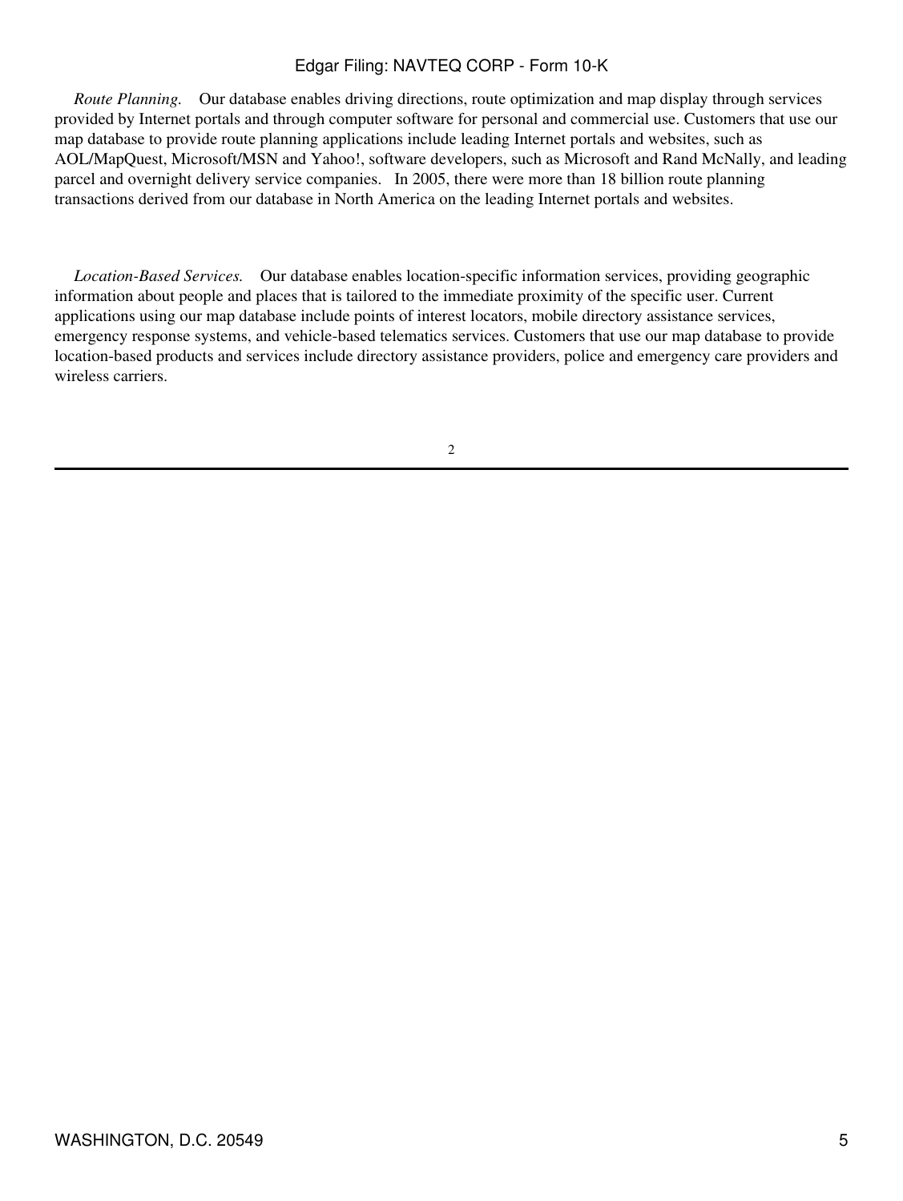*Route Planning.* Our database enables driving directions, route optimization and map display through services provided by Internet portals and through computer software for personal and commercial use. Customers that use our map database to provide route planning applications include leading Internet portals and websites, such as AOL/MapQuest, Microsoft/MSN and Yahoo!, software developers, such as Microsoft and Rand McNally, and leading parcel and overnight delivery service companies. In 2005, there were more than 18 billion route planning transactions derived from our database in North America on the leading Internet portals and websites.

*Location-Based Services.* Our database enables location-specific information services, providing geographic information about people and places that is tailored to the immediate proximity of the specific user. Current applications using our map database include points of interest locators, mobile directory assistance services, emergency response systems, and vehicle-based telematics services. Customers that use our map database to provide location-based products and services include directory assistance providers, police and emergency care providers and wireless carriers.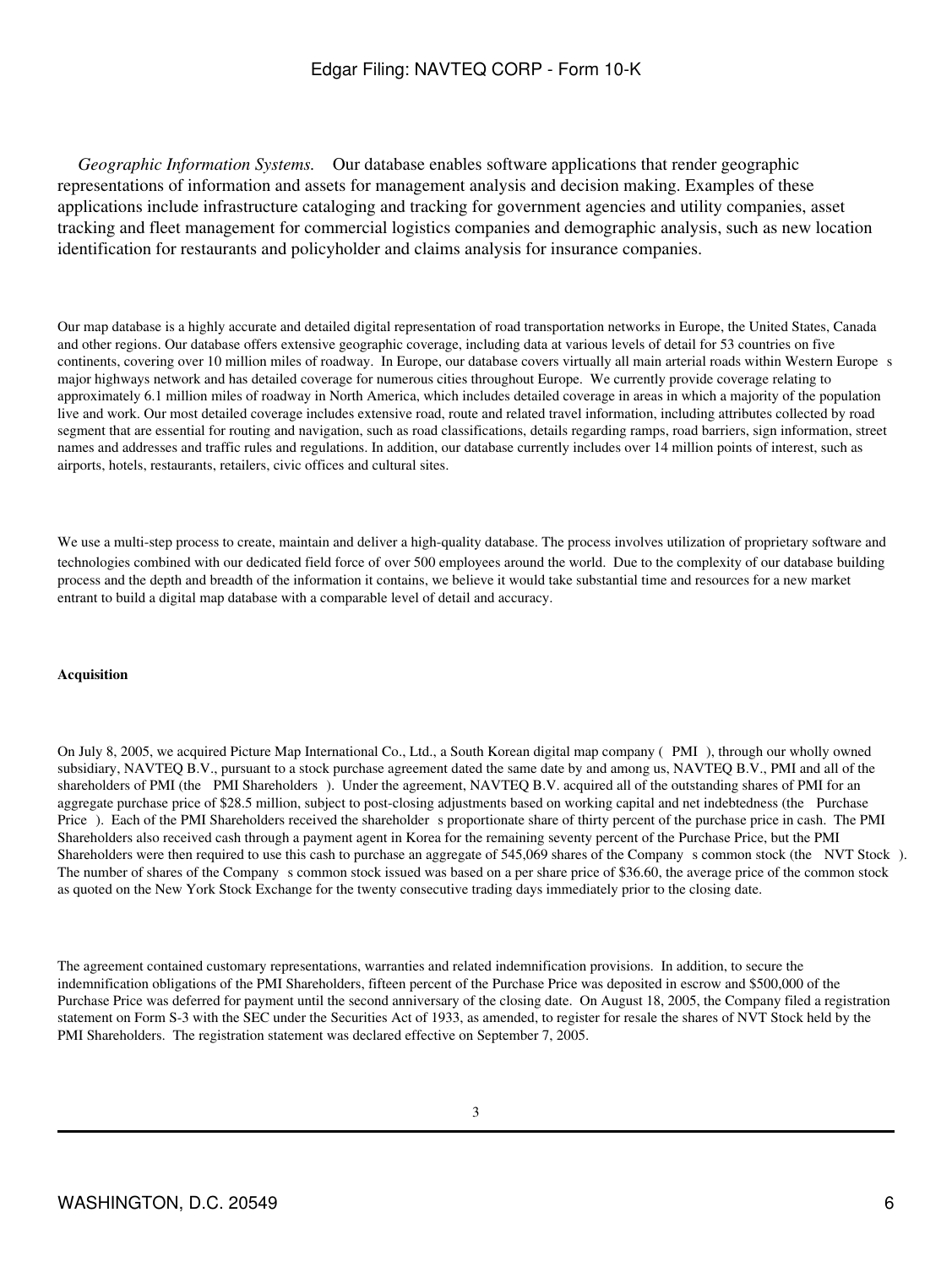*Geographic Information Systems.* Our database enables software applications that render geographic representations of information and assets for management analysis and decision making. Examples of these applications include infrastructure cataloging and tracking for government agencies and utility companies, asset tracking and fleet management for commercial logistics companies and demographic analysis, such as new location identification for restaurants and policyholder and claims analysis for insurance companies.

Our map database is a highly accurate and detailed digital representation of road transportation networks in Europe, the United States, Canada and other regions. Our database offers extensive geographic coverage, including data at various levels of detail for 53 countries on five continents, covering over 10 million miles of roadway. In Europe, our database covers virtually all main arterial roads within Western Europe s major highways network and has detailed coverage for numerous cities throughout Europe. We currently provide coverage relating to approximately 6.1 million miles of roadway in North America, which includes detailed coverage in areas in which a majority of the population live and work. Our most detailed coverage includes extensive road, route and related travel information, including attributes collected by road segment that are essential for routing and navigation, such as road classifications, details regarding ramps, road barriers, sign information, street names and addresses and traffic rules and regulations. In addition, our database currently includes over 14 million points of interest, such as airports, hotels, restaurants, retailers, civic offices and cultural sites.

We use a multi-step process to create, maintain and deliver a high-quality database. The process involves utilization of proprietary software and technologies combined with our dedicated field force of over 500 employees around the world. Due to the complexity of our database building process and the depth and breadth of the information it contains, we believe it would take substantial time and resources for a new market entrant to build a digital map database with a comparable level of detail and accuracy.

**Acquisition**

On July 8, 2005, we acquired Picture Map International Co., Ltd., a South Korean digital map company ( PMI ), through our wholly owned subsidiary, NAVTEQ B.V., pursuant to a stock purchase agreement dated the same date by and among us, NAVTEQ B.V., PMI and all of the shareholders of PMI (the PMI Shareholders ). Under the agreement, NAVTEQ B.V. acquired all of the outstanding shares of PMI for an aggregate purchase price of $28.5 million, subject to post-closing adjustments based on working capital and net indebtedness (the Purchase Price ). Each of the PMI Shareholders received the shareholder s proportionate share of thirty percent of the purchase price in cash. The PMI Shareholders also received cash through a payment agent in Korea for the remaining seventy percent of the Purchase Price, but the PMI Shareholders were then required to use this cash to purchase an aggregate of 545,069 shares of the Company s common stock (the NVT Stock ). The number of shares of the Company s common stock issued was based on a per share price of $36.60, the average price of the common stock as quoted on the New York Stock Exchange for the twenty consecutive trading days immediately prior to the closing date.

The agreement contained customary representations, warranties and related indemnification provisions. In addition, to secure the indemnification obligations of the PMI Shareholders, fifteen percent of the Purchase Price was deposited in escrow and $500,000 of the Purchase Price was deferred for payment until the second anniversary of the closing date. On August 18, 2005, the Company filed a registration statement on Form S-3 with the SEC under the Securities Act of 1933, as amended, to register for resale the shares of NVT Stock held by the PMI Shareholders. The registration statement was declared effective on September 7, 2005.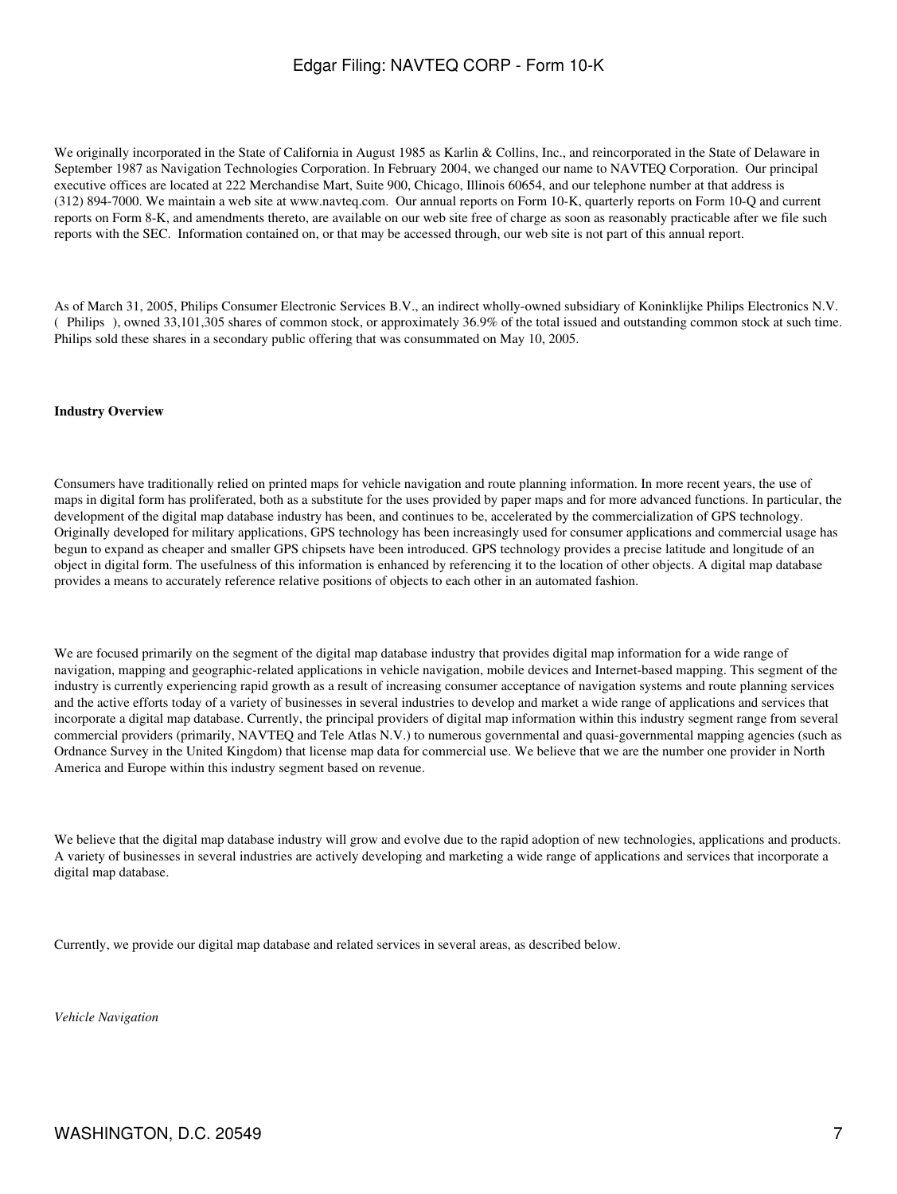We originally incorporated in the State of California in August 1985 as Karlin & Collins, Inc., and reincorporated in the State of Delaware in September 1987 as Navigation Technologies Corporation. In February 2004, we changed our name to NAVTEQ Corporation. Our principal executive offices are located at 222 Merchandise Mart, Suite 900, Chicago, Illinois 60654, and our telephone number at that address is (312) 894-7000. We maintain a web site at www.navteq.com. Our annual reports on Form 10-K, quarterly reports on Form 10-Q and current reports on Form 8-K, and amendments thereto, are available on our web site free of charge as soon as reasonably practicable after we file such reports with the SEC. Information contained on, or that may be accessed through, our web site is not part of this annual report.

As of March 31, 2005, Philips Consumer Electronic Services B.V., an indirect wholly-owned subsidiary of Koninklijke Philips Electronics N.V. ( Philips ), owned 33,101,305 shares of common stock, or approximately 36.9% of the total issued and outstanding common stock at such time. Philips sold these shares in a secondary public offering that was consummated on May 10, 2005.

**Industry Overview**

Consumers have traditionally relied on printed maps for vehicle navigation and route planning information. In more recent years, the use of maps in digital form has proliferated, both as a substitute for the uses provided by paper maps and for more advanced functions. In particular, the development of the digital map database industry has been, and continues to be, accelerated by the commercialization of GPS technology. Originally developed for military applications, GPS technology has been increasingly used for consumer applications and commercial usage has begun to expand as cheaper and smaller GPS chipsets have been introduced. GPS technology provides a precise latitude and longitude of an object in digital form. The usefulness of this information is enhanced by referencing it to the location of other objects. A digital map database provides a means to accurately reference relative positions of objects to each other in an automated fashion.

We are focused primarily on the segment of the digital map database industry that provides digital map information for a wide range of navigation, mapping and geographic-related applications in vehicle navigation, mobile devices and Internet-based mapping. This segment of the industry is currently experiencing rapid growth as a result of increasing consumer acceptance of navigation systems and route planning services and the active efforts today of a variety of businesses in several industries to develop and market a wide range of applications and services that incorporate a digital map database. Currently, the principal providers of digital map information within this industry segment range from several commercial providers (primarily, NAVTEQ and Tele Atlas N.V.) to numerous governmental and quasi-governmental mapping agencies (such as Ordnance Survey in the United Kingdom) that license map data for commercial use. We believe that we are the number one provider in North America and Europe within this industry segment based on revenue.

We believe that the digital map database industry will grow and evolve due to the rapid adoption of new technologies, applications and products. A variety of businesses in several industries are actively developing and marketing a wide range of applications and services that incorporate a digital map database.

Currently, we provide our digital map database and related services in several areas, as described below.

*Vehicle Navigation*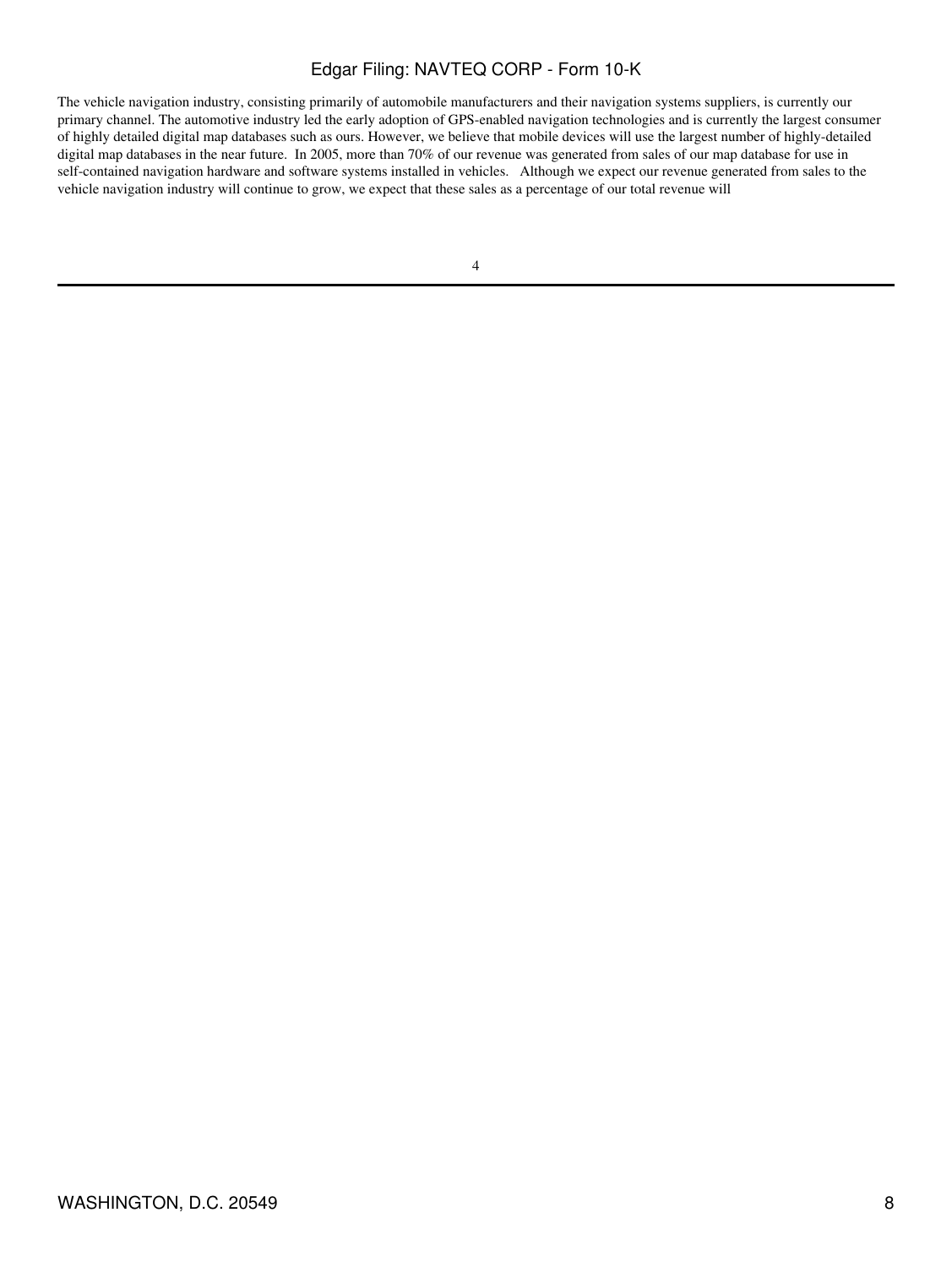The vehicle navigation industry, consisting primarily of automobile manufacturers and their navigation systems suppliers, is currently our primary channel. The automotive industry led the early adoption of GPS-enabled navigation technologies and is currently the largest consumer of highly detailed digital map databases such as ours. However, we believe that mobile devices will use the largest number of highly-detailed digital map databases in the near future. In 2005, more than 70% of our revenue was generated from sales of our map database for use in self-contained navigation hardware and software systems installed in vehicles. Although we expect our revenue generated from sales to the vehicle navigation industry will continue to grow, we expect that these sales as a percentage of our total revenue will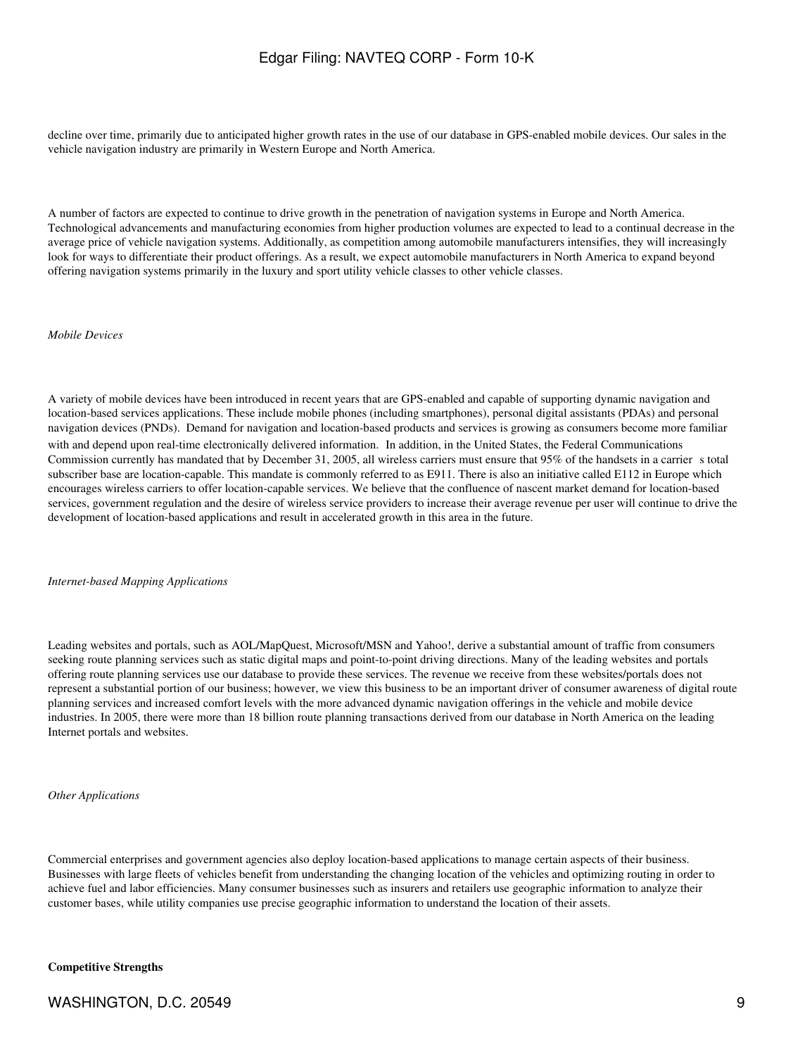decline over time, primarily due to anticipated higher growth rates in the use of our database in GPS-enabled mobile devices. Our sales in the vehicle navigation industry are primarily in Western Europe and North America.

A number of factors are expected to continue to drive growth in the penetration of navigation systems in Europe and North America. Technological advancements and manufacturing economies from higher production volumes are expected to lead to a continual decrease in the average price of vehicle navigation systems. Additionally, as competition among automobile manufacturers intensifies, they will increasingly look for ways to differentiate their product offerings. As a result, we expect automobile manufacturers in North America to expand beyond offering navigation systems primarily in the luxury and sport utility vehicle classes to other vehicle classes.

*Mobile Devices*

A variety of mobile devices have been introduced in recent years that are GPS-enabled and capable of supporting dynamic navigation and location-based services applications. These include mobile phones (including smartphones), personal digital assistants (PDAs) and personal navigation devices (PNDs). Demand for navigation and location-based products and services is growing as consumers become more familiar with and depend upon real-time electronically delivered information. In addition, in the United States, the Federal Communications Commission currently has mandated that by December 31, 2005, all wireless carriers must ensure that 95% of the handsets in a carrier s total subscriber base are location-capable. This mandate is commonly referred to as E911. There is also an initiative called E112 in Europe which encourages wireless carriers to offer location-capable services. We believe that the confluence of nascent market demand for location-based services, government regulation and the desire of wireless service providers to increase their average revenue per user will continue to drive the development of location-based applications and result in accelerated growth in this area in the future.

*Internet-based Mapping Applications*

Leading websites and portals, such as AOL/MapQuest, Microsoft/MSN and Yahoo!, derive a substantial amount of traffic from consumers seeking route planning services such as static digital maps and point-to-point driving directions. Many of the leading websites and portals offering route planning services use our database to provide these services. The revenue we receive from these websites/portals does not represent a substantial portion of our business; however, we view this business to be an important driver of consumer awareness of digital route planning services and increased comfort levels with the more advanced dynamic navigation offerings in the vehicle and mobile device industries. In 2005, there were more than 18 billion route planning transactions derived from our database in North America on the leading Internet portals and websites.

*Other Applications*

Commercial enterprises and government agencies also deploy location-based applications to manage certain aspects of their business. Businesses with large fleets of vehicles benefit from understanding the changing location of the vehicles and optimizing routing in order to achieve fuel and labor efficiencies. Many consumer businesses such as insurers and retailers use geographic information to analyze their customer bases, while utility companies use precise geographic information to understand the location of their assets.

**Competitive Strengths**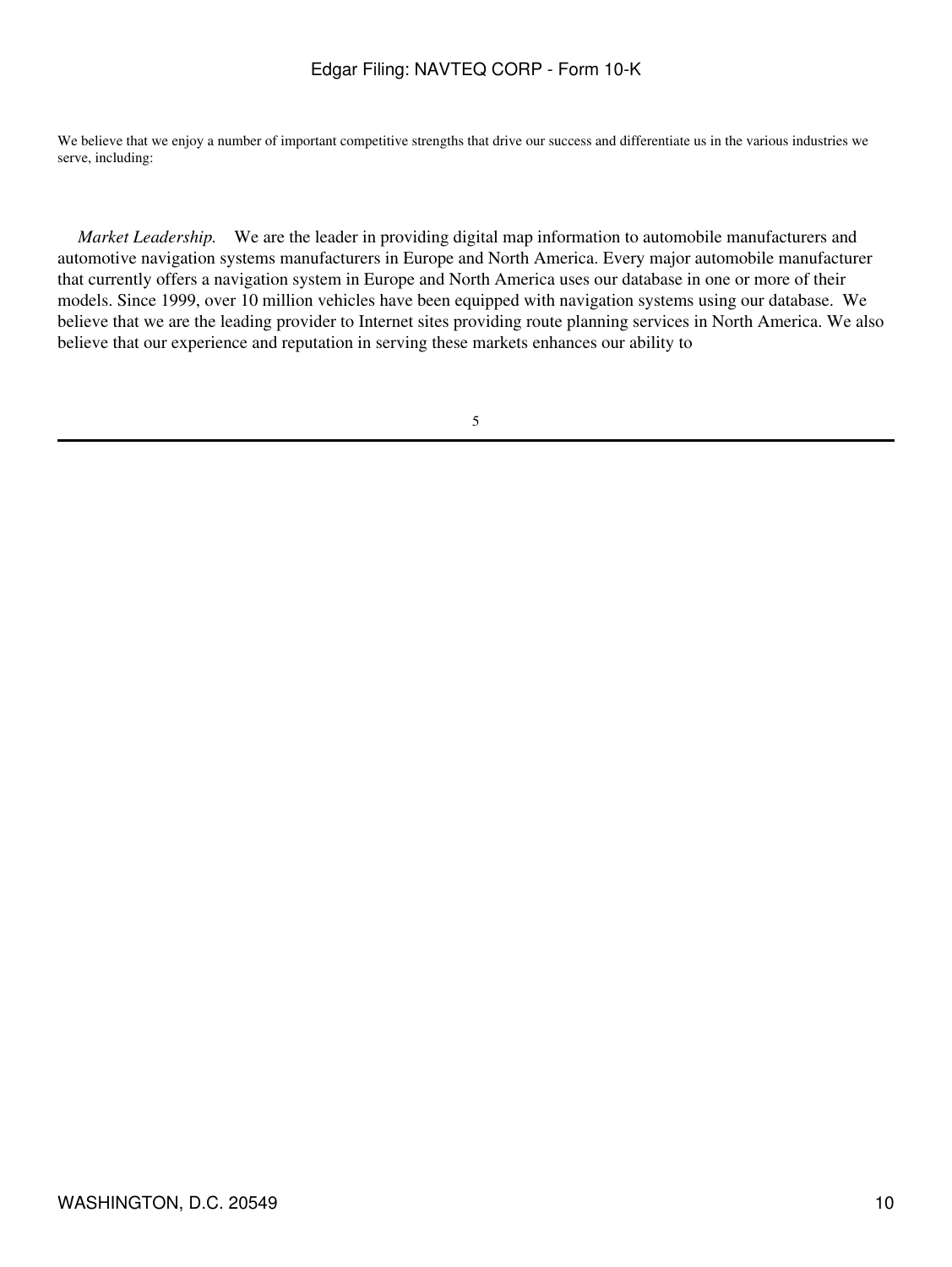We believe that we enjoy a number of important competitive strengths that drive our success and differentiate us in the various industries we serve, including:

*Market Leadership.* We are the leader in providing digital map information to automobile manufacturers and automotive navigation systems manufacturers in Europe and North America. Every major automobile manufacturer that currently offers a navigation system in Europe and North America uses our database in one or more of their models. Since 1999, over 10 million vehicles have been equipped with navigation systems using our database. We believe that we are the leading provider to Internet sites providing route planning services in North America. We also believe that our experience and reputation in serving these markets enhances our ability to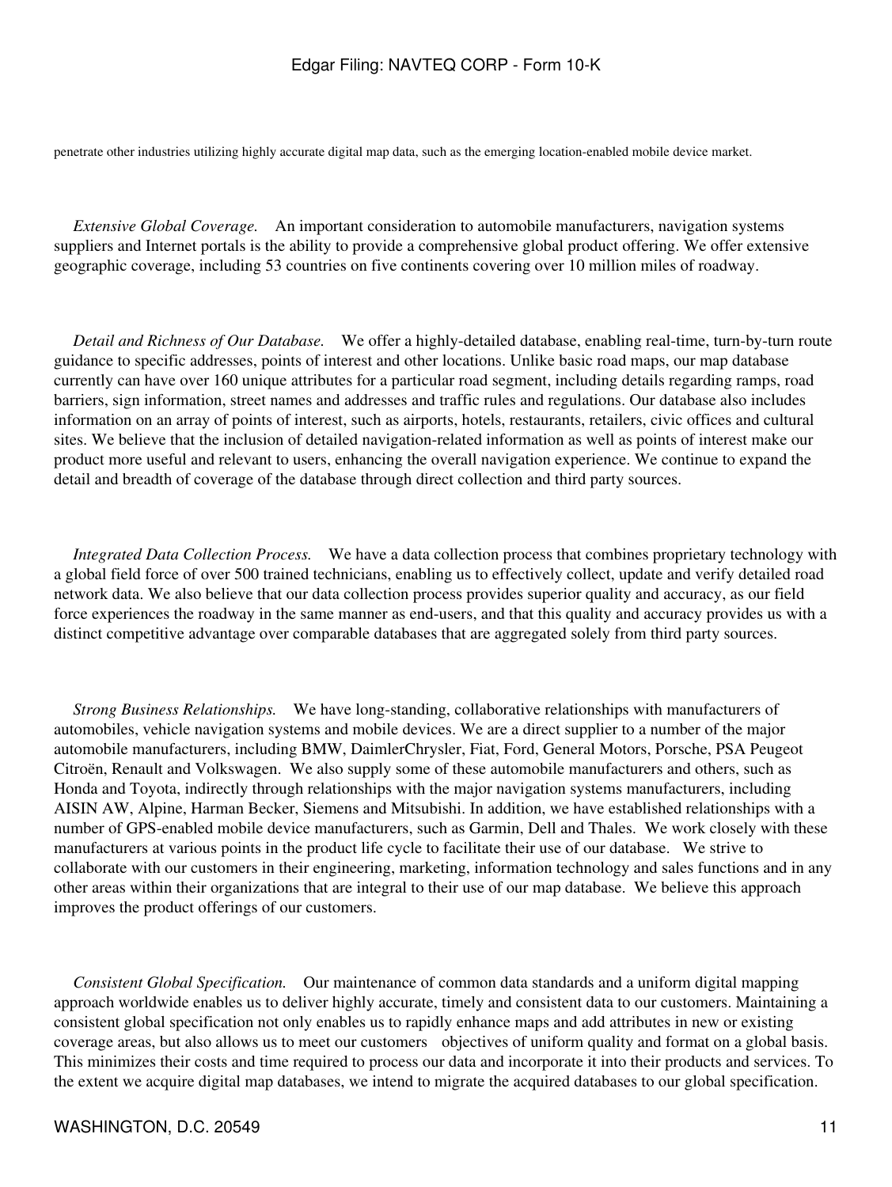penetrate other industries utilizing highly accurate digital map data, such as the emerging location-enabled mobile device market.

*Extensive Global Coverage.* An important consideration to automobile manufacturers, navigation systems suppliers and Internet portals is the ability to provide a comprehensive global product offering. We offer extensive geographic coverage, including 53 countries on five continents covering over 10 million miles of roadway.

*Detail and Richness of Our Database.* We offer a highly-detailed database, enabling real-time, turn-by-turn route guidance to specific addresses, points of interest and other locations. Unlike basic road maps, our map database currently can have over 160 unique attributes for a particular road segment, including details regarding ramps, road barriers, sign information, street names and addresses and traffic rules and regulations. Our database also includes information on an array of points of interest, such as airports, hotels, restaurants, retailers, civic offices and cultural sites. We believe that the inclusion of detailed navigation-related information as well as points of interest make our product more useful and relevant to users, enhancing the overall navigation experience. We continue to expand the detail and breadth of coverage of the database through direct collection and third party sources.

*Integrated Data Collection Process.* We have a data collection process that combines proprietary technology with a global field force of over 500 trained technicians, enabling us to effectively collect, update and verify detailed road network data. We also believe that our data collection process provides superior quality and accuracy, as our field force experiences the roadway in the same manner as end-users, and that this quality and accuracy provides us with a distinct competitive advantage over comparable databases that are aggregated solely from third party sources.

*Strong Business Relationships.* We have long-standing, collaborative relationships with manufacturers of automobiles, vehicle navigation systems and mobile devices. We are a direct supplier to a number of the major automobile manufacturers, including BMW, DaimlerChrysler, Fiat, Ford, General Motors, Porsche, PSA Peugeot Citroën, Renault and Volkswagen. We also supply some of these automobile manufacturers and others, such as Honda and Toyota, indirectly through relationships with the major navigation systems manufacturers, including AISIN AW, Alpine, Harman Becker, Siemens and Mitsubishi. In addition, we have established relationships with a number of GPS-enabled mobile device manufacturers, such as Garmin, Dell and Thales. We work closely with these manufacturers at various points in the product life cycle to facilitate their use of our database. We strive to collaborate with our customers in their engineering, marketing, information technology and sales functions and in any other areas within their organizations that are integral to their use of our map database. We believe this approach improves the product offerings of our customers.

*Consistent Global Specification.* Our maintenance of common data standards and a uniform digital mapping approach worldwide enables us to deliver highly accurate, timely and consistent data to our customers. Maintaining a consistent global specification not only enables us to rapidly enhance maps and add attributes in new or existing coverage areas, but also allows us to meet our customers objectives of uniform quality and format on a global basis. This minimizes their costs and time required to process our data and incorporate it into their products and services. To the extent we acquire digital map databases, we intend to migrate the acquired databases to our global specification.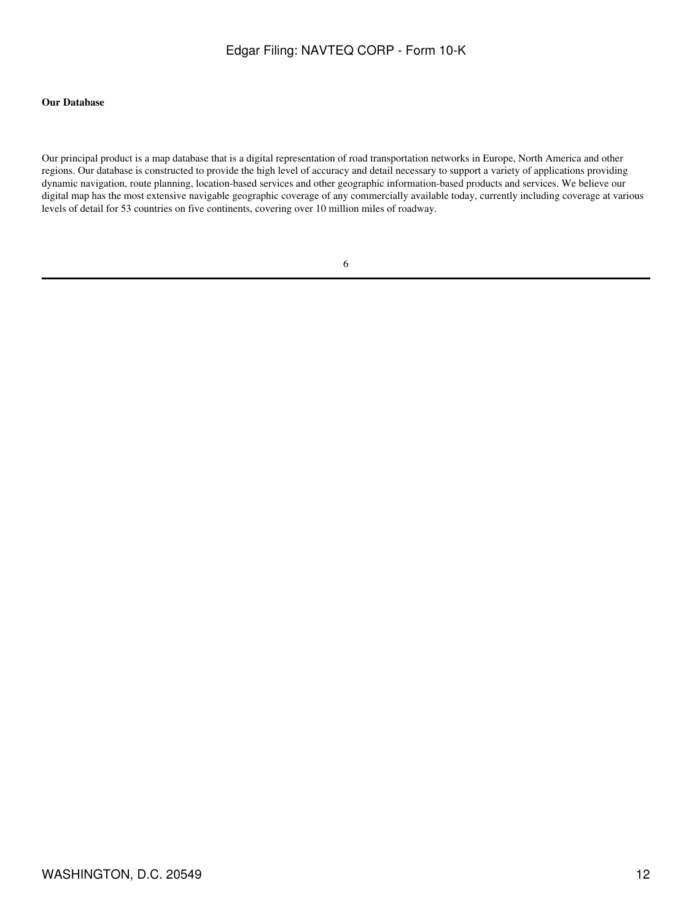**Our Database**

Our principal product is a map database that is a digital representation of road transportation networks in Europe, North America and other regions. Our database is constructed to provide the high level of accuracy and detail necessary to support a variety of applications providing dynamic navigation, route planning, location-based services and other geographic information-based products and services. We believe our digital map has the most extensive navigable geographic coverage of any commercially available today, currently including coverage at various levels of detail for 53 countries on five continents, covering over 10 million miles of roadway.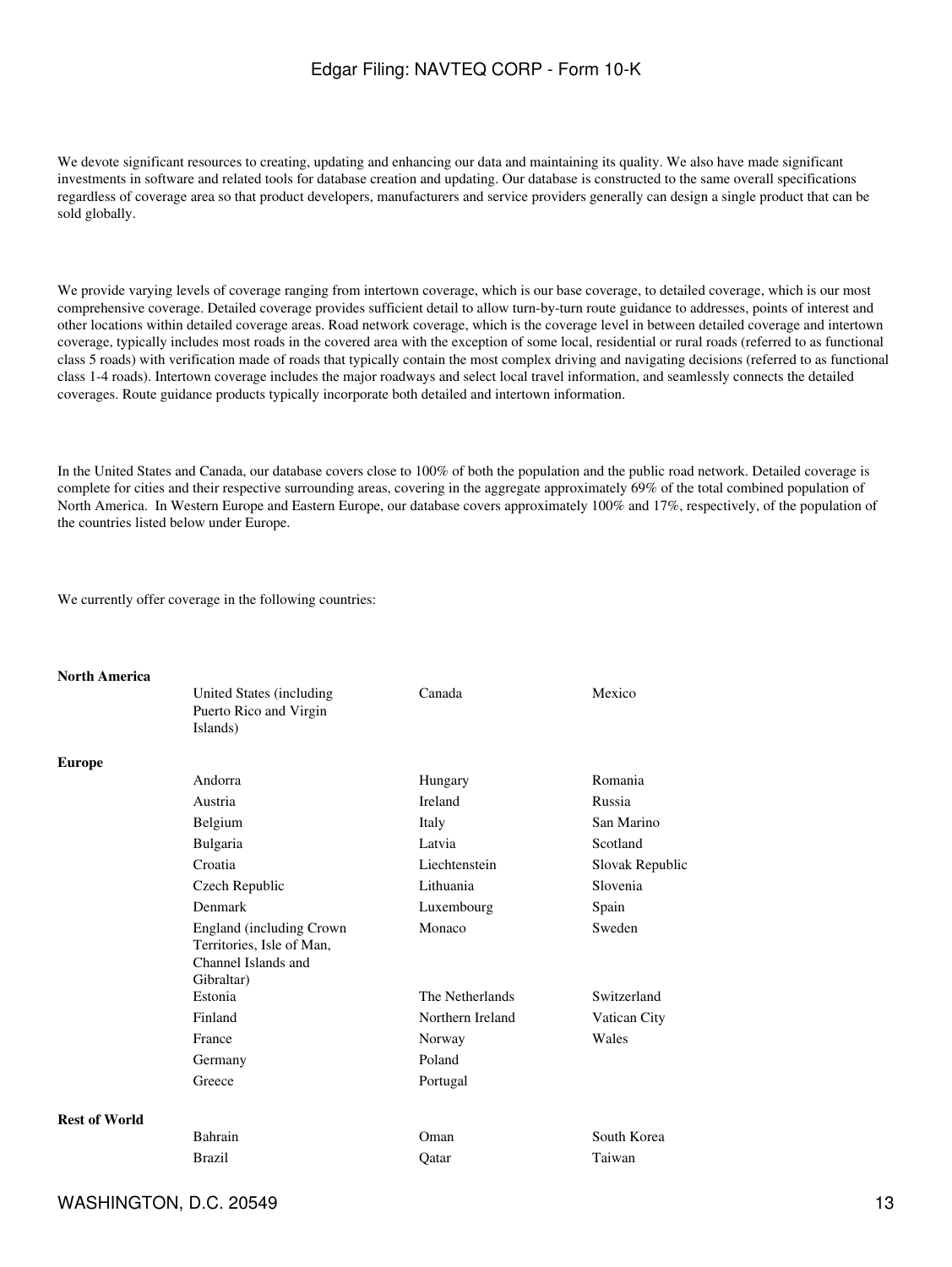We devote significant resources to creating, updating and enhancing our data and maintaining its quality. We also have made significant investments in software and related tools for database creation and updating. Our database is constructed to the same overall specifications regardless of coverage area so that product developers, manufacturers and service providers generally can design a single product that can be sold globally.

We provide varying levels of coverage ranging from intertown coverage, which is our base coverage, to detailed coverage, which is our most comprehensive coverage. Detailed coverage provides sufficient detail to allow turn-by-turn route guidance to addresses, points of interest and other locations within detailed coverage areas. Road network coverage, which is the coverage level in between detailed coverage and intertown coverage, typically includes most roads in the covered area with the exception of some local, residential or rural roads (referred to as functional class 5 roads) with verification made of roads that typically contain the most complex driving and navigating decisions (referred to as functional class 1-4 roads). Intertown coverage includes the major roadways and select local travel information, and seamlessly connects the detailed coverages. Route guidance products typically incorporate both detailed and intertown information.

In the United States and Canada, our database covers close to 100% of both the population and the public road network. Detailed coverage is complete for cities and their respective surrounding areas, covering in the aggregate approximately 69% of the total combined population of North America. In Western Europe and Eastern Europe, our database covers approximately 100% and 17%, respectively, of the population of the countries listed below under Europe.

We currently offer coverage in the following countries:

| | | | |
|---|---|---|---|
| **North America** | | | |
| | United States (including Puerto Rico and Virgin Islands) | Canada | Mexico |
| **Europe** | | | |
| | Andorra | Hungary | Romania |
| | Austria | Ireland | Russia |
| | Belgium | Italy | San Marino |
| | Bulgaria | Latvia | Scotland |
| | Croatia | Liechtenstein | Slovak Republic |
| | Czech Republic | Lithuania | Slovenia |
| | Denmark | Luxembourg | Spain |
| | England (including Crown Territories, Isle of Man, Channel Islands and Gibraltar) | Monaco | Sweden |
| | Estonia | The Netherlands | Switzerland |
| | Finland | Northern Ireland | Vatican City |
| | France | Norway | Wales |
| | Germany | Poland | |
| | Greece | Portugal | |
| **Rest of World** | | | |
| | Bahrain | Oman | South Korea |
| | Brazil | Qatar | Taiwan |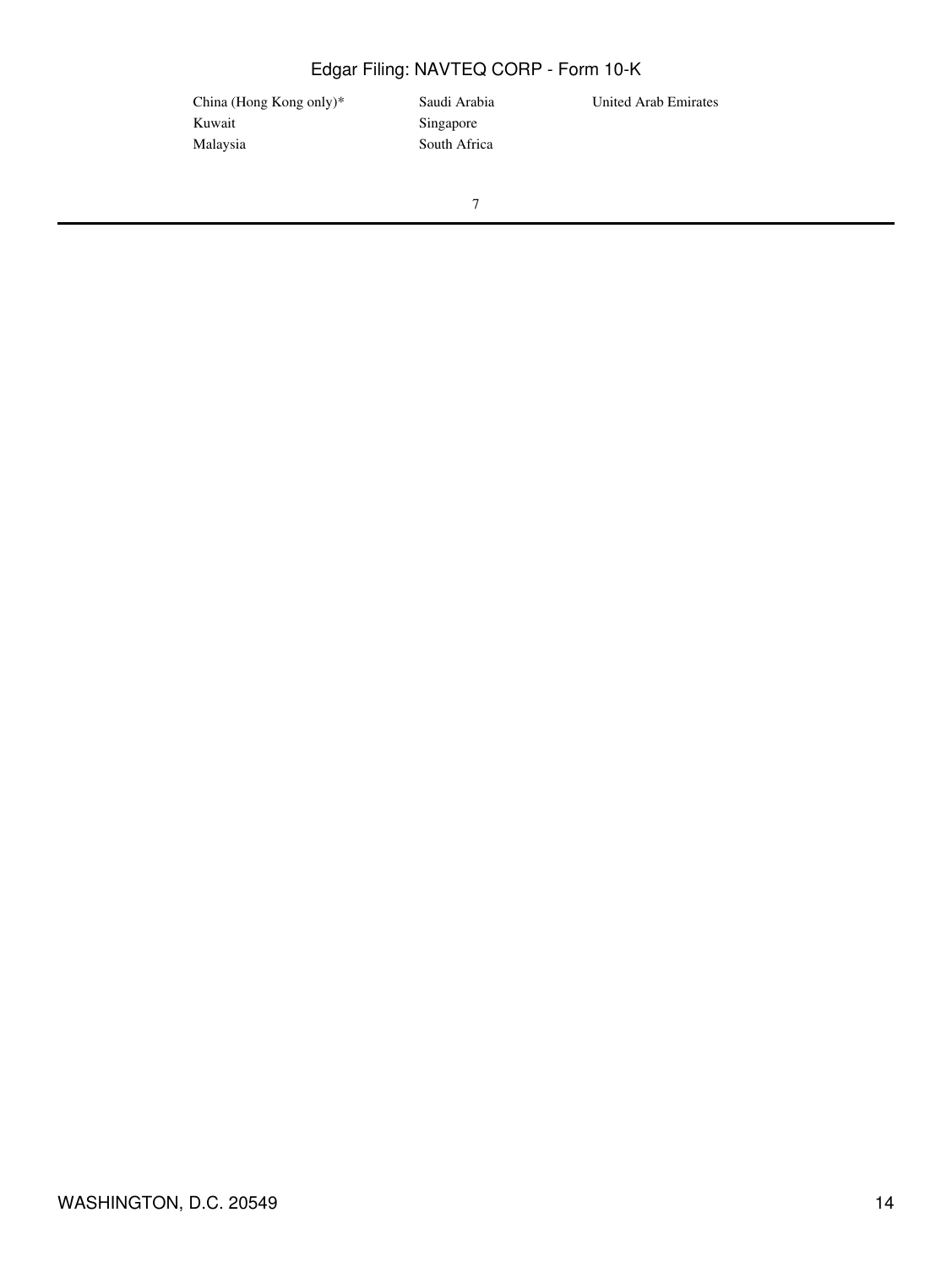| | | |
|---|---|---|
| China (Hong Kong only)* | Saudi Arabia | United Arab Emirates |
| Kuwait | Singapore | |
| Malaysia | South Africa | |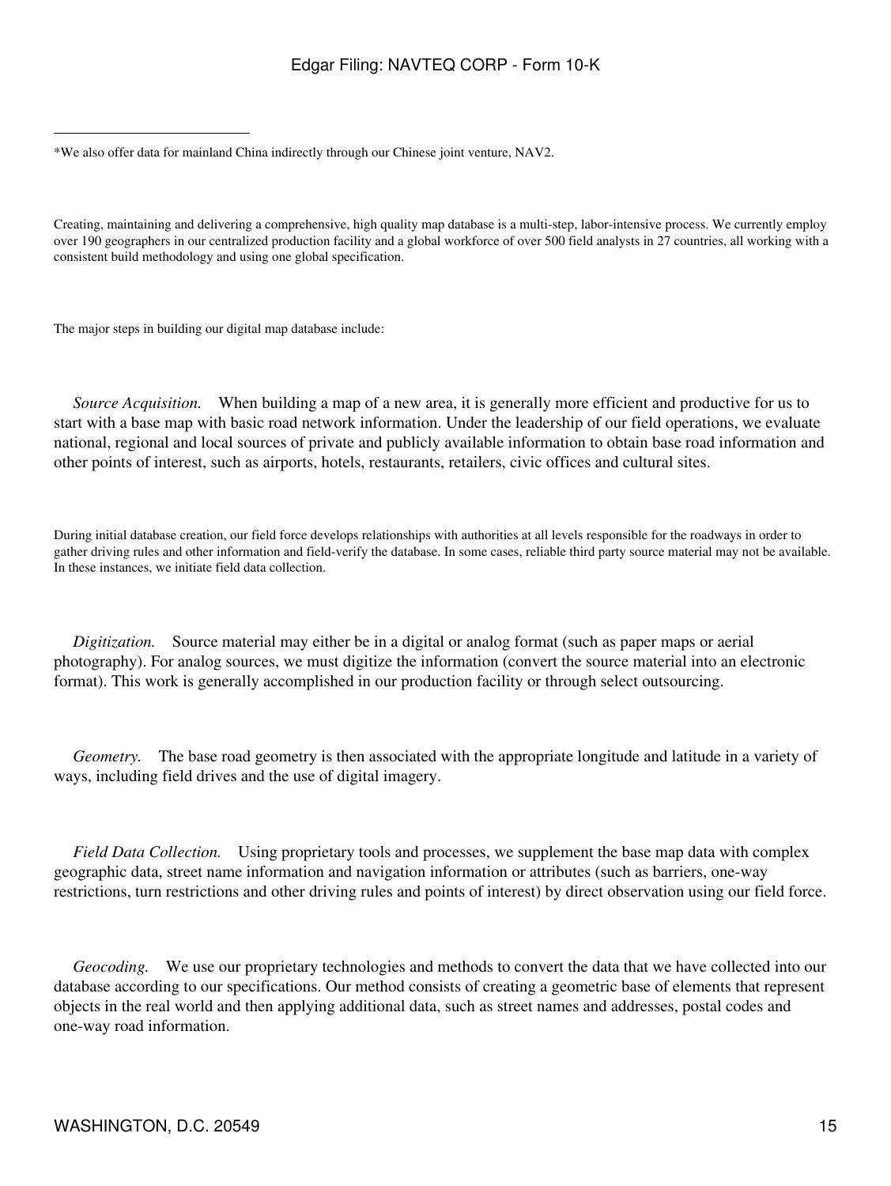---

*We also offer data for mainland China indirectly through our Chinese joint venture, NAV2.

Creating, maintaining and delivering a comprehensive, high quality map database is a multi-step, labor-intensive process. We currently employ over 190 geographers in our centralized production facility and a global workforce of over 500 field analysts in 27 countries, all working with a consistent build methodology and using one global specification.

The major steps in building our digital map database include:

*Source Acquisition.* When building a map of a new area, it is generally more efficient and productive for us to start with a base map with basic road network information. Under the leadership of our field operations, we evaluate national, regional and local sources of private and publicly available information to obtain base road information and other points of interest, such as airports, hotels, restaurants, retailers, civic offices and cultural sites.

During initial database creation, our field force develops relationships with authorities at all levels responsible for the roadways in order to gather driving rules and other information and field-verify the database. In some cases, reliable third party source material may not be available. In these instances, we initiate field data collection.

*Digitization.* Source material may either be in a digital or analog format (such as paper maps or aerial photography). For analog sources, we must digitize the information (convert the source material into an electronic format). This work is generally accomplished in our production facility or through select outsourcing.

*Geometry.* The base road geometry is then associated with the appropriate longitude and latitude in a variety of ways, including field drives and the use of digital imagery.

*Field Data Collection.* Using proprietary tools and processes, we supplement the base map data with complex geographic data, street name information and navigation information or attributes (such as barriers, one-way restrictions, turn restrictions and other driving rules and points of interest) by direct observation using our field force.

*Geocoding.* We use our proprietary technologies and methods to convert the data that we have collected into our database according to our specifications. Our method consists of creating a geometric base of elements that represent objects in the real world and then applying additional data, such as street names and addresses, postal codes and one-way road information.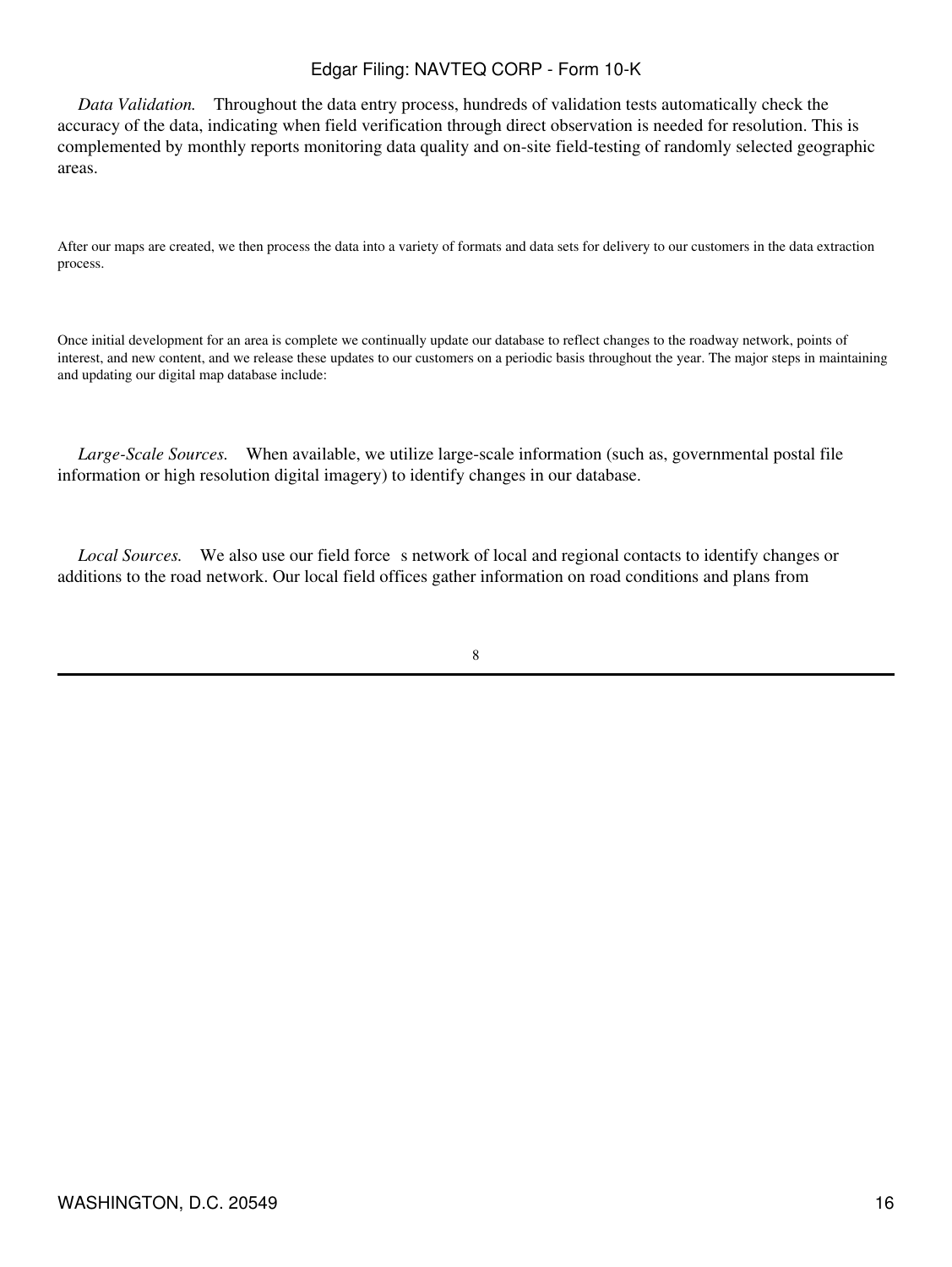*Data Validation.* Throughout the data entry process, hundreds of validation tests automatically check the accuracy of the data, indicating when field verification through direct observation is needed for resolution. This is complemented by monthly reports monitoring data quality and on-site field-testing of randomly selected geographic areas.

After our maps are created, we then process the data into a variety of formats and data sets for delivery to our customers in the data extraction process.

Once initial development for an area is complete we continually update our database to reflect changes to the roadway network, points of interest, and new content, and we release these updates to our customers on a periodic basis throughout the year. The major steps in maintaining and updating our digital map database include:

*Large-Scale Sources.* When available, we utilize large-scale information (such as, governmental postal file information or high resolution digital imagery) to identify changes in our database.

*Local Sources.* We also use our field force s network of local and regional contacts to identify changes or additions to the road network. Our local field offices gather information on road conditions and plans from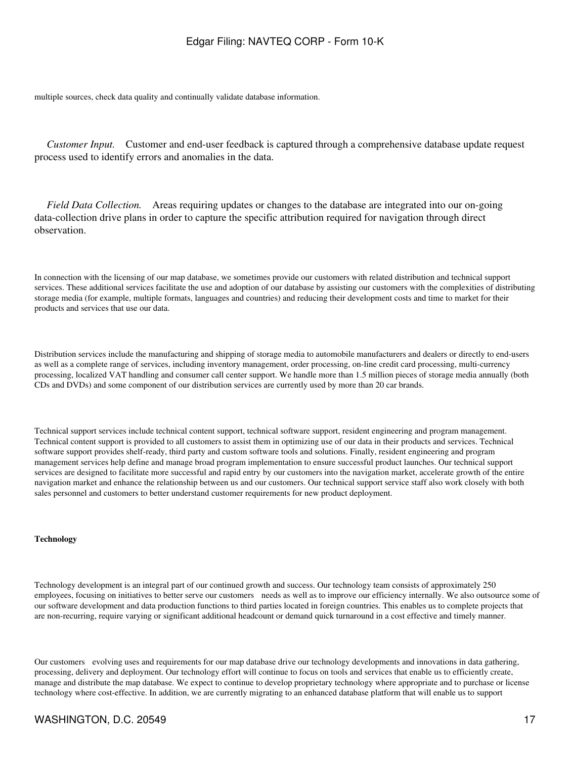multiple sources, check data quality and continually validate database information.

*Customer Input.* Customer and end-user feedback is captured through a comprehensive database update request process used to identify errors and anomalies in the data.

*Field Data Collection.* Areas requiring updates or changes to the database are integrated into our on-going data-collection drive plans in order to capture the specific attribution required for navigation through direct observation.

In connection with the licensing of our map database, we sometimes provide our customers with related distribution and technical support services. These additional services facilitate the use and adoption of our database by assisting our customers with the complexities of distributing storage media (for example, multiple formats, languages and countries) and reducing their development costs and time to market for their products and services that use our data.

Distribution services include the manufacturing and shipping of storage media to automobile manufacturers and dealers or directly to end-users as well as a complete range of services, including inventory management, order processing, on-line credit card processing, multi-currency processing, localized VAT handling and consumer call center support. We handle more than 1.5 million pieces of storage media annually (both CDs and DVDs) and some component of our distribution services are currently used by more than 20 car brands.

Technical support services include technical content support, technical software support, resident engineering and program management. Technical content support is provided to all customers to assist them in optimizing use of our data in their products and services. Technical software support provides shelf-ready, third party and custom software tools and solutions. Finally, resident engineering and program management services help define and manage broad program implementation to ensure successful product launches. Our technical support services are designed to facilitate more successful and rapid entry by our customers into the navigation market, accelerate growth of the entire navigation market and enhance the relationship between us and our customers. Our technical support service staff also work closely with both sales personnel and customers to better understand customer requirements for new product deployment.

**Technology**

Technology development is an integral part of our continued growth and success. Our technology team consists of approximately 250 employees, focusing on initiatives to better serve our customers needs as well as to improve our efficiency internally. We also outsource some of our software development and data production functions to third parties located in foreign countries. This enables us to complete projects that are non-recurring, require varying or significant additional headcount or demand quick turnaround in a cost effective and timely manner.

Our customers evolving uses and requirements for our map database drive our technology developments and innovations in data gathering, processing, delivery and deployment. Our technology effort will continue to focus on tools and services that enable us to efficiently create, manage and distribute the map database. We expect to continue to develop proprietary technology where appropriate and to purchase or license technology where cost-effective. In addition, we are currently migrating to an enhanced database platform that will enable us to support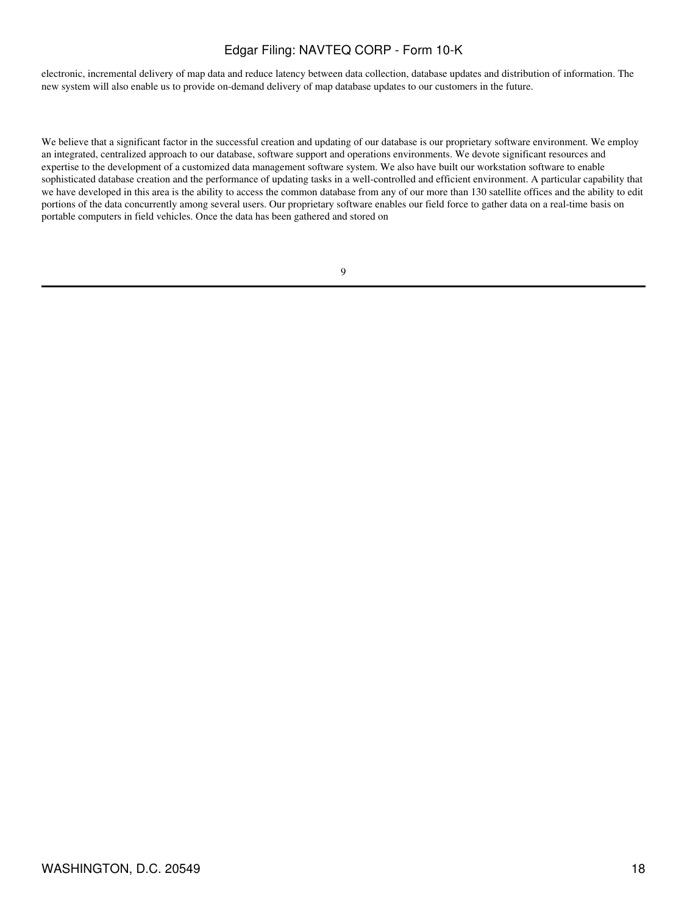electronic, incremental delivery of map data and reduce latency between data collection, database updates and distribution of information. The new system will also enable us to provide on-demand delivery of map database updates to our customers in the future.

We believe that a significant factor in the successful creation and updating of our database is our proprietary software environment. We employ an integrated, centralized approach to our database, software support and operations environments. We devote significant resources and expertise to the development of a customized data management software system. We also have built our workstation software to enable sophisticated database creation and the performance of updating tasks in a well-controlled and efficient environment. A particular capability that we have developed in this area is the ability to access the common database from any of our more than 130 satellite offices and the ability to edit portions of the data concurrently among several users. Our proprietary software enables our field force to gather data on a real-time basis on portable computers in field vehicles. Once the data has been gathered and stored on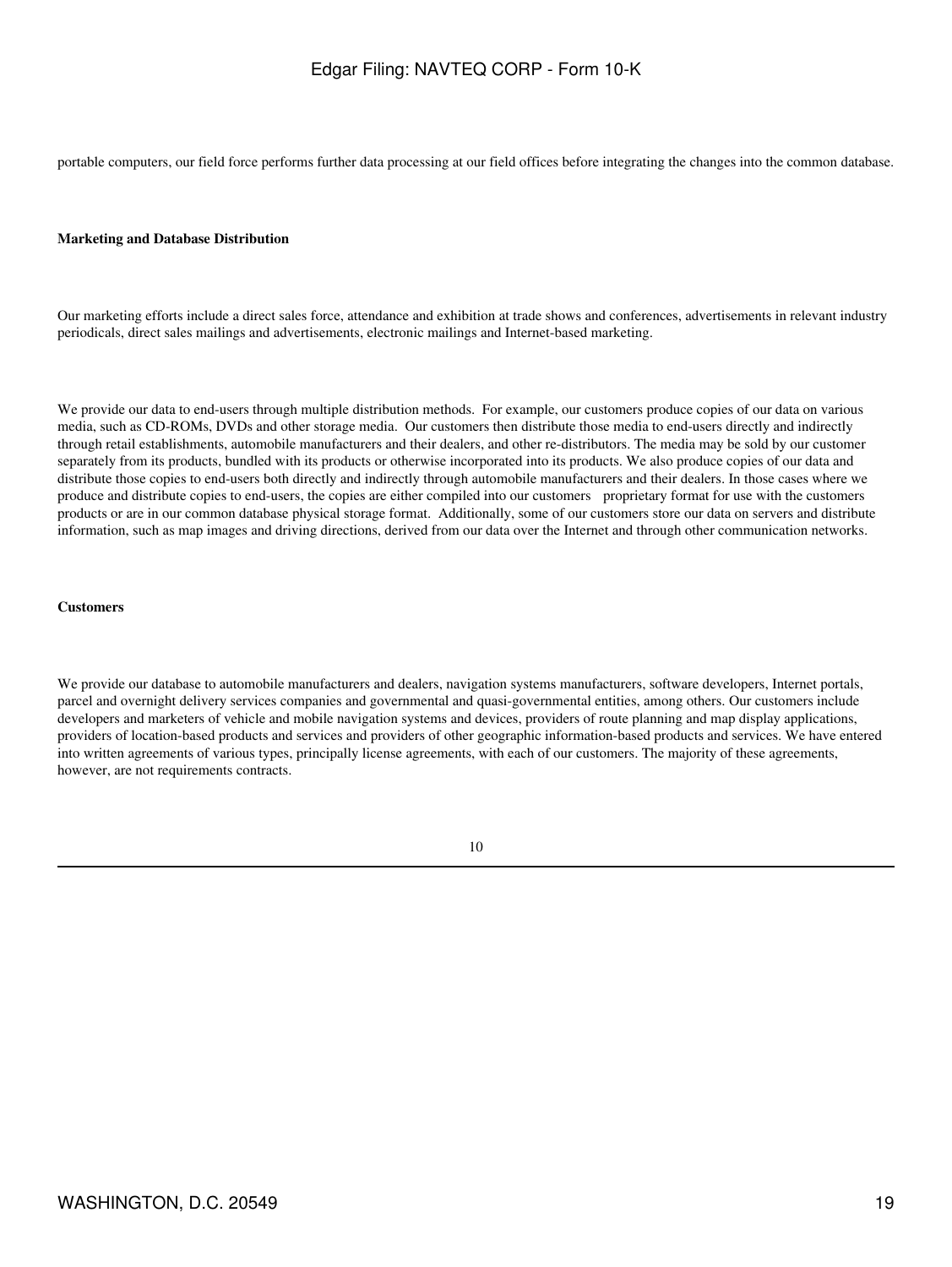portable computers, our field force performs further data processing at our field offices before integrating the changes into the common database.

**Marketing and Database Distribution**

Our marketing efforts include a direct sales force, attendance and exhibition at trade shows and conferences, advertisements in relevant industry periodicals, direct sales mailings and advertisements, electronic mailings and Internet-based marketing.

We provide our data to end-users through multiple distribution methods. For example, our customers produce copies of our data on various media, such as CD-ROMs, DVDs and other storage media. Our customers then distribute those media to end-users directly and indirectly through retail establishments, automobile manufacturers and their dealers, and other re-distributors. The media may be sold by our customer separately from its products, bundled with its products or otherwise incorporated into its products. We also produce copies of our data and distribute those copies to end-users both directly and indirectly through automobile manufacturers and their dealers. In those cases where we produce and distribute copies to end-users, the copies are either compiled into our customers proprietary format for use with the customers products or are in our common database physical storage format. Additionally, some of our customers store our data on servers and distribute information, such as map images and driving directions, derived from our data over the Internet and through other communication networks.

**Customers**

We provide our database to automobile manufacturers and dealers, navigation systems manufacturers, software developers, Internet portals, parcel and overnight delivery services companies and governmental and quasi-governmental entities, among others. Our customers include developers and marketers of vehicle and mobile navigation systems and devices, providers of route planning and map display applications, providers of location-based products and services and providers of other geographic information-based products and services. We have entered into written agreements of various types, principally license agreements, with each of our customers. The majority of these agreements, however, are not requirements contracts.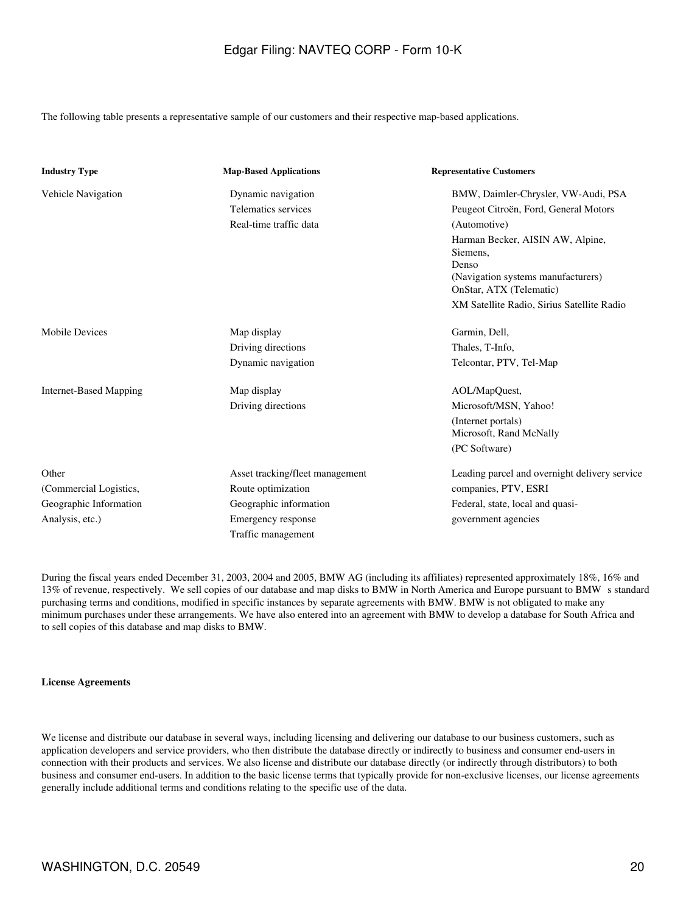The following table presents a representative sample of our customers and their respective map-based applications.

| Industry Type | Map-Based Applications | Representative Customers |
| --- | --- | --- |
| Vehicle Navigation | Dynamic navigation<br>Telematics services<br>Real-time traffic data | BMW, Daimler-Chrysler, VW-Audi, PSA Peugeot Citroën, Ford, General Motors (Automotive)<br>Harman Becker, AISIN AW, Alpine, Siemens, Denso (Navigation systems manufacturers)<br>OnStar, ATX (Telematic)<br>XM Satellite Radio, Sirius Satellite Radio |
| Mobile Devices | Map display<br>Driving directions<br>Dynamic navigation | Garmin, Dell, Thales, T-Info, Telcontar, PTV, Tel-Map |
| Internet-Based Mapping | Map display<br>Driving directions | AOL/MapQuest, Microsoft/MSN, Yahoo! (Internet portals)<br>Microsoft, Rand McNally (PC Software) |
| Other (Commercial Logistics, Geographic Information Analysis, etc.) | Asset tracking/fleet management<br>Route optimization<br>Geographic information<br>Emergency response<br>Traffic management | Leading parcel and overnight delivery service companies, PTV, ESRI<br>Federal, state, local and quasi-government agencies |

During the fiscal years ended December 31, 2003, 2004 and 2005, BMW AG (including its affiliates) represented approximately 18%, 16% and 13% of revenue, respectively. We sell copies of our database and map disks to BMW in North America and Europe pursuant to BMW s standard purchasing terms and conditions, modified in specific instances by separate agreements with BMW. BMW is not obligated to make any minimum purchases under these arrangements. We have also entered into an agreement with BMW to develop a database for South Africa and to sell copies of this database and map disks to BMW.

**License Agreements**

We license and distribute our database in several ways, including licensing and delivering our database to our business customers, such as application developers and service providers, who then distribute the database directly or indirectly to business and consumer end-users in connection with their products and services. We also license and distribute our database directly (or indirectly through distributors) to both business and consumer end-users. In addition to the basic license terms that typically provide for non-exclusive licenses, our license agreements generally include additional terms and conditions relating to the specific use of the data.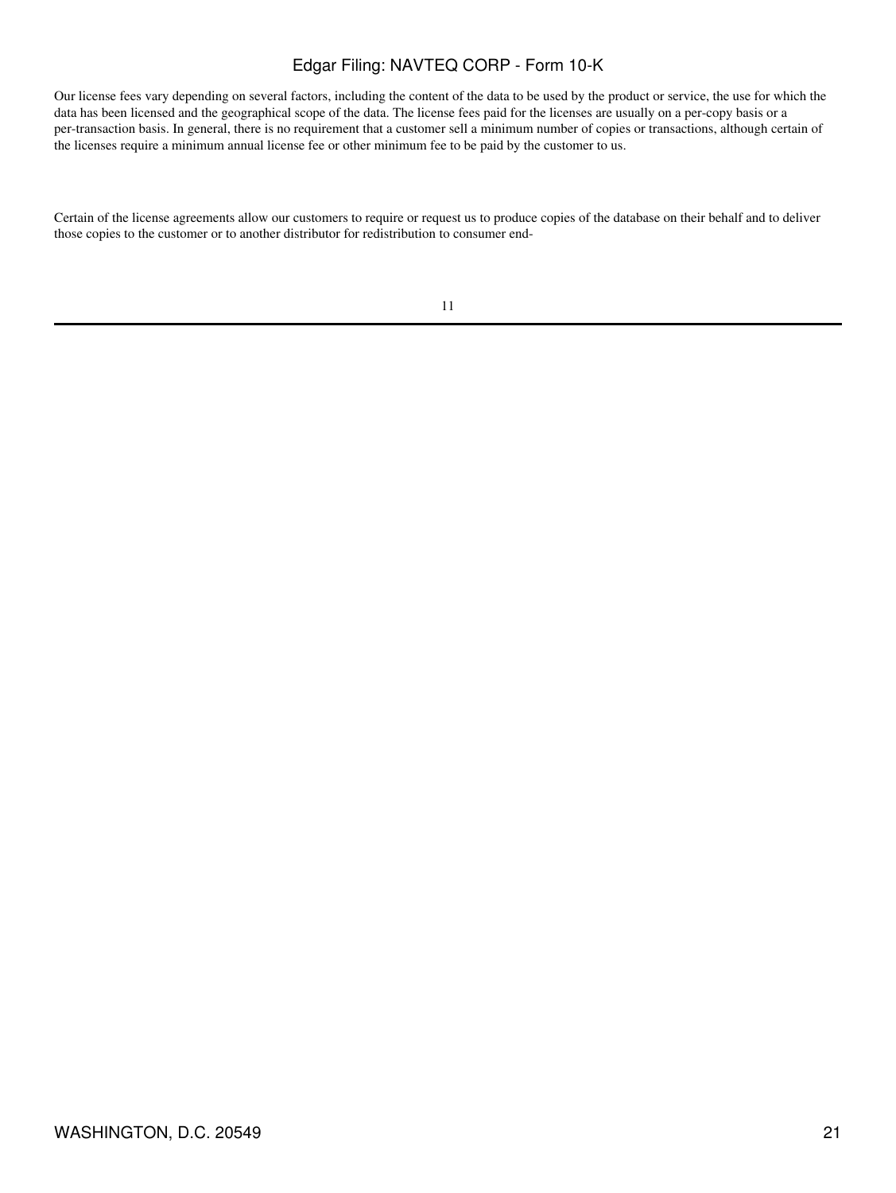Our license fees vary depending on several factors, including the content of the data to be used by the product or service, the use for which the data has been licensed and the geographical scope of the data. The license fees paid for the licenses are usually on a per-copy basis or a per-transaction basis. In general, there is no requirement that a customer sell a minimum number of copies or transactions, although certain of the licenses require a minimum annual license fee or other minimum fee to be paid by the customer to us.

Certain of the license agreements allow our customers to require or request us to produce copies of the database on their behalf and to deliver those copies to the customer or to another distributor for redistribution to consumer end-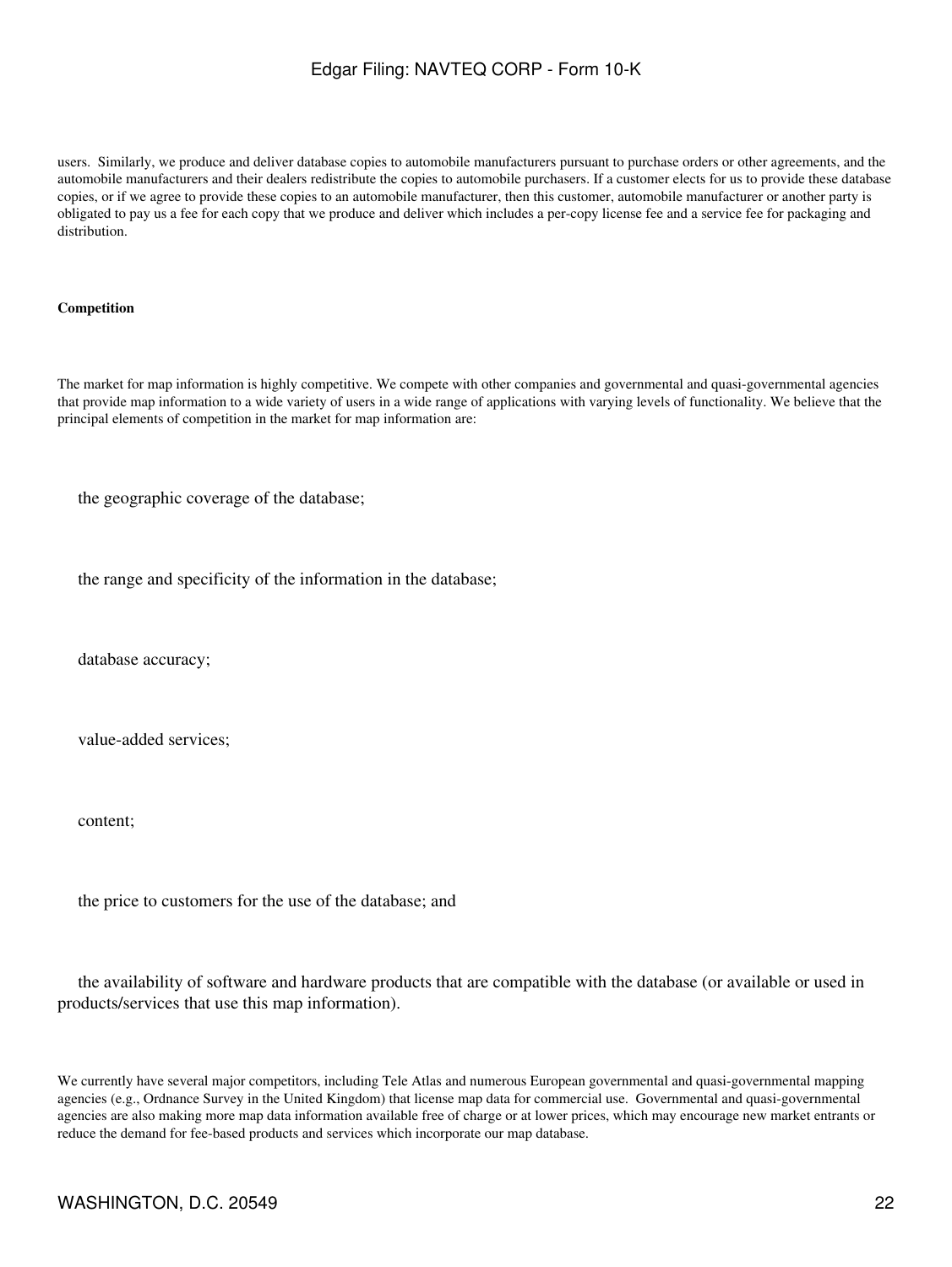users. Similarly, we produce and deliver database copies to automobile manufacturers pursuant to purchase orders or other agreements, and the automobile manufacturers and their dealers redistribute the copies to automobile purchasers. If a customer elects for us to provide these database copies, or if we agree to provide these copies to an automobile manufacturer, then this customer, automobile manufacturer or another party is obligated to pay us a fee for each copy that we produce and deliver which includes a per-copy license fee and a service fee for packaging and distribution.

**Competition**

The market for map information is highly competitive. We compete with other companies and governmental and quasi-governmental agencies that provide map information to a wide variety of users in a wide range of applications with varying levels of functionality. We believe that the principal elements of competition in the market for map information are:

- the geographic coverage of the database;
- the range and specificity of the information in the database;
- database accuracy;
- value-added services;
- content;
- the price to customers for the use of the database; and
- the availability of software and hardware products that are compatible with the database (or available or used in products/services that use this map information).

We currently have several major competitors, including Tele Atlas and numerous European governmental and quasi-governmental mapping agencies (e.g., Ordnance Survey in the United Kingdom) that license map data for commercial use. Governmental and quasi-governmental agencies are also making more map data information available free of charge or at lower prices, which may encourage new market entrants or reduce the demand for fee-based products and services which incorporate our map database.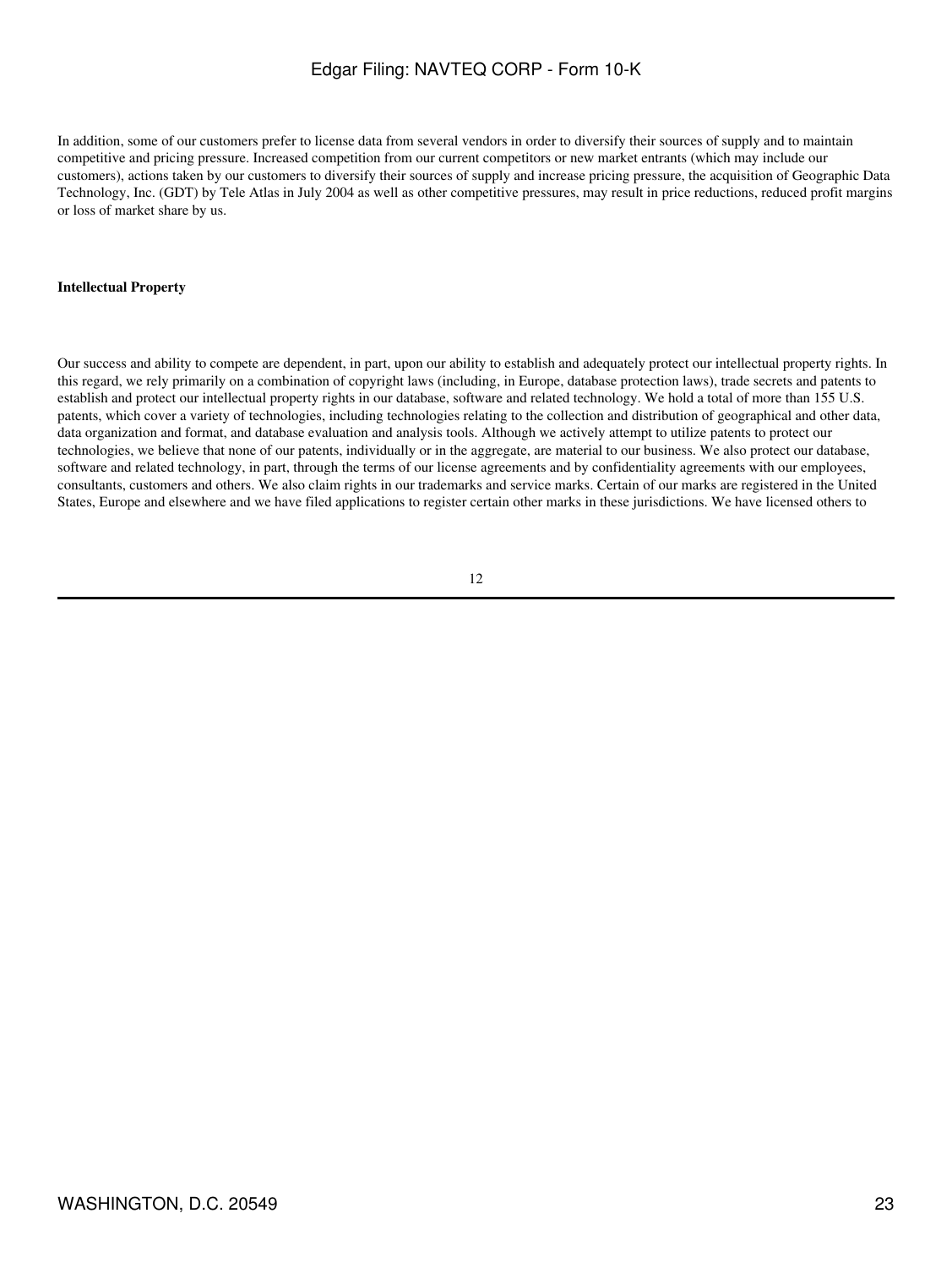In addition, some of our customers prefer to license data from several vendors in order to diversify their sources of supply and to maintain competitive and pricing pressure. Increased competition from our current competitors or new market entrants (which may include our customers), actions taken by our customers to diversify their sources of supply and increase pricing pressure, the acquisition of Geographic Data Technology, Inc. (GDT) by Tele Atlas in July 2004 as well as other competitive pressures, may result in price reductions, reduced profit margins or loss of market share by us.

**Intellectual Property**

Our success and ability to compete are dependent, in part, upon our ability to establish and adequately protect our intellectual property rights. In this regard, we rely primarily on a combination of copyright laws (including, in Europe, database protection laws), trade secrets and patents to establish and protect our intellectual property rights in our database, software and related technology. We hold a total of more than 155 U.S. patents, which cover a variety of technologies, including technologies relating to the collection and distribution of geographical and other data, data organization and format, and database evaluation and analysis tools. Although we actively attempt to utilize patents to protect our technologies, we believe that none of our patents, individually or in the aggregate, are material to our business. We also protect our database, software and related technology, in part, through the terms of our license agreements and by confidentiality agreements with our employees, consultants, customers and others. We also claim rights in our trademarks and service marks. Certain of our marks are registered in the United States, Europe and elsewhere and we have filed applications to register certain other marks in these jurisdictions. We have licensed others to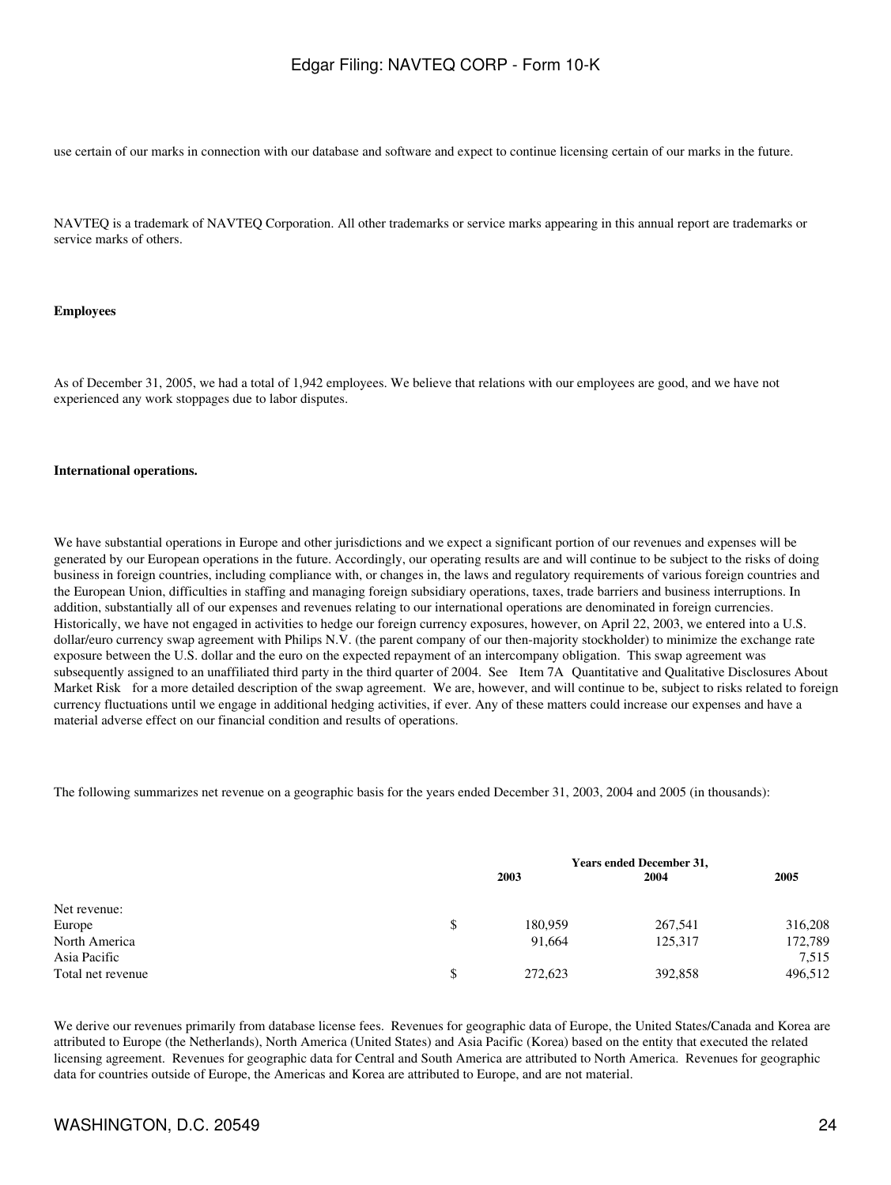use certain of our marks in connection with our database and software and expect to continue licensing certain of our marks in the future.

NAVTEQ is a trademark of NAVTEQ Corporation. All other trademarks or service marks appearing in this annual report are trademarks or service marks of others.

**Employees**

As of December 31, 2005, we had a total of 1,942 employees. We believe that relations with our employees are good, and we have not experienced any work stoppages due to labor disputes.

**International operations.**

We have substantial operations in Europe and other jurisdictions and we expect a significant portion of our revenues and expenses will be generated by our European operations in the future. Accordingly, our operating results are and will continue to be subject to the risks of doing business in foreign countries, including compliance with, or changes in, the laws and regulatory requirements of various foreign countries and the European Union, difficulties in staffing and managing foreign subsidiary operations, taxes, trade barriers and business interruptions. In addition, substantially all of our expenses and revenues relating to our international operations are denominated in foreign currencies. Historically, we have not engaged in activities to hedge our foreign currency exposures, however, on April 22, 2003, we entered into a U.S. dollar/euro currency swap agreement with Philips N.V. (the parent company of our then-majority stockholder) to minimize the exchange rate exposure between the U.S. dollar and the euro on the expected repayment of an intercompany obligation. This swap agreement was subsequently assigned to an unaffiliated third party in the third quarter of 2004. See Item 7A Quantitative and Qualitative Disclosures About Market Risk for a more detailed description of the swap agreement. We are, however, and will continue to be, subject to risks related to foreign currency fluctuations until we engage in additional hedging activities, if ever. Any of these matters could increase our expenses and have a material adverse effect on our financial condition and results of operations.

The following summarizes net revenue on a geographic basis for the years ended December 31, 2003, 2004 and 2005 (in thousands):

| | Years ended December 31, | | |
|---|---|---|---|
| | 2003 | 2004 | 2005 |
| Net revenue: | | | |
| Europe | $ 180,959 | 267,541 | 316,208 |
| North America | 91,664 | 125,317 | 172,789 |
| Asia Pacific | | | 7,515 |
| Total net revenue | $ 272,623 | 392,858 | 496,512 |

We derive our revenues primarily from database license fees. Revenues for geographic data of Europe, the United States/Canada and Korea are attributed to Europe (the Netherlands), North America (United States) and Asia Pacific (Korea) based on the entity that executed the related licensing agreement. Revenues for geographic data for Central and South America are attributed to North America. Revenues for geographic data for countries outside of Europe, the Americas and Korea are attributed to Europe, and are not material.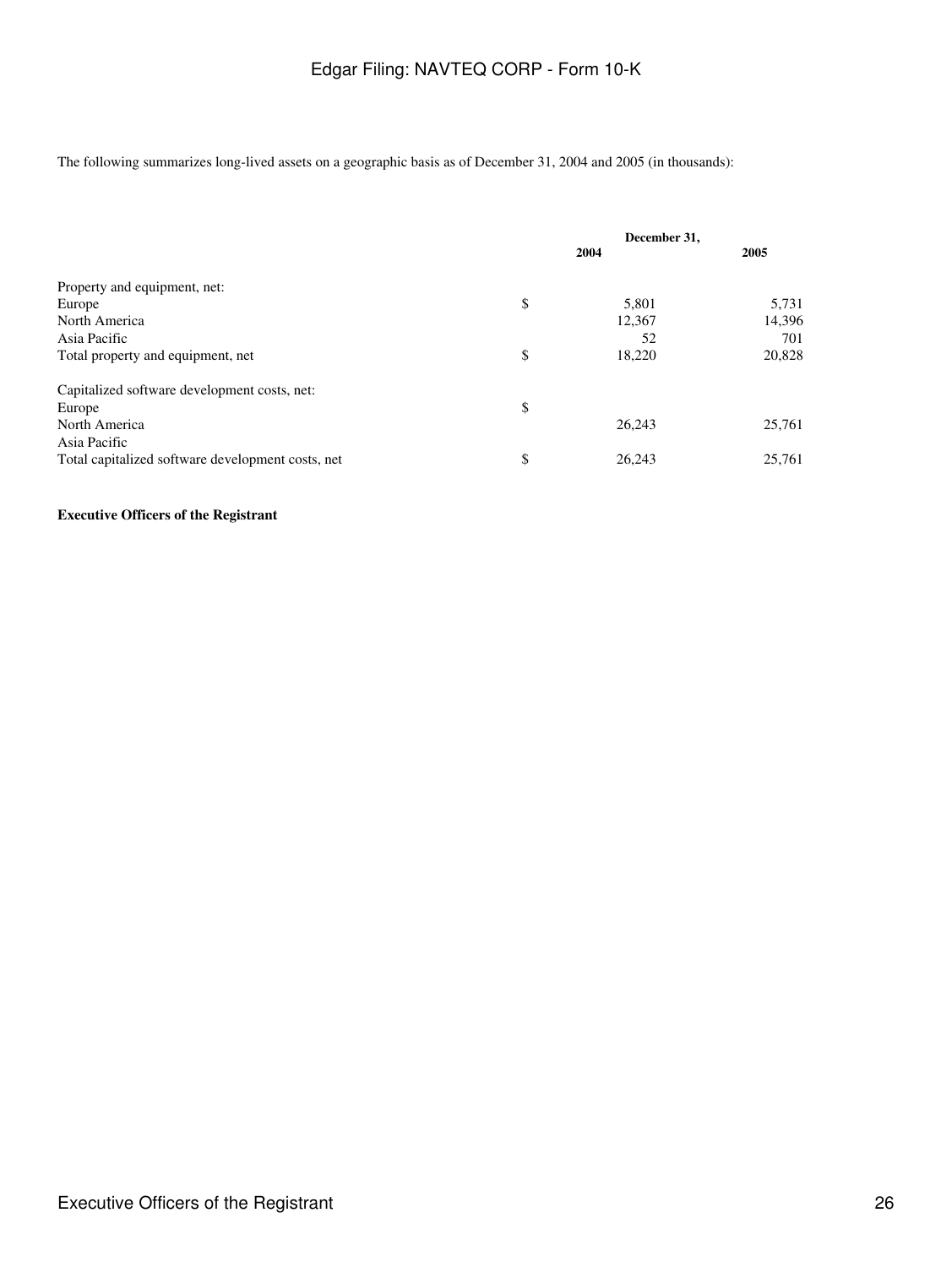The following summarizes long-lived assets on a geographic basis as of December 31, 2004 and 2005 (in thousands):

| | December 31, | |
|---|---|---|
| | 2004 | 2005 |
| Property and equipment, net: | | |
| Europe | $ 5,801 | 5,731 |
| North America | 12,367 | 14,396 |
| Asia Pacific | 52 | 701 |
| Total property and equipment, net | $ 18,220 | 20,828 |
| Capitalized software development costs, net: | | |
| Europe | $ | |
| North America | 26,243 | 25,761 |
| Asia Pacific | | |
| Total capitalized software development costs, net | $ 26,243 | 25,761 |

**Executive Officers of the Registrant**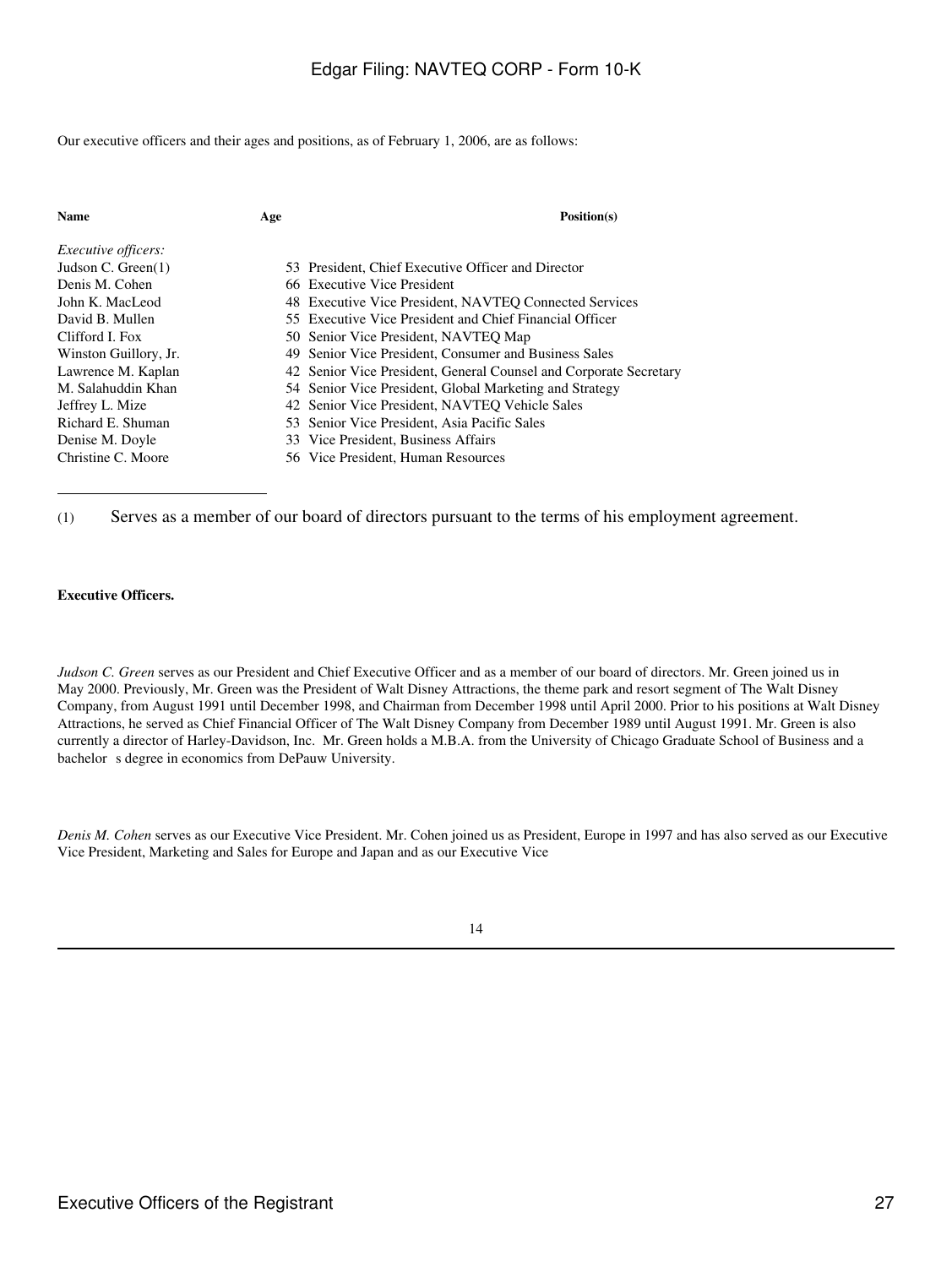Our executive officers and their ages and positions, as of February 1, 2006, are as follows:

| Name | Age | Position(s) |
|---|---|---|
| *Executive officers:* | | |
| Judson C. Green(1) | 53 | President, Chief Executive Officer and Director |
| Denis M. Cohen | 66 | Executive Vice President |
| John K. MacLeod | 48 | Executive Vice President, NAVTEQ Connected Services |
| David B. Mullen | 55 | Executive Vice President and Chief Financial Officer |
| Clifford I. Fox | 50 | Senior Vice President, NAVTEQ Map |
| Winston Guillory, Jr. | 49 | Senior Vice President, Consumer and Business Sales |
| Lawrence M. Kaplan | 42 | Senior Vice President, General Counsel and Corporate Secretary |
| M. Salahuddin Khan | 54 | Senior Vice President, Global Marketing and Strategy |
| Jeffrey L. Mize | 42 | Senior Vice President, NAVTEQ Vehicle Sales |
| Richard E. Shuman | 53 | Senior Vice President, Asia Pacific Sales |
| Denise M. Doyle | 33 | Vice President, Business Affairs |
| Christine C. Moore | 56 | Vice President, Human Resources |

(1) Serves as a member of our board of directors pursuant to the terms of his employment agreement.

**Executive Officers.**

*Judson C. Green* serves as our President and Chief Executive Officer and as a member of our board of directors. Mr. Green joined us in May 2000. Previously, Mr. Green was the President of Walt Disney Attractions, the theme park and resort segment of The Walt Disney Company, from August 1991 until December 1998, and Chairman from December 1998 until April 2000. Prior to his positions at Walt Disney Attractions, he served as Chief Financial Officer of The Walt Disney Company from December 1989 until August 1991. Mr. Green is also currently a director of Harley-Davidson, Inc. Mr. Green holds a M.B.A. from the University of Chicago Graduate School of Business and a bachelor s degree in economics from DePauw University.

*Denis M. Cohen* serves as our Executive Vice President. Mr. Cohen joined us as President, Europe in 1997 and has also served as our Executive Vice President, Marketing and Sales for Europe and Japan and as our Executive Vice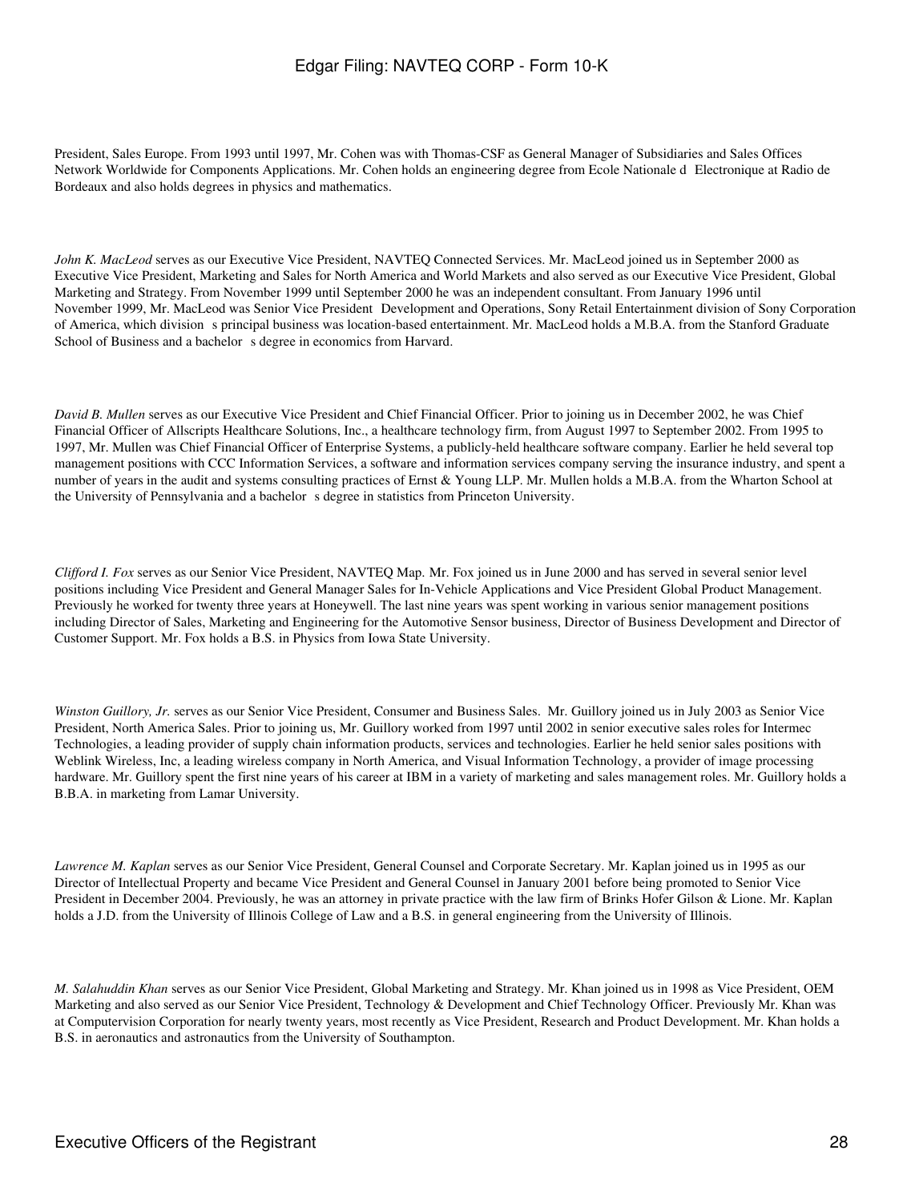President, Sales Europe. From 1993 until 1997, Mr. Cohen was with Thomas-CSF as General Manager of Subsidiaries and Sales Offices Network Worldwide for Components Applications. Mr. Cohen holds an engineering degree from Ecole Nationale d Electronique at Radio de Bordeaux and also holds degrees in physics and mathematics.

*John K. MacLeod* serves as our Executive Vice President, NAVTEQ Connected Services. Mr. MacLeod joined us in September 2000 as Executive Vice President, Marketing and Sales for North America and World Markets and also served as our Executive Vice President, Global Marketing and Strategy. From November 1999 until September 2000 he was an independent consultant. From January 1996 until November 1999, Mr. MacLeod was Senior Vice President Development and Operations, Sony Retail Entertainment division of Sony Corporation of America, which division s principal business was location-based entertainment. Mr. MacLeod holds a M.B.A. from the Stanford Graduate School of Business and a bachelor s degree in economics from Harvard.

*David B. Mullen* serves as our Executive Vice President and Chief Financial Officer. Prior to joining us in December 2002, he was Chief Financial Officer of Allscripts Healthcare Solutions, Inc., a healthcare technology firm, from August 1997 to September 2002. From 1995 to 1997, Mr. Mullen was Chief Financial Officer of Enterprise Systems, a publicly-held healthcare software company. Earlier he held several top management positions with CCC Information Services, a software and information services company serving the insurance industry, and spent a number of years in the audit and systems consulting practices of Ernst & Young LLP. Mr. Mullen holds a M.B.A. from the Wharton School at the University of Pennsylvania and a bachelor s degree in statistics from Princeton University.

*Clifford I. Fox* serves as our Senior Vice President, NAVTEQ Map. Mr. Fox joined us in June 2000 and has served in several senior level positions including Vice President and General Manager Sales for In-Vehicle Applications and Vice President Global Product Management. Previously he worked for twenty three years at Honeywell. The last nine years was spent working in various senior management positions including Director of Sales, Marketing and Engineering for the Automotive Sensor business, Director of Business Development and Director of Customer Support. Mr. Fox holds a B.S. in Physics from Iowa State University.

*Winston Guillory, Jr.* serves as our Senior Vice President, Consumer and Business Sales. Mr. Guillory joined us in July 2003 as Senior Vice President, North America Sales. Prior to joining us, Mr. Guillory worked from 1997 until 2002 in senior executive sales roles for Intermec Technologies, a leading provider of supply chain information products, services and technologies. Earlier he held senior sales positions with Weblink Wireless, Inc, a leading wireless company in North America, and Visual Information Technology, a provider of image processing hardware. Mr. Guillory spent the first nine years of his career at IBM in a variety of marketing and sales management roles. Mr. Guillory holds a B.B.A. in marketing from Lamar University.

*Lawrence M. Kaplan* serves as our Senior Vice President, General Counsel and Corporate Secretary. Mr. Kaplan joined us in 1995 as our Director of Intellectual Property and became Vice President and General Counsel in January 2001 before being promoted to Senior Vice President in December 2004. Previously, he was an attorney in private practice with the law firm of Brinks Hofer Gilson & Lione. Mr. Kaplan holds a J.D. from the University of Illinois College of Law and a B.S. in general engineering from the University of Illinois.

*M. Salahuddin Khan* serves as our Senior Vice President, Global Marketing and Strategy. Mr. Khan joined us in 1998 as Vice President, OEM Marketing and also served as our Senior Vice President, Technology & Development and Chief Technology Officer. Previously Mr. Khan was at Computervision Corporation for nearly twenty years, most recently as Vice President, Research and Product Development. Mr. Khan holds a B.S. in aeronautics and astronautics from the University of Southampton.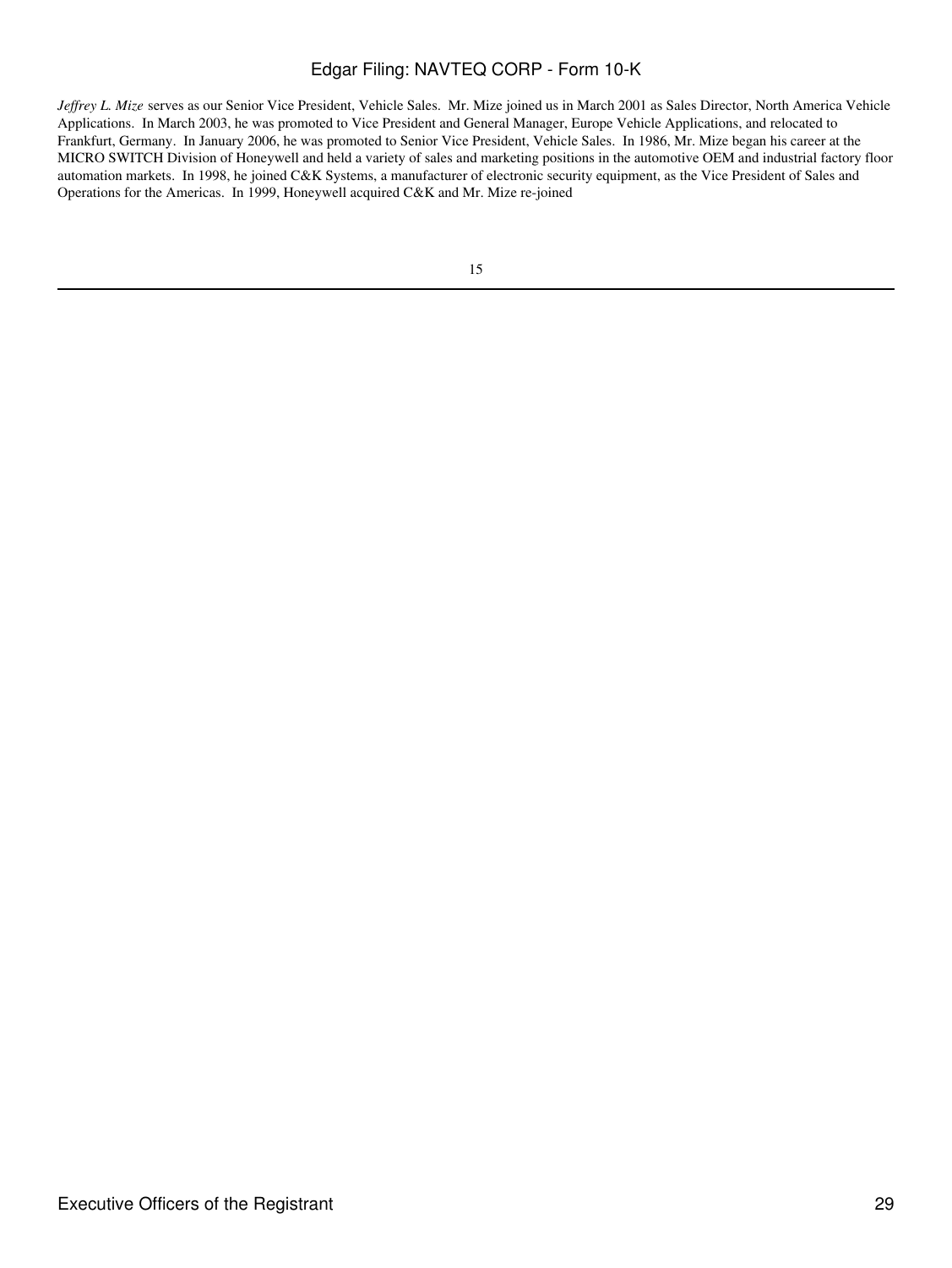*Jeffrey L. Mize* serves as our Senior Vice President, Vehicle Sales. Mr. Mize joined us in March 2001 as Sales Director, North America Vehicle Applications. In March 2003, he was promoted to Vice President and General Manager, Europe Vehicle Applications, and relocated to Frankfurt, Germany. In January 2006, he was promoted to Senior Vice President, Vehicle Sales. In 1986, Mr. Mize began his career at the MICRO SWITCH Division of Honeywell and held a variety of sales and marketing positions in the automotive OEM and industrial factory floor automation markets. In 1998, he joined C&K Systems, a manufacturer of electronic security equipment, as the Vice President of Sales and Operations for the Americas. In 1999, Honeywell acquired C&K and Mr. Mize re-joined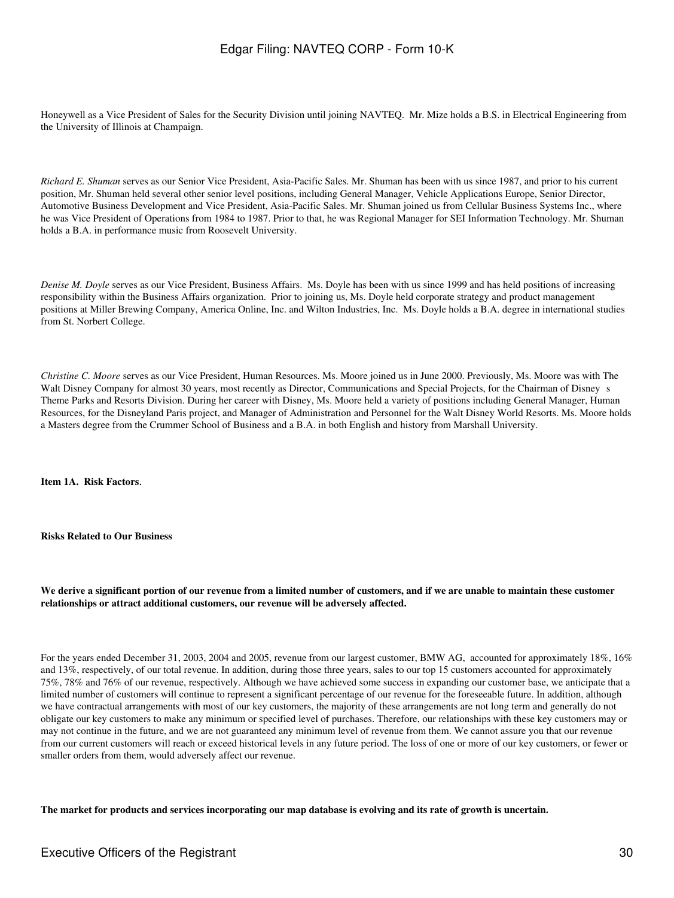Honeywell as a Vice President of Sales for the Security Division until joining NAVTEQ. Mr. Mize holds a B.S. in Electrical Engineering from the University of Illinois at Champaign.

*Richard E. Shuman* serves as our Senior Vice President, Asia-Pacific Sales. Mr. Shuman has been with us since 1987, and prior to his current position, Mr. Shuman held several other senior level positions, including General Manager, Vehicle Applications Europe, Senior Director, Automotive Business Development and Vice President, Asia-Pacific Sales. Mr. Shuman joined us from Cellular Business Systems Inc., where he was Vice President of Operations from 1984 to 1987. Prior to that, he was Regional Manager for SEI Information Technology. Mr. Shuman holds a B.A. in performance music from Roosevelt University.

*Denise M. Doyle* serves as our Vice President, Business Affairs. Ms. Doyle has been with us since 1999 and has held positions of increasing responsibility within the Business Affairs organization. Prior to joining us, Ms. Doyle held corporate strategy and product management positions at Miller Brewing Company, America Online, Inc. and Wilton Industries, Inc. Ms. Doyle holds a B.A. degree in international studies from St. Norbert College.

*Christine C. Moore* serves as our Vice President, Human Resources. Ms. Moore joined us in June 2000. Previously, Ms. Moore was with The Walt Disney Company for almost 30 years, most recently as Director, Communications and Special Projects, for the Chairman of Disney s Theme Parks and Resorts Division. During her career with Disney, Ms. Moore held a variety of positions including General Manager, Human Resources, for the Disneyland Paris project, and Manager of Administration and Personnel for the Walt Disney World Resorts. Ms. Moore holds a Masters degree from the Crummer School of Business and a B.A. in both English and history from Marshall University.

**Item 1A. Risk Factors.**

**Risks Related to Our Business**

**We derive a significant portion of our revenue from a limited number of customers, and if we are unable to maintain these customer relationships or attract additional customers, our revenue will be adversely affected.**

For the years ended December 31, 2003, 2004 and 2005, revenue from our largest customer, BMW AG, accounted for approximately 18%, 16% and 13%, respectively, of our total revenue. In addition, during those three years, sales to our top 15 customers accounted for approximately 75%, 78% and 76% of our revenue, respectively. Although we have achieved some success in expanding our customer base, we anticipate that a limited number of customers will continue to represent a significant percentage of our revenue for the foreseeable future. In addition, although we have contractual arrangements with most of our key customers, the majority of these arrangements are not long term and generally do not obligate our key customers to make any minimum or specified level of purchases. Therefore, our relationships with these key customers may or may not continue in the future, and we are not guaranteed any minimum level of revenue from them. We cannot assure you that our revenue from our current customers will reach or exceed historical levels in any future period. The loss of one or more of our key customers, or fewer or smaller orders from them, would adversely affect our revenue.

**The market for products and services incorporating our map database is evolving and its rate of growth is uncertain.**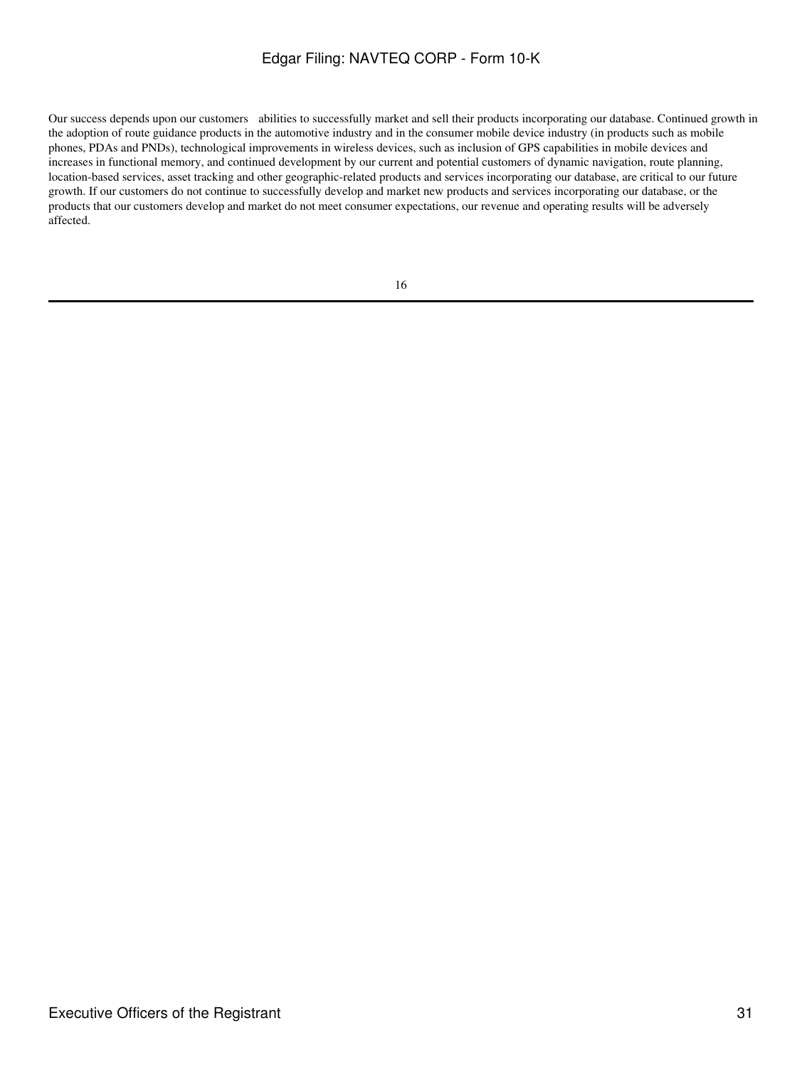Our success depends upon our customers' abilities to successfully market and sell their products incorporating our database. Continued growth in the adoption of route guidance products in the automotive industry and in the consumer mobile device industry (in products such as mobile phones, PDAs and PNDs), technological improvements in wireless devices, such as inclusion of GPS capabilities in mobile devices and increases in functional memory, and continued development by our current and potential customers of dynamic navigation, route planning, location-based services, asset tracking and other geographic-related products and services incorporating our database, are critical to our future growth. If our customers do not continue to successfully develop and market new products and services incorporating our database, or the products that our customers develop and market do not meet consumer expectations, our revenue and operating results will be adversely affected.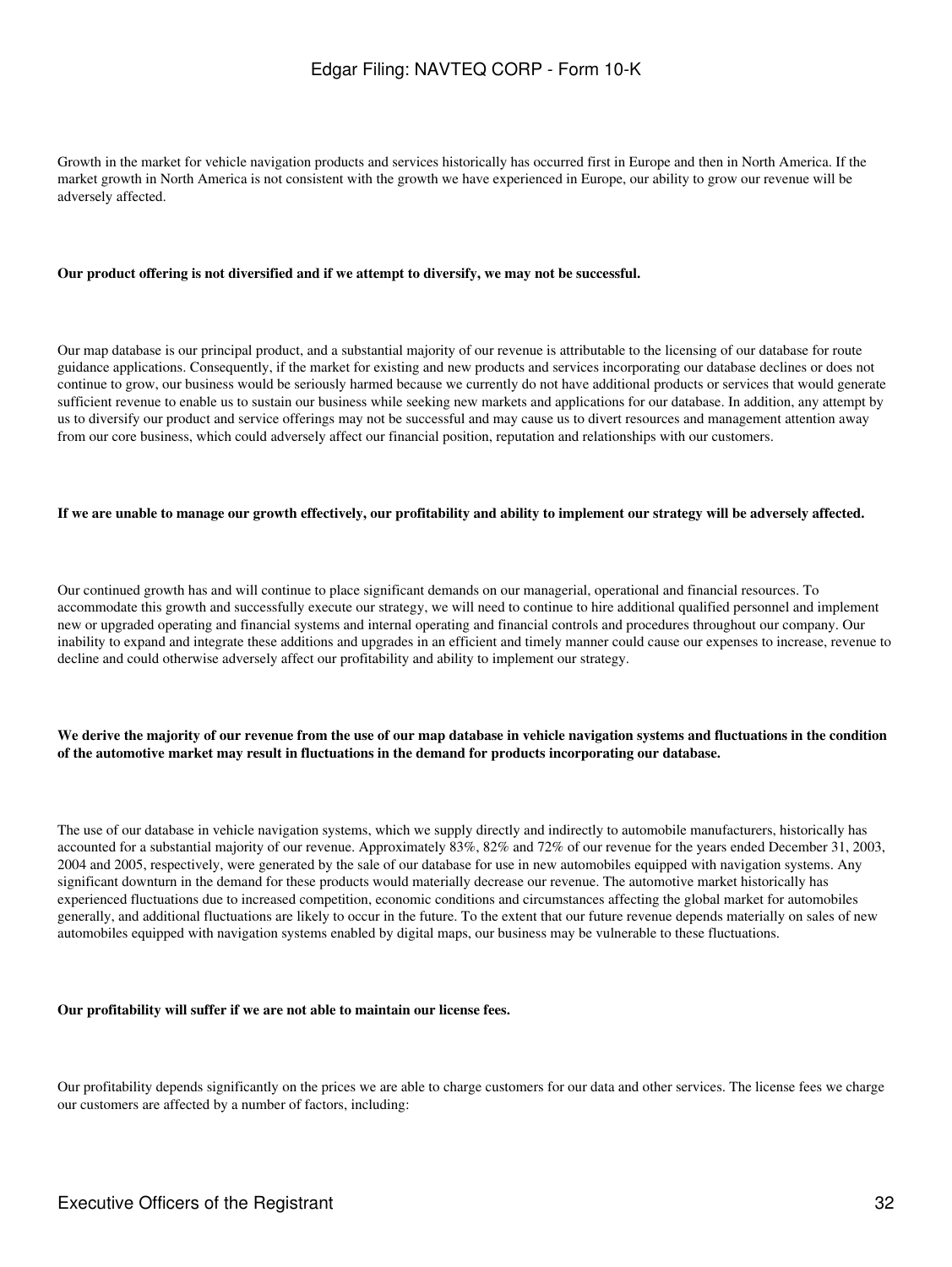Growth in the market for vehicle navigation products and services historically has occurred first in Europe and then in North America. If the market growth in North America is not consistent with the growth we have experienced in Europe, our ability to grow our revenue will be adversely affected.

**Our product offering is not diversified and if we attempt to diversify, we may not be successful.**

Our map database is our principal product, and a substantial majority of our revenue is attributable to the licensing of our database for route guidance applications. Consequently, if the market for existing and new products and services incorporating our database declines or does not continue to grow, our business would be seriously harmed because we currently do not have additional products or services that would generate sufficient revenue to enable us to sustain our business while seeking new markets and applications for our database. In addition, any attempt by us to diversify our product and service offerings may not be successful and may cause us to divert resources and management attention away from our core business, which could adversely affect our financial position, reputation and relationships with our customers.

**If we are unable to manage our growth effectively, our profitability and ability to implement our strategy will be adversely affected.**

Our continued growth has and will continue to place significant demands on our managerial, operational and financial resources. To accommodate this growth and successfully execute our strategy, we will need to continue to hire additional qualified personnel and implement new or upgraded operating and financial systems and internal operating and financial controls and procedures throughout our company. Our inability to expand and integrate these additions and upgrades in an efficient and timely manner could cause our expenses to increase, revenue to decline and could otherwise adversely affect our profitability and ability to implement our strategy.

**We derive the majority of our revenue from the use of our map database in vehicle navigation systems and fluctuations in the condition of the automotive market may result in fluctuations in the demand for products incorporating our database.**

The use of our database in vehicle navigation systems, which we supply directly and indirectly to automobile manufacturers, historically has accounted for a substantial majority of our revenue. Approximately 83%, 82% and 72% of our revenue for the years ended December 31, 2003, 2004 and 2005, respectively, were generated by the sale of our database for use in new automobiles equipped with navigation systems. Any significant downturn in the demand for these products would materially decrease our revenue. The automotive market historically has experienced fluctuations due to increased competition, economic conditions and circumstances affecting the global market for automobiles generally, and additional fluctuations are likely to occur in the future. To the extent that our future revenue depends materially on sales of new automobiles equipped with navigation systems enabled by digital maps, our business may be vulnerable to these fluctuations.

**Our profitability will suffer if we are not able to maintain our license fees.**

Our profitability depends significantly on the prices we are able to charge customers for our data and other services. The license fees we charge our customers are affected by a number of factors, including: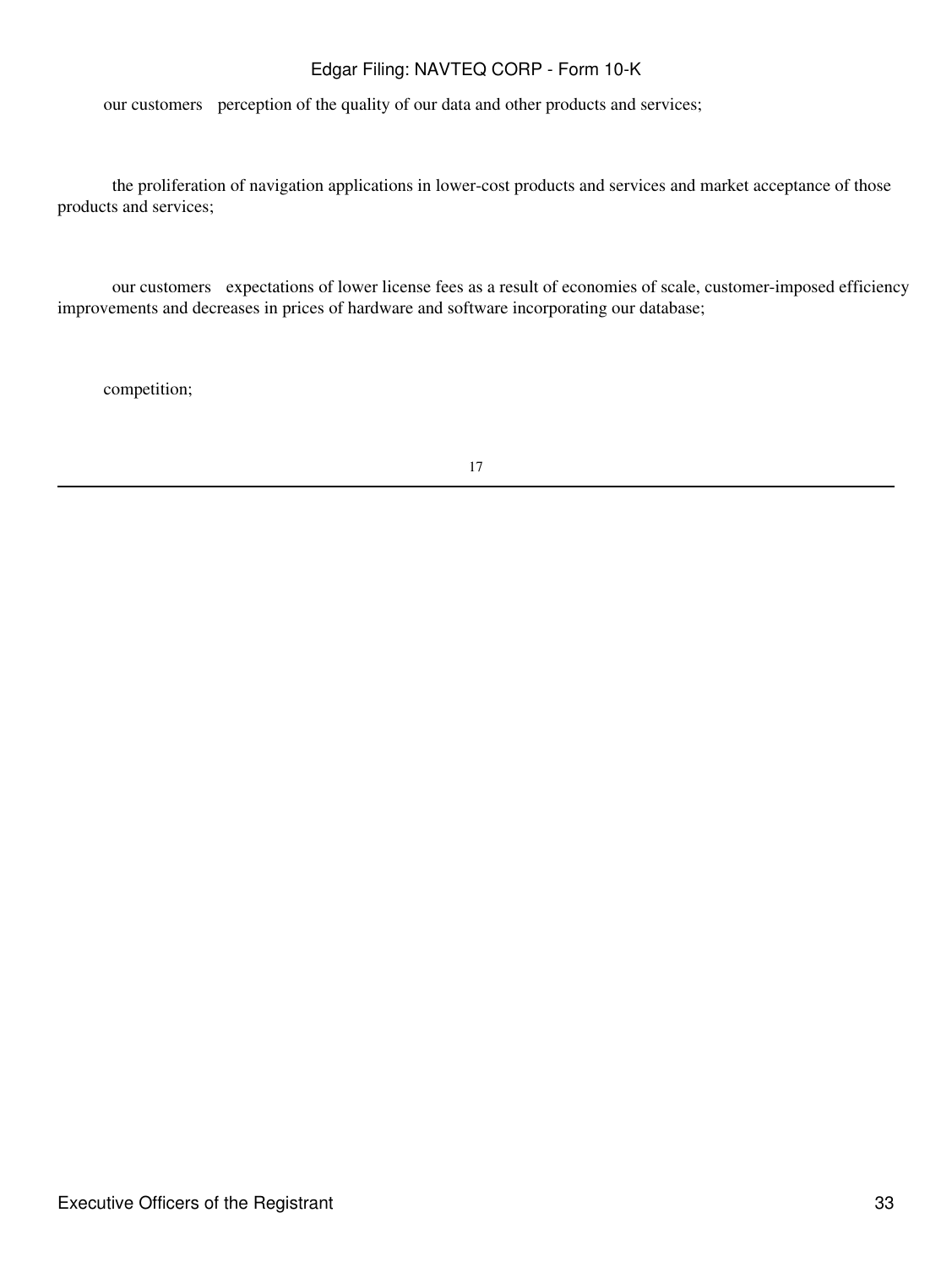- our customers' perception of the quality of our data and other products and services;

- the proliferation of navigation applications in lower-cost products and services and market acceptance of those products and services;

- our customers' expectations of lower license fees as a result of economies of scale, customer-imposed efficiency improvements and decreases in prices of hardware and software incorporating our database;

- competition;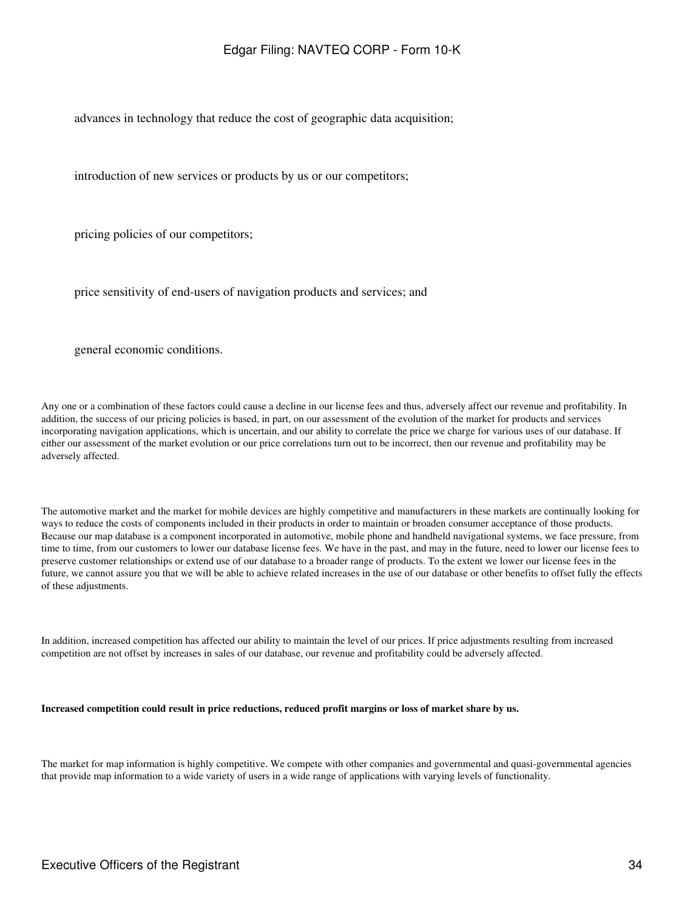- advances in technology that reduce the cost of geographic data acquisition;
- introduction of new services or products by us or our competitors;
- pricing policies of our competitors;
- price sensitivity of end-users of navigation products and services; and
- general economic conditions.

Any one or a combination of these factors could cause a decline in our license fees and thus, adversely affect our revenue and profitability. In addition, the success of our pricing policies is based, in part, on our assessment of the evolution of the market for products and services incorporating navigation applications, which is uncertain, and our ability to correlate the price we charge for various uses of our database. If either our assessment of the market evolution or our price correlations turn out to be incorrect, then our revenue and profitability may be adversely affected.

The automotive market and the market for mobile devices are highly competitive and manufacturers in these markets are continually looking for ways to reduce the costs of components included in their products in order to maintain or broaden consumer acceptance of those products. Because our map database is a component incorporated in automotive, mobile phone and handheld navigational systems, we face pressure, from time to time, from our customers to lower our database license fees. We have in the past, and may in the future, need to lower our license fees to preserve customer relationships or extend use of our database to a broader range of products. To the extent we lower our license fees in the future, we cannot assure you that we will be able to achieve related increases in the use of our database or other benefits to offset fully the effects of these adjustments.

In addition, increased competition has affected our ability to maintain the level of our prices. If price adjustments resulting from increased competition are not offset by increases in sales of our database, our revenue and profitability could be adversely affected.

**Increased competition could result in price reductions, reduced profit margins or loss of market share by us.**

The market for map information is highly competitive. We compete with other companies and governmental and quasi-governmental agencies that provide map information to a wide variety of users in a wide range of applications with varying levels of functionality.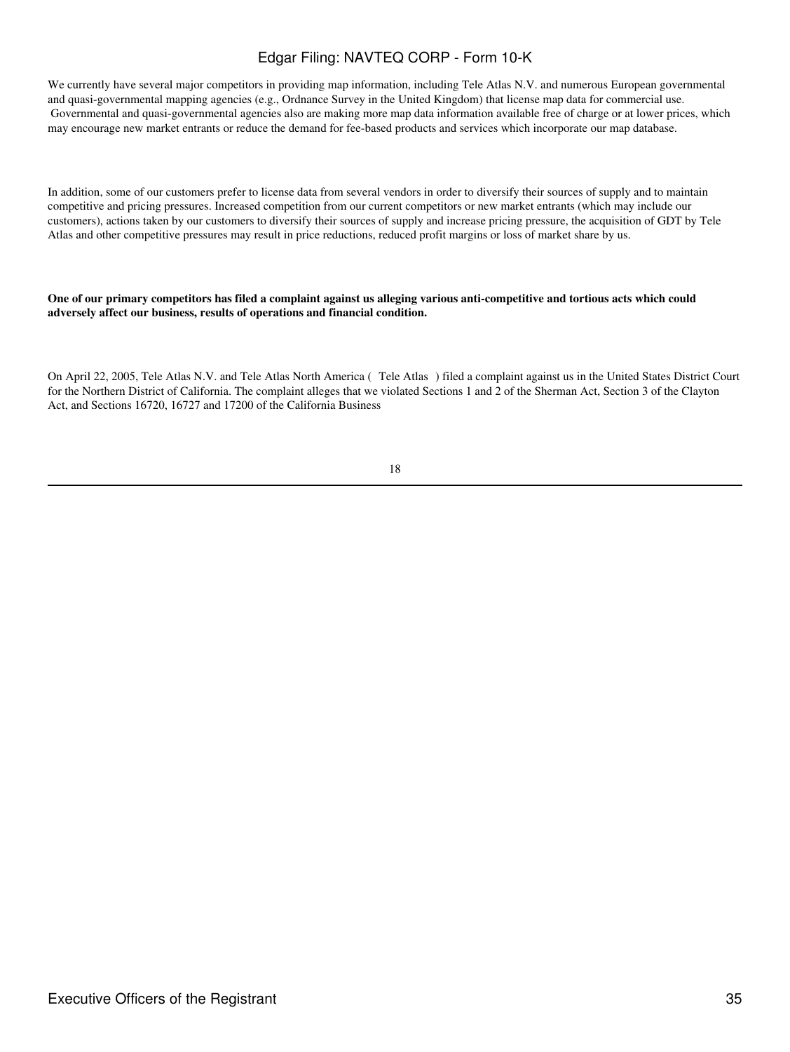We currently have several major competitors in providing map information, including Tele Atlas N.V. and numerous European governmental and quasi-governmental mapping agencies (e.g., Ordnance Survey in the United Kingdom) that license map data for commercial use. Governmental and quasi-governmental agencies also are making more map data information available free of charge or at lower prices, which may encourage new market entrants or reduce the demand for fee-based products and services which incorporate our map database.

In addition, some of our customers prefer to license data from several vendors in order to diversify their sources of supply and to maintain competitive and pricing pressures. Increased competition from our current competitors or new market entrants (which may include our customers), actions taken by our customers to diversify their sources of supply and increase pricing pressure, the acquisition of GDT by Tele Atlas and other competitive pressures may result in price reductions, reduced profit margins or loss of market share by us.

**One of our primary competitors has filed a complaint against us alleging various anti-competitive and tortious acts which could adversely affect our business, results of operations and financial condition.**

On April 22, 2005, Tele Atlas N.V. and Tele Atlas North America ( Tele Atlas ) filed a complaint against us in the United States District Court for the Northern District of California. The complaint alleges that we violated Sections 1 and 2 of the Sherman Act, Section 3 of the Clayton Act, and Sections 16720, 16727 and 17200 of the California Business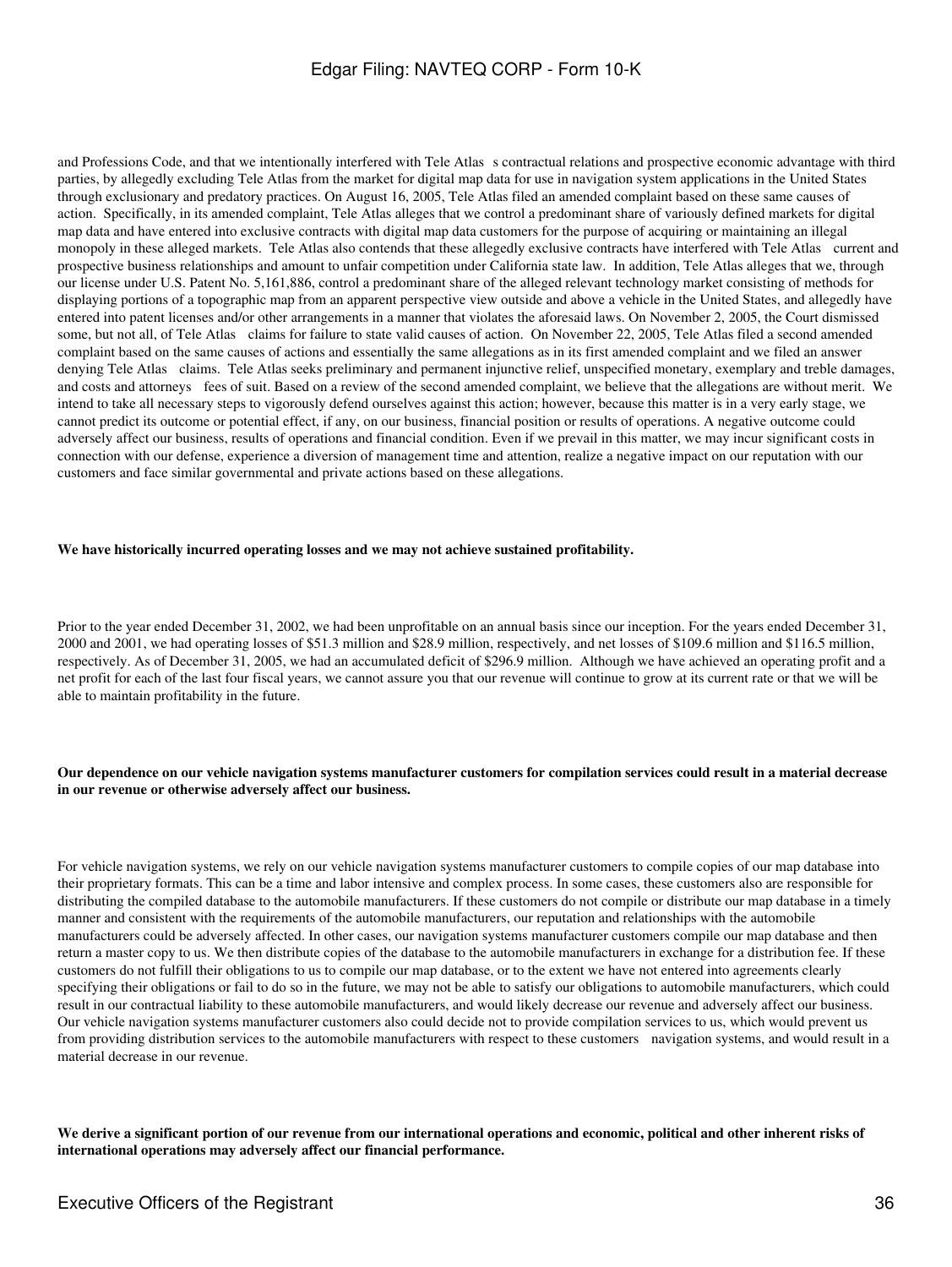and Professions Code, and that we intentionally interfered with Tele Atlas s contractual relations and prospective economic advantage with third parties, by allegedly excluding Tele Atlas from the market for digital map data for use in navigation system applications in the United States through exclusionary and predatory practices. On August 16, 2005, Tele Atlas filed an amended complaint based on these same causes of action. Specifically, in its amended complaint, Tele Atlas alleges that we control a predominant share of variously defined markets for digital map data and have entered into exclusive contracts with digital map data customers for the purpose of acquiring or maintaining an illegal monopoly in these alleged markets. Tele Atlas also contends that these allegedly exclusive contracts have interfered with Tele Atlas current and prospective business relationships and amount to unfair competition under California state law. In addition, Tele Atlas alleges that we, through our license under U.S. Patent No. 5,161,886, control a predominant share of the alleged relevant technology market consisting of methods for displaying portions of a topographic map from an apparent perspective view outside and above a vehicle in the United States, and allegedly have entered into patent licenses and/or other arrangements in a manner that violates the aforesaid laws. On November 2, 2005, the Court dismissed some, but not all, of Tele Atlas claims for failure to state valid causes of action. On November 22, 2005, Tele Atlas filed a second amended complaint based on the same causes of actions and essentially the same allegations as in its first amended complaint and we filed an answer denying Tele Atlas claims. Tele Atlas seeks preliminary and permanent injunctive relief, unspecified monetary, exemplary and treble damages, and costs and attorneys fees of suit. Based on a review of the second amended complaint, we believe that the allegations are without merit. We intend to take all necessary steps to vigorously defend ourselves against this action; however, because this matter is in a very early stage, we cannot predict its outcome or potential effect, if any, on our business, financial position or results of operations. A negative outcome could adversely affect our business, results of operations and financial condition. Even if we prevail in this matter, we may incur significant costs in connection with our defense, experience a diversion of management time and attention, realize a negative impact on our reputation with our customers and face similar governmental and private actions based on these allegations.

**We have historically incurred operating losses and we may not achieve sustained profitability.**

Prior to the year ended December 31, 2002, we had been unprofitable on an annual basis since our inception. For the years ended December 31, 2000 and 2001, we had operating losses of $51.3 million and $28.9 million, respectively, and net losses of $109.6 million and $116.5 million, respectively. As of December 31, 2005, we had an accumulated deficit of $296.9 million. Although we have achieved an operating profit and a net profit for each of the last four fiscal years, we cannot assure you that our revenue will continue to grow at its current rate or that we will be able to maintain profitability in the future.

**Our dependence on our vehicle navigation systems manufacturer customers for compilation services could result in a material decrease in our revenue or otherwise adversely affect our business.**

For vehicle navigation systems, we rely on our vehicle navigation systems manufacturer customers to compile copies of our map database into their proprietary formats. This can be a time and labor intensive and complex process. In some cases, these customers also are responsible for distributing the compiled database to the automobile manufacturers. If these customers do not compile or distribute our map database in a timely manner and consistent with the requirements of the automobile manufacturers, our reputation and relationships with the automobile manufacturers could be adversely affected. In other cases, our navigation systems manufacturer customers compile our map database and then return a master copy to us. We then distribute copies of the database to the automobile manufacturers in exchange for a distribution fee. If these customers do not fulfill their obligations to us to compile our map database, or to the extent we have not entered into agreements clearly specifying their obligations or fail to do so in the future, we may not be able to satisfy our obligations to automobile manufacturers, which could result in our contractual liability to these automobile manufacturers, and would likely decrease our revenue and adversely affect our business. Our vehicle navigation systems manufacturer customers also could decide not to provide compilation services to us, which would prevent us from providing distribution services to the automobile manufacturers with respect to these customers navigation systems, and would result in a material decrease in our revenue.

**We derive a significant portion of our revenue from our international operations and economic, political and other inherent risks of international operations may adversely affect our financial performance.**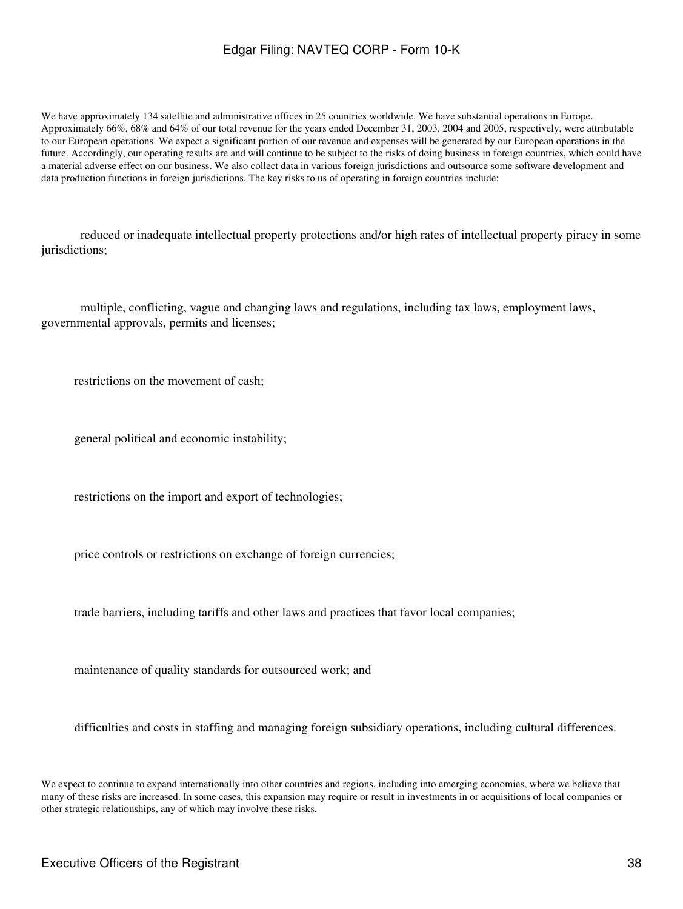We have approximately 134 satellite and administrative offices in 25 countries worldwide. We have substantial operations in Europe. Approximately 66%, 68% and 64% of our total revenue for the years ended December 31, 2003, 2004 and 2005, respectively, were attributable to our European operations. We expect a significant portion of our revenue and expenses will be generated by our European operations in the future. Accordingly, our operating results are and will continue to be subject to the risks of doing business in foreign countries, which could have a material adverse effect on our business. We also collect data in various foreign jurisdictions and outsource some software development and data production functions in foreign jurisdictions. The key risks to us of operating in foreign countries include:

- reduced or inadequate intellectual property protections and/or high rates of intellectual property piracy in some jurisdictions;
- multiple, conflicting, vague and changing laws and regulations, including tax laws, employment laws, governmental approvals, permits and licenses;
- restrictions on the movement of cash;
- general political and economic instability;
- restrictions on the import and export of technologies;
- price controls or restrictions on exchange of foreign currencies;
- trade barriers, including tariffs and other laws and practices that favor local companies;
- maintenance of quality standards for outsourced work; and
- difficulties and costs in staffing and managing foreign subsidiary operations, including cultural differences.

We expect to continue to expand internationally into other countries and regions, including into emerging economies, where we believe that many of these risks are increased. In some cases, this expansion may require or result in investments in or acquisitions of local companies or other strategic relationships, any of which may involve these risks.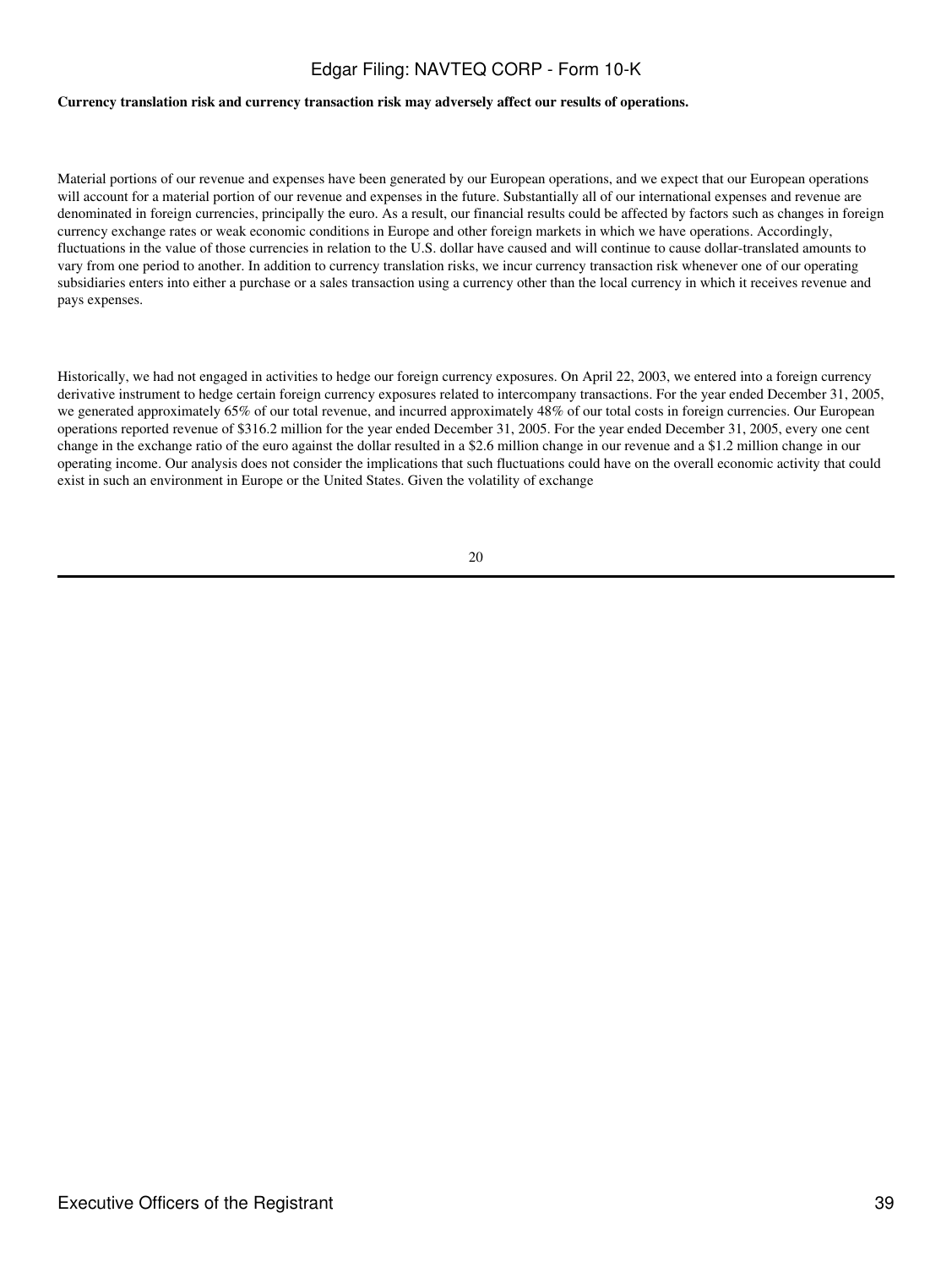**Currency translation risk and currency transaction risk may adversely affect our results of operations.**

Material portions of our revenue and expenses have been generated by our European operations, and we expect that our European operations will account for a material portion of our revenue and expenses in the future. Substantially all of our international expenses and revenue are denominated in foreign currencies, principally the euro. As a result, our financial results could be affected by factors such as changes in foreign currency exchange rates or weak economic conditions in Europe and other foreign markets in which we have operations. Accordingly, fluctuations in the value of those currencies in relation to the U.S. dollar have caused and will continue to cause dollar-translated amounts to vary from one period to another. In addition to currency translation risks, we incur currency transaction risk whenever one of our operating subsidiaries enters into either a purchase or a sales transaction using a currency other than the local currency in which it receives revenue and pays expenses.

Historically, we had not engaged in activities to hedge our foreign currency exposures. On April 22, 2003, we entered into a foreign currency derivative instrument to hedge certain foreign currency exposures related to intercompany transactions. For the year ended December 31, 2005, we generated approximately 65% of our total revenue, and incurred approximately 48% of our total costs in foreign currencies. Our European operations reported revenue of $316.2 million for the year ended December 31, 2005. For the year ended December 31, 2005, every one cent change in the exchange ratio of the euro against the dollar resulted in a $2.6 million change in our revenue and a $1.2 million change in our operating income. Our analysis does not consider the implications that such fluctuations could have on the overall economic activity that could exist in such an environment in Europe or the United States. Given the volatility of exchange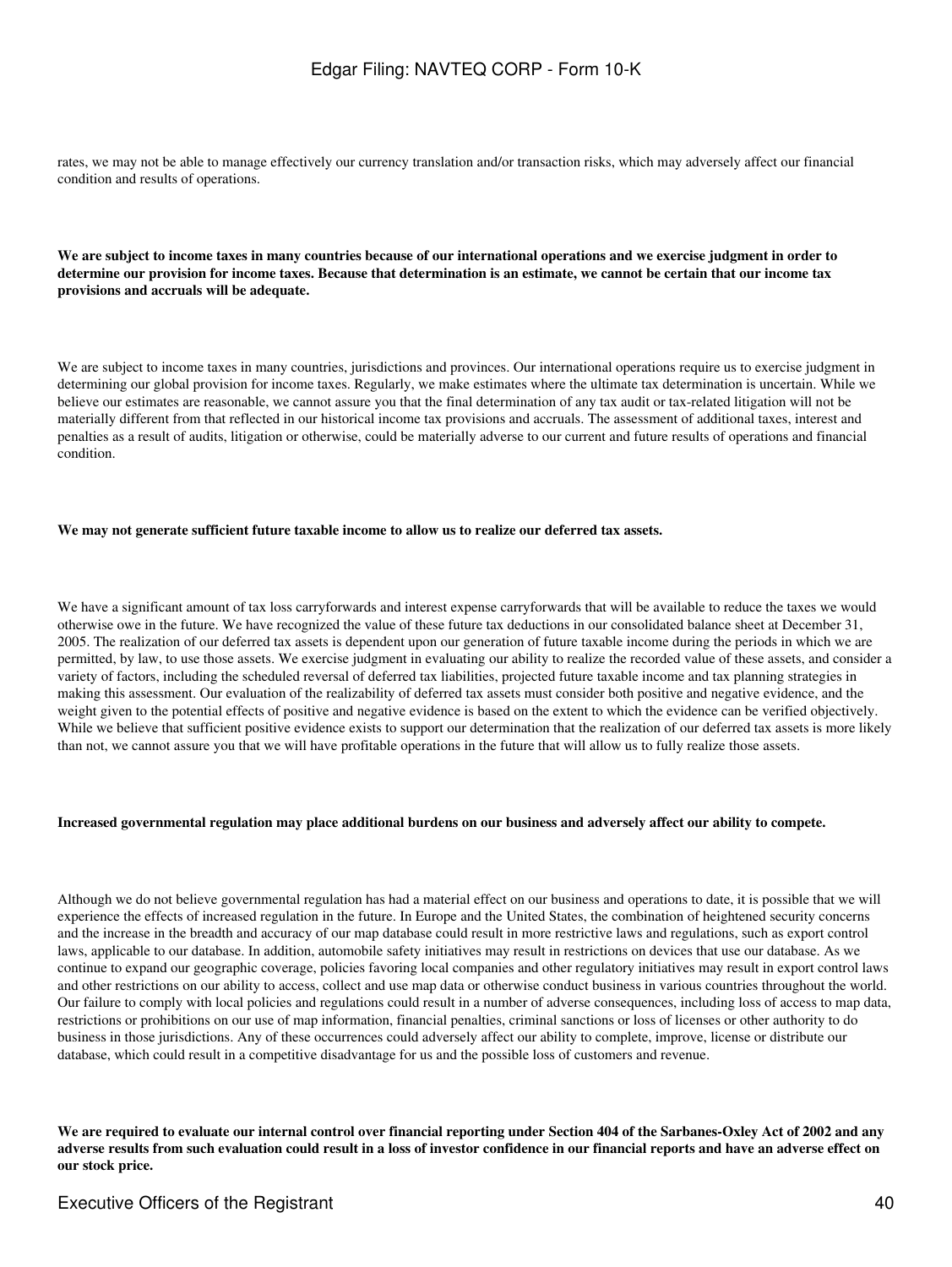rates, we may not be able to manage effectively our currency translation and/or transaction risks, which may adversely affect our financial condition and results of operations.

**We are subject to income taxes in many countries because of our international operations and we exercise judgment in order to determine our provision for income taxes. Because that determination is an estimate, we cannot be certain that our income tax provisions and accruals will be adequate.**

We are subject to income taxes in many countries, jurisdictions and provinces. Our international operations require us to exercise judgment in determining our global provision for income taxes. Regularly, we make estimates where the ultimate tax determination is uncertain. While we believe our estimates are reasonable, we cannot assure you that the final determination of any tax audit or tax-related litigation will not be materially different from that reflected in our historical income tax provisions and accruals. The assessment of additional taxes, interest and penalties as a result of audits, litigation or otherwise, could be materially adverse to our current and future results of operations and financial condition.

**We may not generate sufficient future taxable income to allow us to realize our deferred tax assets.**

We have a significant amount of tax loss carryforwards and interest expense carryforwards that will be available to reduce the taxes we would otherwise owe in the future. We have recognized the value of these future tax deductions in our consolidated balance sheet at December 31, 2005. The realization of our deferred tax assets is dependent upon our generation of future taxable income during the periods in which we are permitted, by law, to use those assets. We exercise judgment in evaluating our ability to realize the recorded value of these assets, and consider a variety of factors, including the scheduled reversal of deferred tax liabilities, projected future taxable income and tax planning strategies in making this assessment. Our evaluation of the realizability of deferred tax assets must consider both positive and negative evidence, and the weight given to the potential effects of positive and negative evidence is based on the extent to which the evidence can be verified objectively. While we believe that sufficient positive evidence exists to support our determination that the realization of our deferred tax assets is more likely than not, we cannot assure you that we will have profitable operations in the future that will allow us to fully realize those assets.

**Increased governmental regulation may place additional burdens on our business and adversely affect our ability to compete.**

Although we do not believe governmental regulation has had a material effect on our business and operations to date, it is possible that we will experience the effects of increased regulation in the future. In Europe and the United States, the combination of heightened security concerns and the increase in the breadth and accuracy of our map database could result in more restrictive laws and regulations, such as export control laws, applicable to our database. In addition, automobile safety initiatives may result in restrictions on devices that use our database. As we continue to expand our geographic coverage, policies favoring local companies and other regulatory initiatives may result in export control laws and other restrictions on our ability to access, collect and use map data or otherwise conduct business in various countries throughout the world. Our failure to comply with local policies and regulations could result in a number of adverse consequences, including loss of access to map data, restrictions or prohibitions on our use of map information, financial penalties, criminal sanctions or loss of licenses or other authority to do business in those jurisdictions. Any of these occurrences could adversely affect our ability to complete, improve, license or distribute our database, which could result in a competitive disadvantage for us and the possible loss of customers and revenue.

**We are required to evaluate our internal control over financial reporting under Section 404 of the Sarbanes-Oxley Act of 2002 and any adverse results from such evaluation could result in a loss of investor confidence in our financial reports and have an adverse effect on our stock price.**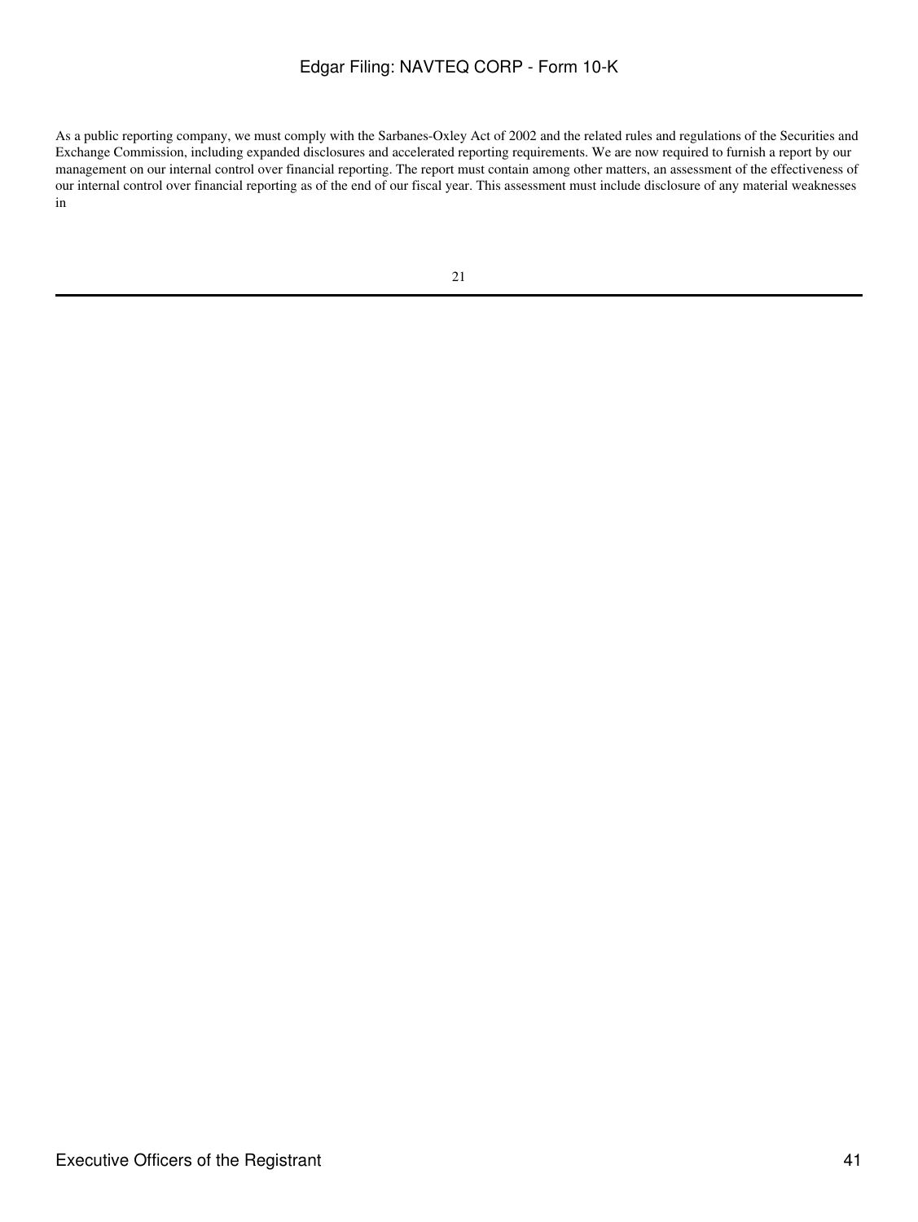As a public reporting company, we must comply with the Sarbanes-Oxley Act of 2002 and the related rules and regulations of the Securities and Exchange Commission, including expanded disclosures and accelerated reporting requirements. We are now required to furnish a report by our management on our internal control over financial reporting. The report must contain among other matters, an assessment of the effectiveness of our internal control over financial reporting as of the end of our fiscal year. This assessment must include disclosure of any material weaknesses in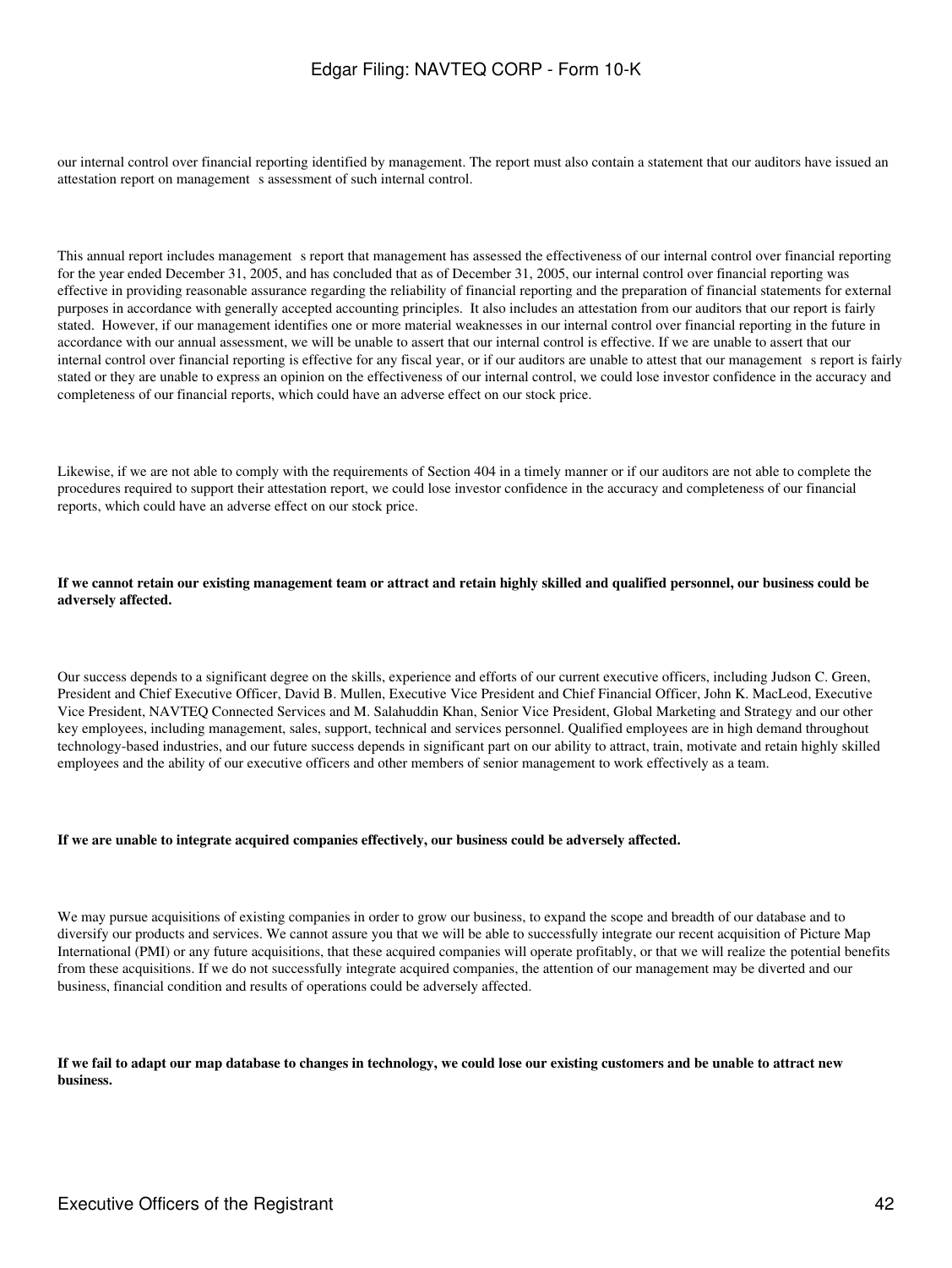our internal control over financial reporting identified by management. The report must also contain a statement that our auditors have issued an attestation report on management s assessment of such internal control.

This annual report includes management s report that management has assessed the effectiveness of our internal control over financial reporting for the year ended December 31, 2005, and has concluded that as of December 31, 2005, our internal control over financial reporting was effective in providing reasonable assurance regarding the reliability of financial reporting and the preparation of financial statements for external purposes in accordance with generally accepted accounting principles. It also includes an attestation from our auditors that our report is fairly stated. However, if our management identifies one or more material weaknesses in our internal control over financial reporting in the future in accordance with our annual assessment, we will be unable to assert that our internal control is effective. If we are unable to assert that our internal control over financial reporting is effective for any fiscal year, or if our auditors are unable to attest that our management s report is fairly stated or they are unable to express an opinion on the effectiveness of our internal control, we could lose investor confidence in the accuracy and completeness of our financial reports, which could have an adverse effect on our stock price.

Likewise, if we are not able to comply with the requirements of Section 404 in a timely manner or if our auditors are not able to complete the procedures required to support their attestation report, we could lose investor confidence in the accuracy and completeness of our financial reports, which could have an adverse effect on our stock price.

**If we cannot retain our existing management team or attract and retain highly skilled and qualified personnel, our business could be adversely affected.**

Our success depends to a significant degree on the skills, experience and efforts of our current executive officers, including Judson C. Green, President and Chief Executive Officer, David B. Mullen, Executive Vice President and Chief Financial Officer, John K. MacLeod, Executive Vice President, NAVTEQ Connected Services and M. Salahuddin Khan, Senior Vice President, Global Marketing and Strategy and our other key employees, including management, sales, support, technical and services personnel. Qualified employees are in high demand throughout technology-based industries, and our future success depends in significant part on our ability to attract, train, motivate and retain highly skilled employees and the ability of our executive officers and other members of senior management to work effectively as a team.

**If we are unable to integrate acquired companies effectively, our business could be adversely affected.**

We may pursue acquisitions of existing companies in order to grow our business, to expand the scope and breadth of our database and to diversify our products and services. We cannot assure you that we will be able to successfully integrate our recent acquisition of Picture Map International (PMI) or any future acquisitions, that these acquired companies will operate profitably, or that we will realize the potential benefits from these acquisitions. If we do not successfully integrate acquired companies, the attention of our management may be diverted and our business, financial condition and results of operations could be adversely affected.

**If we fail to adapt our map database to changes in technology, we could lose our existing customers and be unable to attract new business.**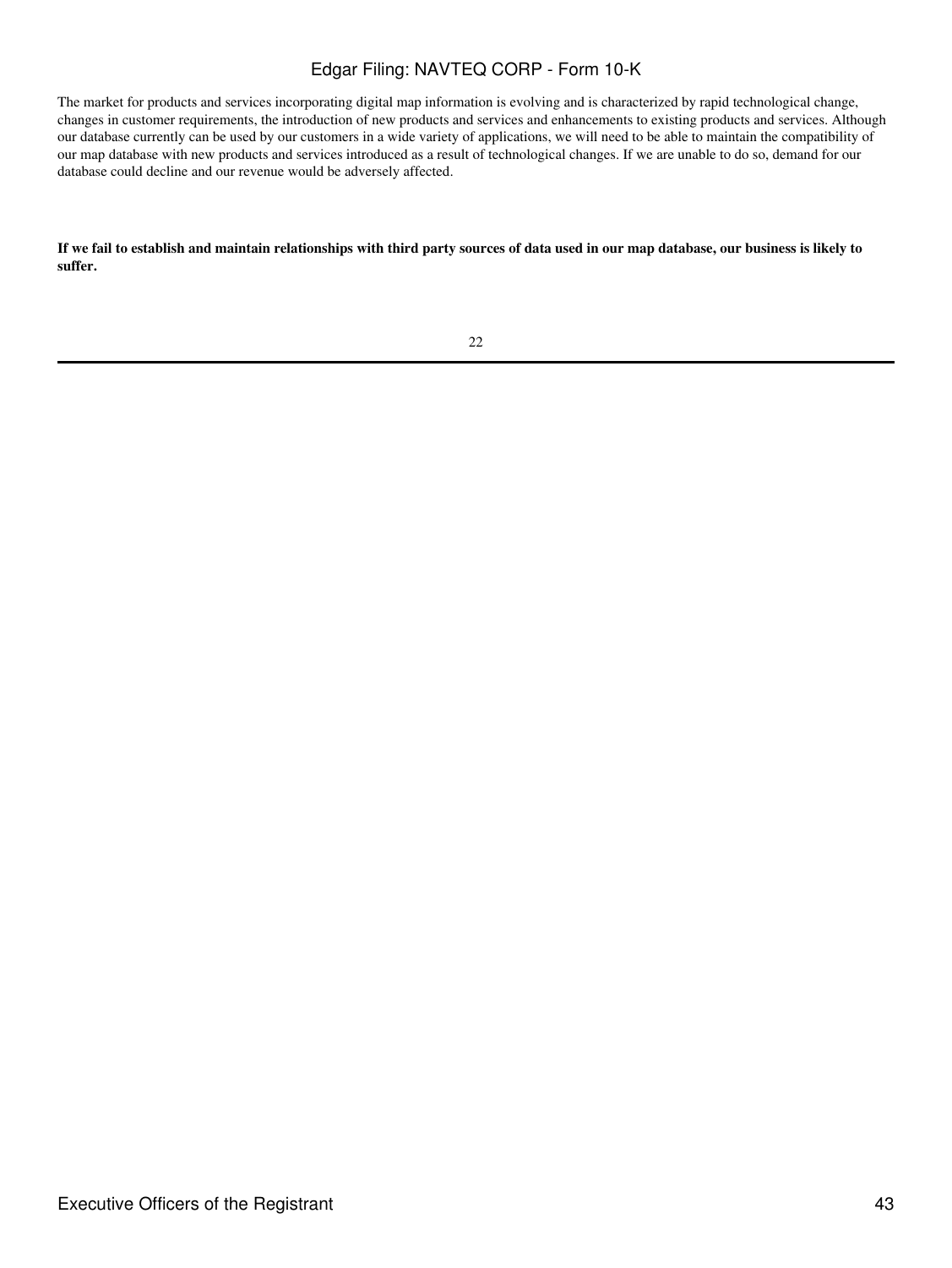The market for products and services incorporating digital map information is evolving and is characterized by rapid technological change, changes in customer requirements, the introduction of new products and services and enhancements to existing products and services. Although our database currently can be used by our customers in a wide variety of applications, we will need to be able to maintain the compatibility of our map database with new products and services introduced as a result of technological changes. If we are unable to do so, demand for our database could decline and our revenue would be adversely affected.

**If we fail to establish and maintain relationships with third party sources of data used in our map database, our business is likely to suffer.**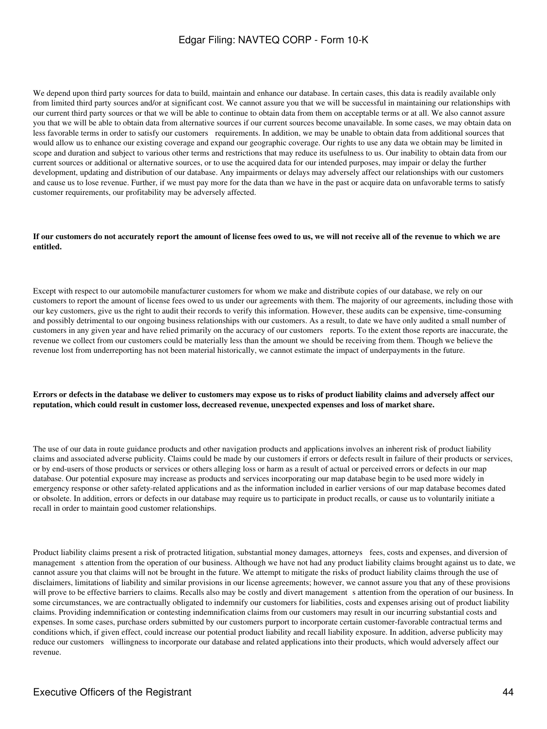We depend upon third party sources for data to build, maintain and enhance our database. In certain cases, this data is readily available only from limited third party sources and/or at significant cost. We cannot assure you that we will be successful in maintaining our relationships with our current third party sources or that we will be able to continue to obtain data from them on acceptable terms or at all. We also cannot assure you that we will be able to obtain data from alternative sources if our current sources become unavailable. In some cases, we may obtain data on less favorable terms in order to satisfy our customers requirements. In addition, we may be unable to obtain data from additional sources that would allow us to enhance our existing coverage and expand our geographic coverage. Our rights to use any data we obtain may be limited in scope and duration and subject to various other terms and restrictions that may reduce its usefulness to us. Our inability to obtain data from our current sources or additional or alternative sources, or to use the acquired data for our intended purposes, may impair or delay the further development, updating and distribution of our database. Any impairments or delays may adversely affect our relationships with our customers and cause us to lose revenue. Further, if we must pay more for the data than we have in the past or acquire data on unfavorable terms to satisfy customer requirements, our profitability may be adversely affected.

**If our customers do not accurately report the amount of license fees owed to us, we will not receive all of the revenue to which we are entitled.**

Except with respect to our automobile manufacturer customers for whom we make and distribute copies of our database, we rely on our customers to report the amount of license fees owed to us under our agreements with them. The majority of our agreements, including those with our key customers, give us the right to audit their records to verify this information. However, these audits can be expensive, time-consuming and possibly detrimental to our ongoing business relationships with our customers. As a result, to date we have only audited a small number of customers in any given year and have relied primarily on the accuracy of our customers reports. To the extent those reports are inaccurate, the revenue we collect from our customers could be materially less than the amount we should be receiving from them. Though we believe the revenue lost from underreporting has not been material historically, we cannot estimate the impact of underpayments in the future.

**Errors or defects in the database we deliver to customers may expose us to risks of product liability claims and adversely affect our reputation, which could result in customer loss, decreased revenue, unexpected expenses and loss of market share.**

The use of our data in route guidance products and other navigation products and applications involves an inherent risk of product liability claims and associated adverse publicity. Claims could be made by our customers if errors or defects result in failure of their products or services, or by end-users of those products or services or others alleging loss or harm as a result of actual or perceived errors or defects in our map database. Our potential exposure may increase as products and services incorporating our map database begin to be used more widely in emergency response or other safety-related applications and as the information included in earlier versions of our map database becomes dated or obsolete. In addition, errors or defects in our database may require us to participate in product recalls, or cause us to voluntarily initiate a recall in order to maintain good customer relationships.

Product liability claims present a risk of protracted litigation, substantial money damages, attorneys fees, costs and expenses, and diversion of management s attention from the operation of our business. Although we have not had any product liability claims brought against us to date, we cannot assure you that claims will not be brought in the future. We attempt to mitigate the risks of product liability claims through the use of disclaimers, limitations of liability and similar provisions in our license agreements; however, we cannot assure you that any of these provisions will prove to be effective barriers to claims. Recalls also may be costly and divert management s attention from the operation of our business. In some circumstances, we are contractually obligated to indemnify our customers for liabilities, costs and expenses arising out of product liability claims. Providing indemnification or contesting indemnification claims from our customers may result in our incurring substantial costs and expenses. In some cases, purchase orders submitted by our customers purport to incorporate certain customer-favorable contractual terms and conditions which, if given effect, could increase our potential product liability and recall liability exposure. In addition, adverse publicity may reduce our customers willingness to incorporate our database and related applications into their products, which would adversely affect our revenue.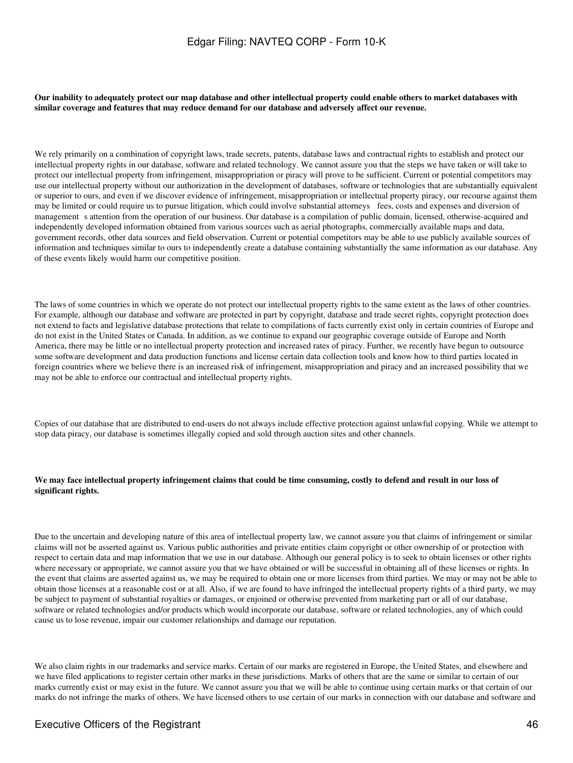**Our inability to adequately protect our map database and other intellectual property could enable others to market databases with similar coverage and features that may reduce demand for our database and adversely affect our revenue.**

We rely primarily on a combination of copyright laws, trade secrets, patents, database laws and contractual rights to establish and protect our intellectual property rights in our database, software and related technology. We cannot assure you that the steps we have taken or will take to protect our intellectual property from infringement, misappropriation or piracy will prove to be sufficient. Current or potential competitors may use our intellectual property without our authorization in the development of databases, software or technologies that are substantially equivalent or superior to ours, and even if we discover evidence of infringement, misappropriation or intellectual property piracy, our recourse against them may be limited or could require us to pursue litigation, which could involve substantial attorneys fees, costs and expenses and diversion of management s attention from the operation of our business. Our database is a compilation of public domain, licensed, otherwise-acquired and independently developed information obtained from various sources such as aerial photographs, commercially available maps and data, government records, other data sources and field observation. Current or potential competitors may be able to use publicly available sources of information and techniques similar to ours to independently create a database containing substantially the same information as our database. Any of these events likely would harm our competitive position.

The laws of some countries in which we operate do not protect our intellectual property rights to the same extent as the laws of other countries. For example, although our database and software are protected in part by copyright, database and trade secret rights, copyright protection does not extend to facts and legislative database protections that relate to compilations of facts currently exist only in certain countries of Europe and do not exist in the United States or Canada. In addition, as we continue to expand our geographic coverage outside of Europe and North America, there may be little or no intellectual property protection and increased rates of piracy. Further, we recently have begun to outsource some software development and data production functions and license certain data collection tools and know how to third parties located in foreign countries where we believe there is an increased risk of infringement, misappropriation and piracy and an increased possibility that we may not be able to enforce our contractual and intellectual property rights.

Copies of our database that are distributed to end-users do not always include effective protection against unlawful copying. While we attempt to stop data piracy, our database is sometimes illegally copied and sold through auction sites and other channels.

**We may face intellectual property infringement claims that could be time consuming, costly to defend and result in our loss of significant rights.**

Due to the uncertain and developing nature of this area of intellectual property law, we cannot assure you that claims of infringement or similar claims will not be asserted against us. Various public authorities and private entities claim copyright or other ownership of or protection with respect to certain data and map information that we use in our database. Although our general policy is to seek to obtain licenses or other rights where necessary or appropriate, we cannot assure you that we have obtained or will be successful in obtaining all of these licenses or rights. In the event that claims are asserted against us, we may be required to obtain one or more licenses from third parties. We may or may not be able to obtain those licenses at a reasonable cost or at all. Also, if we are found to have infringed the intellectual property rights of a third party, we may be subject to payment of substantial royalties or damages, or enjoined or otherwise prevented from marketing part or all of our database, software or related technologies and/or products which would incorporate our database, software or related technologies, any of which could cause us to lose revenue, impair our customer relationships and damage our reputation.

We also claim rights in our trademarks and service marks. Certain of our marks are registered in Europe, the United States, and elsewhere and we have filed applications to register certain other marks in these jurisdictions. Marks of others that are the same or similar to certain of our marks currently exist or may exist in the future. We cannot assure you that we will be able to continue using certain marks or that certain of our marks do not infringe the marks of others. We have licensed others to use certain of our marks in connection with our database and software and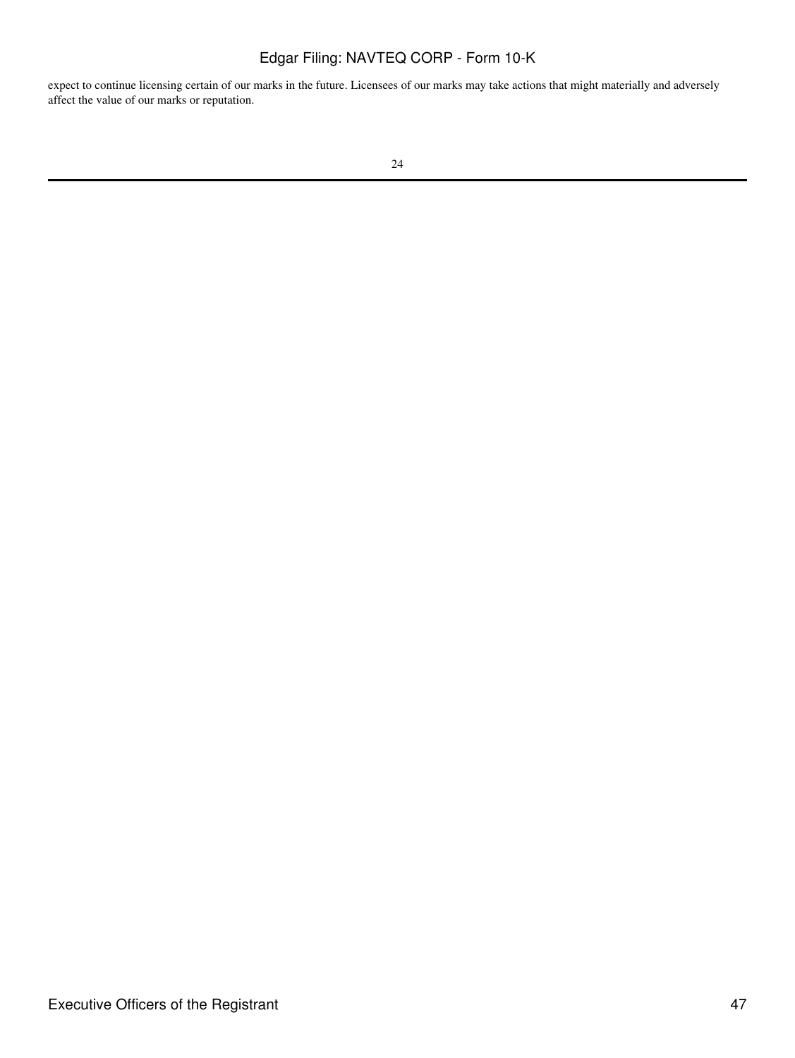expect to continue licensing certain of our marks in the future. Licensees of our marks may take actions that might materially and adversely affect the value of our marks or reputation.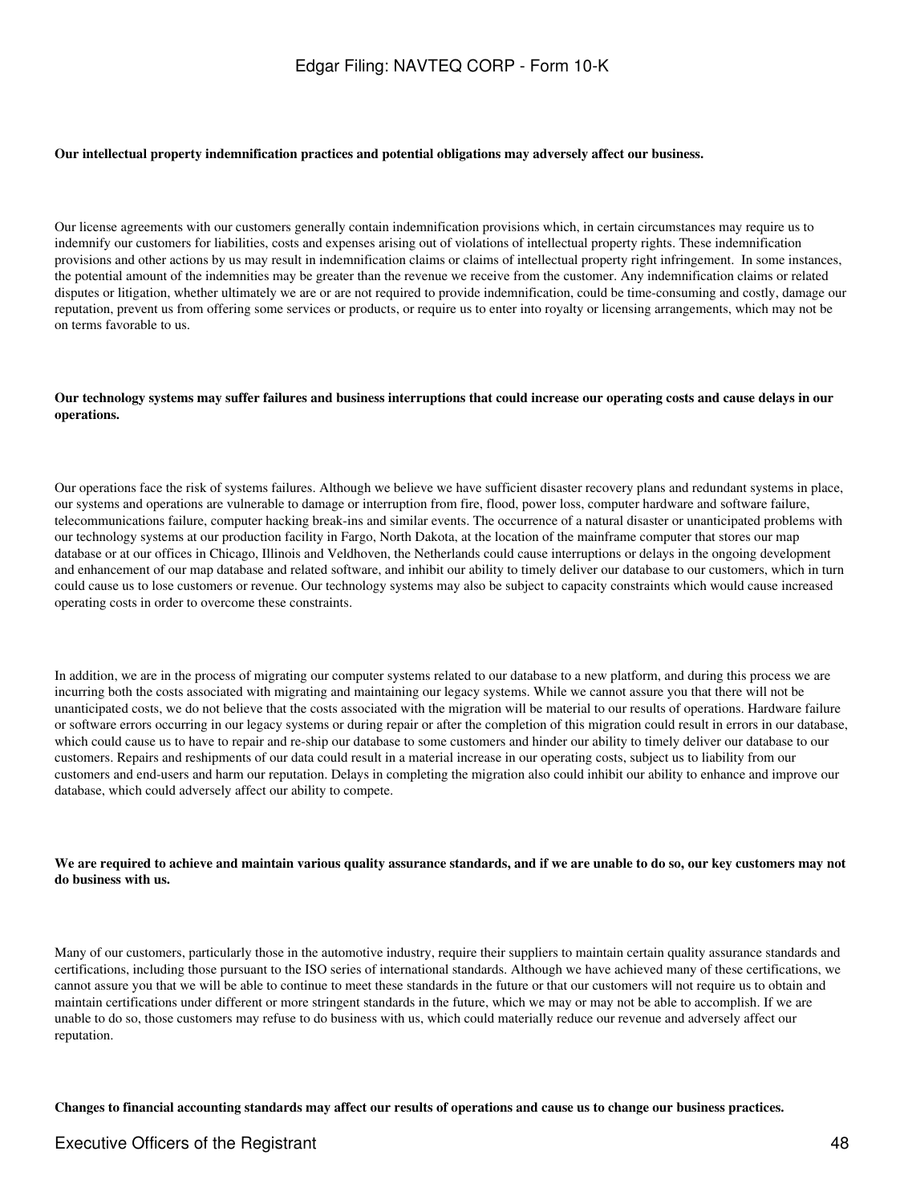**Our intellectual property indemnification practices and potential obligations may adversely affect our business.**

Our license agreements with our customers generally contain indemnification provisions which, in certain circumstances may require us to indemnify our customers for liabilities, costs and expenses arising out of violations of intellectual property rights. These indemnification provisions and other actions by us may result in indemnification claims or claims of intellectual property right infringement. In some instances, the potential amount of the indemnities may be greater than the revenue we receive from the customer. Any indemnification claims or related disputes or litigation, whether ultimately we are or are not required to provide indemnification, could be time-consuming and costly, damage our reputation, prevent us from offering some services or products, or require us to enter into royalty or licensing arrangements, which may not be on terms favorable to us.

**Our technology systems may suffer failures and business interruptions that could increase our operating costs and cause delays in our operations.**

Our operations face the risk of systems failures. Although we believe we have sufficient disaster recovery plans and redundant systems in place, our systems and operations are vulnerable to damage or interruption from fire, flood, power loss, computer hardware and software failure, telecommunications failure, computer hacking break-ins and similar events. The occurrence of a natural disaster or unanticipated problems with our technology systems at our production facility in Fargo, North Dakota, at the location of the mainframe computer that stores our map database or at our offices in Chicago, Illinois and Veldhoven, the Netherlands could cause interruptions or delays in the ongoing development and enhancement of our map database and related software, and inhibit our ability to timely deliver our database to our customers, which in turn could cause us to lose customers or revenue. Our technology systems may also be subject to capacity constraints which would cause increased operating costs in order to overcome these constraints.

In addition, we are in the process of migrating our computer systems related to our database to a new platform, and during this process we are incurring both the costs associated with migrating and maintaining our legacy systems. While we cannot assure you that there will not be unanticipated costs, we do not believe that the costs associated with the migration will be material to our results of operations. Hardware failure or software errors occurring in our legacy systems or during repair or after the completion of this migration could result in errors in our database, which could cause us to have to repair and re-ship our database to some customers and hinder our ability to timely deliver our database to our customers. Repairs and reshipments of our data could result in a material increase in our operating costs, subject us to liability from our customers and end-users and harm our reputation. Delays in completing the migration also could inhibit our ability to enhance and improve our database, which could adversely affect our ability to compete.

**We are required to achieve and maintain various quality assurance standards, and if we are unable to do so, our key customers may not do business with us.**

Many of our customers, particularly those in the automotive industry, require their suppliers to maintain certain quality assurance standards and certifications, including those pursuant to the ISO series of international standards. Although we have achieved many of these certifications, we cannot assure you that we will be able to continue to meet these standards in the future or that our customers will not require us to obtain and maintain certifications under different or more stringent standards in the future, which we may or may not be able to accomplish. If we are unable to do so, those customers may refuse to do business with us, which could materially reduce our revenue and adversely affect our reputation.

**Changes to financial accounting standards may affect our results of operations and cause us to change our business practices.**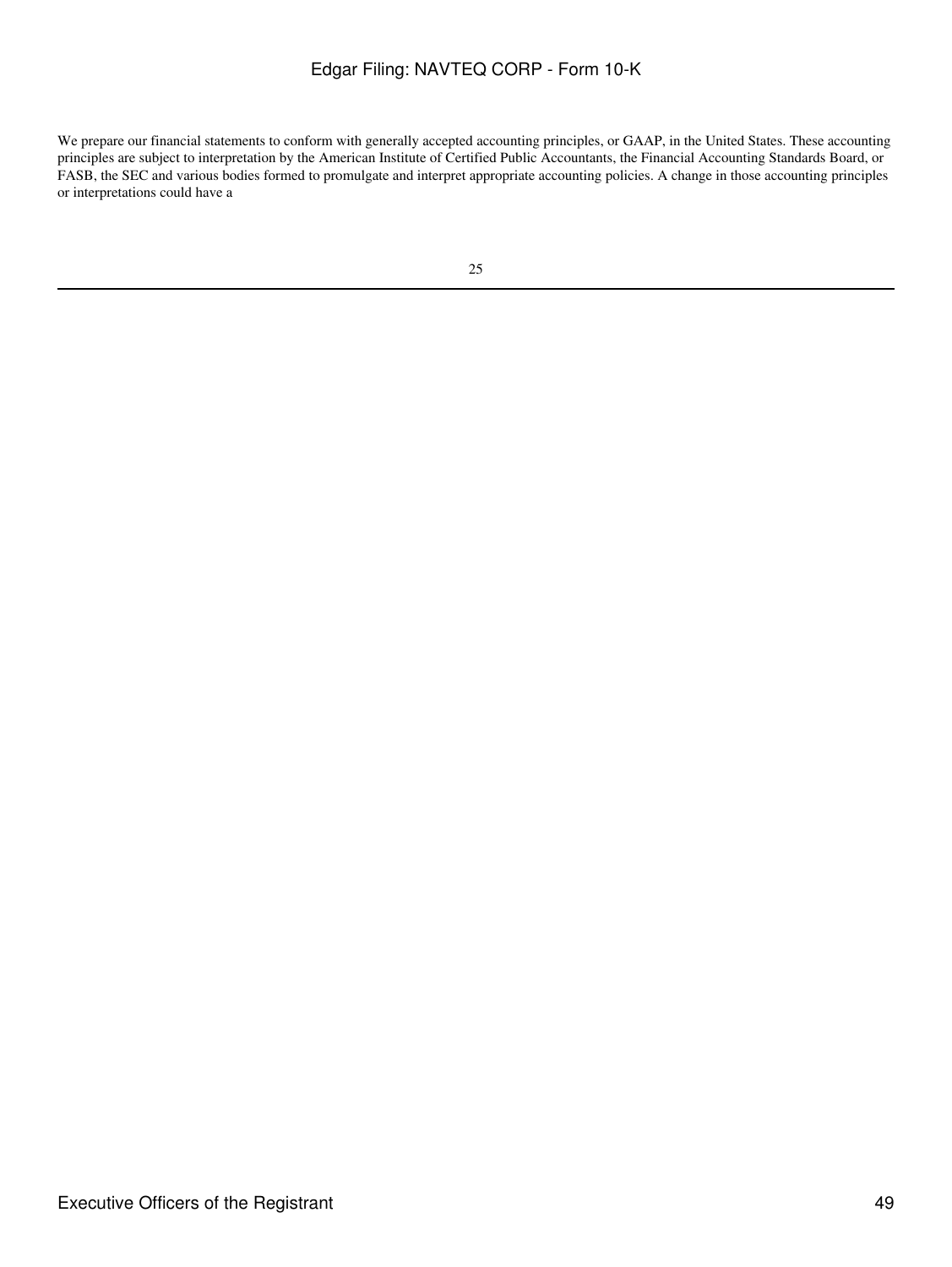We prepare our financial statements to conform with generally accepted accounting principles, or GAAP, in the United States. These accounting principles are subject to interpretation by the American Institute of Certified Public Accountants, the Financial Accounting Standards Board, or FASB, the SEC and various bodies formed to promulgate and interpret appropriate accounting policies. A change in those accounting principles or interpretations could have a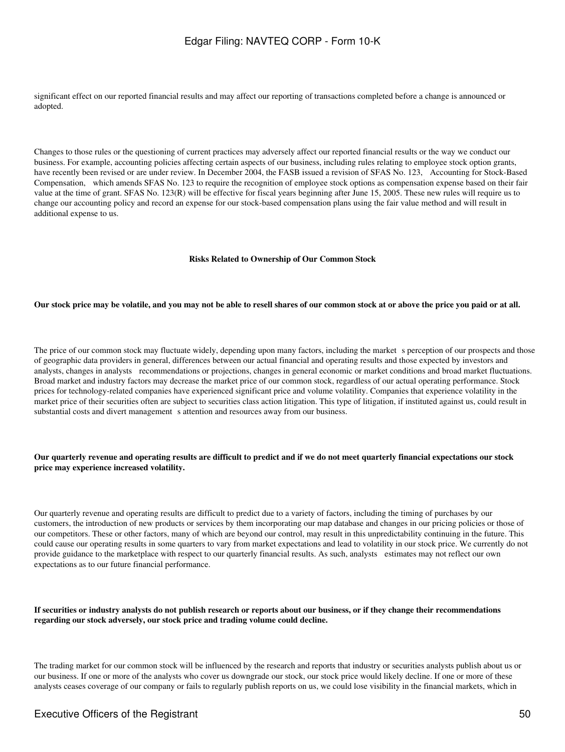significant effect on our reported financial results and may affect our reporting of transactions completed before a change is announced or adopted.

Changes to those rules or the questioning of current practices may adversely affect our reported financial results or the way we conduct our business. For example, accounting policies affecting certain aspects of our business, including rules relating to employee stock option grants, have recently been revised or are under review. In December 2004, the FASB issued a revision of SFAS No. 123, Accounting for Stock-Based Compensation, which amends SFAS No. 123 to require the recognition of employee stock options as compensation expense based on their fair value at the time of grant. SFAS No. 123(R) will be effective for fiscal years beginning after June 15, 2005. These new rules will require us to change our accounting policy and record an expense for our stock-based compensation plans using the fair value method and will result in additional expense to us.

## Risks Related to Ownership of Our Common Stock

**Our stock price may be volatile, and you may not be able to resell shares of our common stock at or above the price you paid or at all.**

The price of our common stock may fluctuate widely, depending upon many factors, including the market s perception of our prospects and those of geographic data providers in general, differences between our actual financial and operating results and those expected by investors and analysts, changes in analysts recommendations or projections, changes in general economic or market conditions and broad market fluctuations. Broad market and industry factors may decrease the market price of our common stock, regardless of our actual operating performance. Stock prices for technology-related companies have experienced significant price and volume volatility. Companies that experience volatility in the market price of their securities often are subject to securities class action litigation. This type of litigation, if instituted against us, could result in substantial costs and divert management s attention and resources away from our business.

**Our quarterly revenue and operating results are difficult to predict and if we do not meet quarterly financial expectations our stock price may experience increased volatility.**

Our quarterly revenue and operating results are difficult to predict due to a variety of factors, including the timing of purchases by our customers, the introduction of new products or services by them incorporating our map database and changes in our pricing policies or those of our competitors. These or other factors, many of which are beyond our control, may result in this unpredictability continuing in the future. This could cause our operating results in some quarters to vary from market expectations and lead to volatility in our stock price. We currently do not provide guidance to the marketplace with respect to our quarterly financial results. As such, analysts estimates may not reflect our own expectations as to our future financial performance.

**If securities or industry analysts do not publish research or reports about our business, or if they change their recommendations regarding our stock adversely, our stock price and trading volume could decline.**

The trading market for our common stock will be influenced by the research and reports that industry or securities analysts publish about us or our business. If one or more of the analysts who cover us downgrade our stock, our stock price would likely decline. If one or more of these analysts ceases coverage of our company or fails to regularly publish reports on us, we could lose visibility in the financial markets, which in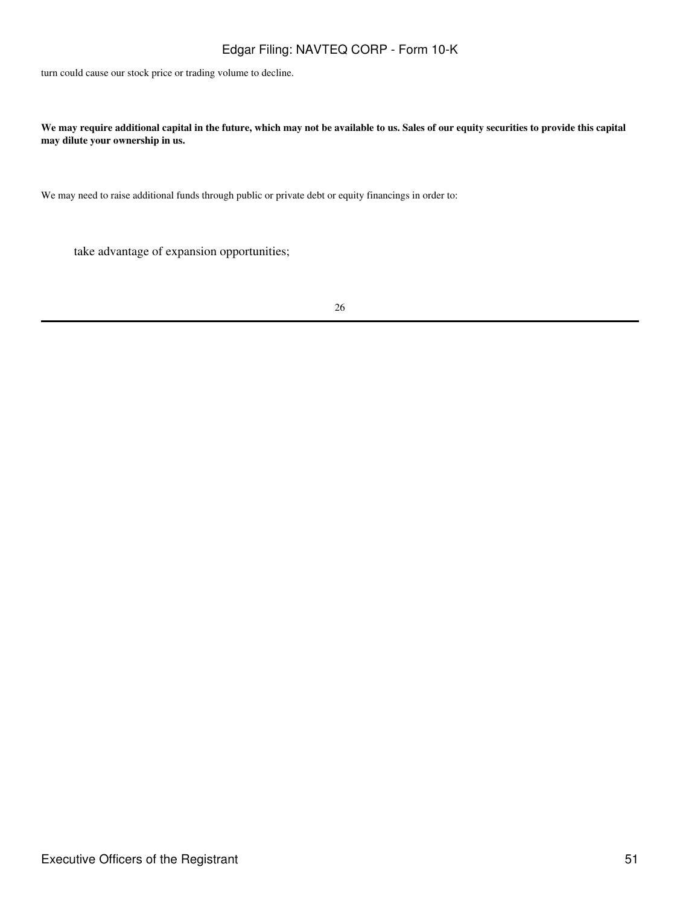turn could cause our stock price or trading volume to decline.

**We may require additional capital in the future, which may not be available to us. Sales of our equity securities to provide this capital may dilute your ownership in us.**

We may need to raise additional funds through public or private debt or equity financings in order to:

- take advantage of expansion opportunities;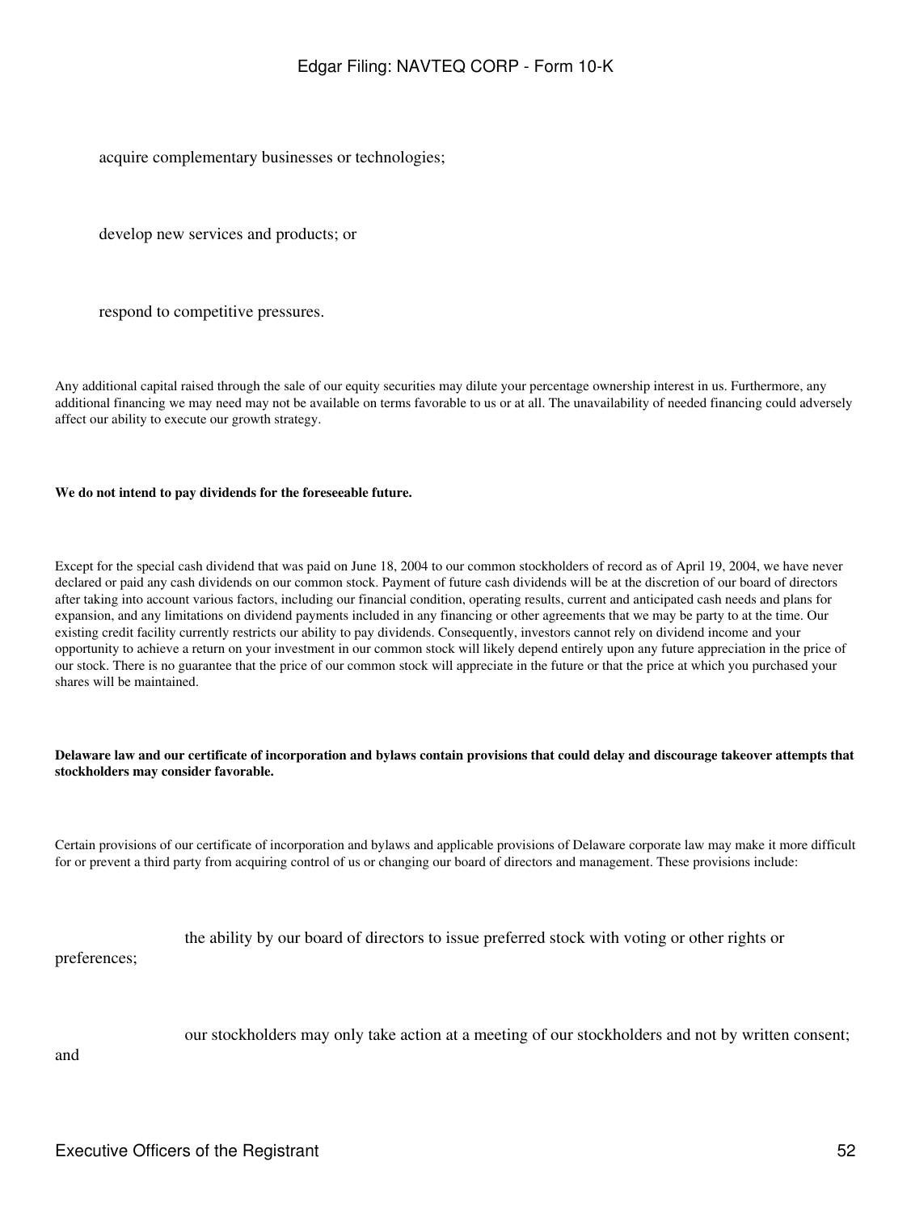- acquire complementary businesses or technologies;
- develop new services and products; or
- respond to competitive pressures.

Any additional capital raised through the sale of our equity securities may dilute your percentage ownership interest in us. Furthermore, any additional financing we may need may not be available on terms favorable to us or at all. The unavailability of needed financing could adversely affect our ability to execute our growth strategy.

**We do not intend to pay dividends for the foreseeable future.**

Except for the special cash dividend that was paid on June 18, 2004 to our common stockholders of record as of April 19, 2004, we have never declared or paid any cash dividends on our common stock. Payment of future cash dividends will be at the discretion of our board of directors after taking into account various factors, including our financial condition, operating results, current and anticipated cash needs and plans for expansion, and any limitations on dividend payments included in any financing or other agreements that we may be party to at the time. Our existing credit facility currently restricts our ability to pay dividends. Consequently, investors cannot rely on dividend income and your opportunity to achieve a return on your investment in our common stock will likely depend entirely upon any future appreciation in the price of our stock. There is no guarantee that the price of our common stock will appreciate in the future or that the price at which you purchased your shares will be maintained.

**Delaware law and our certificate of incorporation and bylaws contain provisions that could delay and discourage takeover attempts that stockholders may consider favorable.**

Certain provisions of our certificate of incorporation and bylaws and applicable provisions of Delaware corporate law may make it more difficult for or prevent a third party from acquiring control of us or changing our board of directors and management. These provisions include:

- the ability by our board of directors to issue preferred stock with voting or other rights or preferences;
- our stockholders may only take action at a meeting of our stockholders and not by written consent; and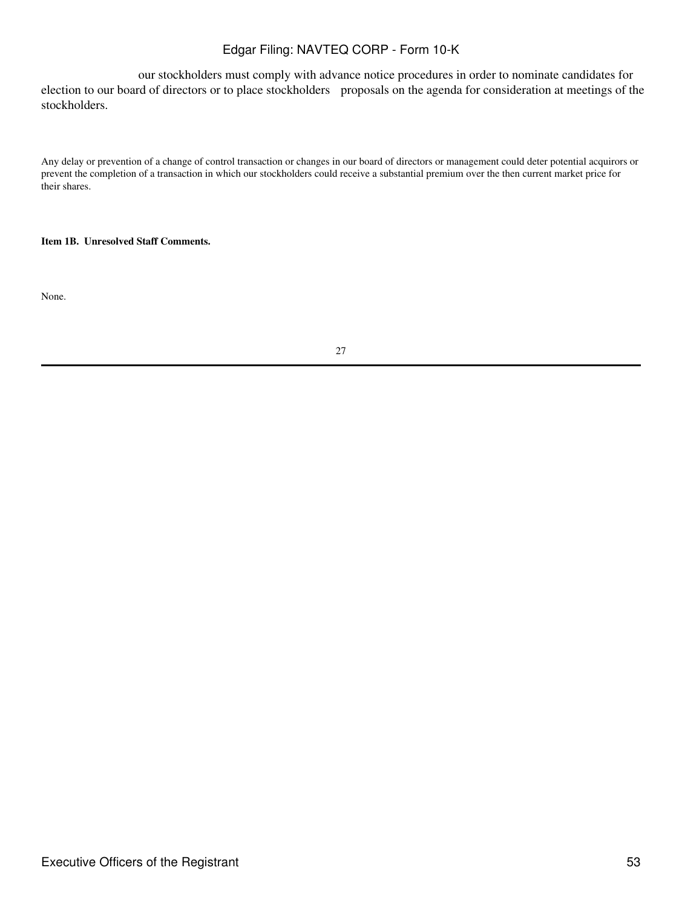our stockholders must comply with advance notice procedures in order to nominate candidates for election to our board of directors or to place stockholders proposals on the agenda for consideration at meetings of the stockholders.

Any delay or prevention of a change of control transaction or changes in our board of directors or management could deter potential acquirors or prevent the completion of a transaction in which our stockholders could receive a substantial premium over the then current market price for their shares.

**Item 1B. Unresolved Staff Comments.**

None.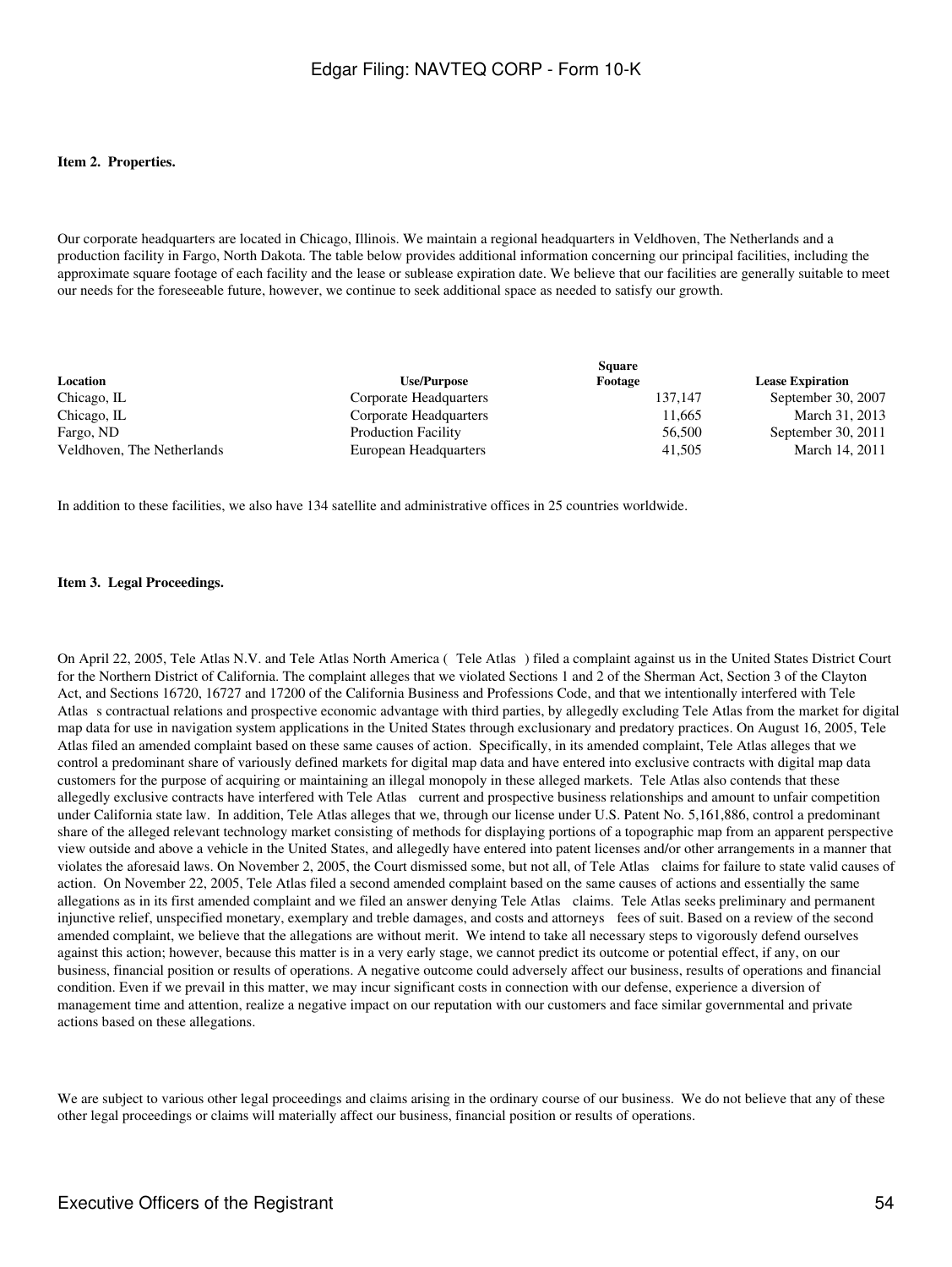**Item 2. Properties.**

Our corporate headquarters are located in Chicago, Illinois. We maintain a regional headquarters in Veldhoven, The Netherlands and a production facility in Fargo, North Dakota. The table below provides additional information concerning our principal facilities, including the approximate square footage of each facility and the lease or sublease expiration date. We believe that our facilities are generally suitable to meet our needs for the foreseeable future, however, we continue to seek additional space as needed to satisfy our growth.

| Location | Use/Purpose | Square Footage | Lease Expiration |
|---|---|---|---|
| Chicago, IL | Corporate Headquarters | 137,147 | September 30, 2007 |
| Chicago, IL | Corporate Headquarters | 11,665 | March 31, 2013 |
| Fargo, ND | Production Facility | 56,500 | September 30, 2011 |
| Veldhoven, The Netherlands | European Headquarters | 41,505 | March 14, 2011 |

In addition to these facilities, we also have 134 satellite and administrative offices in 25 countries worldwide.

**Item 3. Legal Proceedings.**

On April 22, 2005, Tele Atlas N.V. and Tele Atlas North America ( Tele Atlas ) filed a complaint against us in the United States District Court for the Northern District of California. The complaint alleges that we violated Sections 1 and 2 of the Sherman Act, Section 3 of the Clayton Act, and Sections 16720, 16727 and 17200 of the California Business and Professions Code, and that we intentionally interfered with Tele Atlas s contractual relations and prospective economic advantage with third parties, by allegedly excluding Tele Atlas from the market for digital map data for use in navigation system applications in the United States through exclusionary and predatory practices. On August 16, 2005, Tele Atlas filed an amended complaint based on these same causes of action. Specifically, in its amended complaint, Tele Atlas alleges that we control a predominant share of variously defined markets for digital map data and have entered into exclusive contracts with digital map data customers for the purpose of acquiring or maintaining an illegal monopoly in these alleged markets. Tele Atlas also contends that these allegedly exclusive contracts have interfered with Tele Atlas current and prospective business relationships and amount to unfair competition under California state law. In addition, Tele Atlas alleges that we, through our license under U.S. Patent No. 5,161,886, control a predominant share of the alleged relevant technology market consisting of methods for displaying portions of a topographic map from an apparent perspective view outside and above a vehicle in the United States, and allegedly have entered into patent licenses and/or other arrangements in a manner that violates the aforesaid laws. On November 2, 2005, the Court dismissed some, but not all, of Tele Atlas claims for failure to state valid causes of action. On November 22, 2005, Tele Atlas filed a second amended complaint based on the same causes of actions and essentially the same allegations as in its first amended complaint and we filed an answer denying Tele Atlas claims. Tele Atlas seeks preliminary and permanent injunctive relief, unspecified monetary, exemplary and treble damages, and costs and attorneys fees of suit. Based on a review of the second amended complaint, we believe that the allegations are without merit. We intend to take all necessary steps to vigorously defend ourselves against this action; however, because this matter is in a very early stage, we cannot predict its outcome or potential effect, if any, on our business, financial position or results of operations. A negative outcome could adversely affect our business, results of operations and financial condition. Even if we prevail in this matter, we may incur significant costs in connection with our defense, experience a diversion of management time and attention, realize a negative impact on our reputation with our customers and face similar governmental and private actions based on these allegations.

We are subject to various other legal proceedings and claims arising in the ordinary course of our business. We do not believe that any of these other legal proceedings or claims will materially affect our business, financial position or results of operations.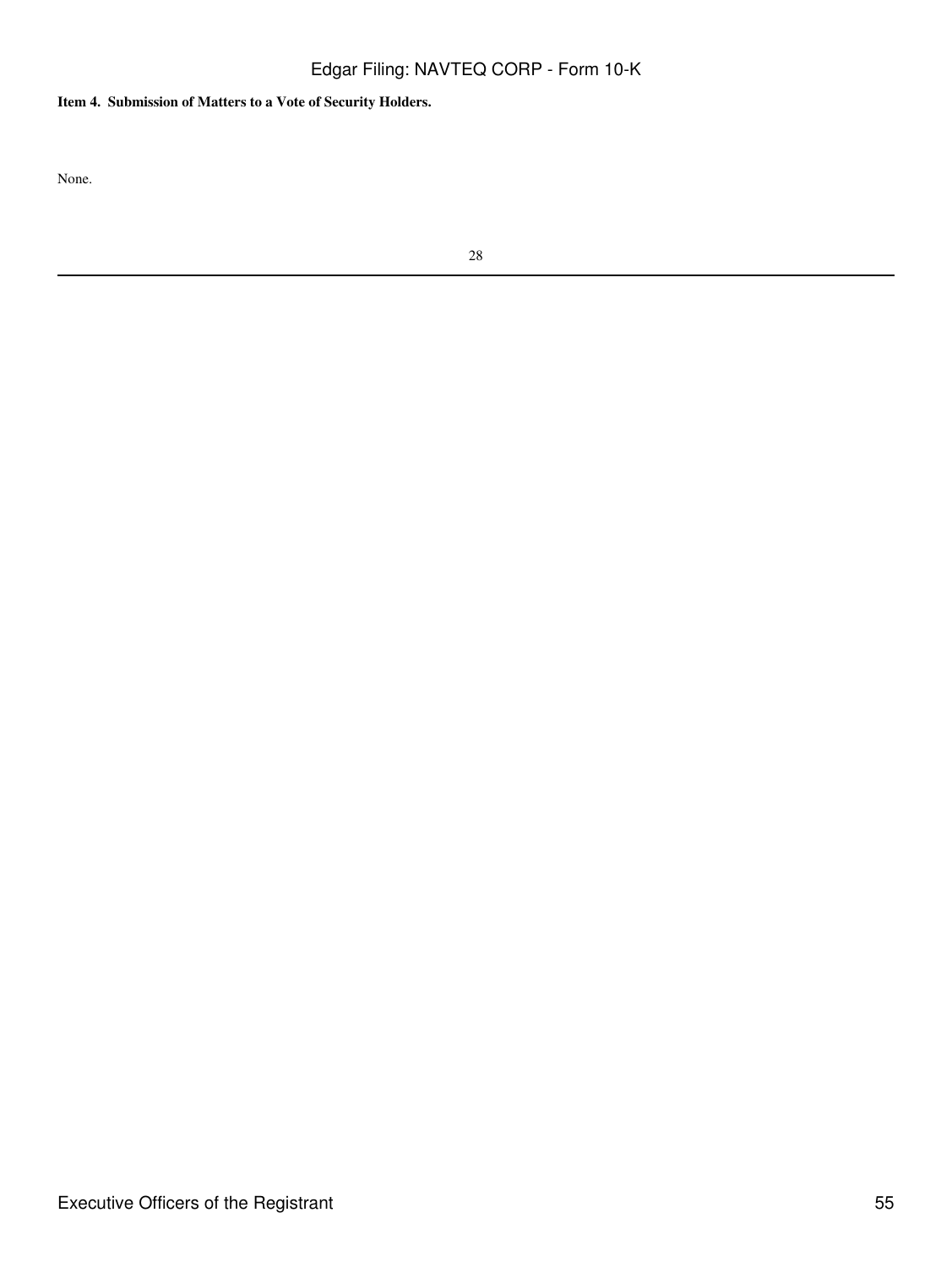**Item 4. Submission of Matters to a Vote of Security Holders.**

None.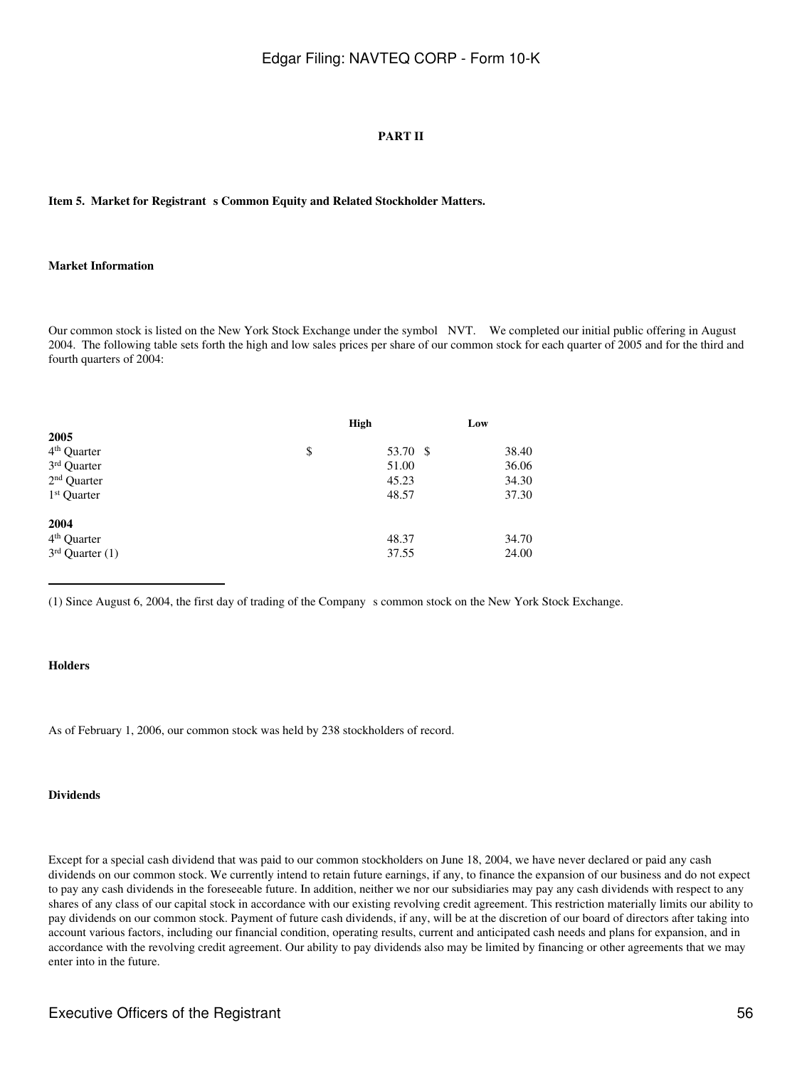# PART II

### Item 5. Market for Registrant s Common Equity and Related Stockholder Matters.

#### Market Information

Our common stock is listed on the New York Stock Exchange under the symbol NVT. We completed our initial public offering in August 2004. The following table sets forth the high and low sales prices per share of our common stock for each quarter of 2005 and for the third and fourth quarters of 2004:

| | High | Low |
|---|---|---|
| **2005** | | |
| 4th Quarter | $ 53.70 | $ 38.40 |
| 3rd Quarter | 51.00 | 36.06 |
| 2nd Quarter | 45.23 | 34.30 |
| 1st Quarter | 48.57 | 37.30 |
| | | |
| **2004** | | |
| 4th Quarter | 48.37 | 34.70 |
| 3rd Quarter (1) | 37.55 | 24.00 |

(1) Since August 6, 2004, the first day of trading of the Company s common stock on the New York Stock Exchange.

#### Holders

As of February 1, 2006, our common stock was held by 238 stockholders of record.

#### Dividends

Except for a special cash dividend that was paid to our common stockholders on June 18, 2004, we have never declared or paid any cash dividends on our common stock. We currently intend to retain future earnings, if any, to finance the expansion of our business and do not expect to pay any cash dividends in the foreseeable future. In addition, neither we nor our subsidiaries may pay any cash dividends with respect to any shares of any class of our capital stock in accordance with our existing revolving credit agreement. This restriction materially limits our ability to pay dividends on our common stock. Payment of future cash dividends, if any, will be at the discretion of our board of directors after taking into account various factors, including our financial condition, operating results, current and anticipated cash needs and plans for expansion, and in accordance with the revolving credit agreement. Our ability to pay dividends also may be limited by financing or other agreements that we may enter into in the future.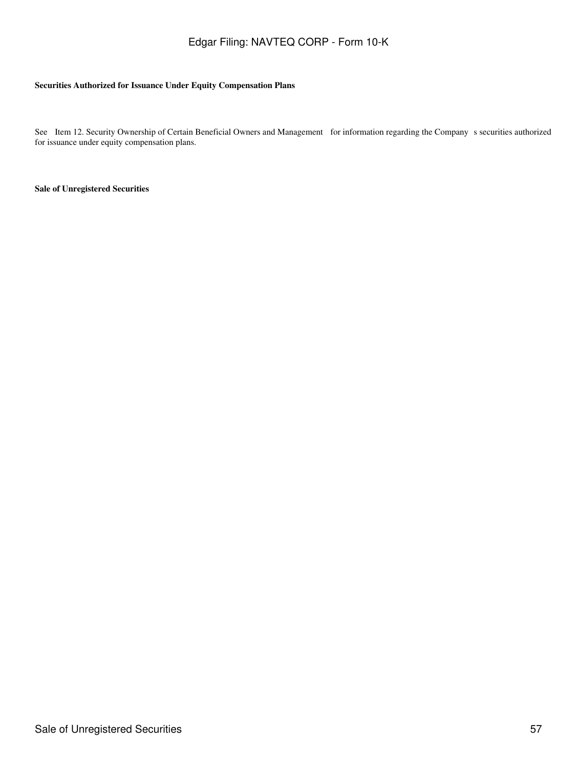**Securities Authorized for Issuance Under Equity Compensation Plans**

See Item 12. Security Ownership of Certain Beneficial Owners and Management for information regarding the Company s securities authorized for issuance under equity compensation plans.

**Sale of Unregistered Securities**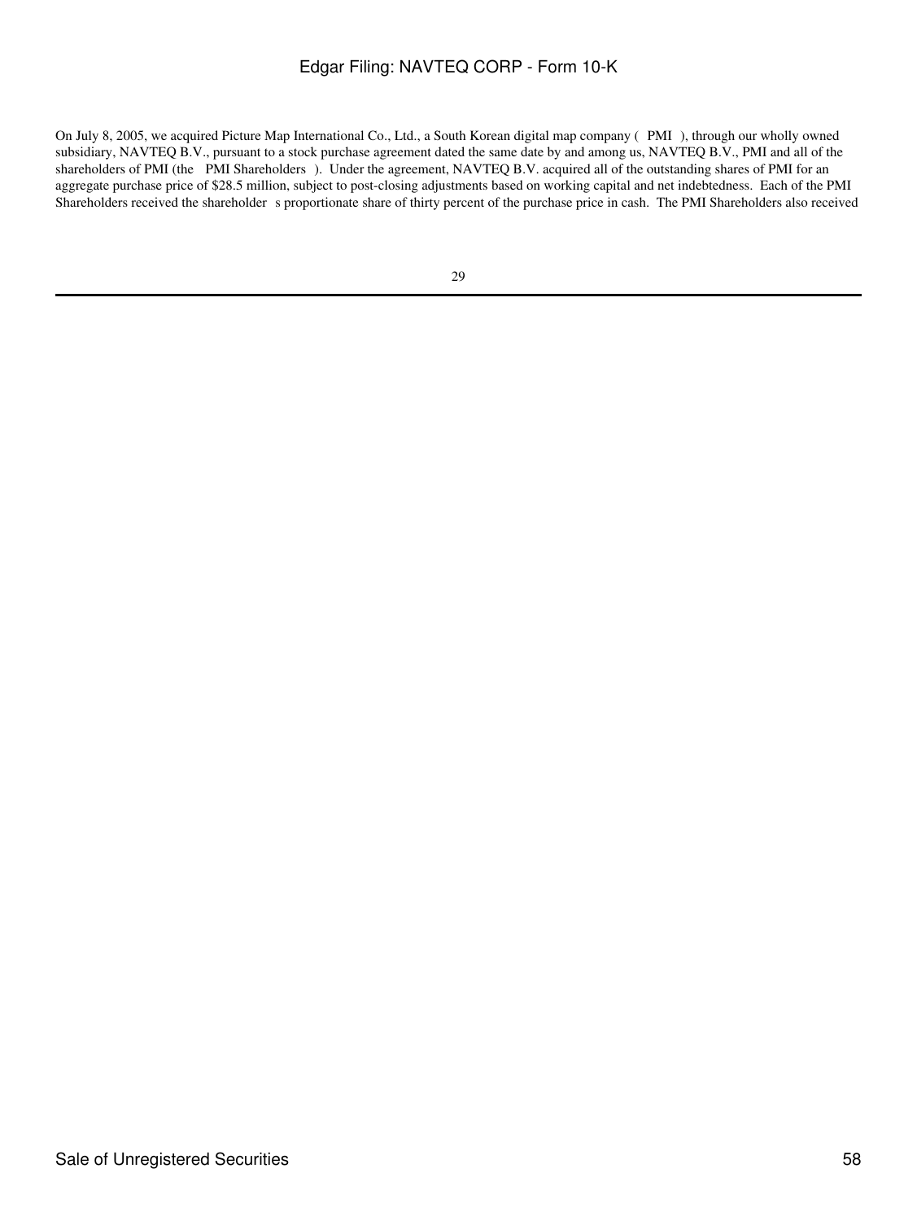On July 8, 2005, we acquired Picture Map International Co., Ltd., a South Korean digital map company ( PMI ), through our wholly owned subsidiary, NAVTEQ B.V., pursuant to a stock purchase agreement dated the same date by and among us, NAVTEQ B.V., PMI and all of the shareholders of PMI (the PMI Shareholders ). Under the agreement, NAVTEQ B.V. acquired all of the outstanding shares of PMI for an aggregate purchase price of $28.5 million, subject to post-closing adjustments based on working capital and net indebtedness. Each of the PMI Shareholders received the shareholder s proportionate share of thirty percent of the purchase price in cash. The PMI Shareholders also received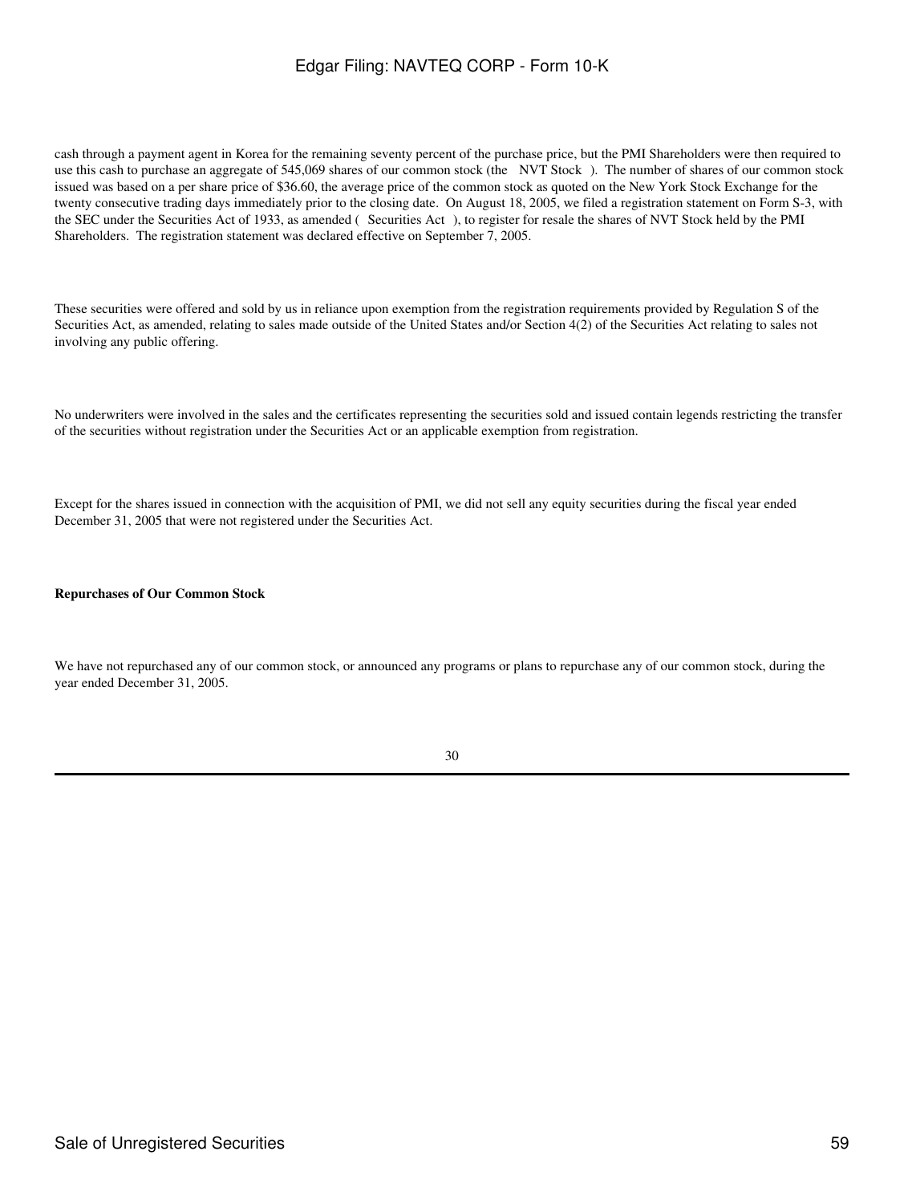cash through a payment agent in Korea for the remaining seventy percent of the purchase price, but the PMI Shareholders were then required to use this cash to purchase an aggregate of 545,069 shares of our common stock (the NVT Stock ). The number of shares of our common stock issued was based on a per share price of $36.60, the average price of the common stock as quoted on the New York Stock Exchange for the twenty consecutive trading days immediately prior to the closing date. On August 18, 2005, we filed a registration statement on Form S-3, with the SEC under the Securities Act of 1933, as amended ( Securities Act ), to register for resale the shares of NVT Stock held by the PMI Shareholders. The registration statement was declared effective on September 7, 2005.

These securities were offered and sold by us in reliance upon exemption from the registration requirements provided by Regulation S of the Securities Act, as amended, relating to sales made outside of the United States and/or Section 4(2) of the Securities Act relating to sales not involving any public offering.

No underwriters were involved in the sales and the certificates representing the securities sold and issued contain legends restricting the transfer of the securities without registration under the Securities Act or an applicable exemption from registration.

Except for the shares issued in connection with the acquisition of PMI, we did not sell any equity securities during the fiscal year ended December 31, 2005 that were not registered under the Securities Act.

**Repurchases of Our Common Stock**

We have not repurchased any of our common stock, or announced any programs or plans to repurchase any of our common stock, during the year ended December 31, 2005.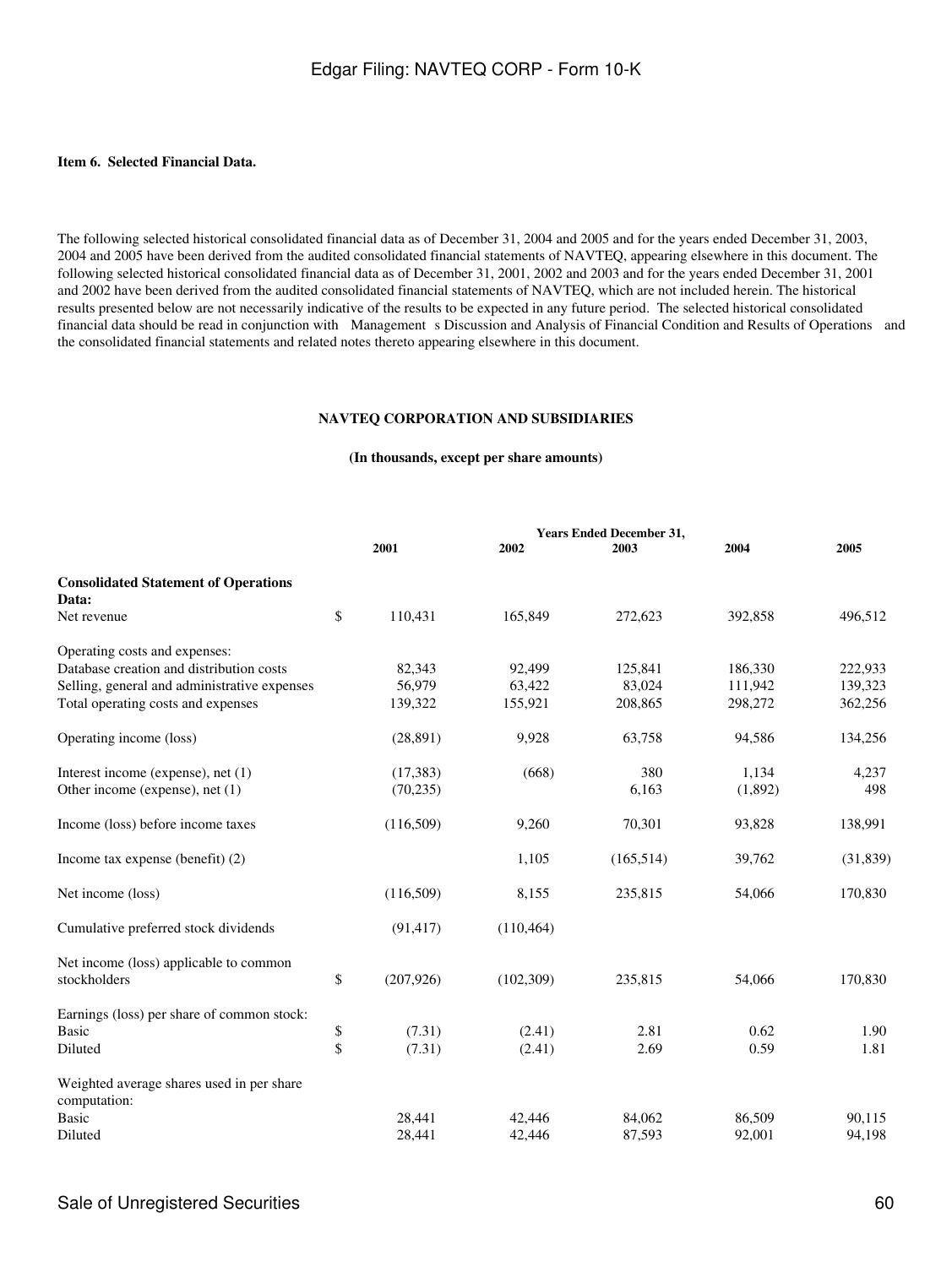**Item 6. Selected Financial Data.**

The following selected historical consolidated financial data as of December 31, 2004 and 2005 and for the years ended December 31, 2003, 2004 and 2005 have been derived from the audited consolidated financial statements of NAVTEQ, appearing elsewhere in this document. The following selected historical consolidated financial data as of December 31, 2001, 2002 and 2003 and for the years ended December 31, 2001 and 2002 have been derived from the audited consolidated financial statements of NAVTEQ, which are not included herein. The historical results presented below are not necessarily indicative of the results to be expected in any future period. The selected historical consolidated financial data should be read in conjunction with Management s Discussion and Analysis of Financial Condition and Results of Operations and the consolidated financial statements and related notes thereto appearing elsewhere in this document.

**NAVTEQ CORPORATION AND SUBSIDIARIES**

**(In thousands, except per share amounts)**

| | Years Ended December 31, | | | | |
|---|---|---|---|---|---|
| | 2001 | 2002 | 2003 | 2004 | 2005 |
| **Consolidated Statement of Operations Data:** | | | | | |
| Net revenue | $ 110,431 | 165,849 | 272,623 | 392,858 | 496,512 |
| Operating costs and expenses: | | | | | |
| Database creation and distribution costs | 82,343 | 92,499 | 125,841 | 186,330 | 222,933 |
| Selling, general and administrative expenses | 56,979 | 63,422 | 83,024 | 111,942 | 139,323 |
| Total operating costs and expenses | 139,322 | 155,921 | 208,865 | 298,272 | 362,256 |
| Operating income (loss) | (28,891) | 9,928 | 63,758 | 94,586 | 134,256 |
| Interest income (expense), net (1) | (17,383) | (668) | 380 | 1,134 | 4,237 |
| Other income (expense), net (1) | (70,235) | | 6,163 | (1,892) | 498 |
| Income (loss) before income taxes | (116,509) | 9,260 | 70,301 | 93,828 | 138,991 |
| Income tax expense (benefit) (2) | | 1,105 | (165,514) | 39,762 | (31,839) |
| Net income (loss) | (116,509) | 8,155 | 235,815 | 54,066 | 170,830 |
| Cumulative preferred stock dividends | (91,417) | (110,464) | | | |
| Net income (loss) applicable to common stockholders | $ (207,926) | (102,309) | 235,815 | 54,066 | 170,830 |
| Earnings (loss) per share of common stock: | | | | | |
| Basic | $ (7.31) | (2.41) | 2.81 | 0.62 | 1.90 |
| Diluted | $ (7.31) | (2.41) | 2.69 | 0.59 | 1.81 |
| Weighted average shares used in per share computation: | | | | | |
| Basic | 28,441 | 42,446 | 84,062 | 86,509 | 90,115 |
| Diluted | 28,441 | 42,446 | 87,593 | 92,001 | 94,198 |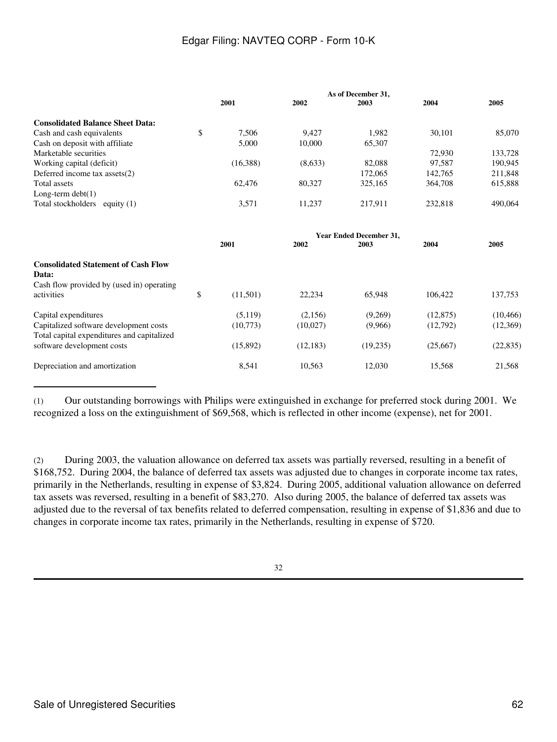| | As of December 31, | | | | |
|---|---|---|---|---|---|
| | 2001 | 2002 | 2003 | 2004 | 2005 |
| **Consolidated Balance Sheet Data:** | | | | | |
| Cash and cash equivalents | $ 7,506 | 9,427 | 1,982 | 30,101 | 85,070 |
| Cash on deposit with affiliate | 5,000 | 10,000 | 65,307 | | |
| Marketable securities | | | | 72,930 | 133,728 |
| Working capital (deficit) | (16,388) | (8,633) | 82,088 | 97,587 | 190,945 |
| Deferred income tax assets(2) | | | 172,065 | 142,765 | 211,848 |
| Total assets | 62,476 | 80,327 | 325,165 | 364,708 | 615,888 |
| Long-term debt(1) | | | | | |
| Total stockholders equity (1) | 3,571 | 11,237 | 217,911 | 232,818 | 490,064 |

| | Year Ended December 31, | | | | |
|---|---|---|---|---|---|
| | 2001 | 2002 | 2003 | 2004 | 2005 |
| **Consolidated Statement of Cash Flow Data:** | | | | | |
| Cash flow provided by (used in) operating activities | $ (11,501) | 22,234 | 65,948 | 106,422 | 137,753 |
| Capital expenditures | (5,119) | (2,156) | (9,269) | (12,875) | (10,466) |
| Capitalized software development costs | (10,773) | (10,027) | (9,966) | (12,792) | (12,369) |
| Total capital expenditures and capitalized software development costs | (15,892) | (12,183) | (19,235) | (25,667) | (22,835) |
| Depreciation and amortization | 8,541 | 10,563 | 12,030 | 15,568 | 21,568 |

(1) Our outstanding borrowings with Philips were extinguished in exchange for preferred stock during 2001. We recognized a loss on the extinguishment of $69,568, which is reflected in other income (expense), net for 2001.

(2) During 2003, the valuation allowance on deferred tax assets was partially reversed, resulting in a benefit of $168,752. During 2004, the balance of deferred tax assets was adjusted due to changes in corporate income tax rates, primarily in the Netherlands, resulting in expense of $3,824. During 2005, additional valuation allowance on deferred tax assets was reversed, resulting in a benefit of $83,270. Also during 2005, the balance of deferred tax assets was adjusted due to the reversal of tax benefits related to deferred compensation, resulting in expense of $1,836 and due to changes in corporate income tax rates, primarily in the Netherlands, resulting in expense of $720.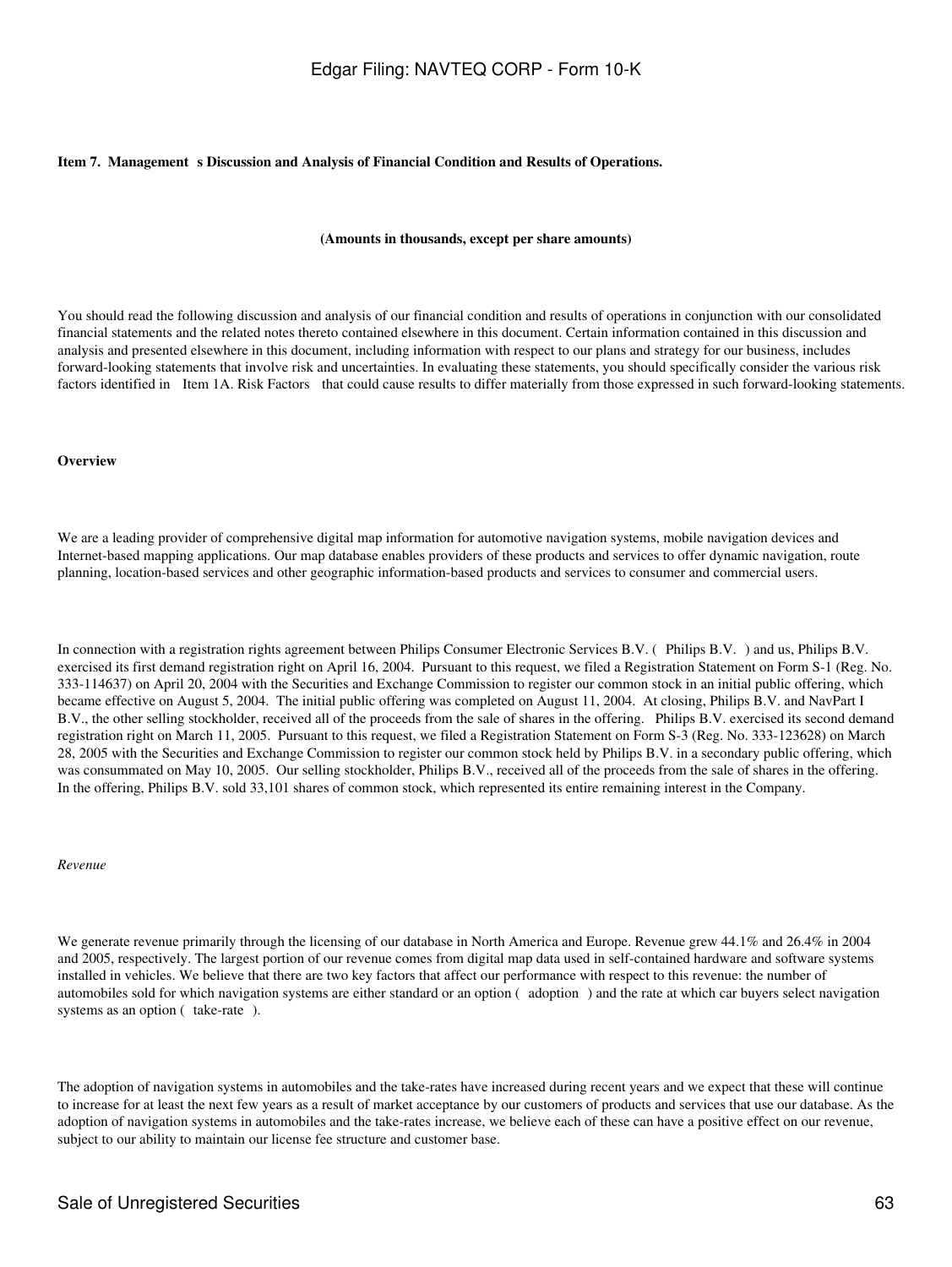**Item 7. Management s Discussion and Analysis of Financial Condition and Results of Operations.**

**(Amounts in thousands, except per share amounts)**

You should read the following discussion and analysis of our financial condition and results of operations in conjunction with our consolidated financial statements and the related notes thereto contained elsewhere in this document. Certain information contained in this discussion and analysis and presented elsewhere in this document, including information with respect to our plans and strategy for our business, includes forward-looking statements that involve risk and uncertainties. In evaluating these statements, you should specifically consider the various risk factors identified in Item 1A. Risk Factors that could cause results to differ materially from those expressed in such forward-looking statements.

**Overview**

We are a leading provider of comprehensive digital map information for automotive navigation systems, mobile navigation devices and Internet-based mapping applications. Our map database enables providers of these products and services to offer dynamic navigation, route planning, location-based services and other geographic information-based products and services to consumer and commercial users.

In connection with a registration rights agreement between Philips Consumer Electronic Services B.V. ( Philips B.V. ) and us, Philips B.V. exercised its first demand registration right on April 16, 2004. Pursuant to this request, we filed a Registration Statement on Form S-1 (Reg. No. 333-114637) on April 20, 2004 with the Securities and Exchange Commission to register our common stock in an initial public offering, which became effective on August 5, 2004. The initial public offering was completed on August 11, 2004. At closing, Philips B.V. and NavPart I B.V., the other selling stockholder, received all of the proceeds from the sale of shares in the offering. Philips B.V. exercised its second demand registration right on March 11, 2005. Pursuant to this request, we filed a Registration Statement on Form S-3 (Reg. No. 333-123628) on March 28, 2005 with the Securities and Exchange Commission to register our common stock held by Philips B.V. in a secondary public offering, which was consummated on May 10, 2005. Our selling stockholder, Philips B.V., received all of the proceeds from the sale of shares in the offering. In the offering, Philips B.V. sold 33,101 shares of common stock, which represented its entire remaining interest in the Company.

*Revenue*

We generate revenue primarily through the licensing of our database in North America and Europe. Revenue grew 44.1% and 26.4% in 2004 and 2005, respectively. The largest portion of our revenue comes from digital map data used in self-contained hardware and software systems installed in vehicles. We believe that there are two key factors that affect our performance with respect to this revenue: the number of automobiles sold for which navigation systems are either standard or an option ( adoption ) and the rate at which car buyers select navigation systems as an option ( take-rate ).

The adoption of navigation systems in automobiles and the take-rates have increased during recent years and we expect that these will continue to increase for at least the next few years as a result of market acceptance by our customers of products and services that use our database. As the adoption of navigation systems in automobiles and the take-rates increase, we believe each of these can have a positive effect on our revenue, subject to our ability to maintain our license fee structure and customer base.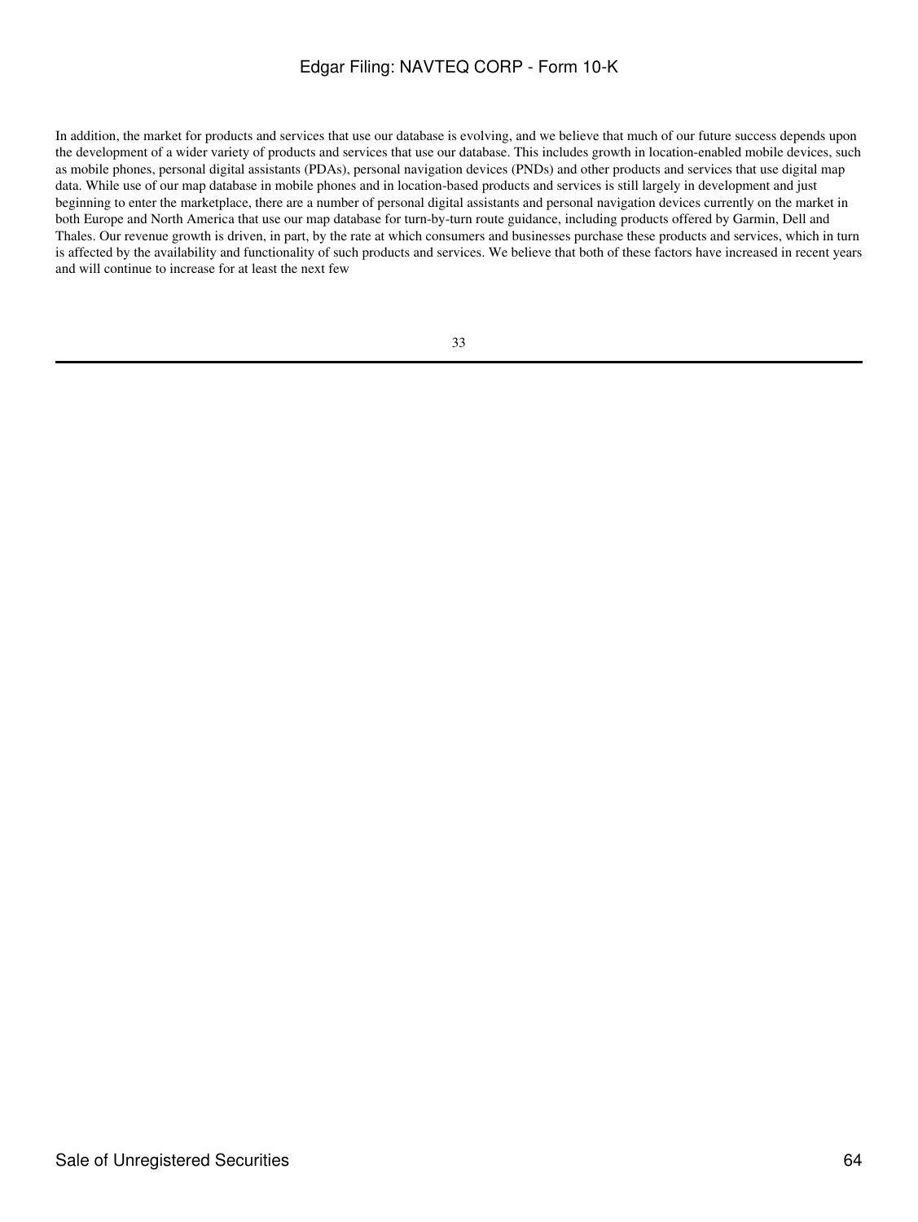In addition, the market for products and services that use our database is evolving, and we believe that much of our future success depends upon the development of a wider variety of products and services that use our database. This includes growth in location-enabled mobile devices, such as mobile phones, personal digital assistants (PDAs), personal navigation devices (PNDs) and other products and services that use digital map data. While use of our map database in mobile phones and in location-based products and services is still largely in development and just beginning to enter the marketplace, there are a number of personal digital assistants and personal navigation devices currently on the market in both Europe and North America that use our map database for turn-by-turn route guidance, including products offered by Garmin, Dell and Thales. Our revenue growth is driven, in part, by the rate at which consumers and businesses purchase these products and services, which in turn is affected by the availability and functionality of such products and services. We believe that both of these factors have increased in recent years and will continue to increase for at least the next few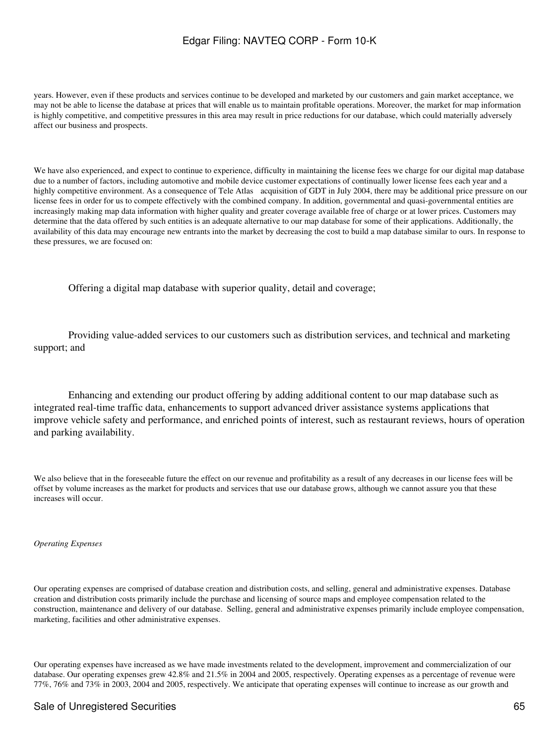years. However, even if these products and services continue to be developed and marketed by our customers and gain market acceptance, we may not be able to license the database at prices that will enable us to maintain profitable operations. Moreover, the market for map information is highly competitive, and competitive pressures in this area may result in price reductions for our database, which could materially adversely affect our business and prospects.

We have also experienced, and expect to continue to experience, difficulty in maintaining the license fees we charge for our digital map database due to a number of factors, including automotive and mobile device customer expectations of continually lower license fees each year and a highly competitive environment. As a consequence of Tele Atlas acquisition of GDT in July 2004, there may be additional price pressure on our license fees in order for us to compete effectively with the combined company. In addition, governmental and quasi-governmental entities are increasingly making map data information with higher quality and greater coverage available free of charge or at lower prices. Customers may determine that the data offered by such entities is an adequate alternative to our map database for some of their applications. Additionally, the availability of this data may encourage new entrants into the market by decreasing the cost to build a map database similar to ours. In response to these pressures, we are focused on:

- Offering a digital map database with superior quality, detail and coverage;
- Providing value-added services to our customers such as distribution services, and technical and marketing support; and
- Enhancing and extending our product offering by adding additional content to our map database such as integrated real-time traffic data, enhancements to support advanced driver assistance systems applications that improve vehicle safety and performance, and enriched points of interest, such as restaurant reviews, hours of operation and parking availability.

We also believe that in the foreseeable future the effect on our revenue and profitability as a result of any decreases in our license fees will be offset by volume increases as the market for products and services that use our database grows, although we cannot assure you that these increases will occur.

*Operating Expenses*

Our operating expenses are comprised of database creation and distribution costs, and selling, general and administrative expenses. Database creation and distribution costs primarily include the purchase and licensing of source maps and employee compensation related to the construction, maintenance and delivery of our database. Selling, general and administrative expenses primarily include employee compensation, marketing, facilities and other administrative expenses.

Our operating expenses have increased as we have made investments related to the development, improvement and commercialization of our database. Our operating expenses grew 42.8% and 21.5% in 2004 and 2005, respectively. Operating expenses as a percentage of revenue were 77%, 76% and 73% in 2003, 2004 and 2005, respectively. We anticipate that operating expenses will continue to increase as our growth and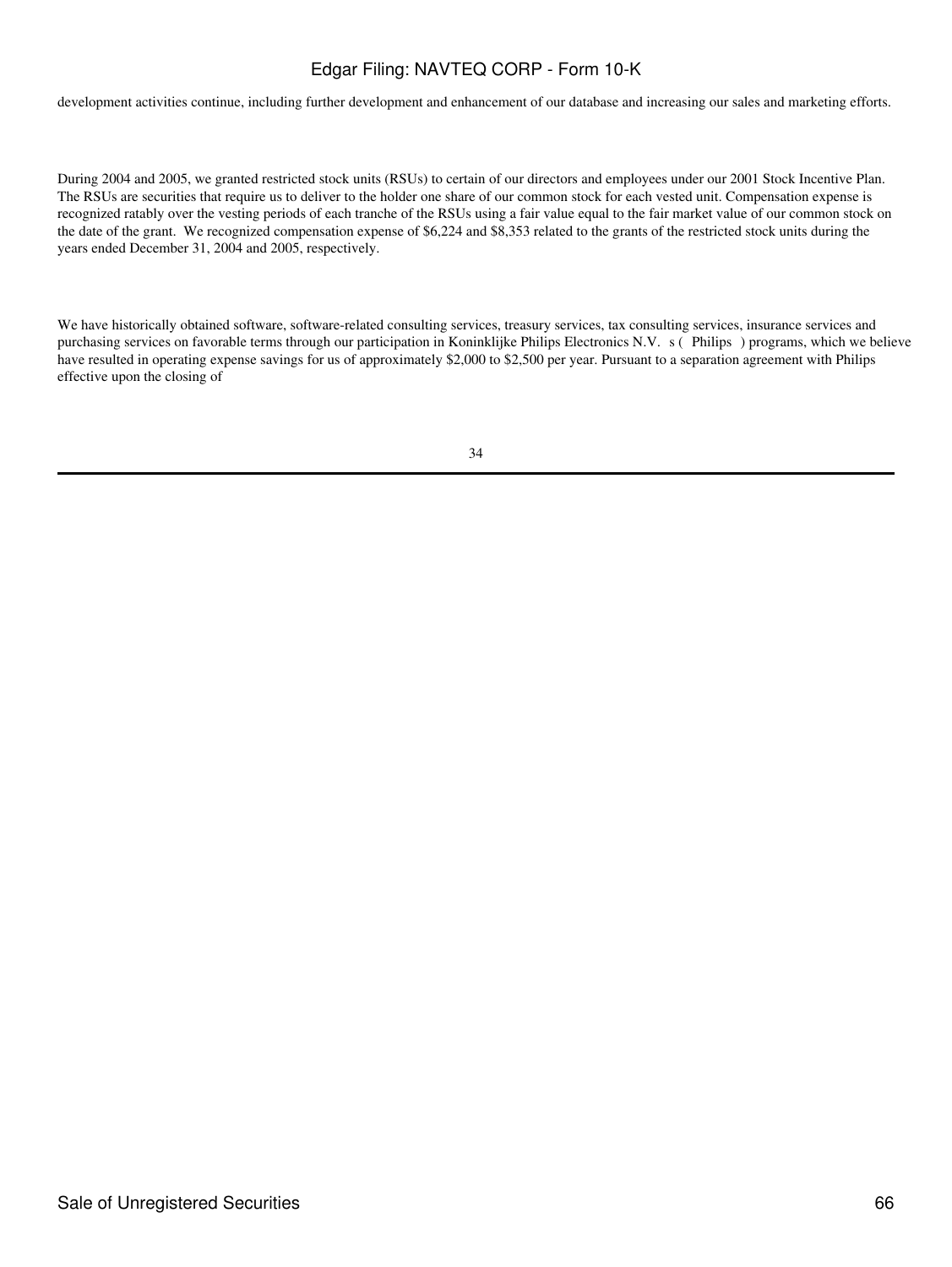development activities continue, including further development and enhancement of our database and increasing our sales and marketing efforts.

During 2004 and 2005, we granted restricted stock units (RSUs) to certain of our directors and employees under our 2001 Stock Incentive Plan. The RSUs are securities that require us to deliver to the holder one share of our common stock for each vested unit. Compensation expense is recognized ratably over the vesting periods of each tranche of the RSUs using a fair value equal to the fair market value of our common stock on the date of the grant. We recognized compensation expense of $6,224 and $8,353 related to the grants of the restricted stock units during the years ended December 31, 2004 and 2005, respectively.

We have historically obtained software, software-related consulting services, treasury services, tax consulting services, insurance services and purchasing services on favorable terms through our participation in Koninklijke Philips Electronics N.V. s ( Philips ) programs, which we believe have resulted in operating expense savings for us of approximately $2,000 to $2,500 per year. Pursuant to a separation agreement with Philips effective upon the closing of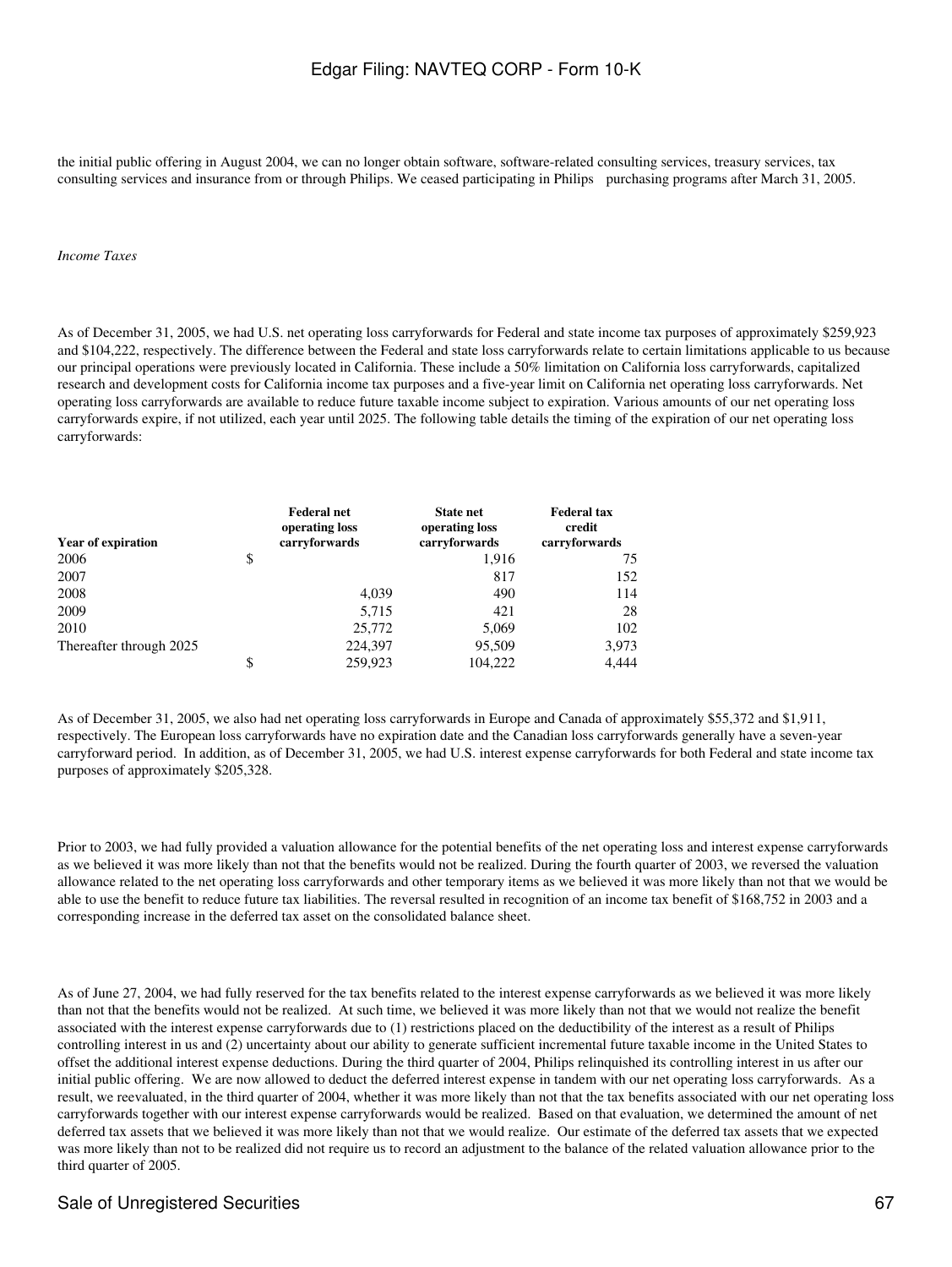the initial public offering in August 2004, we can no longer obtain software, software-related consulting services, treasury services, tax consulting services and insurance from or through Philips. We ceased participating in Philips purchasing programs after March 31, 2005.

*Income Taxes*

As of December 31, 2005, we had U.S. net operating loss carryforwards for Federal and state income tax purposes of approximately $259,923 and $104,222, respectively. The difference between the Federal and state loss carryforwards relate to certain limitations applicable to us because our principal operations were previously located in California. These include a 50% limitation on California loss carryforwards, capitalized research and development costs for California income tax purposes and a five-year limit on California net operating loss carryforwards. Net operating loss carryforwards are available to reduce future taxable income subject to expiration. Various amounts of our net operating loss carryforwards expire, if not utilized, each year until 2025. The following table details the timing of the expiration of our net operating loss carryforwards:

| Year of expiration | Federal net operating loss carryforwards | State net operating loss carryforwards | Federal tax credit carryforwards |
|---|---|---|---|
| 2006 | $ | 1,916 | 75 |
| 2007 | | 817 | 152 |
| 2008 | 4,039 | 490 | 114 |
| 2009 | 5,715 | 421 | 28 |
| 2010 | 25,772 | 5,069 | 102 |
| Thereafter through 2025 | 224,397 | 95,509 | 3,973 |
| | $ 259,923 | 104,222 | 4,444 |

As of December 31, 2005, we also had net operating loss carryforwards in Europe and Canada of approximately $55,372 and $1,911, respectively. The European loss carryforwards have no expiration date and the Canadian loss carryforwards generally have a seven-year carryforward period. In addition, as of December 31, 2005, we had U.S. interest expense carryforwards for both Federal and state income tax purposes of approximately $205,328.

Prior to 2003, we had fully provided a valuation allowance for the potential benefits of the net operating loss and interest expense carryforwards as we believed it was more likely than not that the benefits would not be realized. During the fourth quarter of 2003, we reversed the valuation allowance related to the net operating loss carryforwards and other temporary items as we believed it was more likely than not that we would be able to use the benefit to reduce future tax liabilities. The reversal resulted in recognition of an income tax benefit of $168,752 in 2003 and a corresponding increase in the deferred tax asset on the consolidated balance sheet.

As of June 27, 2004, we had fully reserved for the tax benefits related to the interest expense carryforwards as we believed it was more likely than not that the benefits would not be realized. At such time, we believed it was more likely than not that we would not realize the benefit associated with the interest expense carryforwards due to (1) restrictions placed on the deductibility of the interest as a result of Philips controlling interest in us and (2) uncertainty about our ability to generate sufficient incremental future taxable income in the United States to offset the additional interest expense deductions. During the third quarter of 2004, Philips relinquished its controlling interest in us after our initial public offering. We are now allowed to deduct the deferred interest expense in tandem with our net operating loss carryforwards. As a result, we reevaluated, in the third quarter of 2004, whether it was more likely than not that the tax benefits associated with our net operating loss carryforwards together with our interest expense carryforwards would be realized. Based on that evaluation, we determined the amount of net deferred tax assets that we believed it was more likely than not that we would realize. Our estimate of the deferred tax assets that we expected was more likely than not to be realized did not require us to record an adjustment to the balance of the related valuation allowance prior to the third quarter of 2005.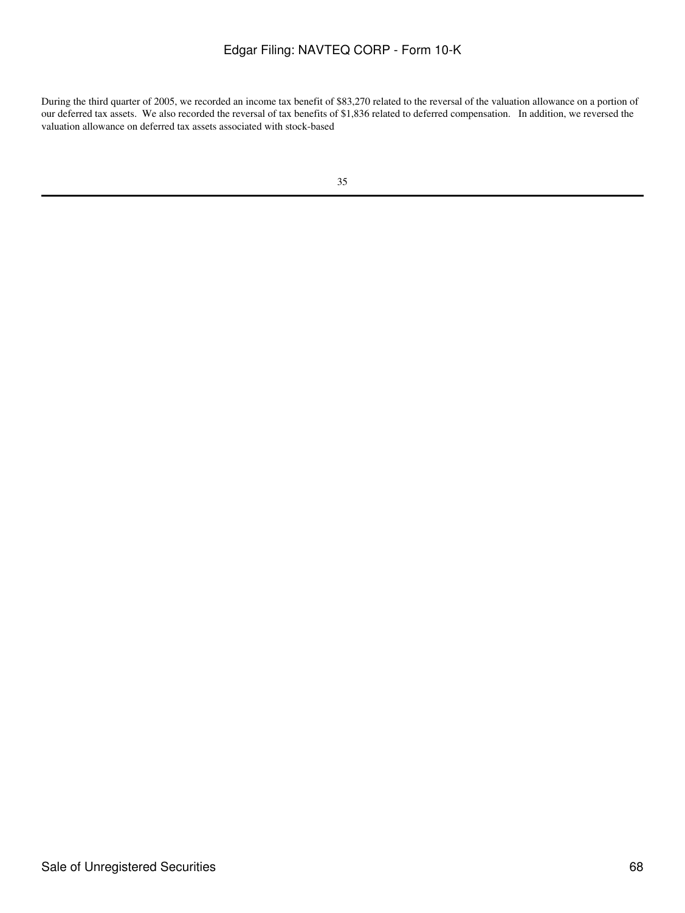During the third quarter of 2005, we recorded an income tax benefit of $83,270 related to the reversal of the valuation allowance on a portion of our deferred tax assets. We also recorded the reversal of tax benefits of $1,836 related to deferred compensation. In addition, we reversed the valuation allowance on deferred tax assets associated with stock-based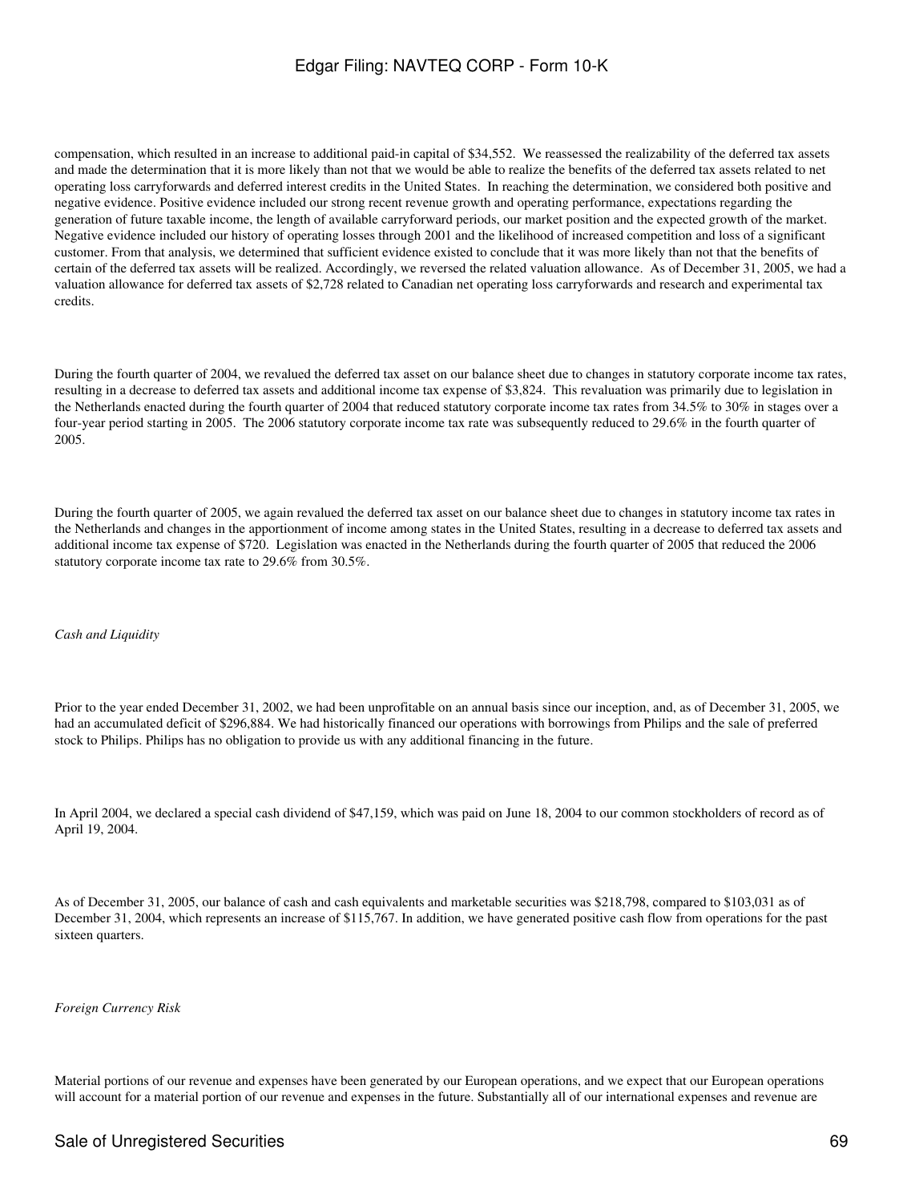compensation, which resulted in an increase to additional paid-in capital of $34,552. We reassessed the realizability of the deferred tax assets and made the determination that it is more likely than not that we would be able to realize the benefits of the deferred tax assets related to net operating loss carryforwards and deferred interest credits in the United States. In reaching the determination, we considered both positive and negative evidence. Positive evidence included our strong recent revenue growth and operating performance, expectations regarding the generation of future taxable income, the length of available carryforward periods, our market position and the expected growth of the market. Negative evidence included our history of operating losses through 2001 and the likelihood of increased competition and loss of a significant customer. From that analysis, we determined that sufficient evidence existed to conclude that it was more likely than not that the benefits of certain of the deferred tax assets will be realized. Accordingly, we reversed the related valuation allowance. As of December 31, 2005, we had a valuation allowance for deferred tax assets of $2,728 related to Canadian net operating loss carryforwards and research and experimental tax credits.

During the fourth quarter of 2004, we revalued the deferred tax asset on our balance sheet due to changes in statutory corporate income tax rates, resulting in a decrease to deferred tax assets and additional income tax expense of $3,824. This revaluation was primarily due to legislation in the Netherlands enacted during the fourth quarter of 2004 that reduced statutory corporate income tax rates from 34.5% to 30% in stages over a four-year period starting in 2005. The 2006 statutory corporate income tax rate was subsequently reduced to 29.6% in the fourth quarter of 2005.

During the fourth quarter of 2005, we again revalued the deferred tax asset on our balance sheet due to changes in statutory income tax rates in the Netherlands and changes in the apportionment of income among states in the United States, resulting in a decrease to deferred tax assets and additional income tax expense of $720. Legislation was enacted in the Netherlands during the fourth quarter of 2005 that reduced the 2006 statutory corporate income tax rate to 29.6% from 30.5%.

*Cash and Liquidity*

Prior to the year ended December 31, 2002, we had been unprofitable on an annual basis since our inception, and, as of December 31, 2005, we had an accumulated deficit of $296,884. We had historically financed our operations with borrowings from Philips and the sale of preferred stock to Philips. Philips has no obligation to provide us with any additional financing in the future.

In April 2004, we declared a special cash dividend of $47,159, which was paid on June 18, 2004 to our common stockholders of record as of April 19, 2004.

As of December 31, 2005, our balance of cash and cash equivalents and marketable securities was $218,798, compared to $103,031 as of December 31, 2004, which represents an increase of $115,767. In addition, we have generated positive cash flow from operations for the past sixteen quarters.

*Foreign Currency Risk*

Material portions of our revenue and expenses have been generated by our European operations, and we expect that our European operations will account for a material portion of our revenue and expenses in the future. Substantially all of our international expenses and revenue are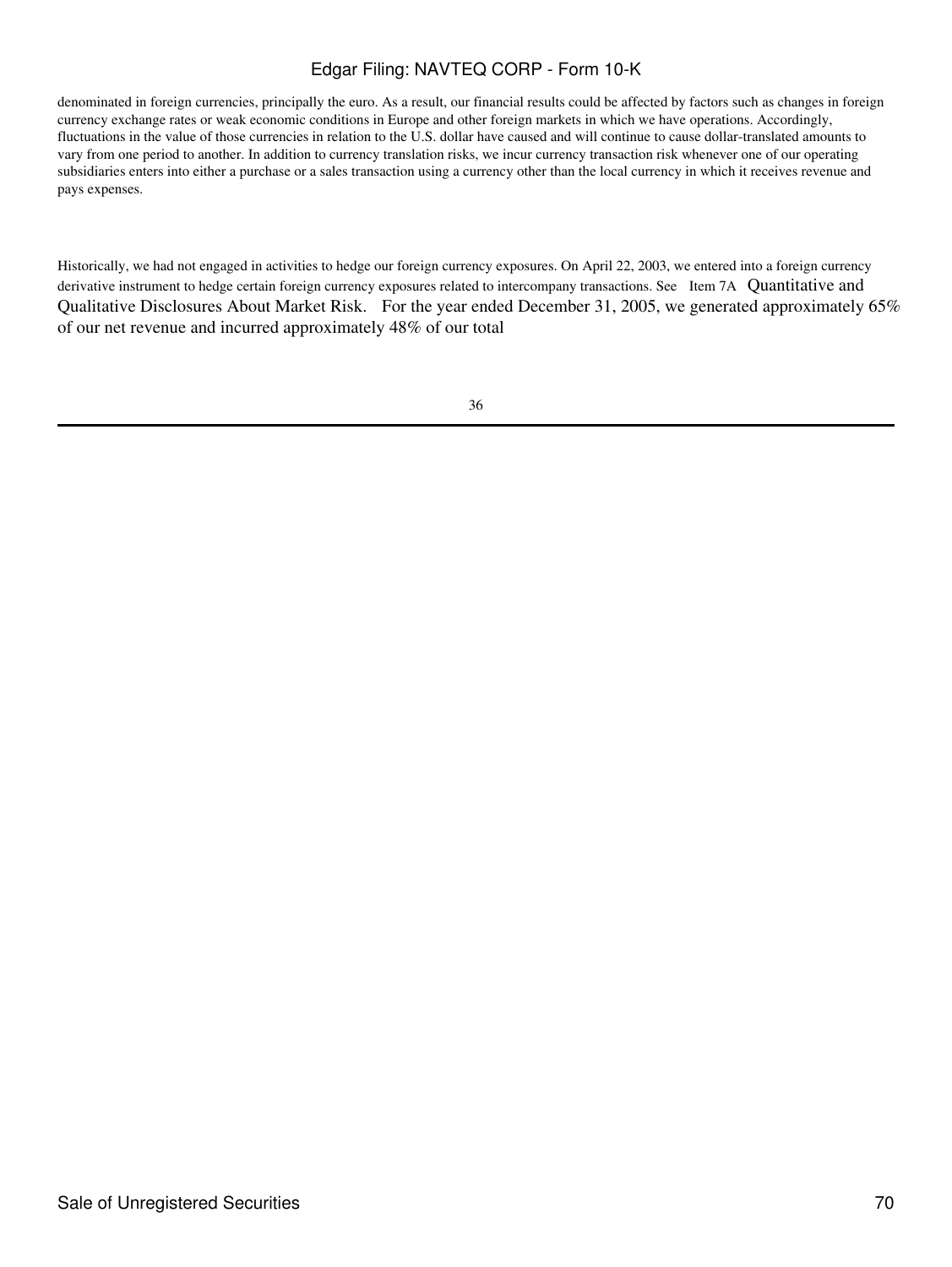denominated in foreign currencies, principally the euro. As a result, our financial results could be affected by factors such as changes in foreign currency exchange rates or weak economic conditions in Europe and other foreign markets in which we have operations. Accordingly, fluctuations in the value of those currencies in relation to the U.S. dollar have caused and will continue to cause dollar-translated amounts to vary from one period to another. In addition to currency translation risks, we incur currency transaction risk whenever one of our operating subsidiaries enters into either a purchase or a sales transaction using a currency other than the local currency in which it receives revenue and pays expenses.

Historically, we had not engaged in activities to hedge our foreign currency exposures. On April 22, 2003, we entered into a foreign currency derivative instrument to hedge certain foreign currency exposures related to intercompany transactions. See Item 7A Quantitative and Qualitative Disclosures About Market Risk. For the year ended December 31, 2005, we generated approximately 65% of our net revenue and incurred approximately 48% of our total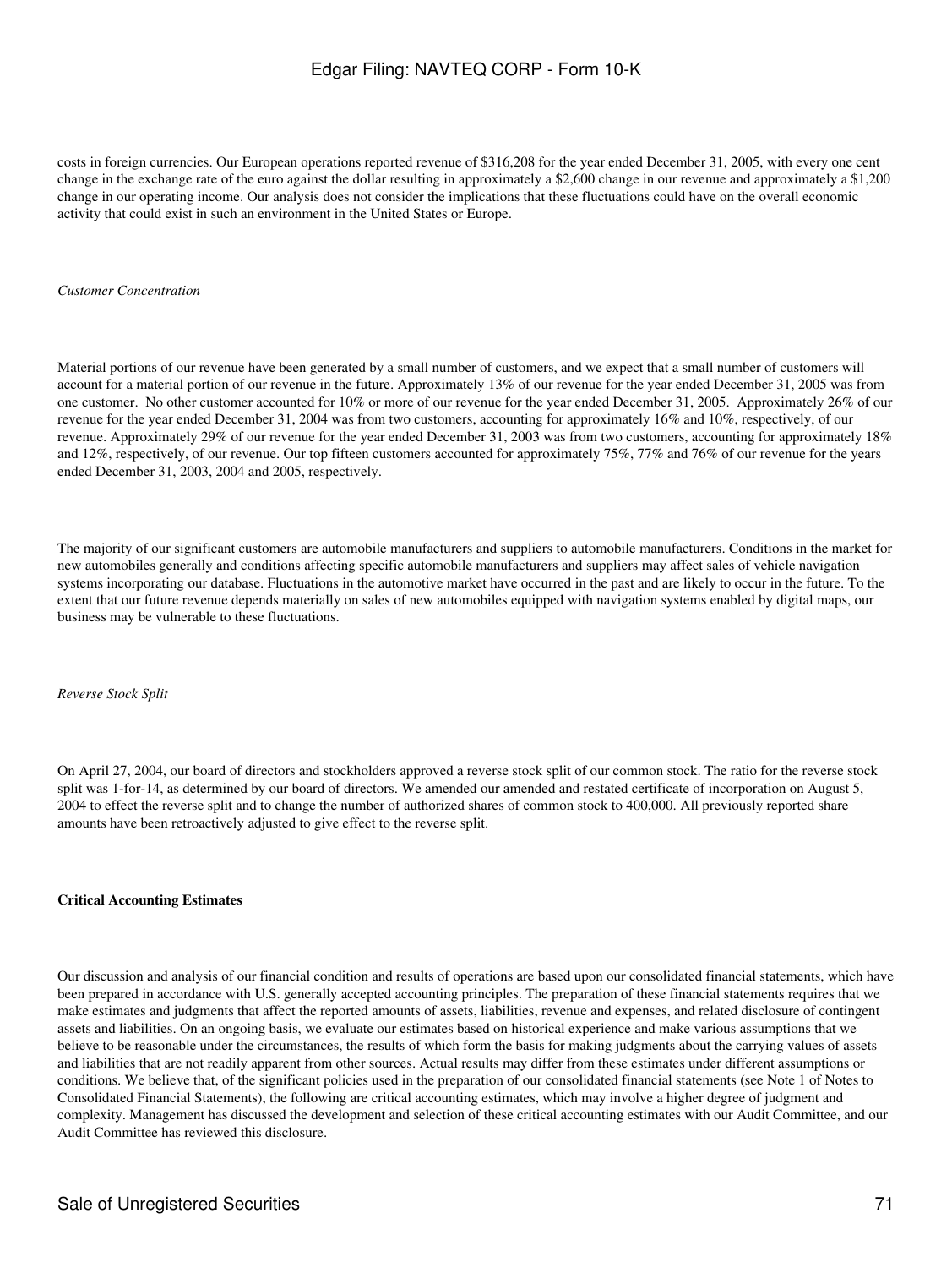costs in foreign currencies. Our European operations reported revenue of $316,208 for the year ended December 31, 2005, with every one cent change in the exchange rate of the euro against the dollar resulting in approximately a $2,600 change in our revenue and approximately a $1,200 change in our operating income. Our analysis does not consider the implications that these fluctuations could have on the overall economic activity that could exist in such an environment in the United States or Europe.

*Customer Concentration*

Material portions of our revenue have been generated by a small number of customers, and we expect that a small number of customers will account for a material portion of our revenue in the future. Approximately 13% of our revenue for the year ended December 31, 2005 was from one customer. No other customer accounted for 10% or more of our revenue for the year ended December 31, 2005. Approximately 26% of our revenue for the year ended December 31, 2004 was from two customers, accounting for approximately 16% and 10%, respectively, of our revenue. Approximately 29% of our revenue for the year ended December 31, 2003 was from two customers, accounting for approximately 18% and 12%, respectively, of our revenue. Our top fifteen customers accounted for approximately 75%, 77% and 76% of our revenue for the years ended December 31, 2003, 2004 and 2005, respectively.

The majority of our significant customers are automobile manufacturers and suppliers to automobile manufacturers. Conditions in the market for new automobiles generally and conditions affecting specific automobile manufacturers and suppliers may affect sales of vehicle navigation systems incorporating our database. Fluctuations in the automotive market have occurred in the past and are likely to occur in the future. To the extent that our future revenue depends materially on sales of new automobiles equipped with navigation systems enabled by digital maps, our business may be vulnerable to these fluctuations.

*Reverse Stock Split*

On April 27, 2004, our board of directors and stockholders approved a reverse stock split of our common stock. The ratio for the reverse stock split was 1-for-14, as determined by our board of directors. We amended our amended and restated certificate of incorporation on August 5, 2004 to effect the reverse split and to change the number of authorized shares of common stock to 400,000. All previously reported share amounts have been retroactively adjusted to give effect to the reverse split.

**Critical Accounting Estimates**

Our discussion and analysis of our financial condition and results of operations are based upon our consolidated financial statements, which have been prepared in accordance with U.S. generally accepted accounting principles. The preparation of these financial statements requires that we make estimates and judgments that affect the reported amounts of assets, liabilities, revenue and expenses, and related disclosure of contingent assets and liabilities. On an ongoing basis, we evaluate our estimates based on historical experience and make various assumptions that we believe to be reasonable under the circumstances, the results of which form the basis for making judgments about the carrying values of assets and liabilities that are not readily apparent from other sources. Actual results may differ from these estimates under different assumptions or conditions. We believe that, of the significant policies used in the preparation of our consolidated financial statements (see Note 1 of Notes to Consolidated Financial Statements), the following are critical accounting estimates, which may involve a higher degree of judgment and complexity. Management has discussed the development and selection of these critical accounting estimates with our Audit Committee, and our Audit Committee has reviewed this disclosure.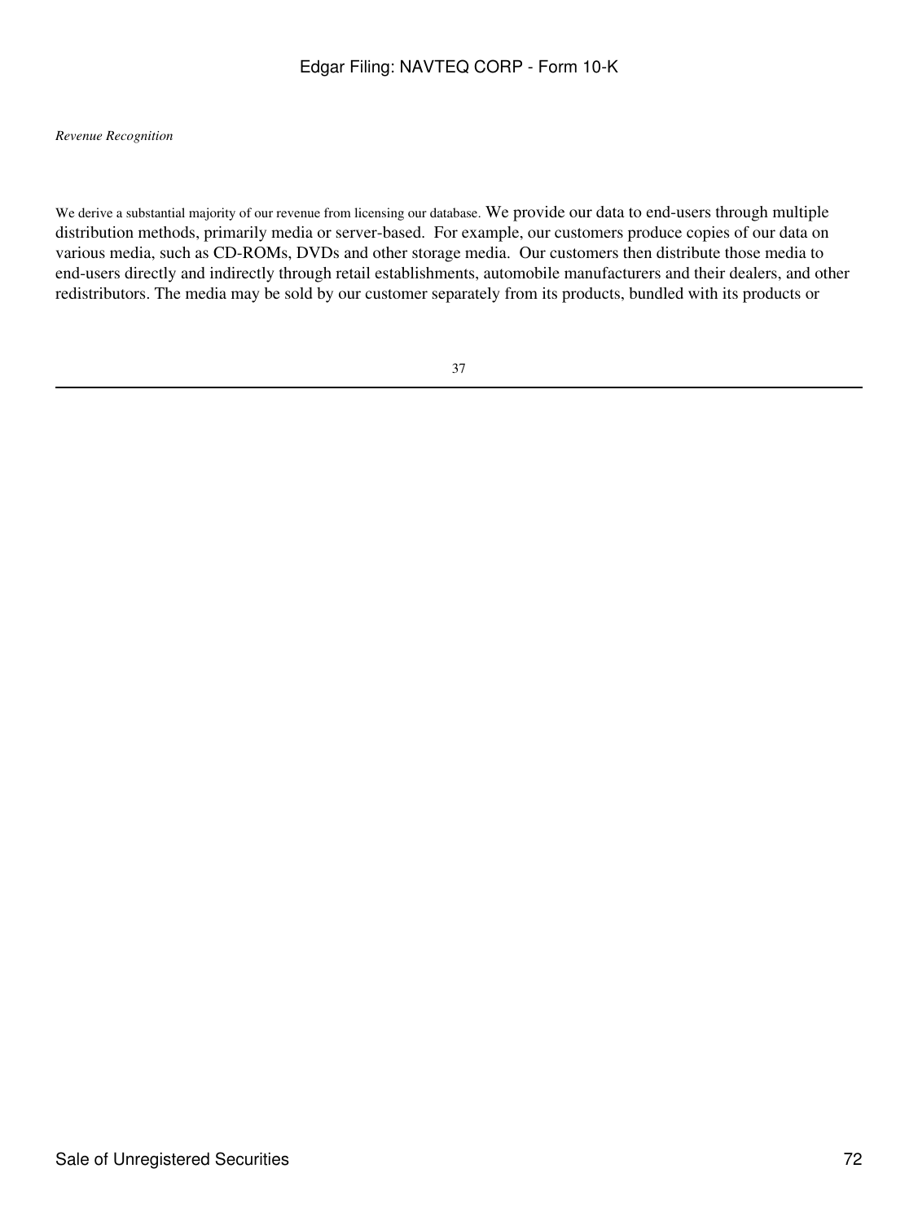*Revenue Recognition*

We derive a substantial majority of our revenue from licensing our database. We provide our data to end-users through multiple distribution methods, primarily media or server-based. For example, our customers produce copies of our data on various media, such as CD-ROMs, DVDs and other storage media. Our customers then distribute those media to end-users directly and indirectly through retail establishments, automobile manufacturers and their dealers, and other redistributors. The media may be sold by our customer separately from its products, bundled with its products or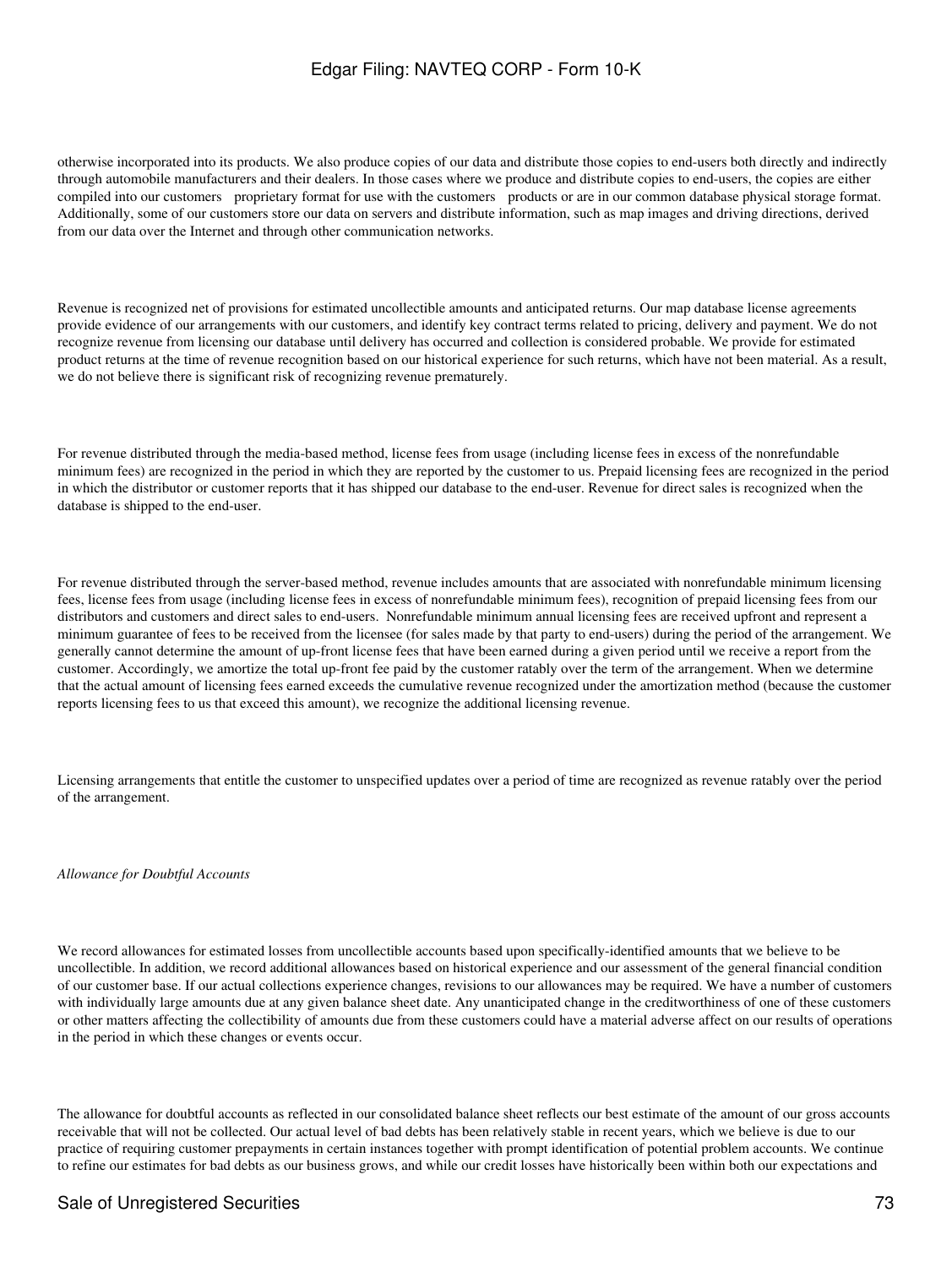otherwise incorporated into its products. We also produce copies of our data and distribute those copies to end-users both directly and indirectly through automobile manufacturers and their dealers. In those cases where we produce and distribute copies to end-users, the copies are either compiled into our customers proprietary format for use with the customers products or are in our common database physical storage format. Additionally, some of our customers store our data on servers and distribute information, such as map images and driving directions, derived from our data over the Internet and through other communication networks.

Revenue is recognized net of provisions for estimated uncollectible amounts and anticipated returns. Our map database license agreements provide evidence of our arrangements with our customers, and identify key contract terms related to pricing, delivery and payment. We do not recognize revenue from licensing our database until delivery has occurred and collection is considered probable. We provide for estimated product returns at the time of revenue recognition based on our historical experience for such returns, which have not been material. As a result, we do not believe there is significant risk of recognizing revenue prematurely.

For revenue distributed through the media-based method, license fees from usage (including license fees in excess of the nonrefundable minimum fees) are recognized in the period in which they are reported by the customer to us. Prepaid licensing fees are recognized in the period in which the distributor or customer reports that it has shipped our database to the end-user. Revenue for direct sales is recognized when the database is shipped to the end-user.

For revenue distributed through the server-based method, revenue includes amounts that are associated with nonrefundable minimum licensing fees, license fees from usage (including license fees in excess of nonrefundable minimum fees), recognition of prepaid licensing fees from our distributors and customers and direct sales to end-users. Nonrefundable minimum annual licensing fees are received upfront and represent a minimum guarantee of fees to be received from the licensee (for sales made by that party to end-users) during the period of the arrangement. We generally cannot determine the amount of up-front license fees that have been earned during a given period until we receive a report from the customer. Accordingly, we amortize the total up-front fee paid by the customer ratably over the term of the arrangement. When we determine that the actual amount of licensing fees earned exceeds the cumulative revenue recognized under the amortization method (because the customer reports licensing fees to us that exceed this amount), we recognize the additional licensing revenue.

Licensing arrangements that entitle the customer to unspecified updates over a period of time are recognized as revenue ratably over the period of the arrangement.

*Allowance for Doubtful Accounts*

We record allowances for estimated losses from uncollectible accounts based upon specifically-identified amounts that we believe to be uncollectible. In addition, we record additional allowances based on historical experience and our assessment of the general financial condition of our customer base. If our actual collections experience changes, revisions to our allowances may be required. We have a number of customers with individually large amounts due at any given balance sheet date. Any unanticipated change in the creditworthiness of one of these customers or other matters affecting the collectibility of amounts due from these customers could have a material adverse affect on our results of operations in the period in which these changes or events occur.

The allowance for doubtful accounts as reflected in our consolidated balance sheet reflects our best estimate of the amount of our gross accounts receivable that will not be collected. Our actual level of bad debts has been relatively stable in recent years, which we believe is due to our practice of requiring customer prepayments in certain instances together with prompt identification of potential problem accounts. We continue to refine our estimates for bad debts as our business grows, and while our credit losses have historically been within both our expectations and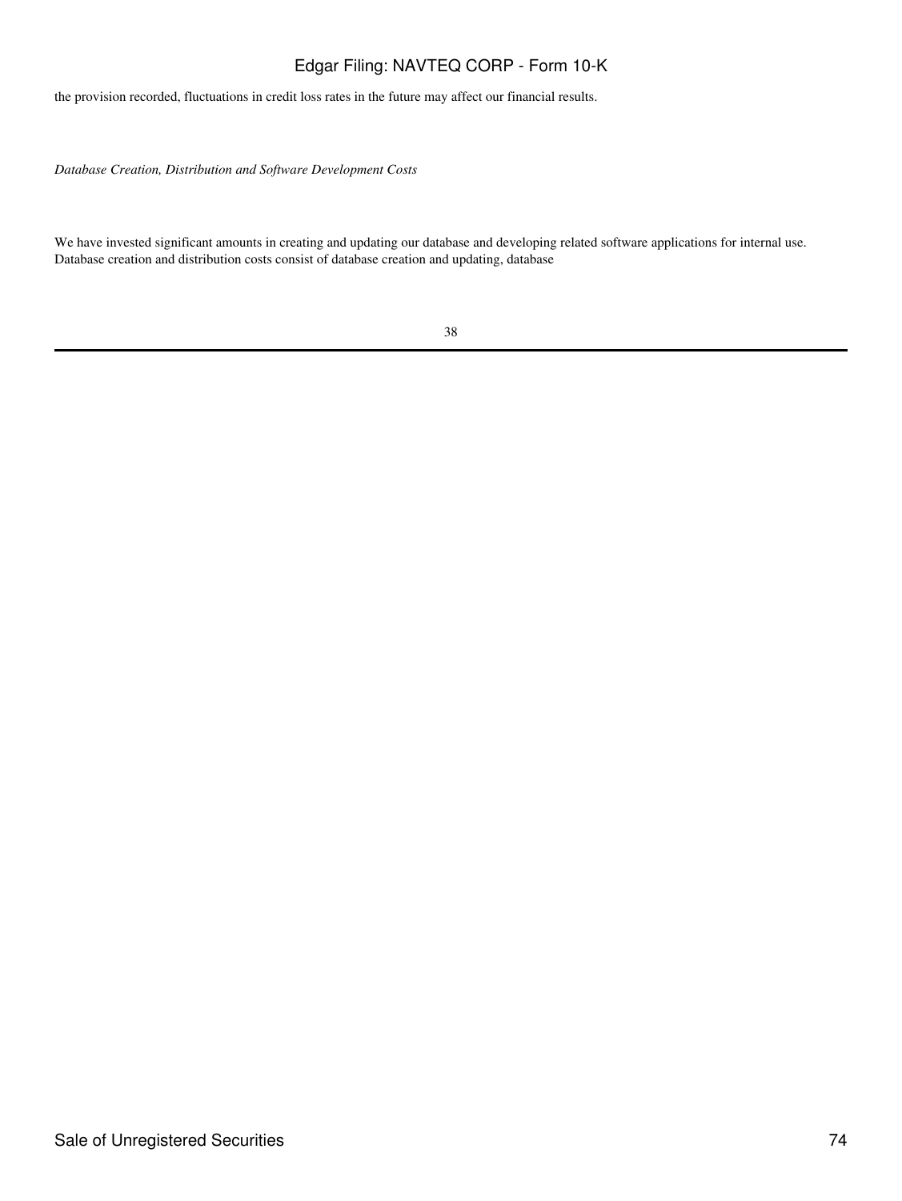the provision recorded, fluctuations in credit loss rates in the future may affect our financial results.

*Database Creation, Distribution and Software Development Costs*

We have invested significant amounts in creating and updating our database and developing related software applications for internal use. Database creation and distribution costs consist of database creation and updating, database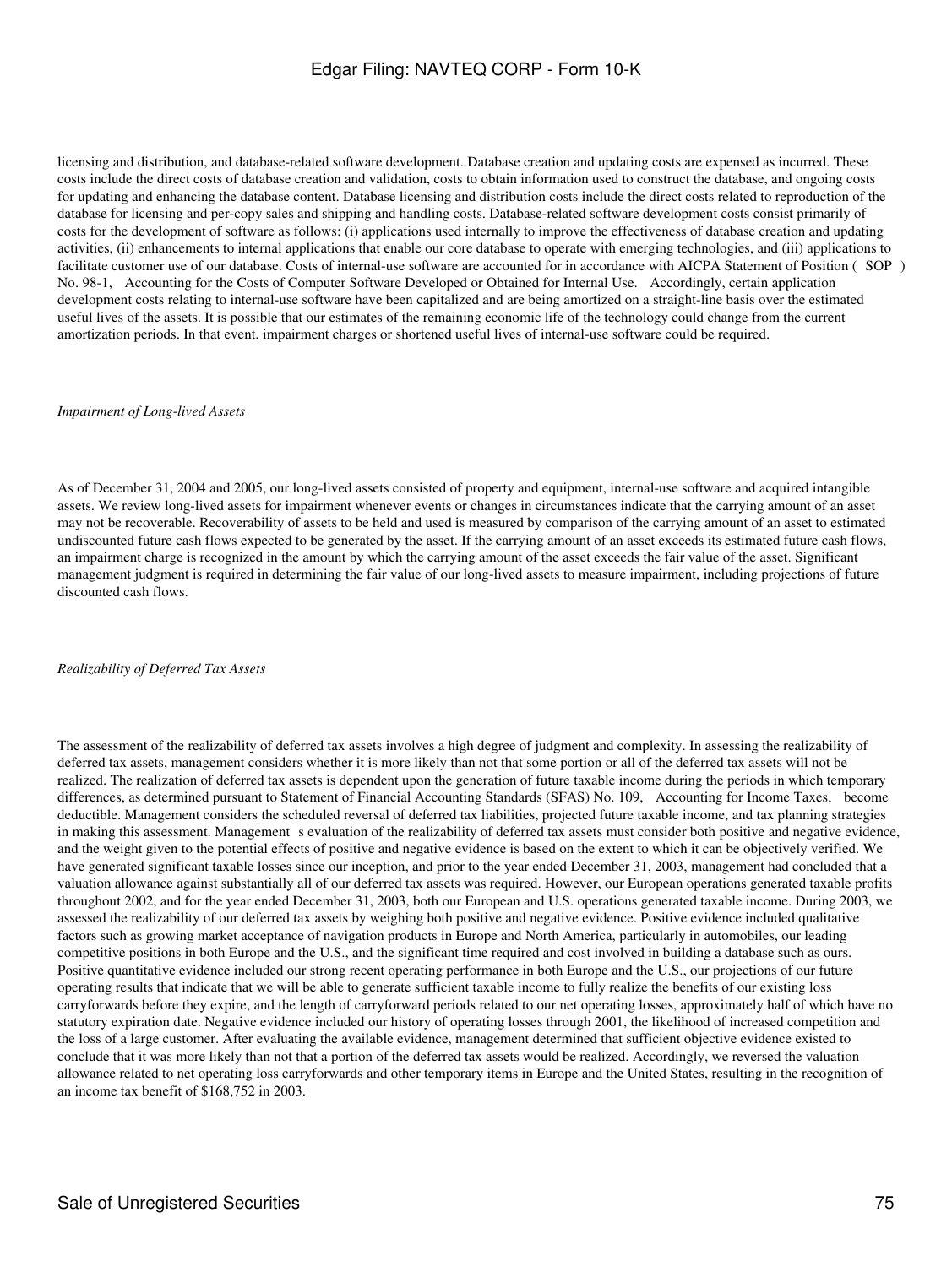licensing and distribution, and database-related software development. Database creation and updating costs are expensed as incurred. These costs include the direct costs of database creation and validation, costs to obtain information used to construct the database, and ongoing costs for updating and enhancing the database content. Database licensing and distribution costs include the direct costs related to reproduction of the database for licensing and per-copy sales and shipping and handling costs. Database-related software development costs consist primarily of costs for the development of software as follows: (i) applications used internally to improve the effectiveness of database creation and updating activities, (ii) enhancements to internal applications that enable our core database to operate with emerging technologies, and (iii) applications to facilitate customer use of our database. Costs of internal-use software are accounted for in accordance with AICPA Statement of Position ( SOP ) No. 98-1, Accounting for the Costs of Computer Software Developed or Obtained for Internal Use. Accordingly, certain application development costs relating to internal-use software have been capitalized and are being amortized on a straight-line basis over the estimated useful lives of the assets. It is possible that our estimates of the remaining economic life of the technology could change from the current amortization periods. In that event, impairment charges or shortened useful lives of internal-use software could be required.

*Impairment of Long-lived Assets*

As of December 31, 2004 and 2005, our long-lived assets consisted of property and equipment, internal-use software and acquired intangible assets. We review long-lived assets for impairment whenever events or changes in circumstances indicate that the carrying amount of an asset may not be recoverable. Recoverability of assets to be held and used is measured by comparison of the carrying amount of an asset to estimated undiscounted future cash flows expected to be generated by the asset. If the carrying amount of an asset exceeds its estimated future cash flows, an impairment charge is recognized in the amount by which the carrying amount of the asset exceeds the fair value of the asset. Significant management judgment is required in determining the fair value of our long-lived assets to measure impairment, including projections of future discounted cash flows.

*Realizability of Deferred Tax Assets*

The assessment of the realizability of deferred tax assets involves a high degree of judgment and complexity. In assessing the realizability of deferred tax assets, management considers whether it is more likely than not that some portion or all of the deferred tax assets will not be realized. The realization of deferred tax assets is dependent upon the generation of future taxable income during the periods in which temporary differences, as determined pursuant to Statement of Financial Accounting Standards (SFAS) No. 109, Accounting for Income Taxes, become deductible. Management considers the scheduled reversal of deferred tax liabilities, projected future taxable income, and tax planning strategies in making this assessment. Management s evaluation of the realizability of deferred tax assets must consider both positive and negative evidence, and the weight given to the potential effects of positive and negative evidence is based on the extent to which it can be objectively verified. We have generated significant taxable losses since our inception, and prior to the year ended December 31, 2003, management had concluded that a valuation allowance against substantially all of our deferred tax assets was required. However, our European operations generated taxable profits throughout 2002, and for the year ended December 31, 2003, both our European and U.S. operations generated taxable income. During 2003, we assessed the realizability of our deferred tax assets by weighing both positive and negative evidence. Positive evidence included qualitative factors such as growing market acceptance of navigation products in Europe and North America, particularly in automobiles, our leading competitive positions in both Europe and the U.S., and the significant time required and cost involved in building a database such as ours. Positive quantitative evidence included our strong recent operating performance in both Europe and the U.S., our projections of our future operating results that indicate that we will be able to generate sufficient taxable income to fully realize the benefits of our existing loss carryforwards before they expire, and the length of carryforward periods related to our net operating losses, approximately half of which have no statutory expiration date. Negative evidence included our history of operating losses through 2001, the likelihood of increased competition and the loss of a large customer. After evaluating the available evidence, management determined that sufficient objective evidence existed to conclude that it was more likely than not that a portion of the deferred tax assets would be realized. Accordingly, we reversed the valuation allowance related to net operating loss carryforwards and other temporary items in Europe and the United States, resulting in the recognition of an income tax benefit of $168,752 in 2003.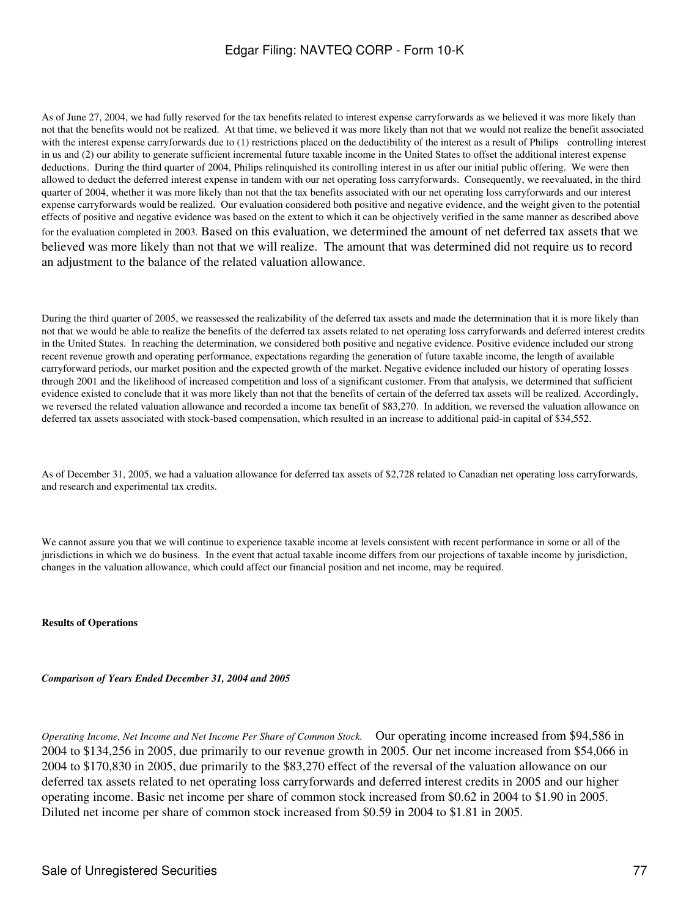As of June 27, 2004, we had fully reserved for the tax benefits related to interest expense carryforwards as we believed it was more likely than not that the benefits would not be realized. At that time, we believed it was more likely than not that we would not realize the benefit associated with the interest expense carryforwards due to (1) restrictions placed on the deductibility of the interest as a result of Philips controlling interest in us and (2) our ability to generate sufficient incremental future taxable income in the United States to offset the additional interest expense deductions. During the third quarter of 2004, Philips relinquished its controlling interest in us after our initial public offering. We were then allowed to deduct the deferred interest expense in tandem with our net operating loss carryforwards. Consequently, we reevaluated, in the third quarter of 2004, whether it was more likely than not that the tax benefits associated with our net operating loss carryforwards and our interest expense carryforwards would be realized. Our evaluation considered both positive and negative evidence, and the weight given to the potential effects of positive and negative evidence was based on the extent to which it can be objectively verified in the same manner as described above for the evaluation completed in 2003. Based on this evaluation, we determined the amount of net deferred tax assets that we believed was more likely than not that we will realize. The amount that was determined did not require us to record an adjustment to the balance of the related valuation allowance.

During the third quarter of 2005, we reassessed the realizability of the deferred tax assets and made the determination that it is more likely than not that we would be able to realize the benefits of the deferred tax assets related to net operating loss carryforwards and deferred interest credits in the United States. In reaching the determination, we considered both positive and negative evidence. Positive evidence included our strong recent revenue growth and operating performance, expectations regarding the generation of future taxable income, the length of available carryforward periods, our market position and the expected growth of the market. Negative evidence included our history of operating losses through 2001 and the likelihood of increased competition and loss of a significant customer. From that analysis, we determined that sufficient evidence existed to conclude that it was more likely than not that the benefits of certain of the deferred tax assets will be realized. Accordingly, we reversed the related valuation allowance and recorded a income tax benefit of $83,270. In addition, we reversed the valuation allowance on deferred tax assets associated with stock-based compensation, which resulted in an increase to additional paid-in capital of $34,552.

As of December 31, 2005, we had a valuation allowance for deferred tax assets of $2,728 related to Canadian net operating loss carryforwards, and research and experimental tax credits.

We cannot assure you that we will continue to experience taxable income at levels consistent with recent performance in some or all of the jurisdictions in which we do business. In the event that actual taxable income differs from our projections of taxable income by jurisdiction, changes in the valuation allowance, which could affect our financial position and net income, may be required.

**Results of Operations**

***Comparison of Years Ended December 31, 2004 and 2005***

*Operating Income, Net Income and Net Income Per Share of Common Stock.* Our operating income increased from $94,586 in 2004 to $134,256 in 2005, due primarily to our revenue growth in 2005. Our net income increased from $54,066 in 2004 to $170,830 in 2005, due primarily to the $83,270 effect of the reversal of the valuation allowance on our deferred tax assets related to net operating loss carryforwards and deferred interest credits in 2005 and our higher operating income. Basic net income per share of common stock increased from $0.62 in 2004 to $1.90 in 2005. Diluted net income per share of common stock increased from $0.59 in 2004 to $1.81 in 2005.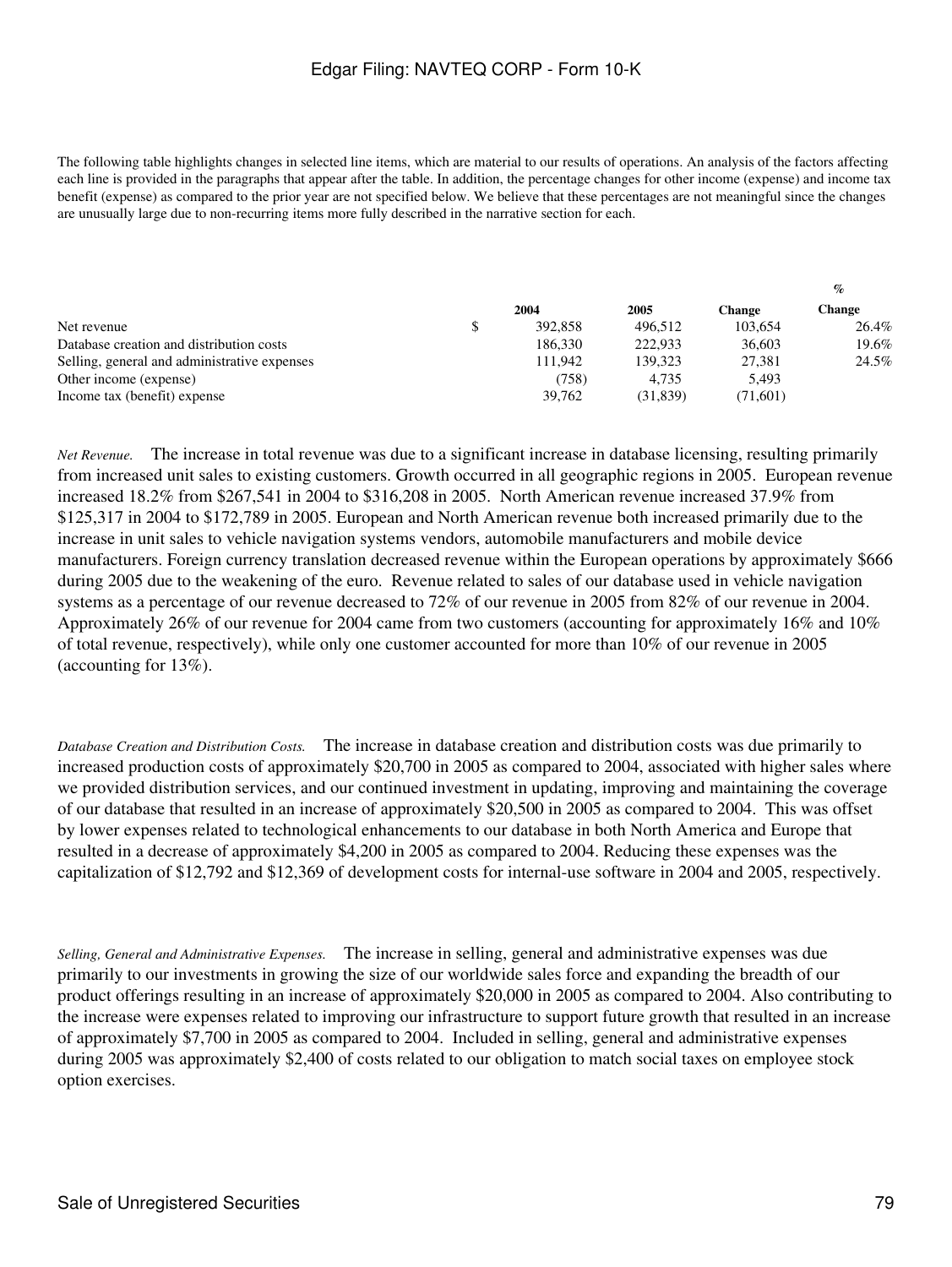The following table highlights changes in selected line items, which are material to our results of operations. An analysis of the factors affecting each line is provided in the paragraphs that appear after the table. In addition, the percentage changes for other income (expense) and income tax benefit (expense) as compared to the prior year are not specified below. We believe that these percentages are not meaningful since the changes are unusually large due to non-recurring items more fully described in the narrative section for each.

| | 2004 | 2005 | Change | % Change |
|---|---|---|---|---|
| Net revenue | $ 392,858 | 496,512 | 103,654 | 26.4% |
| Database creation and distribution costs | 186,330 | 222,933 | 36,603 | 19.6% |
| Selling, general and administrative expenses | 111,942 | 139,323 | 27,381 | 24.5% |
| Other income (expense) | (758) | 4,735 | 5,493 | |
| Income tax (benefit) expense | 39,762 | (31,839) | (71,601) | |

*Net Revenue.* The increase in total revenue was due to a significant increase in database licensing, resulting primarily from increased unit sales to existing customers. Growth occurred in all geographic regions in 2005. European revenue increased 18.2% from $267,541 in 2004 to $316,208 in 2005. North American revenue increased 37.9% from $125,317 in 2004 to $172,789 in 2005. European and North American revenue both increased primarily due to the increase in unit sales to vehicle navigation systems vendors, automobile manufacturers and mobile device manufacturers. Foreign currency translation decreased revenue within the European operations by approximately $666 during 2005 due to the weakening of the euro. Revenue related to sales of our database used in vehicle navigation systems as a percentage of our revenue decreased to 72% of our revenue in 2005 from 82% of our revenue in 2004. Approximately 26% of our revenue for 2004 came from two customers (accounting for approximately 16% and 10% of total revenue, respectively), while only one customer accounted for more than 10% of our revenue in 2005 (accounting for 13%).

*Database Creation and Distribution Costs.* The increase in database creation and distribution costs was due primarily to increased production costs of approximately $20,700 in 2005 as compared to 2004, associated with higher sales where we provided distribution services, and our continued investment in updating, improving and maintaining the coverage of our database that resulted in an increase of approximately $20,500 in 2005 as compared to 2004. This was offset by lower expenses related to technological enhancements to our database in both North America and Europe that resulted in a decrease of approximately $4,200 in 2005 as compared to 2004. Reducing these expenses was the capitalization of $12,792 and $12,369 of development costs for internal-use software in 2004 and 2005, respectively.

*Selling, General and Administrative Expenses.* The increase in selling, general and administrative expenses was due primarily to our investments in growing the size of our worldwide sales force and expanding the breadth of our product offerings resulting in an increase of approximately $20,000 in 2005 as compared to 2004. Also contributing to the increase were expenses related to improving our infrastructure to support future growth that resulted in an increase of approximately $7,700 in 2005 as compared to 2004. Included in selling, general and administrative expenses during 2005 was approximately $2,400 of costs related to our obligation to match social taxes on employee stock option exercises.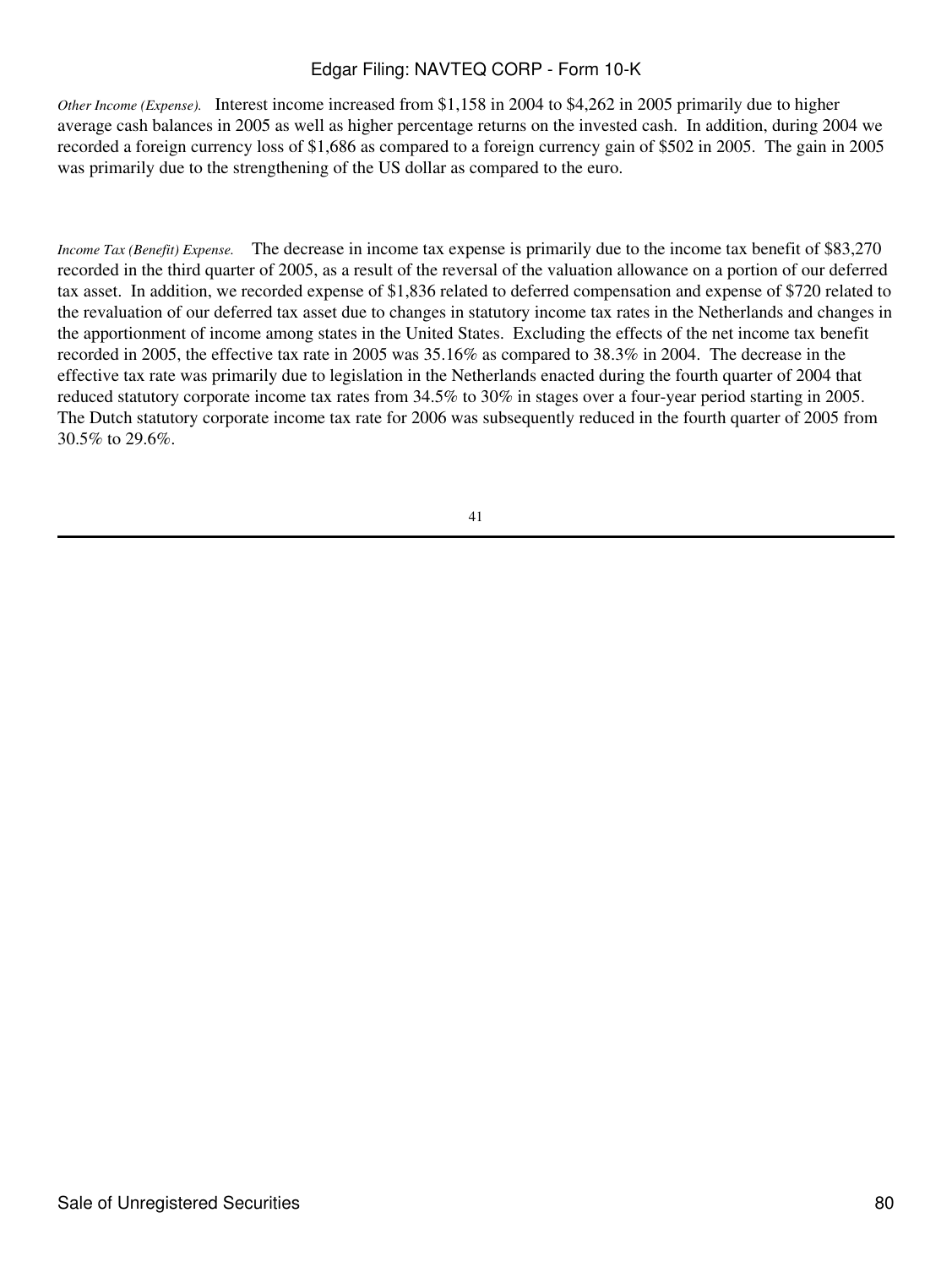*Other Income (Expense).* Interest income increased from $1,158 in 2004 to $4,262 in 2005 primarily due to higher average cash balances in 2005 as well as higher percentage returns on the invested cash. In addition, during 2004 we recorded a foreign currency loss of $1,686 as compared to a foreign currency gain of $502 in 2005. The gain in 2005 was primarily due to the strengthening of the US dollar as compared to the euro.

*Income Tax (Benefit) Expense.* The decrease in income tax expense is primarily due to the income tax benefit of $83,270 recorded in the third quarter of 2005, as a result of the reversal of the valuation allowance on a portion of our deferred tax asset. In addition, we recorded expense of $1,836 related to deferred compensation and expense of $720 related to the revaluation of our deferred tax asset due to changes in statutory income tax rates in the Netherlands and changes in the apportionment of income among states in the United States. Excluding the effects of the net income tax benefit recorded in 2005, the effective tax rate in 2005 was 35.16% as compared to 38.3% in 2004. The decrease in the effective tax rate was primarily due to legislation in the Netherlands enacted during the fourth quarter of 2004 that reduced statutory corporate income tax rates from 34.5% to 30% in stages over a four-year period starting in 2005. The Dutch statutory corporate income tax rate for 2006 was subsequently reduced in the fourth quarter of 2005 from 30.5% to 29.6%.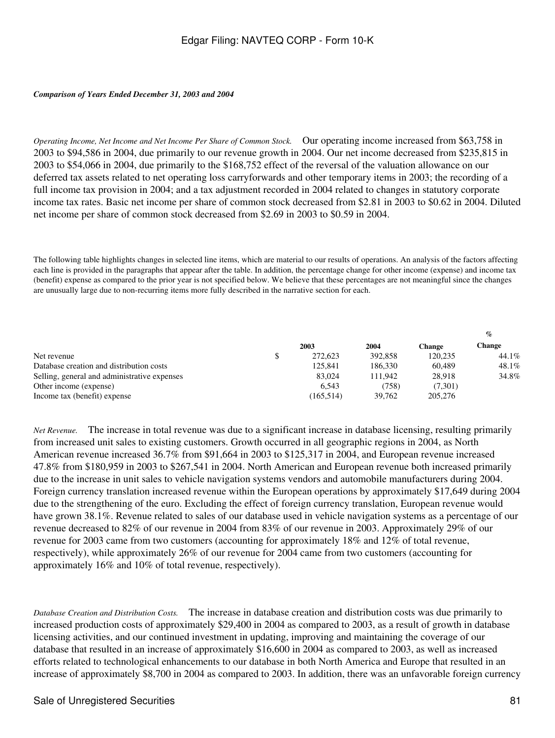*Comparison of Years Ended December 31, 2003 and 2004*

*Operating Income, Net Income and Net Income Per Share of Common Stock.* Our operating income increased from $63,758 in 2003 to $94,586 in 2004, due primarily to our revenue growth in 2004. Our net income decreased from $235,815 in 2003 to $54,066 in 2004, due primarily to the $168,752 effect of the reversal of the valuation allowance on our deferred tax assets related to net operating loss carryforwards and other temporary items in 2003; the recording of a full income tax provision in 2004; and a tax adjustment recorded in 2004 related to changes in statutory corporate income tax rates. Basic net income per share of common stock decreased from $2.81 in 2003 to $0.62 in 2004. Diluted net income per share of common stock decreased from $2.69 in 2003 to $0.59 in 2004.

The following table highlights changes in selected line items, which are material to our results of operations. An analysis of the factors affecting each line is provided in the paragraphs that appear after the table. In addition, the percentage change for other income (expense) and income tax (benefit) expense as compared to the prior year is not specified below. We believe that these percentages are not meaningful since the changes are unusually large due to non-recurring items more fully described in the narrative section for each.

| | 2003 | 2004 | Change | % Change |
|---|---|---|---|---|
| Net revenue | $ 272,623 | 392,858 | 120,235 | 44.1% |
| Database creation and distribution costs | 125,841 | 186,330 | 60,489 | 48.1% |
| Selling, general and administrative expenses | 83,024 | 111,942 | 28,918 | 34.8% |
| Other income (expense) | 6,543 | (758) | (7,301) | |
| Income tax (benefit) expense | (165,514) | 39,762 | 205,276 | |

*Net Revenue.* The increase in total revenue was due to a significant increase in database licensing, resulting primarily from increased unit sales to existing customers. Growth occurred in all geographic regions in 2004, as North American revenue increased 36.7% from $91,664 in 2003 to $125,317 in 2004, and European revenue increased 47.8% from $180,959 in 2003 to $267,541 in 2004. North American and European revenue both increased primarily due to the increase in unit sales to vehicle navigation systems vendors and automobile manufacturers during 2004. Foreign currency translation increased revenue within the European operations by approximately $17,649 during 2004 due to the strengthening of the euro. Excluding the effect of foreign currency translation, European revenue would have grown 38.1%. Revenue related to sales of our database used in vehicle navigation systems as a percentage of our revenue decreased to 82% of our revenue in 2004 from 83% of our revenue in 2003. Approximately 29% of our revenue for 2003 came from two customers (accounting for approximately 18% and 12% of total revenue, respectively), while approximately 26% of our revenue for 2004 came from two customers (accounting for approximately 16% and 10% of total revenue, respectively).

*Database Creation and Distribution Costs.* The increase in database creation and distribution costs was due primarily to increased production costs of approximately $29,400 in 2004 as compared to 2003, as a result of growth in database licensing activities, and our continued investment in updating, improving and maintaining the coverage of our database that resulted in an increase of approximately $16,600 in 2004 as compared to 2003, as well as increased efforts related to technological enhancements to our database in both North America and Europe that resulted in an increase of approximately $8,700 in 2004 as compared to 2003. In addition, there was an unfavorable foreign currency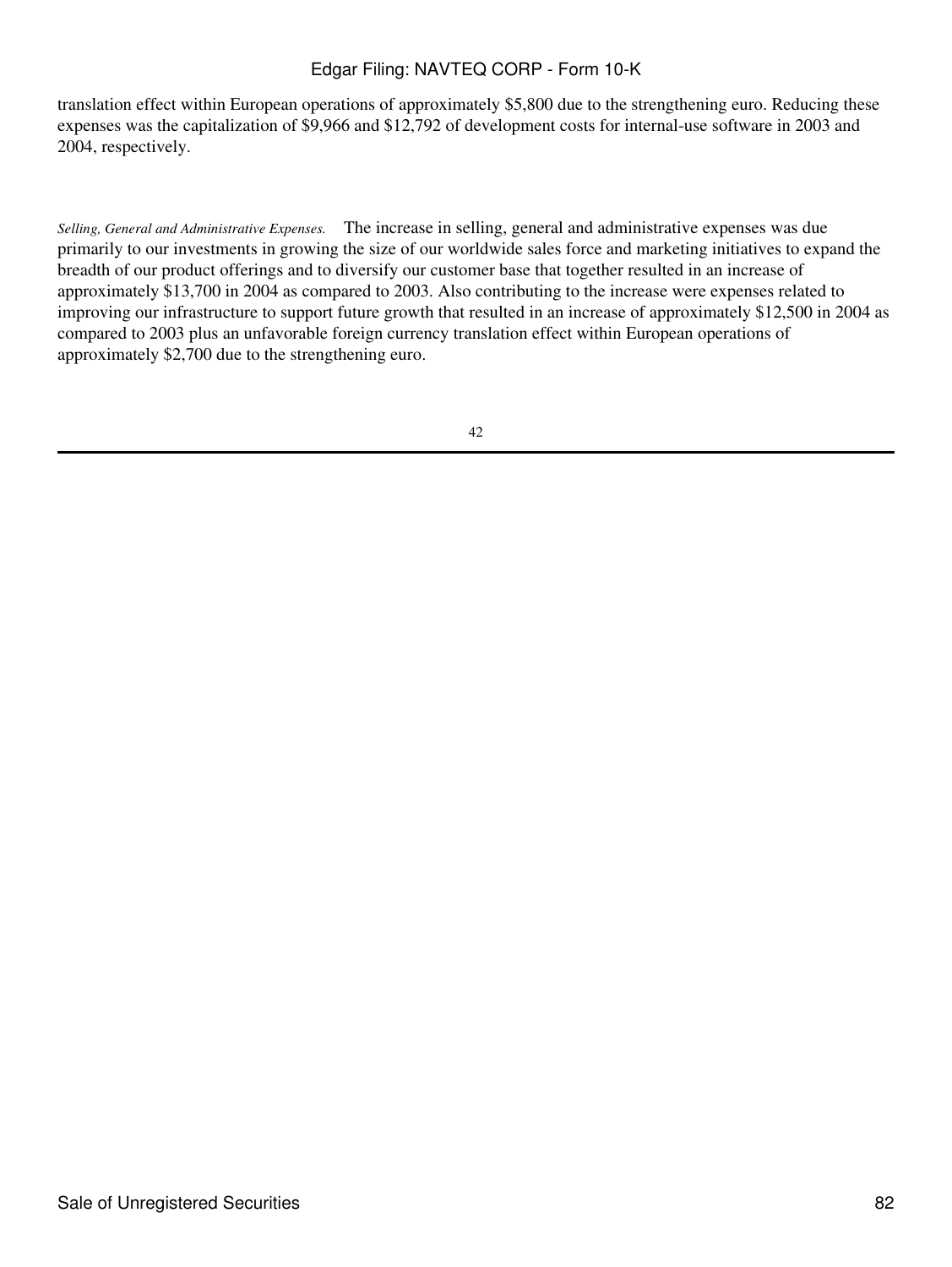translation effect within European operations of approximately $5,800 due to the strengthening euro. Reducing these expenses was the capitalization of $9,966 and $12,792 of development costs for internal-use software in 2003 and 2004, respectively.

*Selling, General and Administrative Expenses.* The increase in selling, general and administrative expenses was due primarily to our investments in growing the size of our worldwide sales force and marketing initiatives to expand the breadth of our product offerings and to diversify our customer base that together resulted in an increase of approximately $13,700 in 2004 as compared to 2003. Also contributing to the increase were expenses related to improving our infrastructure to support future growth that resulted in an increase of approximately $12,500 in 2004 as compared to 2003 plus an unfavorable foreign currency translation effect within European operations of approximately $2,700 due to the strengthening euro.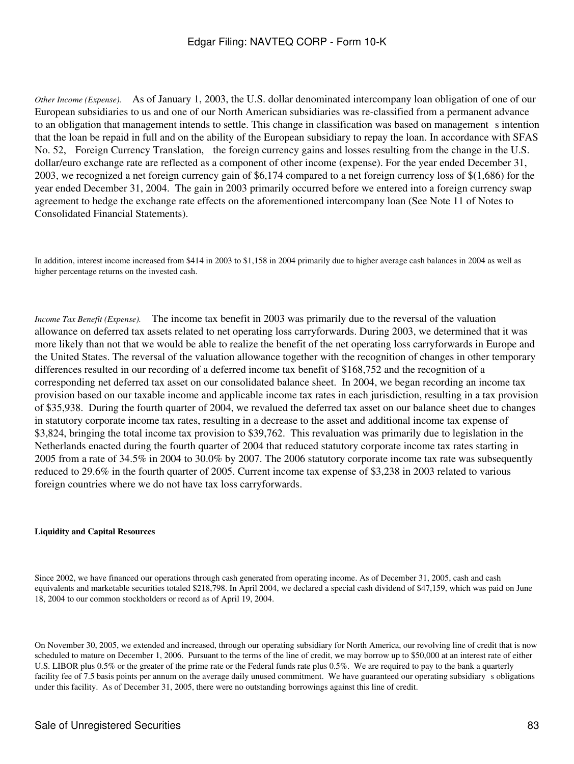*Other Income (Expense).* As of January 1, 2003, the U.S. dollar denominated intercompany loan obligation of one of our European subsidiaries to us and one of our North American subsidiaries was re-classified from a permanent advance to an obligation that management intends to settle. This change in classification was based on management s intention that the loan be repaid in full and on the ability of the European subsidiary to repay the loan. In accordance with SFAS No. 52, Foreign Currency Translation, the foreign currency gains and losses resulting from the change in the U.S. dollar/euro exchange rate are reflected as a component of other income (expense). For the year ended December 31, 2003, we recognized a net foreign currency gain of $6,174 compared to a net foreign currency loss of $(1,686) for the year ended December 31, 2004. The gain in 2003 primarily occurred before we entered into a foreign currency swap agreement to hedge the exchange rate effects on the aforementioned intercompany loan (See Note 11 of Notes to Consolidated Financial Statements).

In addition, interest income increased from $414 in 2003 to $1,158 in 2004 primarily due to higher average cash balances in 2004 as well as higher percentage returns on the invested cash.

*Income Tax Benefit (Expense).* The income tax benefit in 2003 was primarily due to the reversal of the valuation allowance on deferred tax assets related to net operating loss carryforwards. During 2003, we determined that it was more likely than not that we would be able to realize the benefit of the net operating loss carryforwards in Europe and the United States. The reversal of the valuation allowance together with the recognition of changes in other temporary differences resulted in our recording of a deferred income tax benefit of $168,752 and the recognition of a corresponding net deferred tax asset on our consolidated balance sheet. In 2004, we began recording an income tax provision based on our taxable income and applicable income tax rates in each jurisdiction, resulting in a tax provision of $35,938. During the fourth quarter of 2004, we revalued the deferred tax asset on our balance sheet due to changes in statutory corporate income tax rates, resulting in a decrease to the asset and additional income tax expense of $3,824, bringing the total income tax provision to $39,762. This revaluation was primarily due to legislation in the Netherlands enacted during the fourth quarter of 2004 that reduced statutory corporate income tax rates starting in 2005 from a rate of 34.5% in 2004 to 30.0% by 2007. The 2006 statutory corporate income tax rate was subsequently reduced to 29.6% in the fourth quarter of 2005. Current income tax expense of $3,238 in 2003 related to various foreign countries where we do not have tax loss carryforwards.

**Liquidity and Capital Resources**

Since 2002, we have financed our operations through cash generated from operating income. As of December 31, 2005, cash and cash equivalents and marketable securities totaled $218,798. In April 2004, we declared a special cash dividend of $47,159, which was paid on June 18, 2004 to our common stockholders or record as of April 19, 2004.

On November 30, 2005, we extended and increased, through our operating subsidiary for North America, our revolving line of credit that is now scheduled to mature on December 1, 2006. Pursuant to the terms of the line of credit, we may borrow up to $50,000 at an interest rate of either U.S. LIBOR plus 0.5% or the greater of the prime rate or the Federal funds rate plus 0.5%. We are required to pay to the bank a quarterly facility fee of 7.5 basis points per annum on the average daily unused commitment. We have guaranteed our operating subsidiary s obligations under this facility. As of December 31, 2005, there were no outstanding borrowings against this line of credit.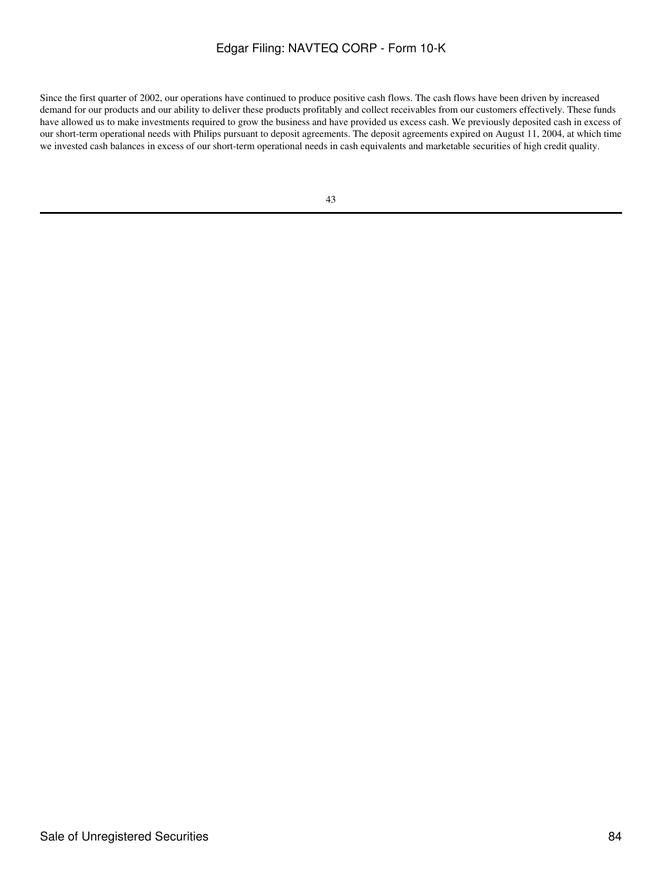Since the first quarter of 2002, our operations have continued to produce positive cash flows. The cash flows have been driven by increased demand for our products and our ability to deliver these products profitably and collect receivables from our customers effectively. These funds have allowed us to make investments required to grow the business and have provided us excess cash. We previously deposited cash in excess of our short-term operational needs with Philips pursuant to deposit agreements. The deposit agreements expired on August 11, 2004, at which time we invested cash balances in excess of our short-term operational needs in cash equivalents and marketable securities of high credit quality.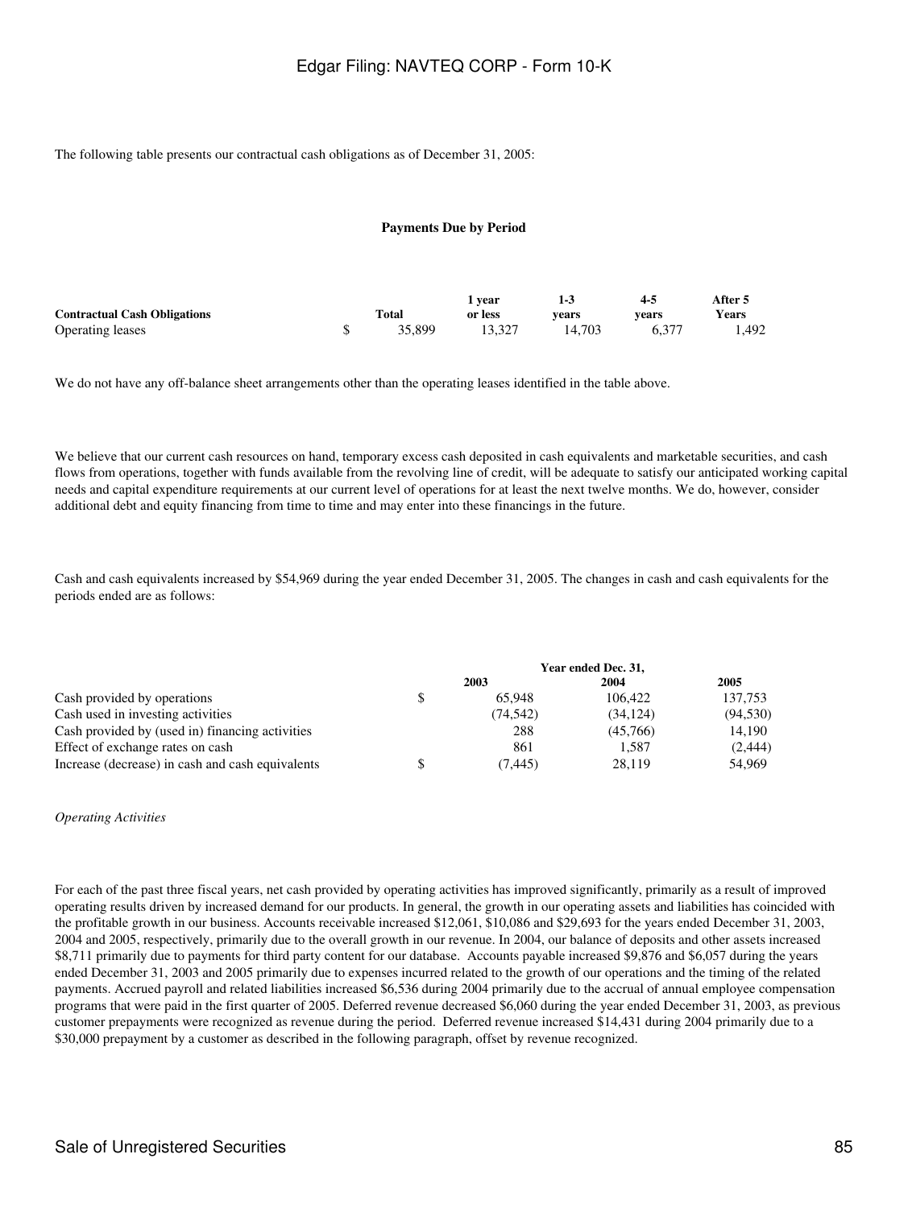The following table presents our contractual cash obligations as of December 31, 2005:

| | Payments Due by Period | | | | |
|---|---|---|---|---|---|
| **Contractual Cash Obligations** | **Total** | **1 year or less** | **1-3 years** | **4-5 years** | **After 5 Years** |
| Operating leases | $ 35,899 | 13,327 | 14,703 | 6,377 | 1,492 |

We do not have any off-balance sheet arrangements other than the operating leases identified in the table above.

We believe that our current cash resources on hand, temporary excess cash deposited in cash equivalents and marketable securities, and cash flows from operations, together with funds available from the revolving line of credit, will be adequate to satisfy our anticipated working capital needs and capital expenditure requirements at our current level of operations for at least the next twelve months. We do, however, consider additional debt and equity financing from time to time and may enter into these financings in the future.

Cash and cash equivalents increased by $54,969 during the year ended December 31, 2005. The changes in cash and cash equivalents for the periods ended are as follows:

| | Year ended Dec. 31, | | |
|---|---|---|---|
| | **2003** | **2004** | **2005** |
| Cash provided by operations | $ 65,948 | 106,422 | 137,753 |
| Cash used in investing activities | (74,542) | (34,124) | (94,530) |
| Cash provided by (used in) financing activities | 288 | (45,766) | 14,190 |
| Effect of exchange rates on cash | 861 | 1,587 | (2,444) |
| Increase (decrease) in cash and cash equivalents | $ (7,445) | 28,119 | 54,969 |

*Operating Activities*

For each of the past three fiscal years, net cash provided by operating activities has improved significantly, primarily as a result of improved operating results driven by increased demand for our products. In general, the growth in our operating assets and liabilities has coincided with the profitable growth in our business. Accounts receivable increased $12,061, $10,086 and $29,693 for the years ended December 31, 2003, 2004 and 2005, respectively, primarily due to the overall growth in our revenue. In 2004, our balance of deposits and other assets increased $8,711 primarily due to payments for third party content for our database. Accounts payable increased $9,876 and $6,057 during the years ended December 31, 2003 and 2005 primarily due to expenses incurred related to the growth of our operations and the timing of the related payments. Accrued payroll and related liabilities increased $6,536 during 2004 primarily due to the accrual of annual employee compensation programs that were paid in the first quarter of 2005. Deferred revenue decreased $6,060 during the year ended December 31, 2003, as previous customer prepayments were recognized as revenue during the period. Deferred revenue increased $14,431 during 2004 primarily due to a $30,000 prepayment by a customer as described in the following paragraph, offset by revenue recognized.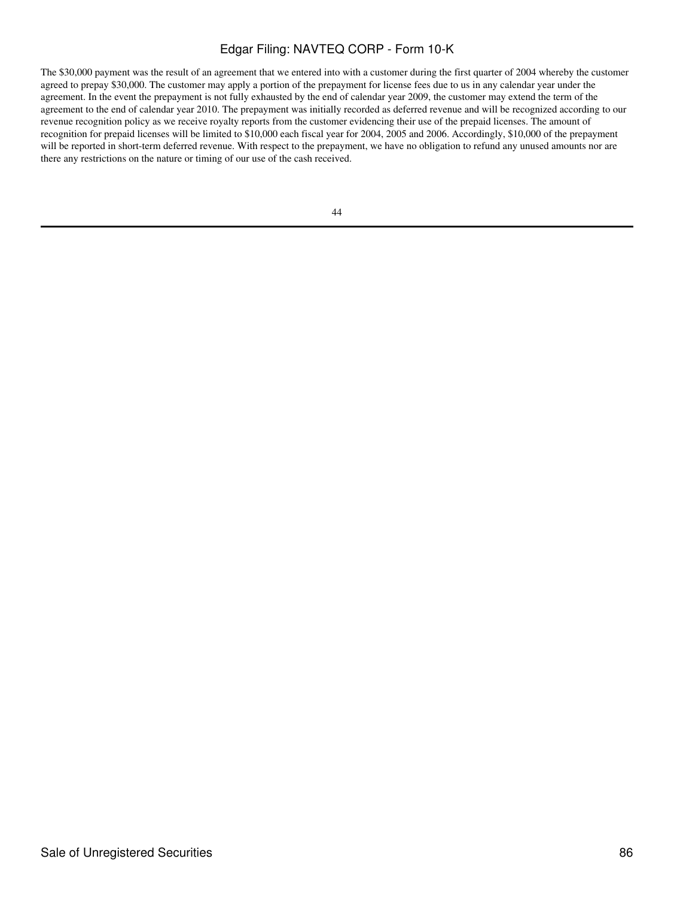The $30,000 payment was the result of an agreement that we entered into with a customer during the first quarter of 2004 whereby the customer agreed to prepay $30,000. The customer may apply a portion of the prepayment for license fees due to us in any calendar year under the agreement. In the event the prepayment is not fully exhausted by the end of calendar year 2009, the customer may extend the term of the agreement to the end of calendar year 2010. The prepayment was initially recorded as deferred revenue and will be recognized according to our revenue recognition policy as we receive royalty reports from the customer evidencing their use of the prepaid licenses. The amount of recognition for prepaid licenses will be limited to $10,000 each fiscal year for 2004, 2005 and 2006. Accordingly, $10,000 of the prepayment will be reported in short-term deferred revenue. With respect to the prepayment, we have no obligation to refund any unused amounts nor are there any restrictions on the nature or timing of our use of the cash received.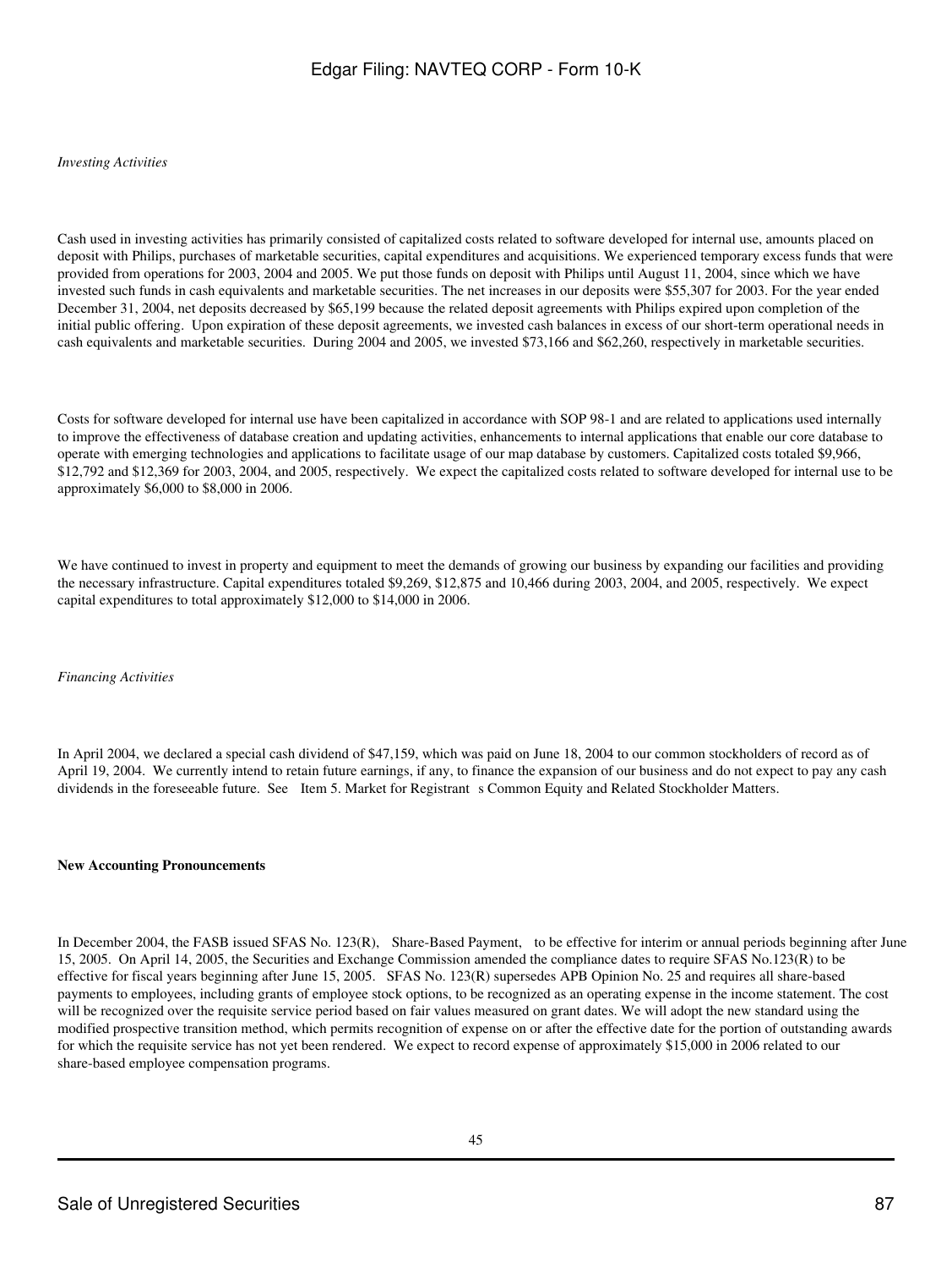*Investing Activities*

Cash used in investing activities has primarily consisted of capitalized costs related to software developed for internal use, amounts placed on deposit with Philips, purchases of marketable securities, capital expenditures and acquisitions. We experienced temporary excess funds that were provided from operations for 2003, 2004 and 2005. We put those funds on deposit with Philips until August 11, 2004, since which we have invested such funds in cash equivalents and marketable securities. The net increases in our deposits were $55,307 for 2003. For the year ended December 31, 2004, net deposits decreased by $65,199 because the related deposit agreements with Philips expired upon completion of the initial public offering. Upon expiration of these deposit agreements, we invested cash balances in excess of our short-term operational needs in cash equivalents and marketable securities. During 2004 and 2005, we invested $73,166 and $62,260, respectively in marketable securities.

Costs for software developed for internal use have been capitalized in accordance with SOP 98-1 and are related to applications used internally to improve the effectiveness of database creation and updating activities, enhancements to internal applications that enable our core database to operate with emerging technologies and applications to facilitate usage of our map database by customers. Capitalized costs totaled $9,966, $12,792 and $12,369 for 2003, 2004, and 2005, respectively. We expect the capitalized costs related to software developed for internal use to be approximately $6,000 to $8,000 in 2006.

We have continued to invest in property and equipment to meet the demands of growing our business by expanding our facilities and providing the necessary infrastructure. Capital expenditures totaled $9,269, $12,875 and 10,466 during 2003, 2004, and 2005, respectively. We expect capital expenditures to total approximately $12,000 to $14,000 in 2006.

*Financing Activities*

In April 2004, we declared a special cash dividend of $47,159, which was paid on June 18, 2004 to our common stockholders of record as of April 19, 2004. We currently intend to retain future earnings, if any, to finance the expansion of our business and do not expect to pay any cash dividends in the foreseeable future. See Item 5. Market for Registrant s Common Equity and Related Stockholder Matters.

**New Accounting Pronouncements**

In December 2004, the FASB issued SFAS No. 123(R), Share-Based Payment, to be effective for interim or annual periods beginning after June 15, 2005. On April 14, 2005, the Securities and Exchange Commission amended the compliance dates to require SFAS No.123(R) to be effective for fiscal years beginning after June 15, 2005. SFAS No. 123(R) supersedes APB Opinion No. 25 and requires all share-based payments to employees, including grants of employee stock options, to be recognized as an operating expense in the income statement. The cost will be recognized over the requisite service period based on fair values measured on grant dates. We will adopt the new standard using the modified prospective transition method, which permits recognition of expense on or after the effective date for the portion of outstanding awards for which the requisite service has not yet been rendered. We expect to record expense of approximately $15,000 in 2006 related to our share-based employee compensation programs.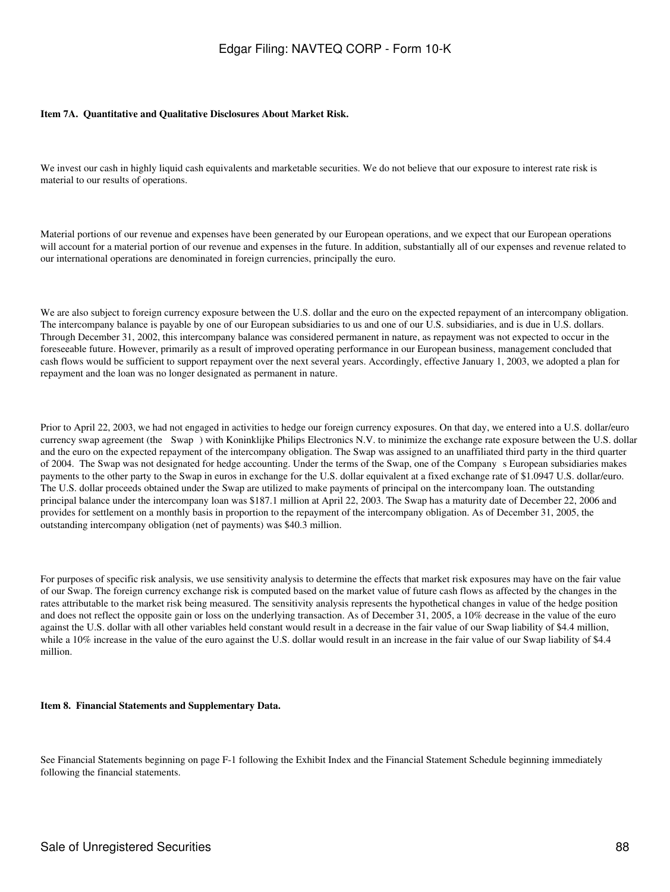**Item 7A. Quantitative and Qualitative Disclosures About Market Risk.**

We invest our cash in highly liquid cash equivalents and marketable securities. We do not believe that our exposure to interest rate risk is material to our results of operations.

Material portions of our revenue and expenses have been generated by our European operations, and we expect that our European operations will account for a material portion of our revenue and expenses in the future. In addition, substantially all of our expenses and revenue related to our international operations are denominated in foreign currencies, principally the euro.

We are also subject to foreign currency exposure between the U.S. dollar and the euro on the expected repayment of an intercompany obligation. The intercompany balance is payable by one of our European subsidiaries to us and one of our U.S. subsidiaries, and is due in U.S. dollars. Through December 31, 2002, this intercompany balance was considered permanent in nature, as repayment was not expected to occur in the foreseeable future. However, primarily as a result of improved operating performance in our European business, management concluded that cash flows would be sufficient to support repayment over the next several years. Accordingly, effective January 1, 2003, we adopted a plan for repayment and the loan was no longer designated as permanent in nature.

Prior to April 22, 2003, we had not engaged in activities to hedge our foreign currency exposures. On that day, we entered into a U.S. dollar/euro currency swap agreement (the Swap ) with Koninklijke Philips Electronics N.V. to minimize the exchange rate exposure between the U.S. dollar and the euro on the expected repayment of the intercompany obligation. The Swap was assigned to an unaffiliated third party in the third quarter of 2004. The Swap was not designated for hedge accounting. Under the terms of the Swap, one of the Company s European subsidiaries makes payments to the other party to the Swap in euros in exchange for the U.S. dollar equivalent at a fixed exchange rate of $1.0947 U.S. dollar/euro. The U.S. dollar proceeds obtained under the Swap are utilized to make payments of principal on the intercompany loan. The outstanding principal balance under the intercompany loan was $187.1 million at April 22, 2003. The Swap has a maturity date of December 22, 2006 and provides for settlement on a monthly basis in proportion to the repayment of the intercompany obligation. As of December 31, 2005, the outstanding intercompany obligation (net of payments) was $40.3 million.

For purposes of specific risk analysis, we use sensitivity analysis to determine the effects that market risk exposures may have on the fair value of our Swap. The foreign currency exchange risk is computed based on the market value of future cash flows as affected by the changes in the rates attributable to the market risk being measured. The sensitivity analysis represents the hypothetical changes in value of the hedge position and does not reflect the opposite gain or loss on the underlying transaction. As of December 31, 2005, a 10% decrease in the value of the euro against the U.S. dollar with all other variables held constant would result in a decrease in the fair value of our Swap liability of $4.4 million, while a 10% increase in the value of the euro against the U.S. dollar would result in an increase in the fair value of our Swap liability of $4.4 million.

**Item 8. Financial Statements and Supplementary Data.**

See Financial Statements beginning on page F-1 following the Exhibit Index and the Financial Statement Schedule beginning immediately following the financial statements.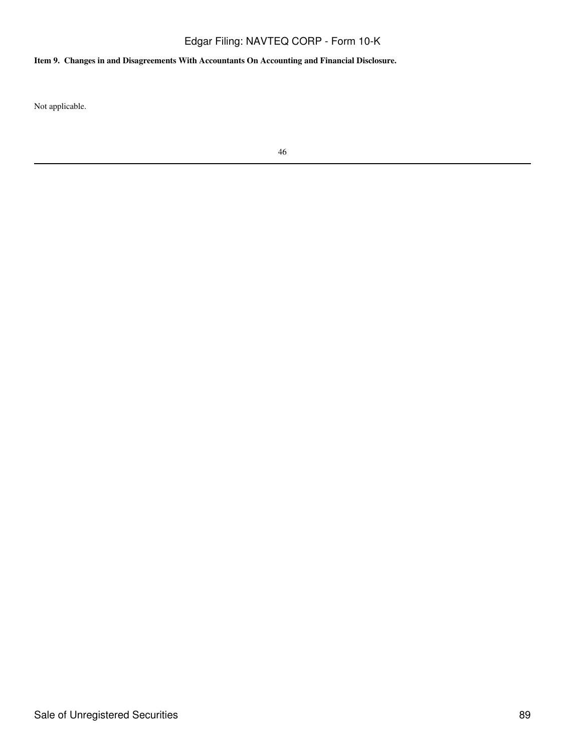**Item 9. Changes in and Disagreements With Accountants On Accounting and Financial Disclosure.**

Not applicable.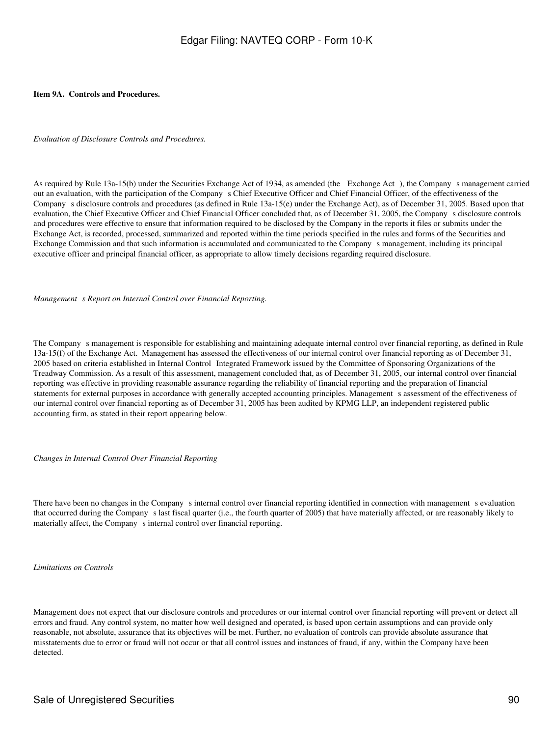**Item 9A. Controls and Procedures.**

*Evaluation of Disclosure Controls and Procedures.*

As required by Rule 13a-15(b) under the Securities Exchange Act of 1934, as amended (the Exchange Act ), the Company s management carried out an evaluation, with the participation of the Company s Chief Executive Officer and Chief Financial Officer, of the effectiveness of the Company s disclosure controls and procedures (as defined in Rule 13a-15(e) under the Exchange Act), as of December 31, 2005. Based upon that evaluation, the Chief Executive Officer and Chief Financial Officer concluded that, as of December 31, 2005, the Company s disclosure controls and procedures were effective to ensure that information required to be disclosed by the Company in the reports it files or submits under the Exchange Act, is recorded, processed, summarized and reported within the time periods specified in the rules and forms of the Securities and Exchange Commission and that such information is accumulated and communicated to the Company s management, including its principal executive officer and principal financial officer, as appropriate to allow timely decisions regarding required disclosure.

*Management s Report on Internal Control over Financial Reporting.*

The Company s management is responsible for establishing and maintaining adequate internal control over financial reporting, as defined in Rule 13a-15(f) of the Exchange Act. Management has assessed the effectiveness of our internal control over financial reporting as of December 31, 2005 based on criteria established in Internal Control Integrated Framework issued by the Committee of Sponsoring Organizations of the Treadway Commission. As a result of this assessment, management concluded that, as of December 31, 2005, our internal control over financial reporting was effective in providing reasonable assurance regarding the reliability of financial reporting and the preparation of financial statements for external purposes in accordance with generally accepted accounting principles. Management s assessment of the effectiveness of our internal control over financial reporting as of December 31, 2005 has been audited by KPMG LLP, an independent registered public accounting firm, as stated in their report appearing below.

*Changes in Internal Control Over Financial Reporting*

There have been no changes in the Company s internal control over financial reporting identified in connection with management s evaluation that occurred during the Company s last fiscal quarter (i.e., the fourth quarter of 2005) that have materially affected, or are reasonably likely to materially affect, the Company s internal control over financial reporting.

*Limitations on Controls*

Management does not expect that our disclosure controls and procedures or our internal control over financial reporting will prevent or detect all errors and fraud. Any control system, no matter how well designed and operated, is based upon certain assumptions and can provide only reasonable, not absolute, assurance that its objectives will be met. Further, no evaluation of controls can provide absolute assurance that misstatements due to error or fraud will not occur or that all control issues and instances of fraud, if any, within the Company have been detected.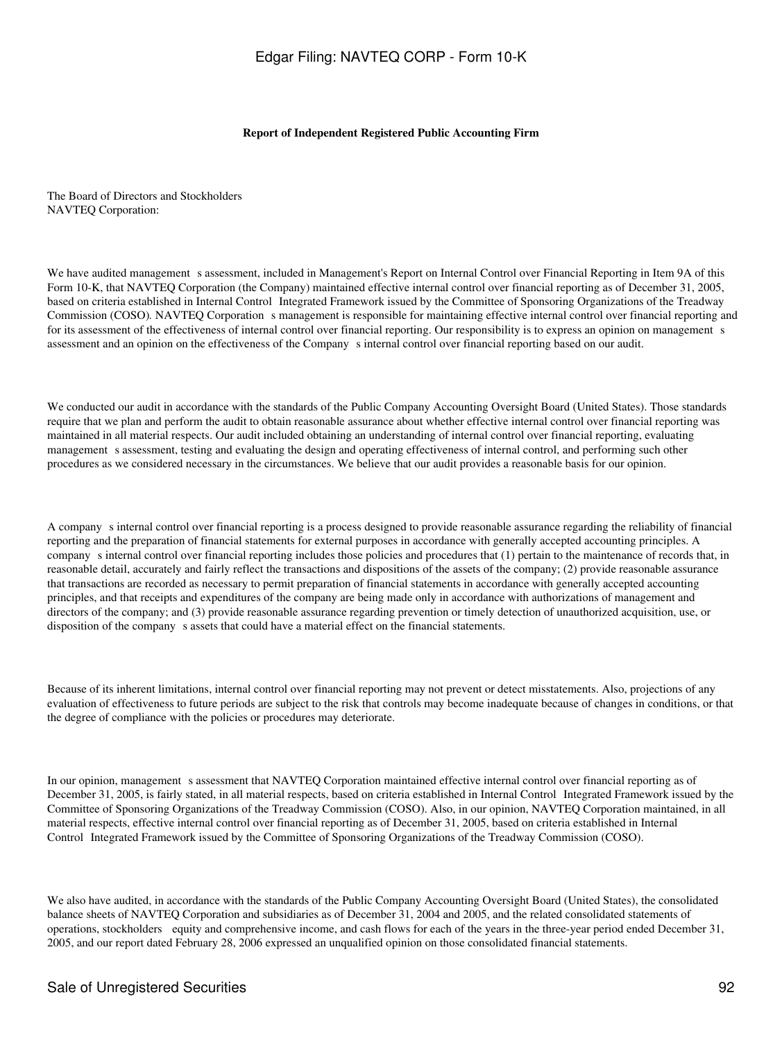**Report of Independent Registered Public Accounting Firm**

The Board of Directors and Stockholders
NAVTEQ Corporation:

We have audited management s assessment, included in Management's Report on Internal Control over Financial Reporting in Item 9A of this Form 10-K, that NAVTEQ Corporation (the Company) maintained effective internal control over financial reporting as of December 31, 2005, based on criteria established in Internal Control Integrated Framework issued by the Committee of Sponsoring Organizations of the Treadway Commission (COSO). NAVTEQ Corporation s management is responsible for maintaining effective internal control over financial reporting and for its assessment of the effectiveness of internal control over financial reporting. Our responsibility is to express an opinion on management s assessment and an opinion on the effectiveness of the Company s internal control over financial reporting based on our audit.

We conducted our audit in accordance with the standards of the Public Company Accounting Oversight Board (United States). Those standards require that we plan and perform the audit to obtain reasonable assurance about whether effective internal control over financial reporting was maintained in all material respects. Our audit included obtaining an understanding of internal control over financial reporting, evaluating management s assessment, testing and evaluating the design and operating effectiveness of internal control, and performing such other procedures as we considered necessary in the circumstances. We believe that our audit provides a reasonable basis for our opinion.

A company s internal control over financial reporting is a process designed to provide reasonable assurance regarding the reliability of financial reporting and the preparation of financial statements for external purposes in accordance with generally accepted accounting principles. A company s internal control over financial reporting includes those policies and procedures that (1) pertain to the maintenance of records that, in reasonable detail, accurately and fairly reflect the transactions and dispositions of the assets of the company; (2) provide reasonable assurance that transactions are recorded as necessary to permit preparation of financial statements in accordance with generally accepted accounting principles, and that receipts and expenditures of the company are being made only in accordance with authorizations of management and directors of the company; and (3) provide reasonable assurance regarding prevention or timely detection of unauthorized acquisition, use, or disposition of the company s assets that could have a material effect on the financial statements.

Because of its inherent limitations, internal control over financial reporting may not prevent or detect misstatements. Also, projections of any evaluation of effectiveness to future periods are subject to the risk that controls may become inadequate because of changes in conditions, or that the degree of compliance with the policies or procedures may deteriorate.

In our opinion, management s assessment that NAVTEQ Corporation maintained effective internal control over financial reporting as of December 31, 2005, is fairly stated, in all material respects, based on criteria established in Internal Control Integrated Framework issued by the Committee of Sponsoring Organizations of the Treadway Commission (COSO). Also, in our opinion, NAVTEQ Corporation maintained, in all material respects, effective internal control over financial reporting as of December 31, 2005, based on criteria established in Internal Control Integrated Framework issued by the Committee of Sponsoring Organizations of the Treadway Commission (COSO).

We also have audited, in accordance with the standards of the Public Company Accounting Oversight Board (United States), the consolidated balance sheets of NAVTEQ Corporation and subsidiaries as of December 31, 2004 and 2005, and the related consolidated statements of operations, stockholders equity and comprehensive income, and cash flows for each of the years in the three-year period ended December 31, 2005, and our report dated February 28, 2006 expressed an unqualified opinion on those consolidated financial statements.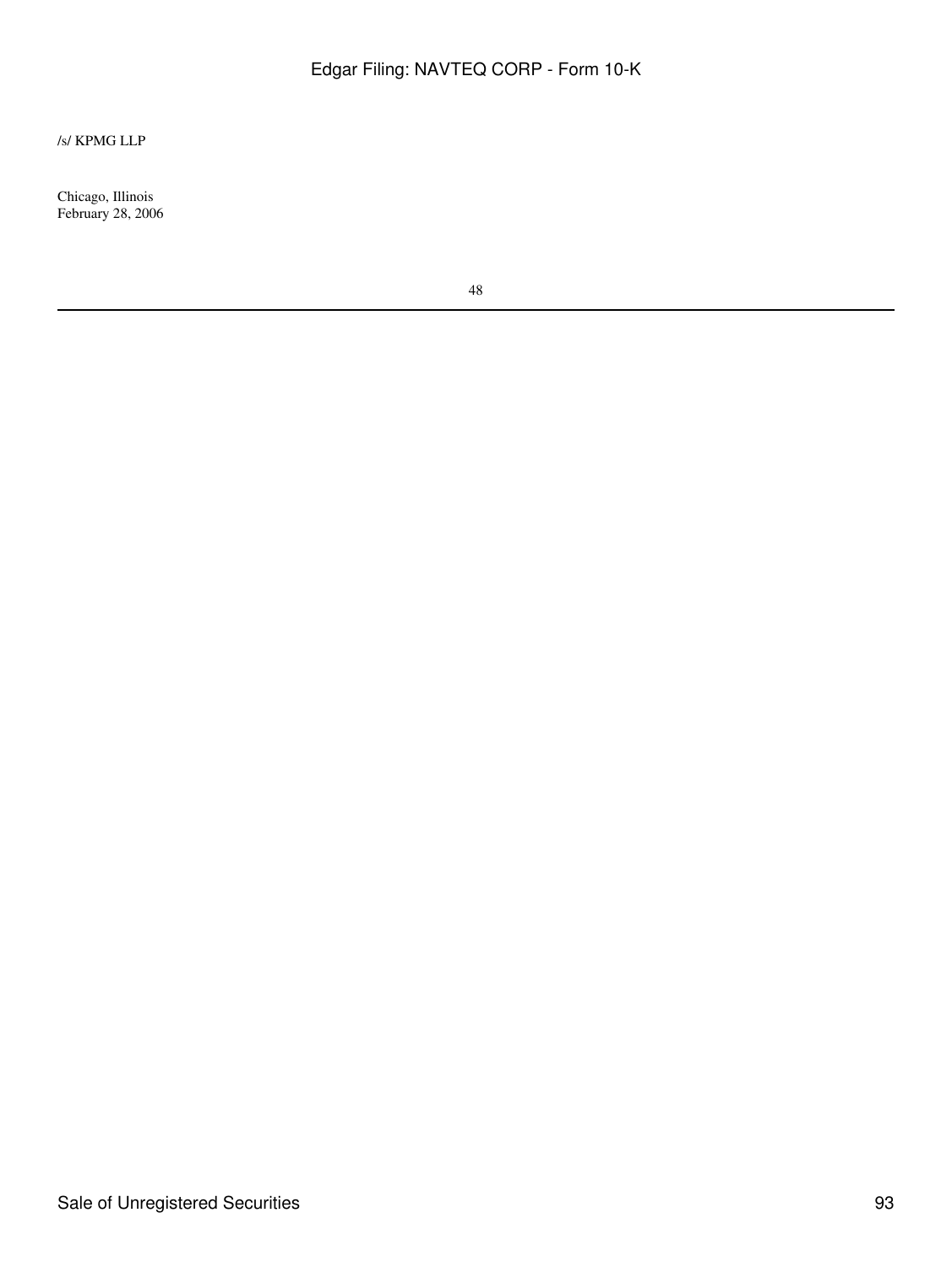/s/ KPMG LLP

Chicago, Illinois
February 28, 2006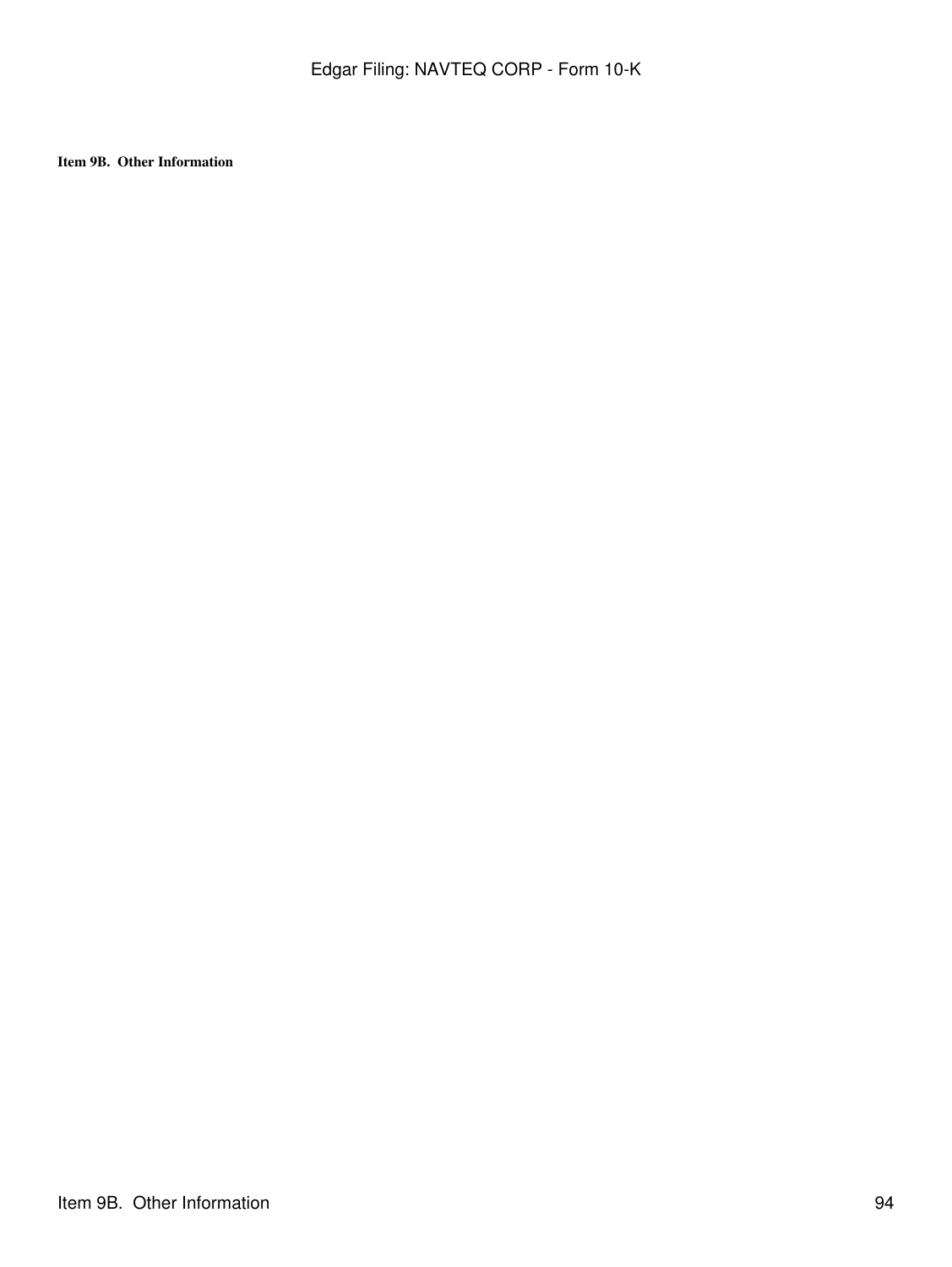**Item 9B. Other Information**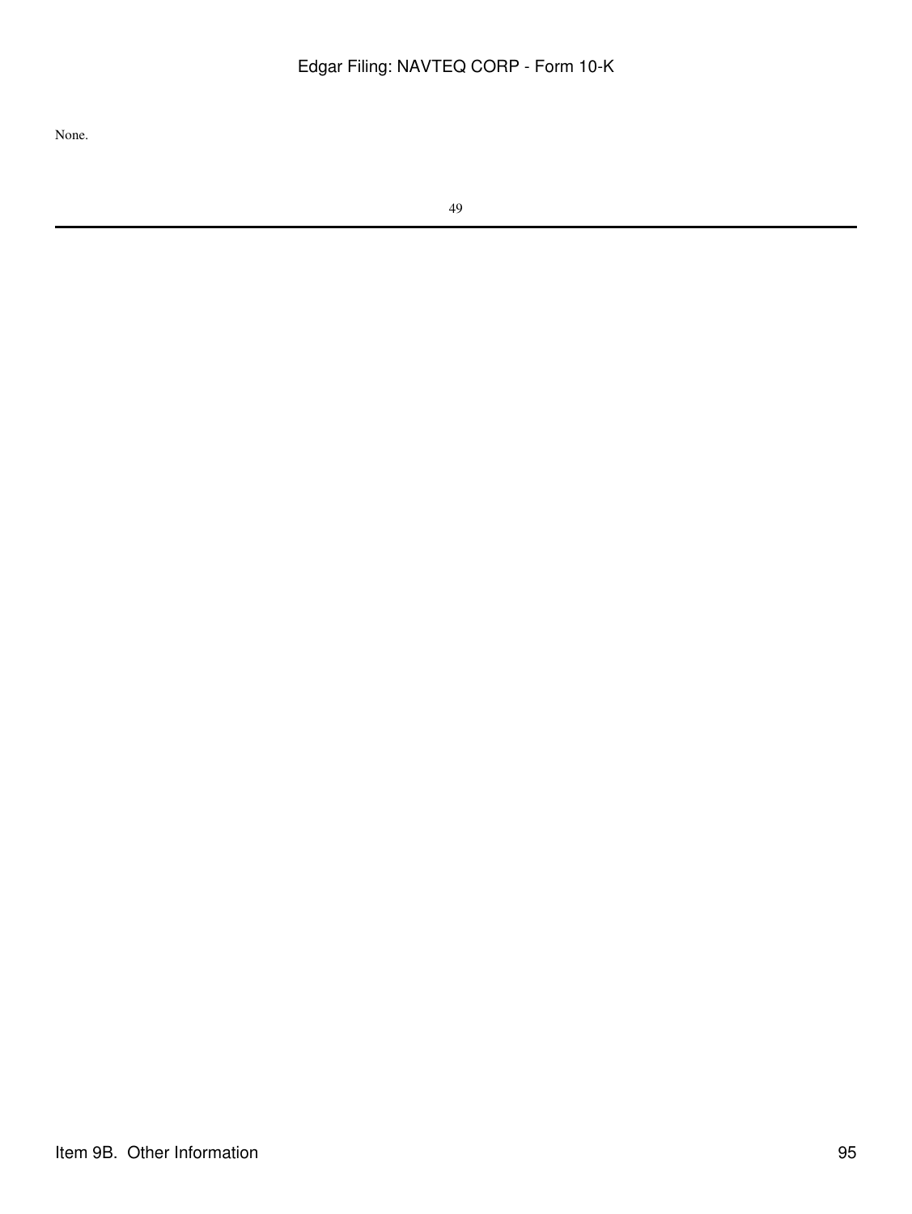None.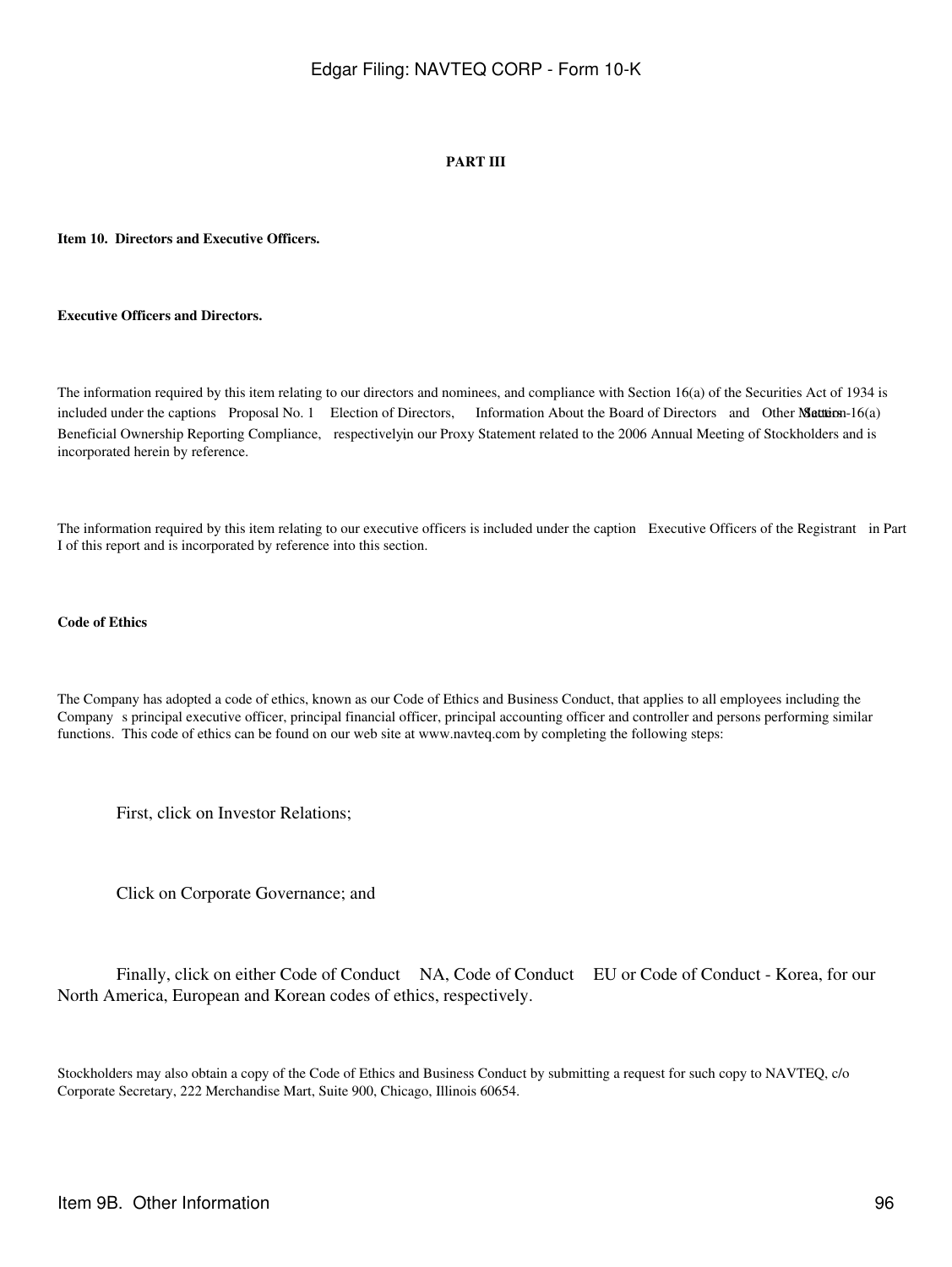# PART III

## Item 10. Directors and Executive Officers.

### Executive Officers and Directors.

The information required by this item relating to our directors and nominees, and compliance with Section 16(a) of the Securities Act of 1934 is included under the captions Proposal No. 1 Election of Directors, Information About the Board of Directors and Other Matters Section 16(a) Beneficial Ownership Reporting Compliance, respectively in our Proxy Statement related to the 2006 Annual Meeting of Stockholders and is incorporated herein by reference.

The information required by this item relating to our executive officers is included under the caption Executive Officers of the Registrant in Part I of this report and is incorporated by reference into this section.

### Code of Ethics

The Company has adopted a code of ethics, known as our Code of Ethics and Business Conduct, that applies to all employees including the Company s principal executive officer, principal financial officer, principal accounting officer and controller and persons performing similar functions. This code of ethics can be found on our web site at www.navteq.com by completing the following steps:

First, click on Investor Relations;

Click on Corporate Governance; and

Finally, click on either Code of Conduct NA, Code of Conduct EU or Code of Conduct - Korea, for our North America, European and Korean codes of ethics, respectively.

Stockholders may also obtain a copy of the Code of Ethics and Business Conduct by submitting a request for such copy to NAVTEQ, c/o Corporate Secretary, 222 Merchandise Mart, Suite 900, Chicago, Illinois 60654.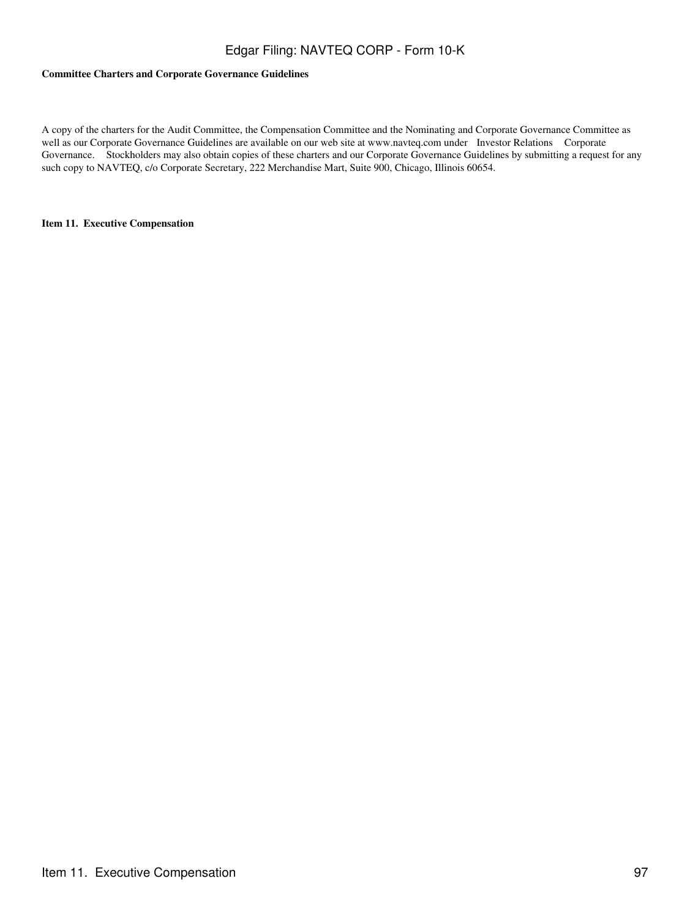**Committee Charters and Corporate Governance Guidelines**

A copy of the charters for the Audit Committee, the Compensation Committee and the Nominating and Corporate Governance Committee as well as our Corporate Governance Guidelines are available on our web site at www.navteq.com under Investor Relations Corporate Governance. Stockholders may also obtain copies of these charters and our Corporate Governance Guidelines by submitting a request for any such copy to NAVTEQ, c/o Corporate Secretary, 222 Merchandise Mart, Suite 900, Chicago, Illinois 60654.

**Item 11. Executive Compensation**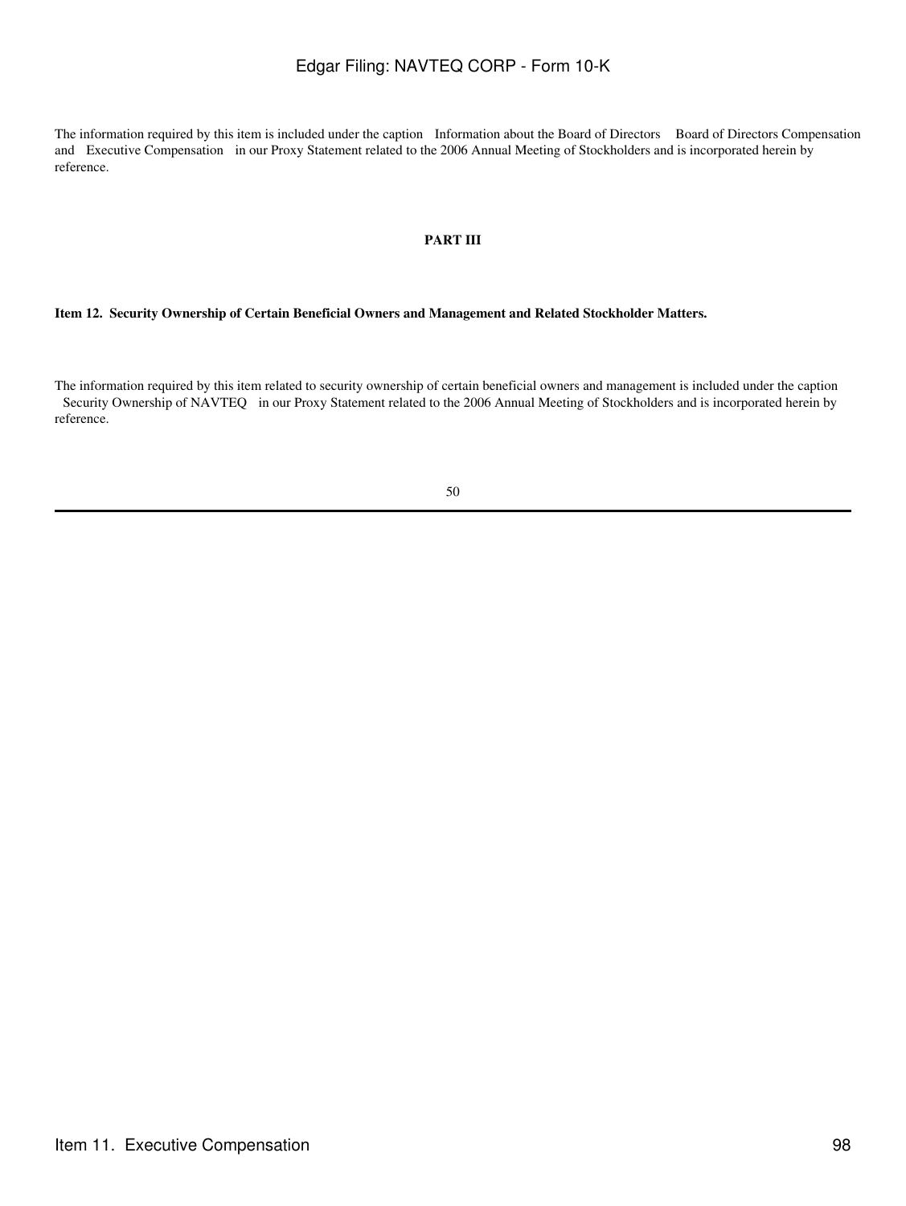The information required by this item is included under the caption Information about the Board of Directors Board of Directors Compensation and Executive Compensation in our Proxy Statement related to the 2006 Annual Meeting of Stockholders and is incorporated herein by reference.

**PART III**

**Item 12. Security Ownership of Certain Beneficial Owners and Management and Related Stockholder Matters.**

The information required by this item related to security ownership of certain beneficial owners and management is included under the caption Security Ownership of NAVTEQ in our Proxy Statement related to the 2006 Annual Meeting of Stockholders and is incorporated herein by reference.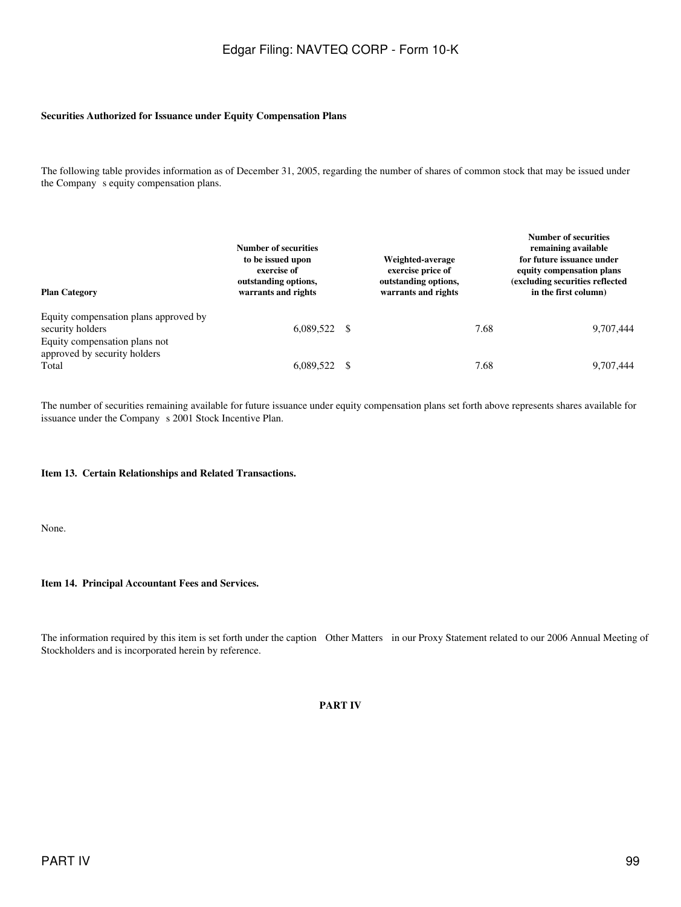**Securities Authorized for Issuance under Equity Compensation Plans**

The following table provides information as of December 31, 2005, regarding the number of shares of common stock that may be issued under the Company s equity compensation plans.

| Plan Category | Number of securities to be issued upon exercise of outstanding options, warrants and rights | Weighted-average exercise price of outstanding options, warrants and rights | Number of securities remaining available for future issuance under equity compensation plans (excluding securities reflected in the first column) |
|---|---|---|---|
| Equity compensation plans approved by security holders | 6,089,522 | $ 7.68 | 9,707,444 |
| Equity compensation plans not approved by security holders | | | |
| Total | 6,089,522 | $ 7.68 | 9,707,444 |

The number of securities remaining available for future issuance under equity compensation plans set forth above represents shares available for issuance under the Company s 2001 Stock Incentive Plan.

**Item 13. Certain Relationships and Related Transactions.**

None.

**Item 14. Principal Accountant Fees and Services.**

The information required by this item is set forth under the caption Other Matters in our Proxy Statement related to our 2006 Annual Meeting of Stockholders and is incorporated herein by reference.

**PART IV**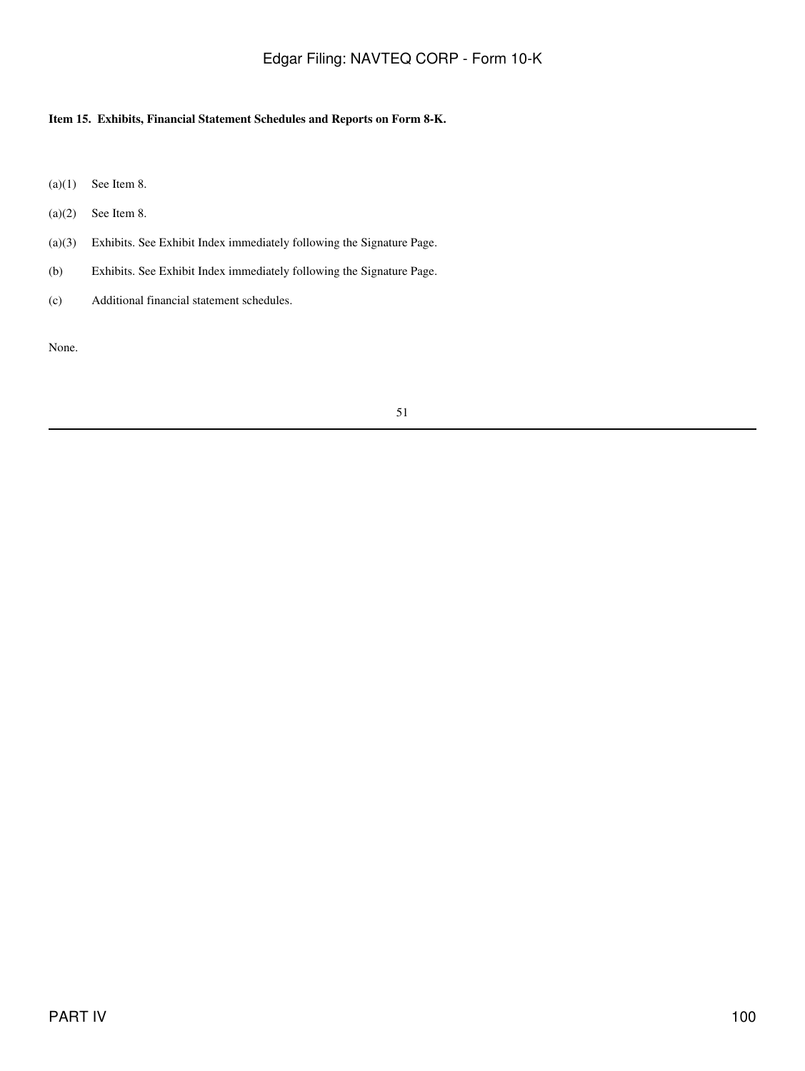**Item 15. Exhibits, Financial Statement Schedules and Reports on Form 8-K.**

(a)(1) See Item 8.

(a)(2) See Item 8.

(a)(3) Exhibits. See Exhibit Index immediately following the Signature Page.

(b) Exhibits. See Exhibit Index immediately following the Signature Page.

(c) Additional financial statement schedules.

None.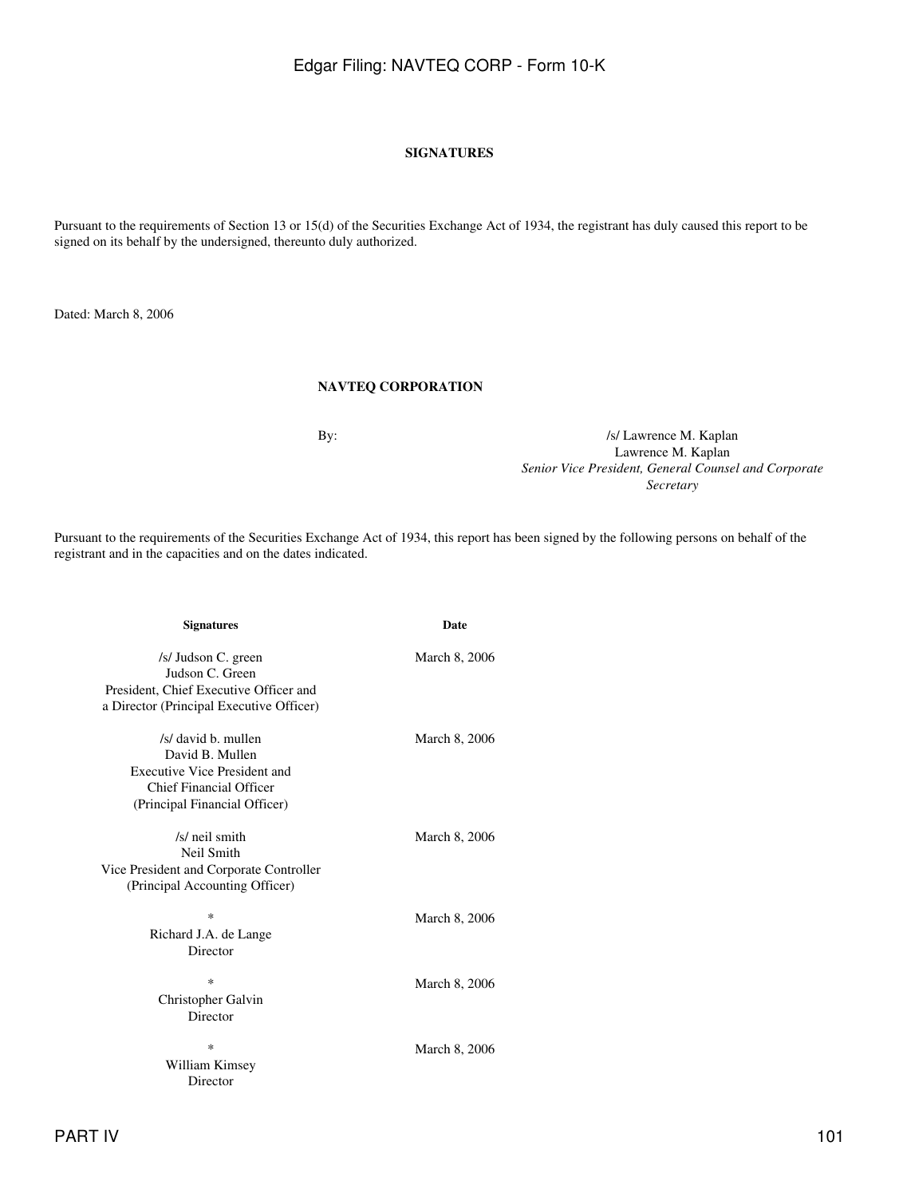## SIGNATURES

Pursuant to the requirements of Section 13 or 15(d) of the Securities Exchange Act of 1934, the registrant has duly caused this report to be signed on its behalf by the undersigned, thereunto duly authorized.

Dated: March 8, 2006

**NAVTEQ CORPORATION**

By: /s/ Lawrence M. Kaplan
Lawrence M. Kaplan
*Senior Vice President, General Counsel and Corporate Secretary*

Pursuant to the requirements of the Securities Exchange Act of 1934, this report has been signed by the following persons on behalf of the registrant and in the capacities and on the dates indicated.

| Signatures | Date |
|---|---|
| /s/ Judson C. green<br>Judson C. Green<br>President, Chief Executive Officer and a Director (Principal Executive Officer) | March 8, 2006 |
| /s/ david b. mullen<br>David B. Mullen<br>Executive Vice President and Chief Financial Officer (Principal Financial Officer) | March 8, 2006 |
| /s/ neil smith<br>Neil Smith<br>Vice President and Corporate Controller (Principal Accounting Officer) | March 8, 2006 |
| *<br>Richard J.A. de Lange<br>Director | March 8, 2006 |
| *<br>Christopher Galvin<br>Director | March 8, 2006 |
| *<br>William Kimsey<br>Director | March 8, 2006 |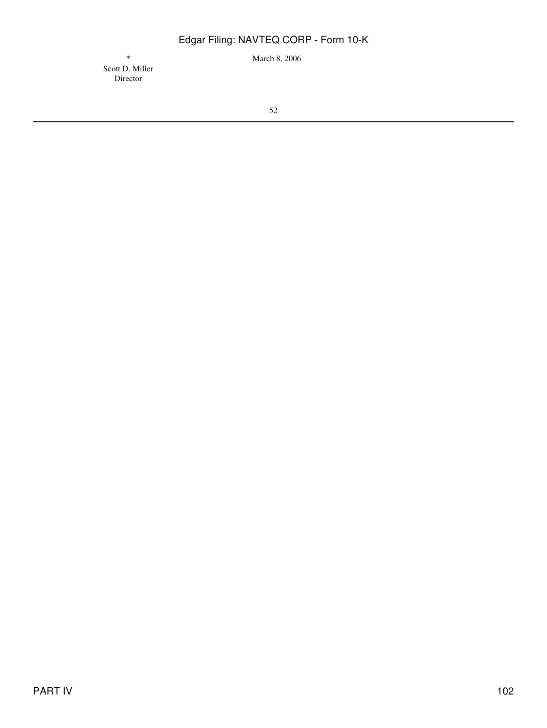| | |
|---|---|
| *<br>Scott D. Miller<br>Director | March 8, 2006 |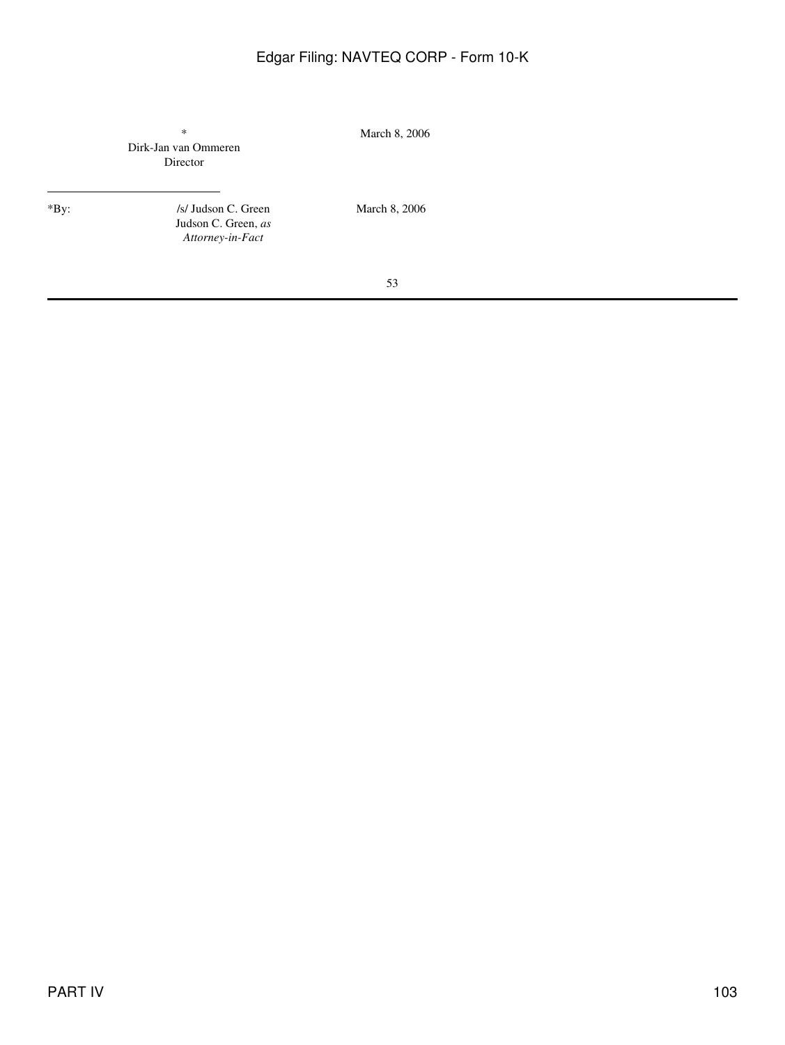| | | |
|---|---|---|
| | *<br>Dirk-Jan van Ommeren<br>Director | March 8, 2006 |
| *By: | /s/ Judson C. Green<br>Judson C. Green, *as Attorney-in-Fact* | March 8, 2006 |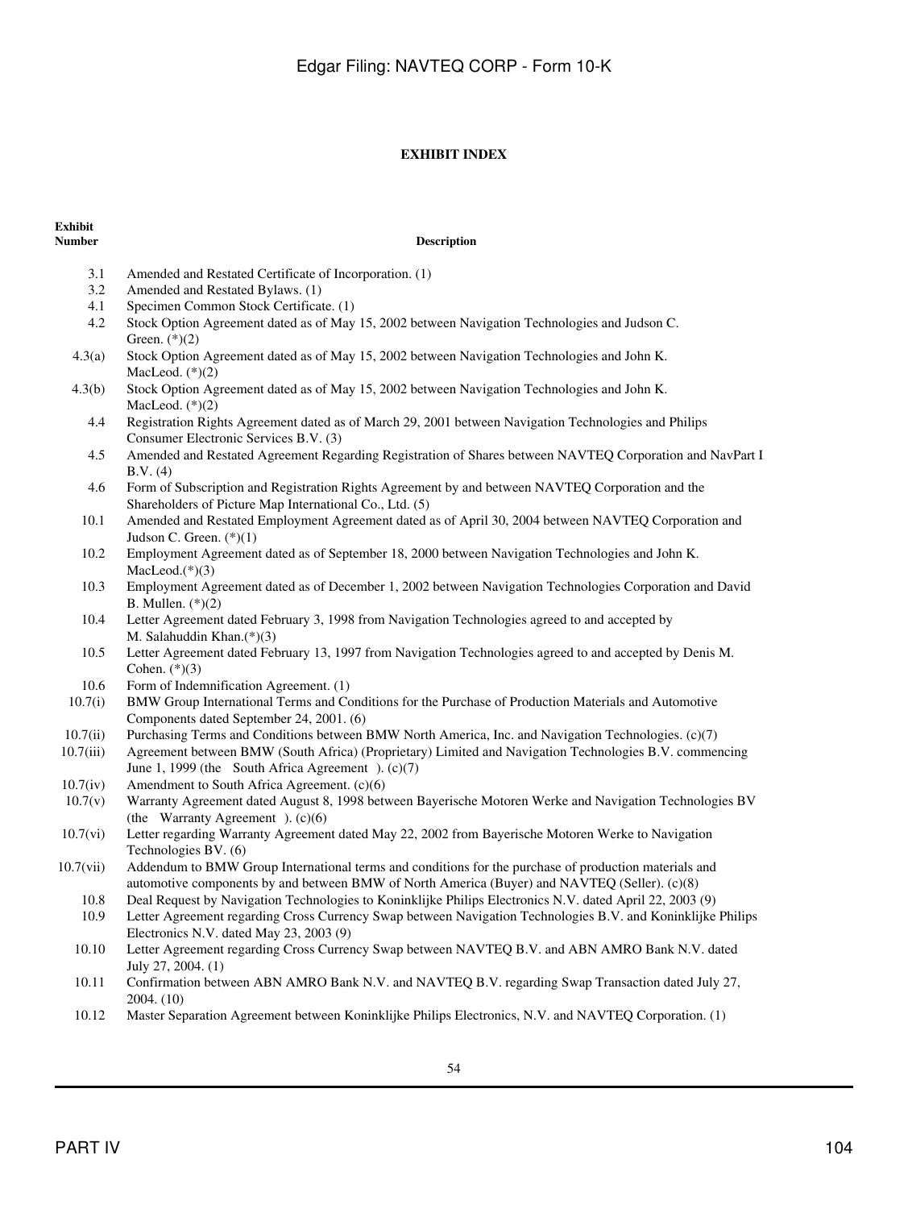**EXHIBIT INDEX**

| Exhibit Number | Description |
|---|---|
| 3.1 | Amended and Restated Certificate of Incorporation. (1) |
| 3.2 | Amended and Restated Bylaws. (1) |
| 4.1 | Specimen Common Stock Certificate. (1) |
| 4.2 | Stock Option Agreement dated as of May 15, 2002 between Navigation Technologies and Judson C. Green. (*)(2) |
| 4.3(a) | Stock Option Agreement dated as of May 15, 2002 between Navigation Technologies and John K. MacLeod. (*)(2) |
| 4.3(b) | Stock Option Agreement dated as of May 15, 2002 between Navigation Technologies and John K. MacLeod. (*)(2) |
| 4.4 | Registration Rights Agreement dated as of March 29, 2001 between Navigation Technologies and Philips Consumer Electronic Services B.V. (3) |
| 4.5 | Amended and Restated Agreement Regarding Registration of Shares between NAVTEQ Corporation and NavPart I B.V. (4) |
| 4.6 | Form of Subscription and Registration Rights Agreement by and between NAVTEQ Corporation and the Shareholders of Picture Map International Co., Ltd. (5) |
| 10.1 | Amended and Restated Employment Agreement dated as of April 30, 2004 between NAVTEQ Corporation and Judson C. Green. (*)(1) |
| 10.2 | Employment Agreement dated as of September 18, 2000 between Navigation Technologies and John K. MacLeod.(*)(3) |
| 10.3 | Employment Agreement dated as of December 1, 2002 between Navigation Technologies Corporation and David B. Mullen. (*)(2) |
| 10.4 | Letter Agreement dated February 3, 1998 from Navigation Technologies agreed to and accepted by M. Salahuddin Khan.(*)(3) |
| 10.5 | Letter Agreement dated February 13, 1997 from Navigation Technologies agreed to and accepted by Denis M. Cohen. (*)(3) |
| 10.6 | Form of Indemnification Agreement. (1) |
| 10.7(i) | BMW Group International Terms and Conditions for the Purchase of Production Materials and Automotive Components dated September 24, 2001. (6) |
| 10.7(ii) | Purchasing Terms and Conditions between BMW North America, Inc. and Navigation Technologies. (c)(7) |
| 10.7(iii) | Agreement between BMW (South Africa) (Proprietary) Limited and Navigation Technologies B.V. commencing June 1, 1999 (the South Africa Agreement ). (c)(7) |
| 10.7(iv) | Amendment to South Africa Agreement. (c)(6) |
| 10.7(v) | Warranty Agreement dated August 8, 1998 between Bayerische Motoren Werke and Navigation Technologies BV (the Warranty Agreement ). (c)(6) |
| 10.7(vi) | Letter regarding Warranty Agreement dated May 22, 2002 from Bayerische Motoren Werke to Navigation Technologies BV. (6) |
| 10.7(vii) | Addendum to BMW Group International terms and conditions for the purchase of production materials and automotive components by and between BMW of North America (Buyer) and NAVTEQ (Seller). (c)(8) |
| 10.8 | Deal Request by Navigation Technologies to Koninklijke Philips Electronics N.V. dated April 22, 2003 (9) |
| 10.9 | Letter Agreement regarding Cross Currency Swap between Navigation Technologies B.V. and Koninklijke Philips Electronics N.V. dated May 23, 2003 (9) |
| 10.10 | Letter Agreement regarding Cross Currency Swap between NAVTEQ B.V. and ABN AMRO Bank N.V. dated July 27, 2004. (1) |
| 10.11 | Confirmation between ABN AMRO Bank N.V. and NAVTEQ B.V. regarding Swap Transaction dated July 27, 2004. (10) |
| 10.12 | Master Separation Agreement between Koninklijke Philips Electronics, N.V. and NAVTEQ Corporation. (1) |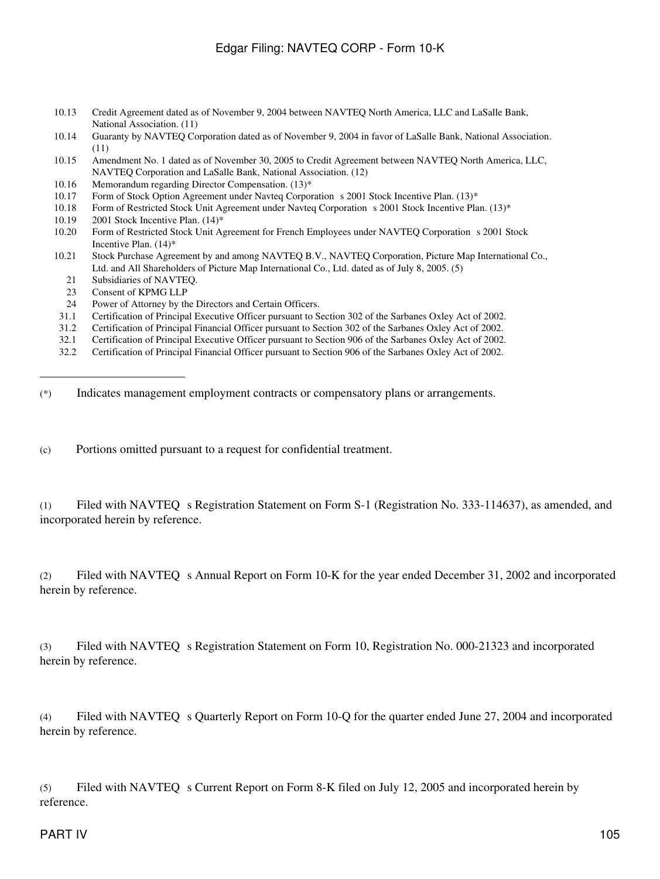| | |
|---|---|
| 10.13 | Credit Agreement dated as of November 9, 2004 between NAVTEQ North America, LLC and LaSalle Bank, National Association. (11) |
| 10.14 | Guaranty by NAVTEQ Corporation dated as of November 9, 2004 in favor of LaSalle Bank, National Association. (11) |
| 10.15 | Amendment No. 1 dated as of November 30, 2005 to Credit Agreement between NAVTEQ North America, LLC, NAVTEQ Corporation and LaSalle Bank, National Association. (12) |
| 10.16 | Memorandum regarding Director Compensation. (13)* |
| 10.17 | Form of Stock Option Agreement under Navteq Corporation s 2001 Stock Incentive Plan. (13)* |
| 10.18 | Form of Restricted Stock Unit Agreement under Navteq Corporation s 2001 Stock Incentive Plan. (13)* |
| 10.19 | 2001 Stock Incentive Plan. (14)* |
| 10.20 | Form of Restricted Stock Unit Agreement for French Employees under NAVTEQ Corporation s 2001 Stock Incentive Plan. (14)* |
| 10.21 | Stock Purchase Agreement by and among NAVTEQ B.V., NAVTEQ Corporation, Picture Map International Co., Ltd. and All Shareholders of Picture Map International Co., Ltd. dated as of July 8, 2005. (5) |
| 21 | Subsidiaries of NAVTEQ. |
| 23 | Consent of KPMG LLP |
| 24 | Power of Attorney by the Directors and Certain Officers. |
| 31.1 | Certification of Principal Executive Officer pursuant to Section 302 of the Sarbanes Oxley Act of 2002. |
| 31.2 | Certification of Principal Financial Officer pursuant to Section 302 of the Sarbanes Oxley Act of 2002. |
| 32.1 | Certification of Principal Executive Officer pursuant to Section 906 of the Sarbanes Oxley Act of 2002. |
| 32.2 | Certification of Principal Financial Officer pursuant to Section 906 of the Sarbanes Oxley Act of 2002. |

---

(*) Indicates management employment contracts or compensatory plans or arrangements.

(c) Portions omitted pursuant to a request for confidential treatment.

(1) Filed with NAVTEQ s Registration Statement on Form S-1 (Registration No. 333-114637), as amended, and incorporated herein by reference.

(2) Filed with NAVTEQ s Annual Report on Form 10-K for the year ended December 31, 2002 and incorporated herein by reference.

(3) Filed with NAVTEQ s Registration Statement on Form 10, Registration No. 000-21323 and incorporated herein by reference.

(4) Filed with NAVTEQ s Quarterly Report on Form 10-Q for the quarter ended June 27, 2004 and incorporated herein by reference.

(5) Filed with NAVTEQ s Current Report on Form 8-K filed on July 12, 2005 and incorporated herein by reference.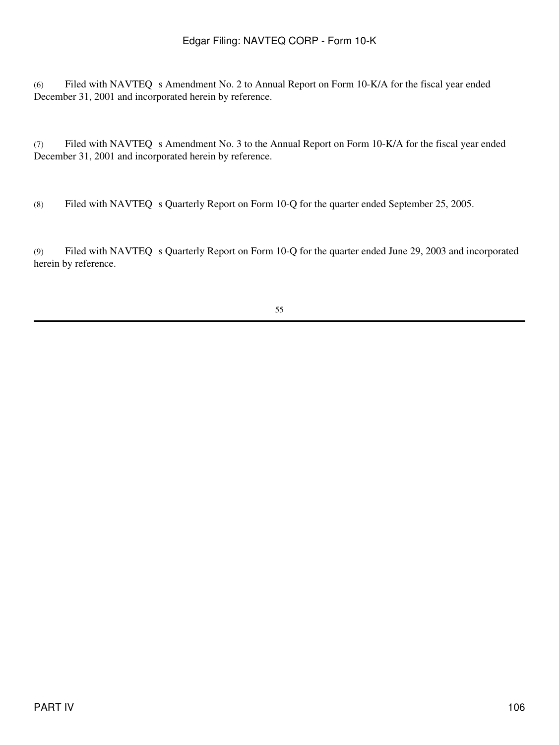(6) Filed with NAVTEQ s Amendment No. 2 to Annual Report on Form 10-K/A for the fiscal year ended December 31, 2001 and incorporated herein by reference.

(7) Filed with NAVTEQ s Amendment No. 3 to the Annual Report on Form 10-K/A for the fiscal year ended December 31, 2001 and incorporated herein by reference.

(8) Filed with NAVTEQ s Quarterly Report on Form 10-Q for the quarter ended September 25, 2005.

(9) Filed with NAVTEQ s Quarterly Report on Form 10-Q for the quarter ended June 29, 2003 and incorporated herein by reference.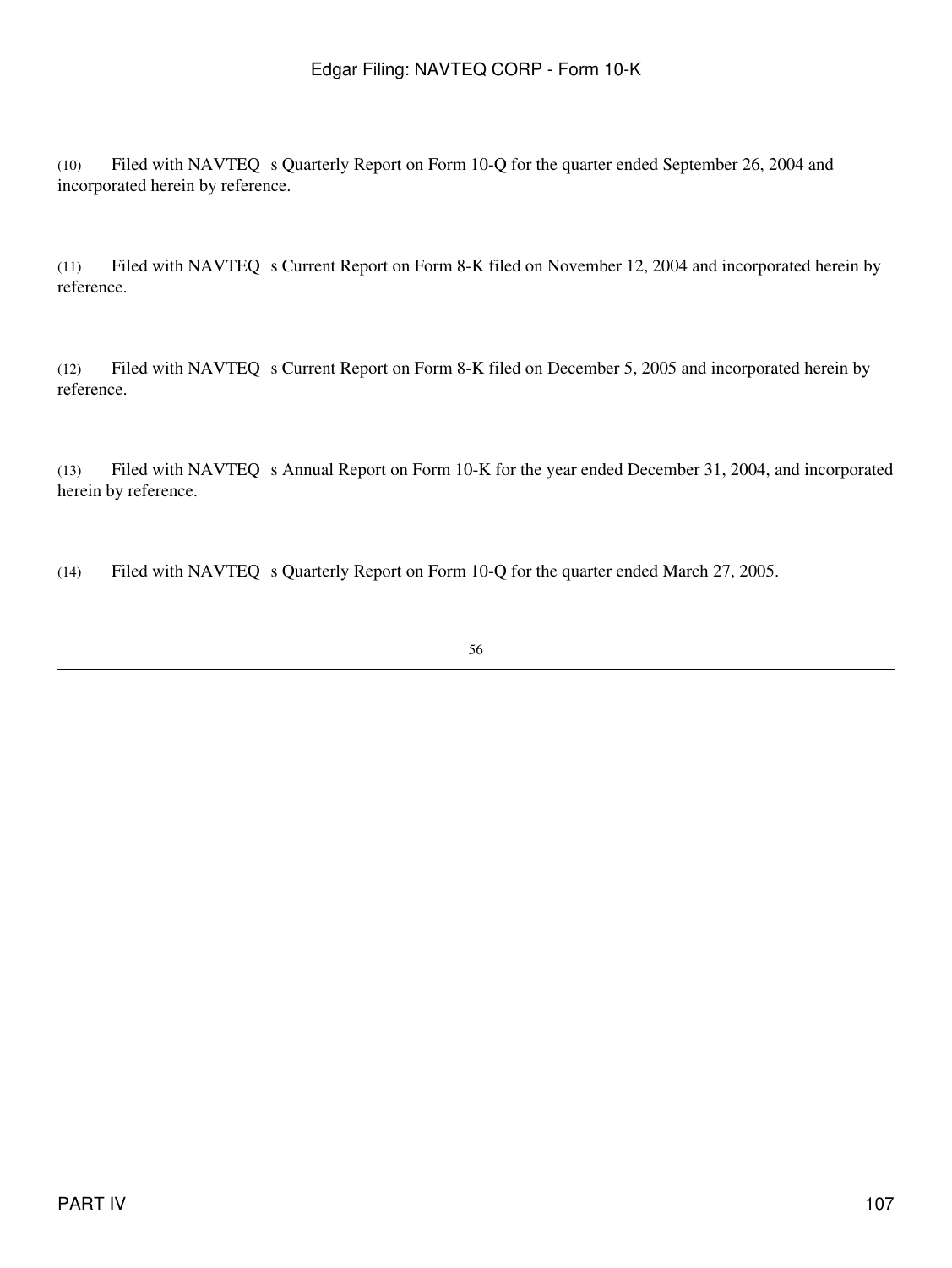(10) Filed with NAVTEQ s Quarterly Report on Form 10-Q for the quarter ended September 26, 2004 and incorporated herein by reference.

(11) Filed with NAVTEQ s Current Report on Form 8-K filed on November 12, 2004 and incorporated herein by reference.

(12) Filed with NAVTEQ s Current Report on Form 8-K filed on December 5, 2005 and incorporated herein by reference.

(13) Filed with NAVTEQ s Annual Report on Form 10-K for the year ended December 31, 2004, and incorporated herein by reference.

(14) Filed with NAVTEQ s Quarterly Report on Form 10-Q for the quarter ended March 27, 2005.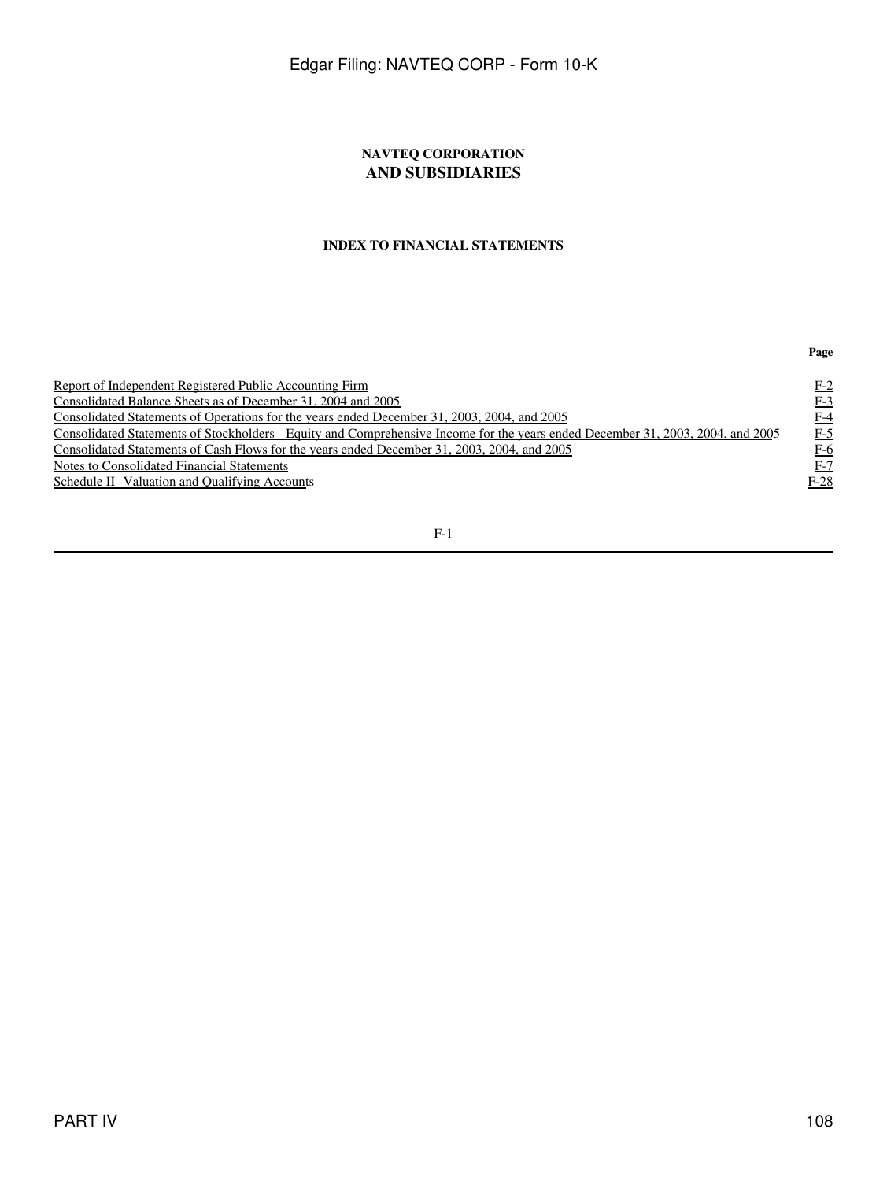**NAVTEQ CORPORATION**
**AND SUBSIDIARIES**

**INDEX TO FINANCIAL STATEMENTS**

| | Page |
|---|---|
| Report of Independent Registered Public Accounting Firm | F-2 |
| Consolidated Balance Sheets as of December 31, 2004 and 2005 | F-3 |
| Consolidated Statements of Operations for the years ended December 31, 2003, 2004, and 2005 | F-4 |
| Consolidated Statements of Stockholders Equity and Comprehensive Income for the years ended December 31, 2003, 2004, and 2005 | F-5 |
| Consolidated Statements of Cash Flows for the years ended December 31, 2003, 2004, and 2005 | F-6 |
| Notes to Consolidated Financial Statements | F-7 |
| Schedule II Valuation and Qualifying Accounts | F-28 |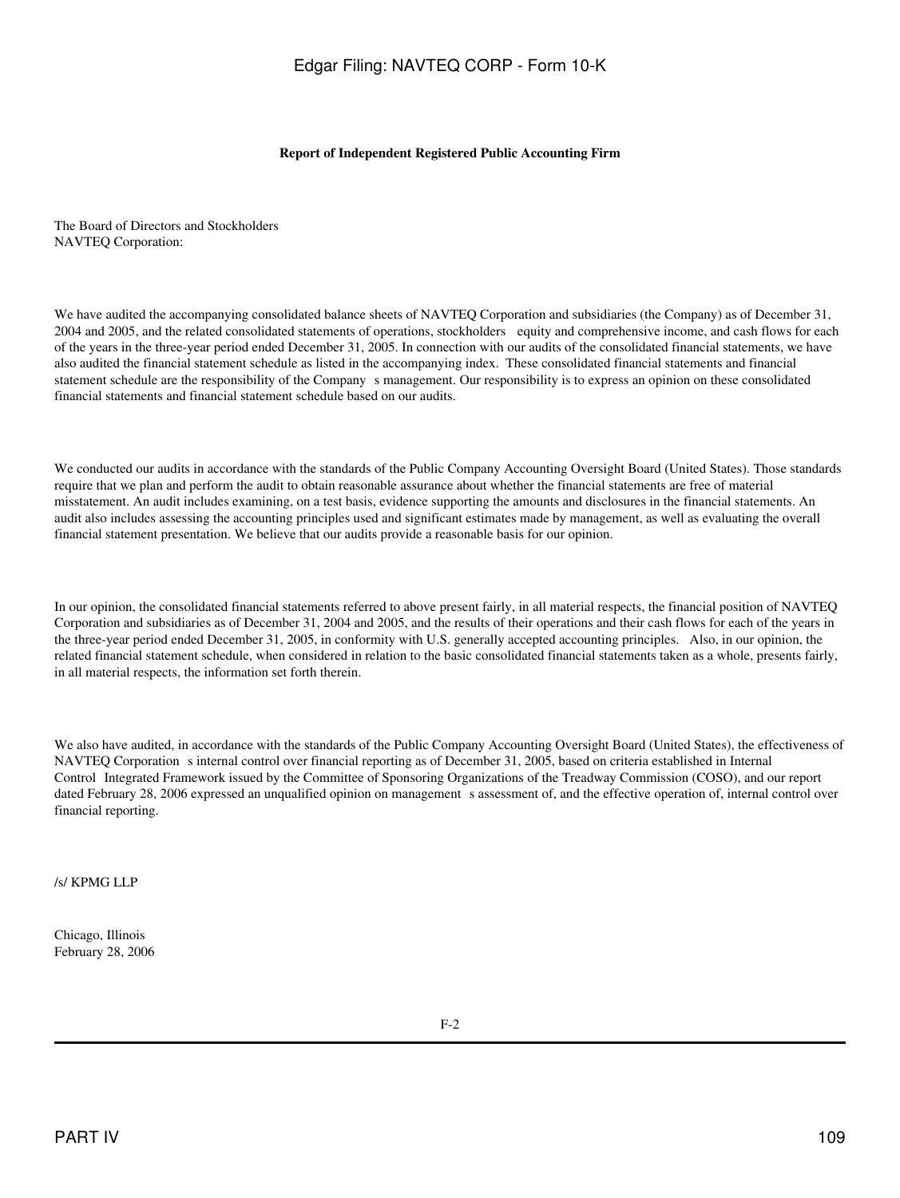**Report of Independent Registered Public Accounting Firm**

The Board of Directors and Stockholders
NAVTEQ Corporation:

We have audited the accompanying consolidated balance sheets of NAVTEQ Corporation and subsidiaries (the Company) as of December 31, 2004 and 2005, and the related consolidated statements of operations, stockholders equity and comprehensive income, and cash flows for each of the years in the three-year period ended December 31, 2005. In connection with our audits of the consolidated financial statements, we have also audited the financial statement schedule as listed in the accompanying index. These consolidated financial statements and financial statement schedule are the responsibility of the Company s management. Our responsibility is to express an opinion on these consolidated financial statements and financial statement schedule based on our audits.

We conducted our audits in accordance with the standards of the Public Company Accounting Oversight Board (United States). Those standards require that we plan and perform the audit to obtain reasonable assurance about whether the financial statements are free of material misstatement. An audit includes examining, on a test basis, evidence supporting the amounts and disclosures in the financial statements. An audit also includes assessing the accounting principles used and significant estimates made by management, as well as evaluating the overall financial statement presentation. We believe that our audits provide a reasonable basis for our opinion.

In our opinion, the consolidated financial statements referred to above present fairly, in all material respects, the financial position of NAVTEQ Corporation and subsidiaries as of December 31, 2004 and 2005, and the results of their operations and their cash flows for each of the years in the three-year period ended December 31, 2005, in conformity with U.S. generally accepted accounting principles. Also, in our opinion, the related financial statement schedule, when considered in relation to the basic consolidated financial statements taken as a whole, presents fairly, in all material respects, the information set forth therein.

We also have audited, in accordance with the standards of the Public Company Accounting Oversight Board (United States), the effectiveness of NAVTEQ Corporation s internal control over financial reporting as of December 31, 2005, based on criteria established in Internal Control Integrated Framework issued by the Committee of Sponsoring Organizations of the Treadway Commission (COSO), and our report dated February 28, 2006 expressed an unqualified opinion on management s assessment of, and the effective operation of, internal control over financial reporting.

/s/ KPMG LLP

Chicago, Illinois
February 28, 2006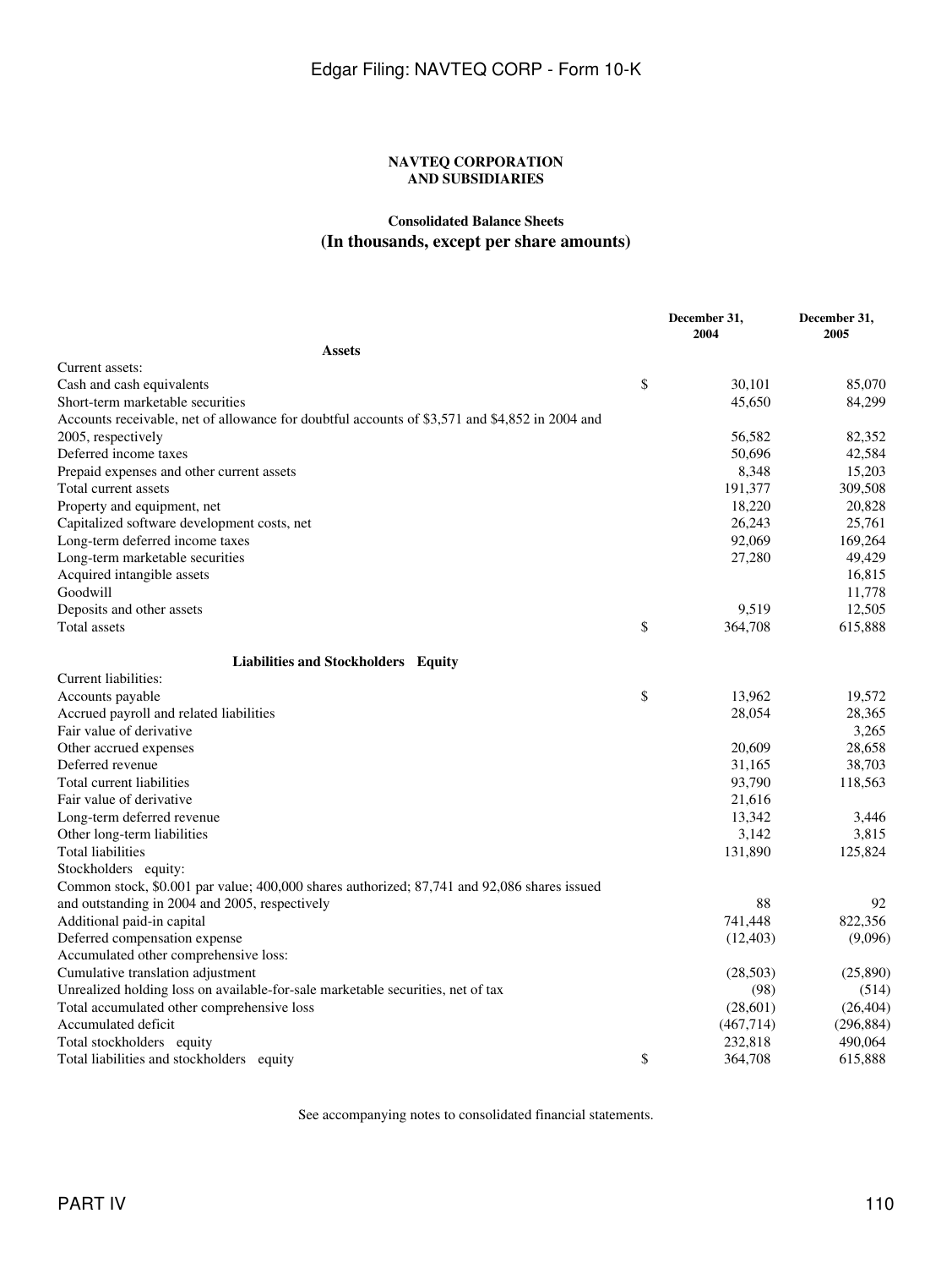**NAVTEQ CORPORATION AND SUBSIDIARIES**

**Consolidated Balance Sheets**

**(In thousands, except per share amounts)**

| | | December 31, 2004 | December 31, 2005 |
|---|---|---|---|
| **Assets** | | | |
| Current assets: | | | |
| Cash and cash equivalents | $ | 30,101 | 85,070 |
| Short-term marketable securities | | 45,650 | 84,299 |
| Accounts receivable, net of allowance for doubtful accounts of $3,571 and $4,852 in 2004 and 2005, respectively | | 56,582 | 82,352 |
| Deferred income taxes | | 50,696 | 42,584 |
| Prepaid expenses and other current assets | | 8,348 | 15,203 |
| Total current assets | | 191,377 | 309,508 |
| Property and equipment, net | | 18,220 | 20,828 |
| Capitalized software development costs, net | | 26,243 | 25,761 |
| Long-term deferred income taxes | | 92,069 | 169,264 |
| Long-term marketable securities | | 27,280 | 49,429 |
| Acquired intangible assets | | | 16,815 |
| Goodwill | | | 11,778 |
| Deposits and other assets | | 9,519 | 12,505 |
| Total assets | $ | 364,708 | 615,888 |
| **Liabilities and Stockholders Equity** | | | |
| Current liabilities: | | | |
| Accounts payable | $ | 13,962 | 19,572 |
| Accrued payroll and related liabilities | | 28,054 | 28,365 |
| Fair value of derivative | | | 3,265 |
| Other accrued expenses | | 20,609 | 28,658 |
| Deferred revenue | | 31,165 | 38,703 |
| Total current liabilities | | 93,790 | 118,563 |
| Fair value of derivative | | 21,616 | |
| Long-term deferred revenue | | 13,342 | 3,446 |
| Other long-term liabilities | | 3,142 | 3,815 |
| Total liabilities | | 131,890 | 125,824 |
| Stockholders equity: | | | |
| Common stock, $0.001 par value; 400,000 shares authorized; 87,741 and 92,086 shares issued and outstanding in 2004 and 2005, respectively | | 88 | 92 |
| Additional paid-in capital | | 741,448 | 822,356 |
| Deferred compensation expense | | (12,403) | (9,096) |
| Accumulated other comprehensive loss: | | | |
| Cumulative translation adjustment | | (28,503) | (25,890) |
| Unrealized holding loss on available-for-sale marketable securities, net of tax | | (98) | (514) |
| Total accumulated other comprehensive loss | | (28,601) | (26,404) |
| Accumulated deficit | | (467,714) | (296,884) |
| Total stockholders equity | | 232,818 | 490,064 |
| Total liabilities and stockholders equity | $ | 364,708 | 615,888 |

See accompanying notes to consolidated financial statements.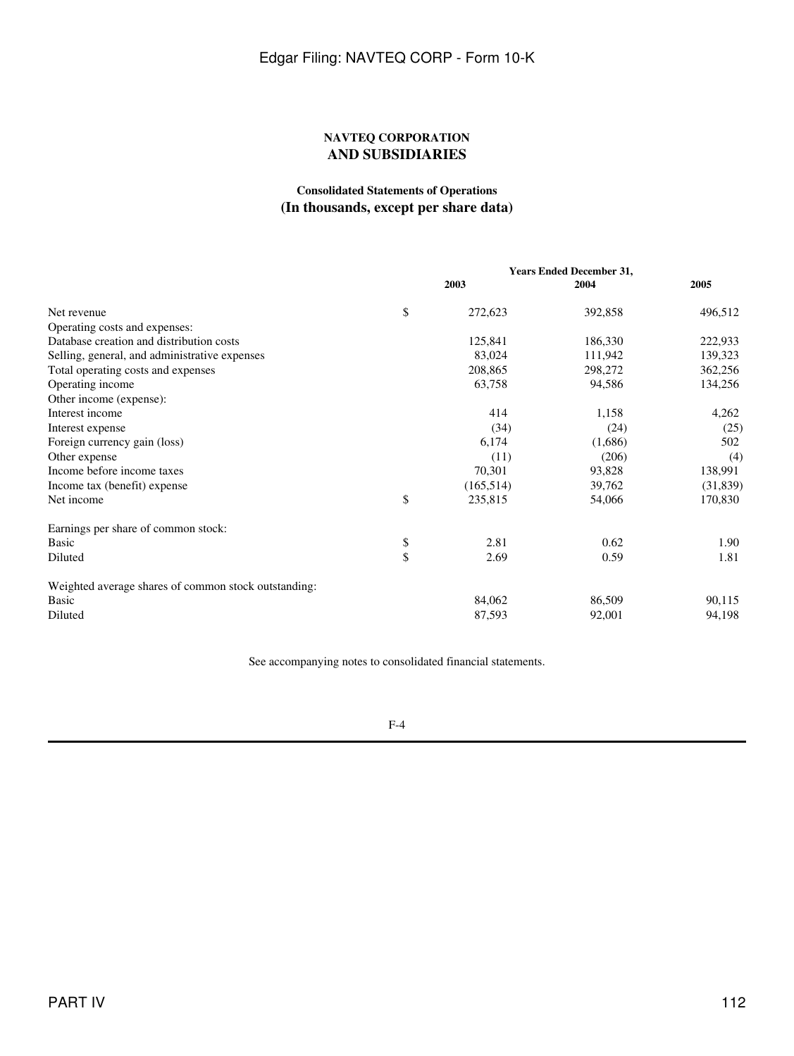# NAVTEQ CORPORATION
## AND SUBSIDIARIES

### Consolidated Statements of Operations
### (In thousands, except per share data)

| | Years Ended December 31, | | |
|---|---|---|---|
| | 2003 | 2004 | 2005 |
| Net revenue | $ 272,623 | 392,858 | 496,512 |
| Operating costs and expenses: | | | |
| Database creation and distribution costs | 125,841 | 186,330 | 222,933 |
| Selling, general, and administrative expenses | 83,024 | 111,942 | 139,323 |
| Total operating costs and expenses | 208,865 | 298,272 | 362,256 |
| Operating income | 63,758 | 94,586 | 134,256 |
| Other income (expense): | | | |
| Interest income | 414 | 1,158 | 4,262 |
| Interest expense | (34) | (24) | (25) |
| Foreign currency gain (loss) | 6,174 | (1,686) | 502 |
| Other expense | (11) | (206) | (4) |
| Income before income taxes | 70,301 | 93,828 | 138,991 |
| Income tax (benefit) expense | (165,514) | 39,762 | (31,839) |
| Net income | $ 235,815 | 54,066 | 170,830 |
| Earnings per share of common stock: | | | |
| Basic | $ 2.81 | 0.62 | 1.90 |
| Diluted | $ 2.69 | 0.59 | 1.81 |
| Weighted average shares of common stock outstanding: | | | |
| Basic | 84,062 | 86,509 | 90,115 |
| Diluted | 87,593 | 92,001 | 94,198 |

See accompanying notes to consolidated financial statements.

F-4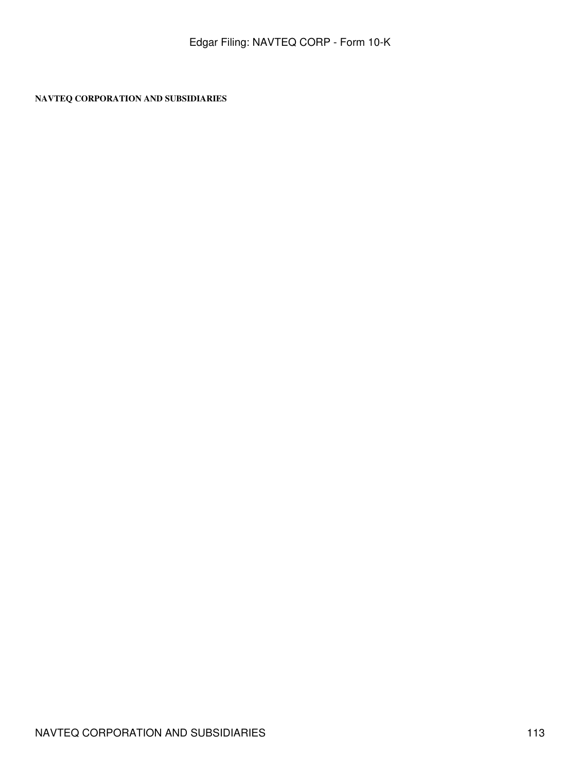**NAVTEQ CORPORATION AND SUBSIDIARIES**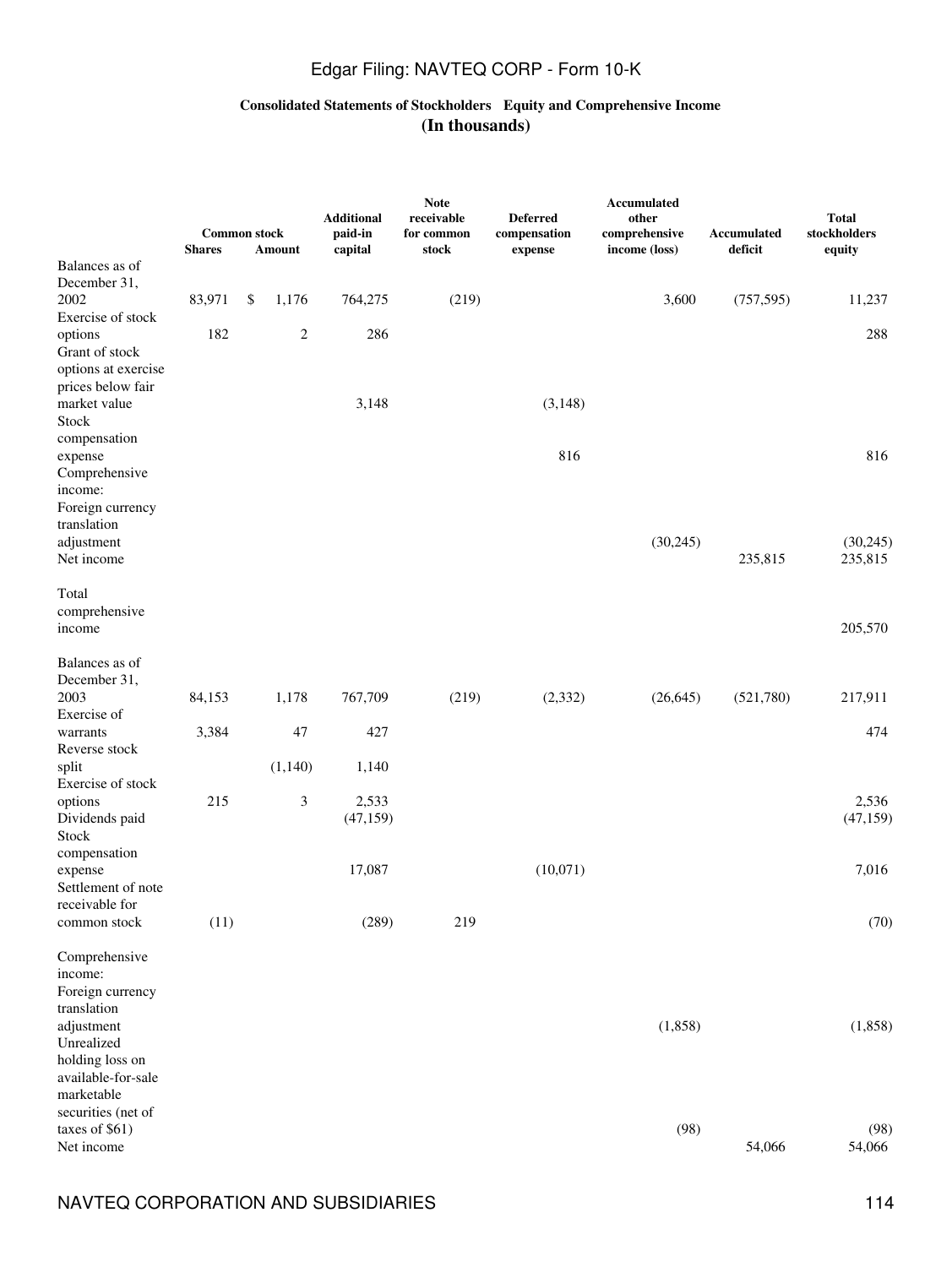**Consolidated Statements of Stockholders Equity and Comprehensive Income**

**(In thousands)**

| | Common stock | | Additional paid-in capital | Note receivable for common stock | Deferred compensation expense | Accumulated other comprehensive income (loss) | Accumulated deficit | Total stockholders equity |
|---|---|---|---|---|---|---|---|---|
| | Shares | Amount | | | | | | |
| Balances as of December 31, 2002 | 83,971 | $ 1,176 | 764,275 | (219) | | 3,600 | (757,595) | 11,237 |
| Exercise of stock options | 182 | 2 | 286 | | | | | 288 |
| Grant of stock options at exercise prices below fair market value | | | 3,148 | | (3,148) | | | |
| Stock compensation expense | | | | | 816 | | | 816 |
| Comprehensive income: | | | | | | | | |
| Foreign currency translation adjustment | | | | | | (30,245) | | (30,245) |
| Net income | | | | | | | 235,815 | 235,815 |
| Total comprehensive income | | | | | | | | 205,570 |
| Balances as of December 31, 2003 | 84,153 | 1,178 | 767,709 | (219) | (2,332) | (26,645) | (521,780) | 217,911 |
| Exercise of warrants | 3,384 | 47 | 427 | | | | | 474 |
| Reverse stock split | | (1,140) | 1,140 | | | | | |
| Exercise of stock options | 215 | 3 | 2,533 | | | | | 2,536 |
| Dividends paid | | | (47,159) | | | | | (47,159) |
| Stock compensation expense | | | 17,087 | | (10,071) | | | 7,016 |
| Settlement of note receivable for common stock | (11) | | (289) | 219 | | | | (70) |
| Comprehensive income: | | | | | | | | |
| Foreign currency translation adjustment | | | | | | (1,858) | | (1,858) |
| Unrealized holding loss on available-for-sale marketable securities (net of taxes of $61) | | | | | | (98) | | (98) |
| Net income | | | | | | | 54,066 | 54,066 |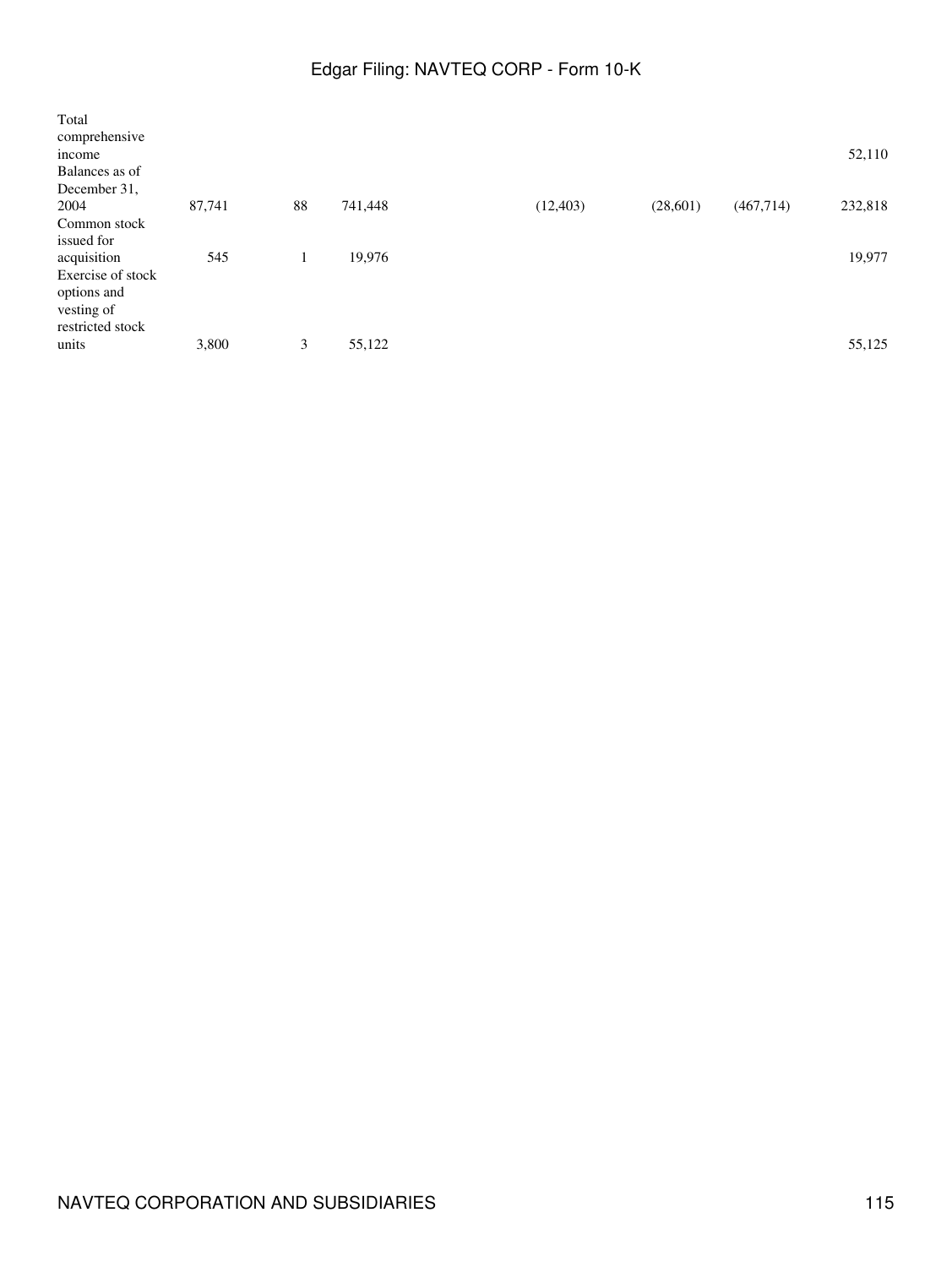| | | | | | | | | |
|---|---|---|---|---|---|---|---|---|
| Total comprehensive income | | | | | | | | 52,110 |
| Balances as of December 31, 2004 | 87,741 | 88 | 741,448 | | (12,403) | (28,601) | (467,714) | 232,818 |
| Common stock issued for acquisition | 545 | 1 | 19,976 | | | | | 19,977 |
| Exercise of stock options and vesting of restricted stock units | 3,800 | 3 | 55,122 | | | | | 55,125 |

NAVTEQ CORPORATION AND SUBSIDIARIES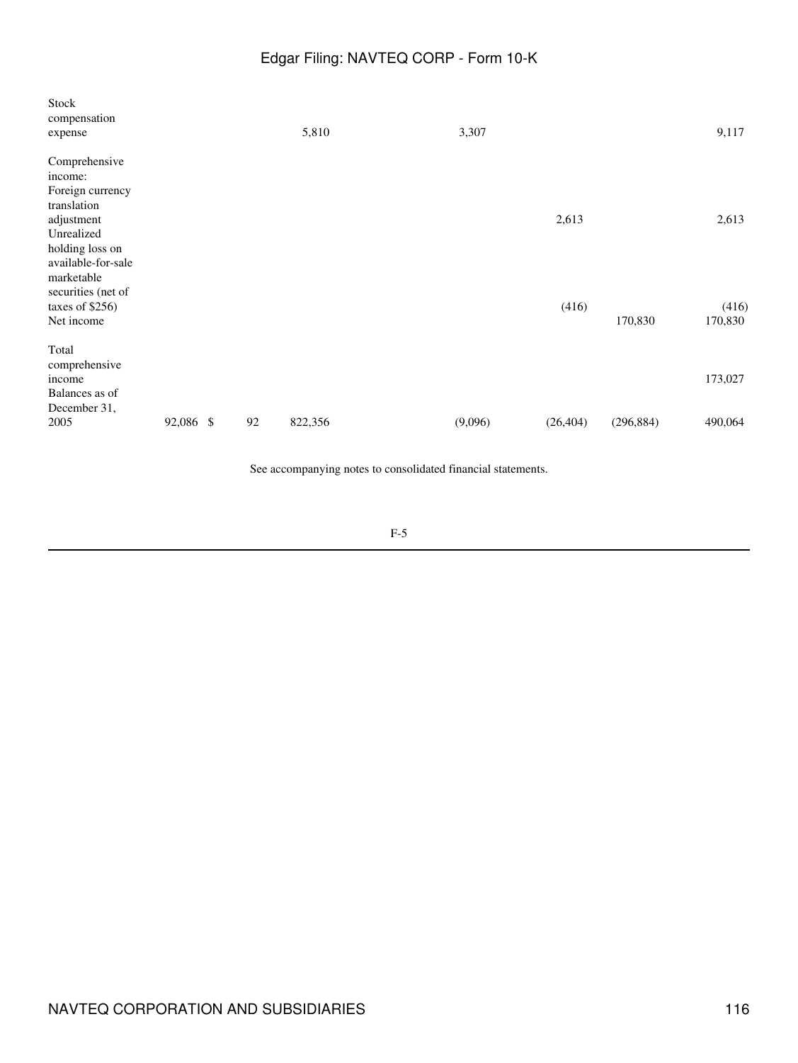| | | | | | | | |
|---|---|---|---|---|---|---|---|
| Stock compensation expense | | | 5,810 | 3,307 | | | 9,117 |
| Comprehensive income: | | | | | | | |
| Foreign currency translation adjustment | | | | | 2,613 | | 2,613 |
| Unrealized holding loss on available-for-sale marketable securities (net of taxes of $256) | | | | | (416) | | (416) |
| Net income | | | | | | 170,830 | 170,830 |
| Total comprehensive income | | | | | | | 173,027 |
| Balances as of December 31, 2005 | 92,086 | $ 92 | 822,356 | (9,096) | (26,404) | (296,884) | 490,064 |

See accompanying notes to consolidated financial statements.

F-5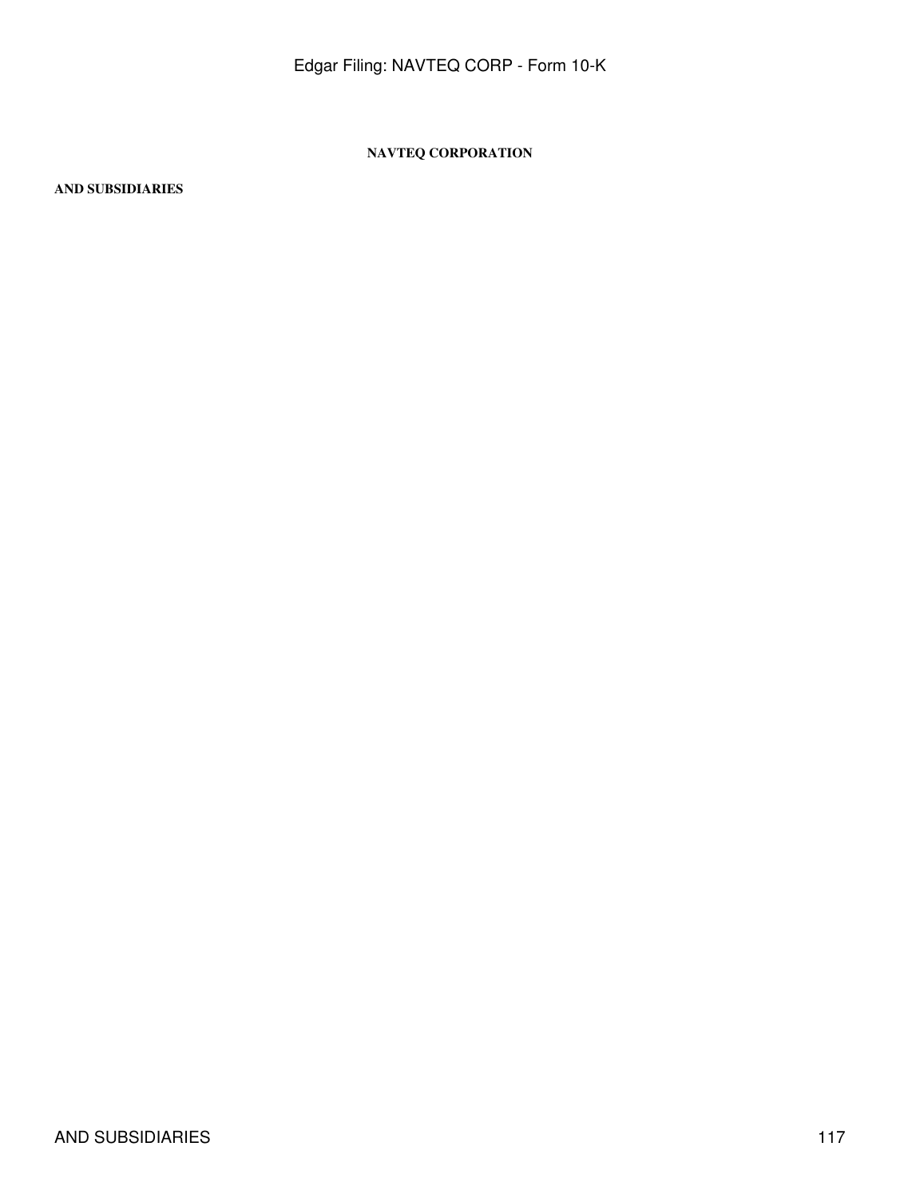**NAVTEQ CORPORATION**

**AND SUBSIDIARIES**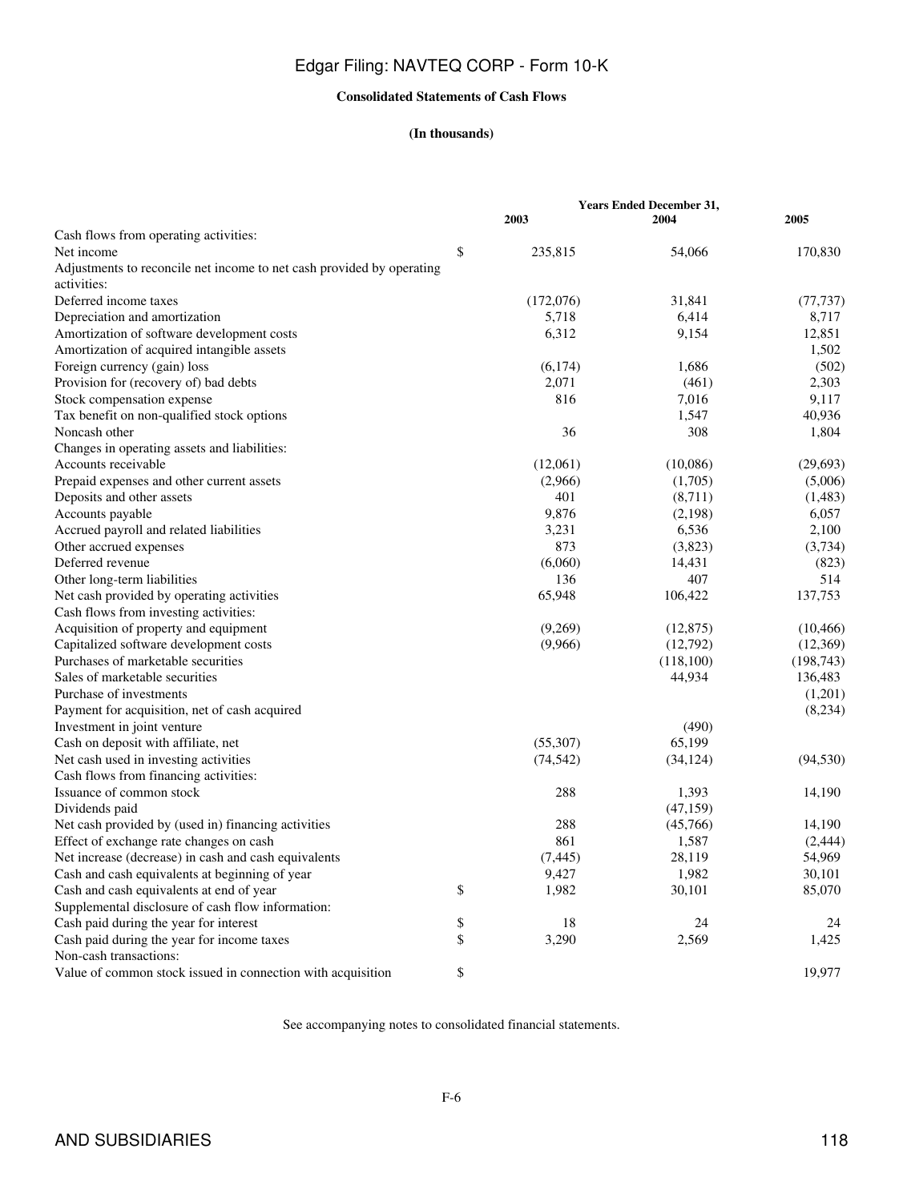**Consolidated Statements of Cash Flows**

**(In thousands)**

| | Years Ended December 31, | | |
|---|---|---|---|
| | **2003** | **2004** | **2005** |
| Cash flows from operating activities: | | | |
| Net income | $ 235,815 | 54,066 | 170,830 |
| Adjustments to reconcile net income to net cash provided by operating activities: | | | |
| Deferred income taxes | (172,076) | 31,841 | (77,737) |
| Depreciation and amortization | 5,718 | 6,414 | 8,717 |
| Amortization of software development costs | 6,312 | 9,154 | 12,851 |
| Amortization of acquired intangible assets | | | 1,502 |
| Foreign currency (gain) loss | (6,174) | 1,686 | (502) |
| Provision for (recovery of) bad debts | 2,071 | (461) | 2,303 |
| Stock compensation expense | 816 | 7,016 | 9,117 |
| Tax benefit on non-qualified stock options | | 1,547 | 40,936 |
| Noncash other | 36 | 308 | 1,804 |
| Changes in operating assets and liabilities: | | | |
| Accounts receivable | (12,061) | (10,086) | (29,693) |
| Prepaid expenses and other current assets | (2,966) | (1,705) | (5,006) |
| Deposits and other assets | 401 | (8,711) | (1,483) |
| Accounts payable | 9,876 | (2,198) | 6,057 |
| Accrued payroll and related liabilities | 3,231 | 6,536 | 2,100 |
| Other accrued expenses | 873 | (3,823) | (3,734) |
| Deferred revenue | (6,060) | 14,431 | (823) |
| Other long-term liabilities | 136 | 407 | 514 |
| Net cash provided by operating activities | 65,948 | 106,422 | 137,753 |
| Cash flows from investing activities: | | | |
| Acquisition of property and equipment | (9,269) | (12,875) | (10,466) |
| Capitalized software development costs | (9,966) | (12,792) | (12,369) |
| Purchases of marketable securities | | (118,100) | (198,743) |
| Sales of marketable securities | | 44,934 | 136,483 |
| Purchase of investments | | | (1,201) |
| Payment for acquisition, net of cash acquired | | | (8,234) |
| Investment in joint venture | | (490) | |
| Cash on deposit with affiliate, net | (55,307) | 65,199 | |
| Net cash used in investing activities | (74,542) | (34,124) | (94,530) |
| Cash flows from financing activities: | | | |
| Issuance of common stock | 288 | 1,393 | 14,190 |
| Dividends paid | | (47,159) | |
| Net cash provided by (used in) financing activities | 288 | (45,766) | 14,190 |
| Effect of exchange rate changes on cash | 861 | 1,587 | (2,444) |
| Net increase (decrease) in cash and cash equivalents | (7,445) | 28,119 | 54,969 |
| Cash and cash equivalents at beginning of year | 9,427 | 1,982 | 30,101 |
| Cash and cash equivalents at end of year | $ 1,982 | 30,101 | 85,070 |
| Supplemental disclosure of cash flow information: | | | |
| Cash paid during the year for interest | $ 18 | 24 | 24 |
| Cash paid during the year for income taxes | $ 3,290 | 2,569 | 1,425 |
| Non-cash transactions: | | | |
| Value of common stock issued in connection with acquisition | $ | | 19,977 |

See accompanying notes to consolidated financial statements.

F-6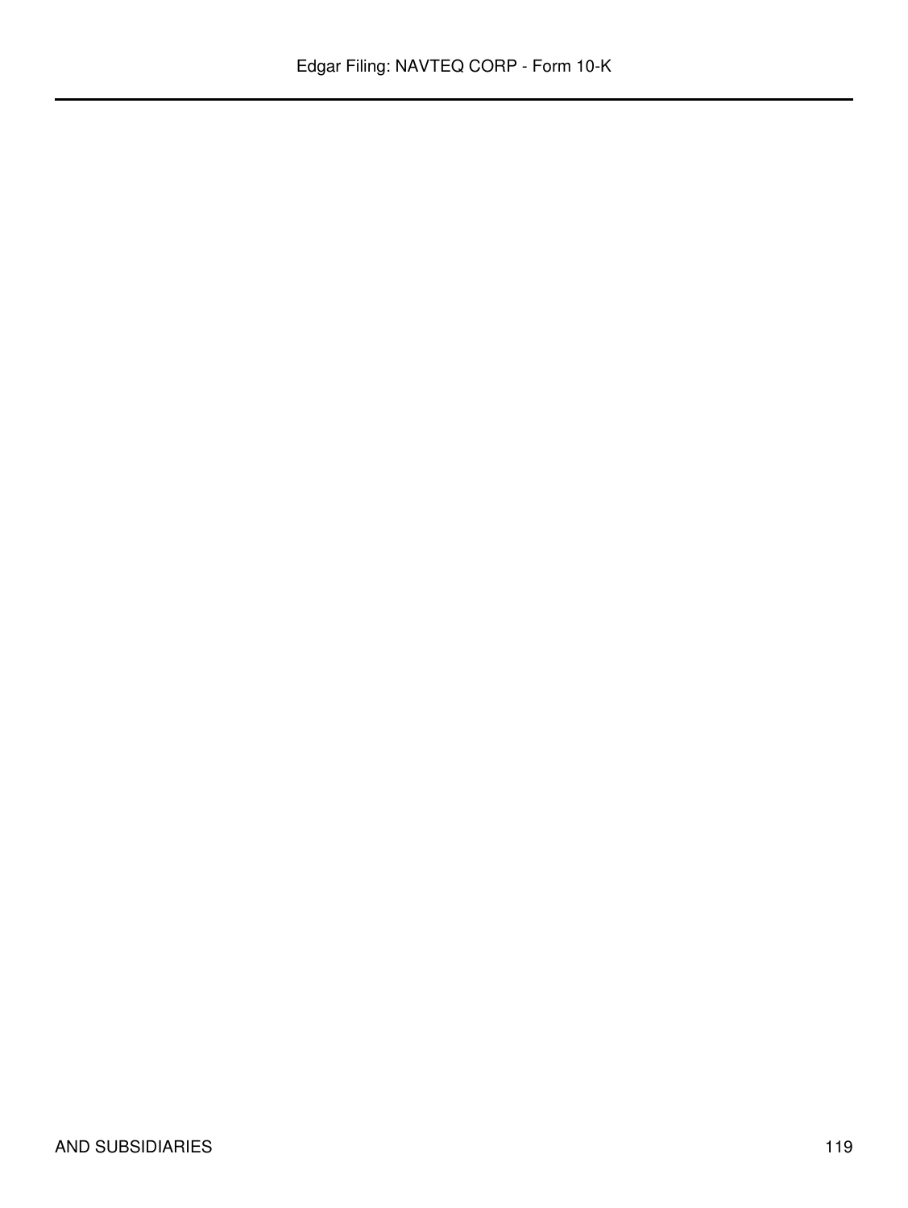AND SUBSIDIARIES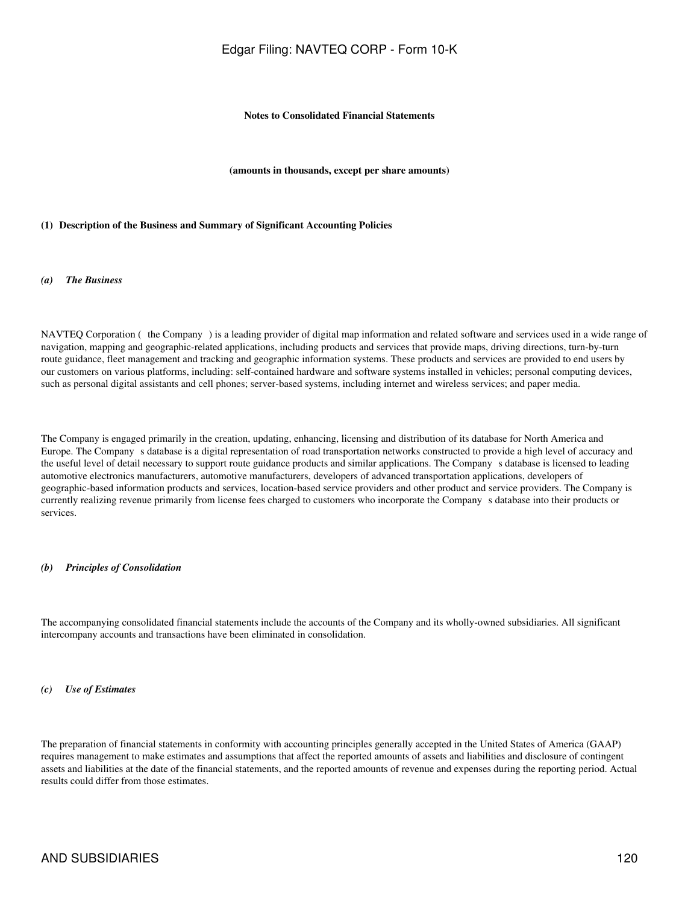**Notes to Consolidated Financial Statements**

**(amounts in thousands, except per share amounts)**

**(1) Description of the Business and Summary of Significant Accounting Policies**

***(a) The Business***

NAVTEQ Corporation ( the Company ) is a leading provider of digital map information and related software and services used in a wide range of navigation, mapping and geographic-related applications, including products and services that provide maps, driving directions, turn-by-turn route guidance, fleet management and tracking and geographic information systems. These products and services are provided to end users by our customers on various platforms, including: self-contained hardware and software systems installed in vehicles; personal computing devices, such as personal digital assistants and cell phones; server-based systems, including internet and wireless services; and paper media.

The Company is engaged primarily in the creation, updating, enhancing, licensing and distribution of its database for North America and Europe. The Company s database is a digital representation of road transportation networks constructed to provide a high level of accuracy and the useful level of detail necessary to support route guidance products and similar applications. The Company s database is licensed to leading automotive electronics manufacturers, automotive manufacturers, developers of advanced transportation applications, developers of geographic-based information products and services, location-based service providers and other product and service providers. The Company is currently realizing revenue primarily from license fees charged to customers who incorporate the Company s database into their products or services.

***(b) Principles of Consolidation***

The accompanying consolidated financial statements include the accounts of the Company and its wholly-owned subsidiaries. All significant intercompany accounts and transactions have been eliminated in consolidation.

***(c) Use of Estimates***

The preparation of financial statements in conformity with accounting principles generally accepted in the United States of America (GAAP) requires management to make estimates and assumptions that affect the reported amounts of assets and liabilities and disclosure of contingent assets and liabilities at the date of the financial statements, and the reported amounts of revenue and expenses during the reporting period. Actual results could differ from those estimates.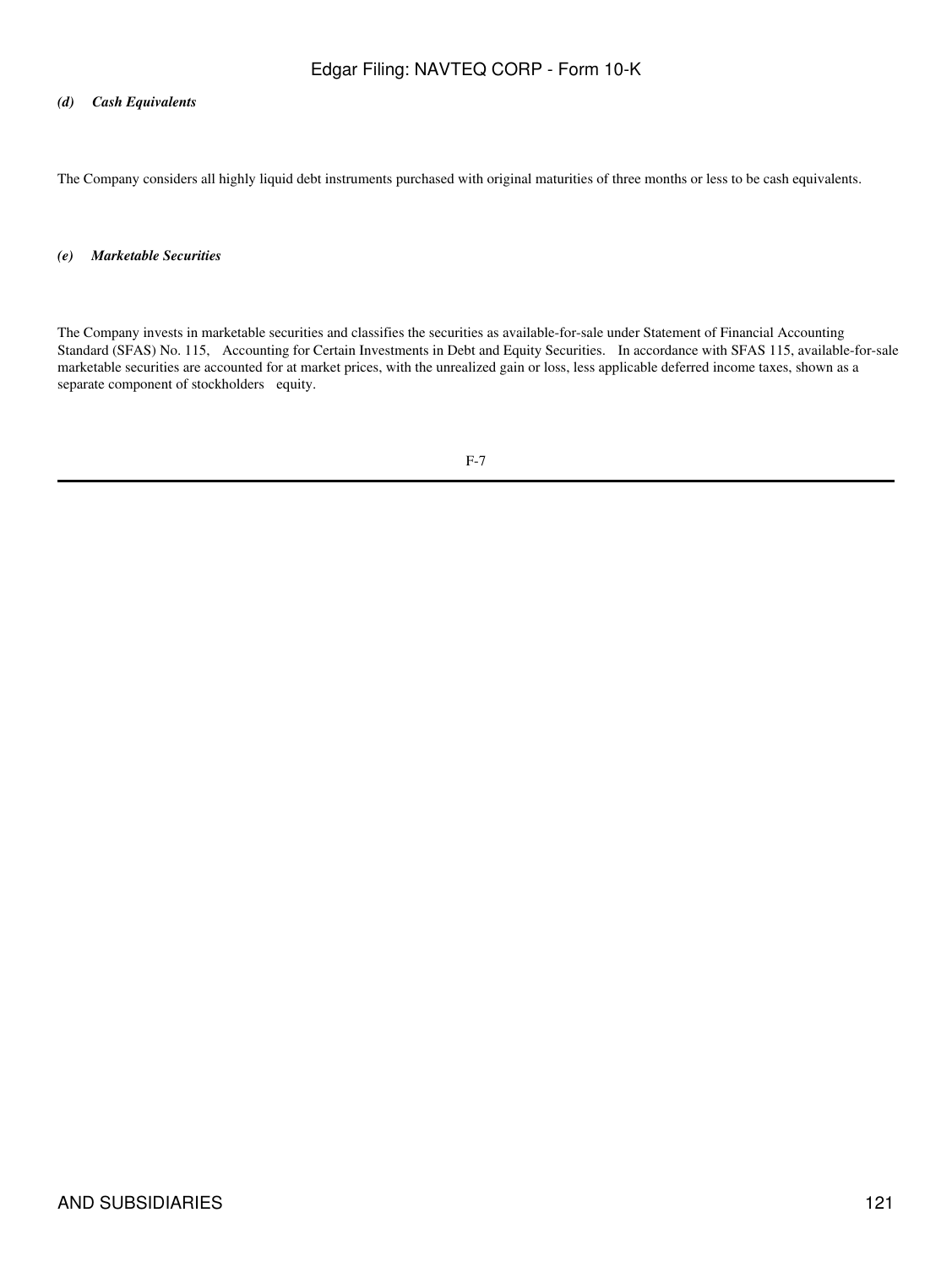*(d) Cash Equivalents*

The Company considers all highly liquid debt instruments purchased with original maturities of three months or less to be cash equivalents.

*(e) Marketable Securities*

The Company invests in marketable securities and classifies the securities as available-for-sale under Statement of Financial Accounting Standard (SFAS) No. 115, Accounting for Certain Investments in Debt and Equity Securities. In accordance with SFAS 115, available-for-sale marketable securities are accounted for at market prices, with the unrealized gain or loss, less applicable deferred income taxes, shown as a separate component of stockholders equity.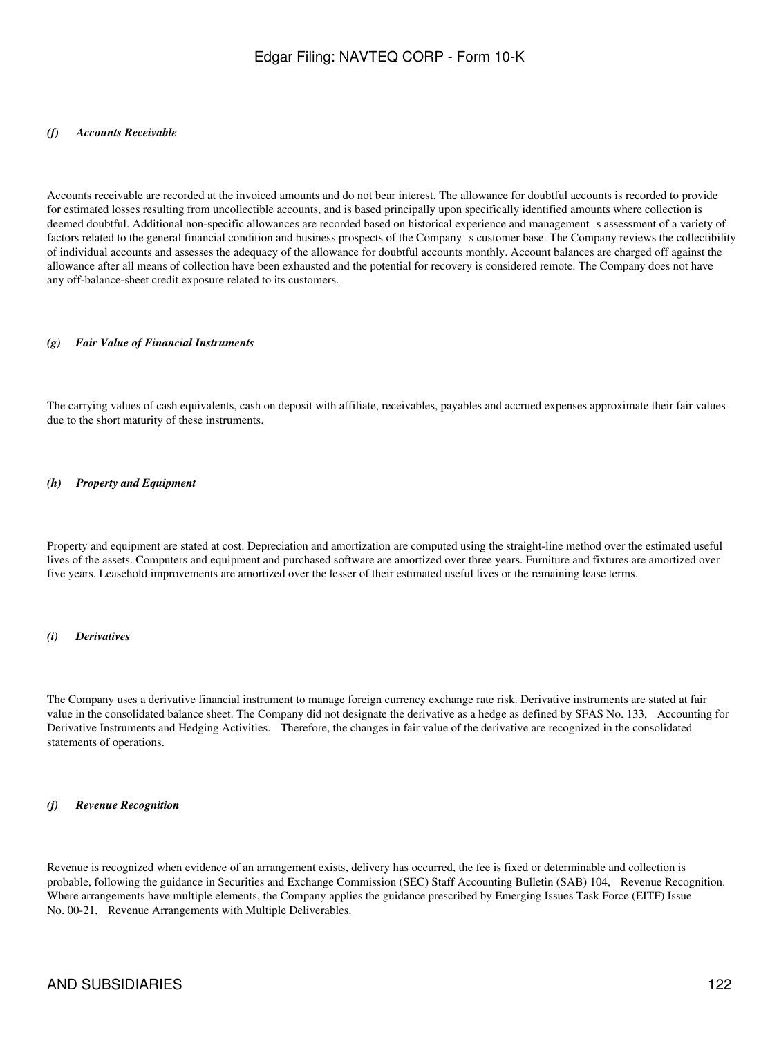*(f) Accounts Receivable*

Accounts receivable are recorded at the invoiced amounts and do not bear interest. The allowance for doubtful accounts is recorded to provide for estimated losses resulting from uncollectible accounts, and is based principally upon specifically identified amounts where collection is deemed doubtful. Additional non-specific allowances are recorded based on historical experience and management s assessment of a variety of factors related to the general financial condition and business prospects of the Company s customer base. The Company reviews the collectibility of individual accounts and assesses the adequacy of the allowance for doubtful accounts monthly. Account balances are charged off against the allowance after all means of collection have been exhausted and the potential for recovery is considered remote. The Company does not have any off-balance-sheet credit exposure related to its customers.

*(g) Fair Value of Financial Instruments*

The carrying values of cash equivalents, cash on deposit with affiliate, receivables, payables and accrued expenses approximate their fair values due to the short maturity of these instruments.

*(h) Property and Equipment*

Property and equipment are stated at cost. Depreciation and amortization are computed using the straight-line method over the estimated useful lives of the assets. Computers and equipment and purchased software are amortized over three years. Furniture and fixtures are amortized over five years. Leasehold improvements are amortized over the lesser of their estimated useful lives or the remaining lease terms.

*(i) Derivatives*

The Company uses a derivative financial instrument to manage foreign currency exchange rate risk. Derivative instruments are stated at fair value in the consolidated balance sheet. The Company did not designate the derivative as a hedge as defined by SFAS No. 133, Accounting for Derivative Instruments and Hedging Activities. Therefore, the changes in fair value of the derivative are recognized in the consolidated statements of operations.

*(j) Revenue Recognition*

Revenue is recognized when evidence of an arrangement exists, delivery has occurred, the fee is fixed or determinable and collection is probable, following the guidance in Securities and Exchange Commission (SEC) Staff Accounting Bulletin (SAB) 104, Revenue Recognition. Where arrangements have multiple elements, the Company applies the guidance prescribed by Emerging Issues Task Force (EITF) Issue No. 00-21, Revenue Arrangements with Multiple Deliverables.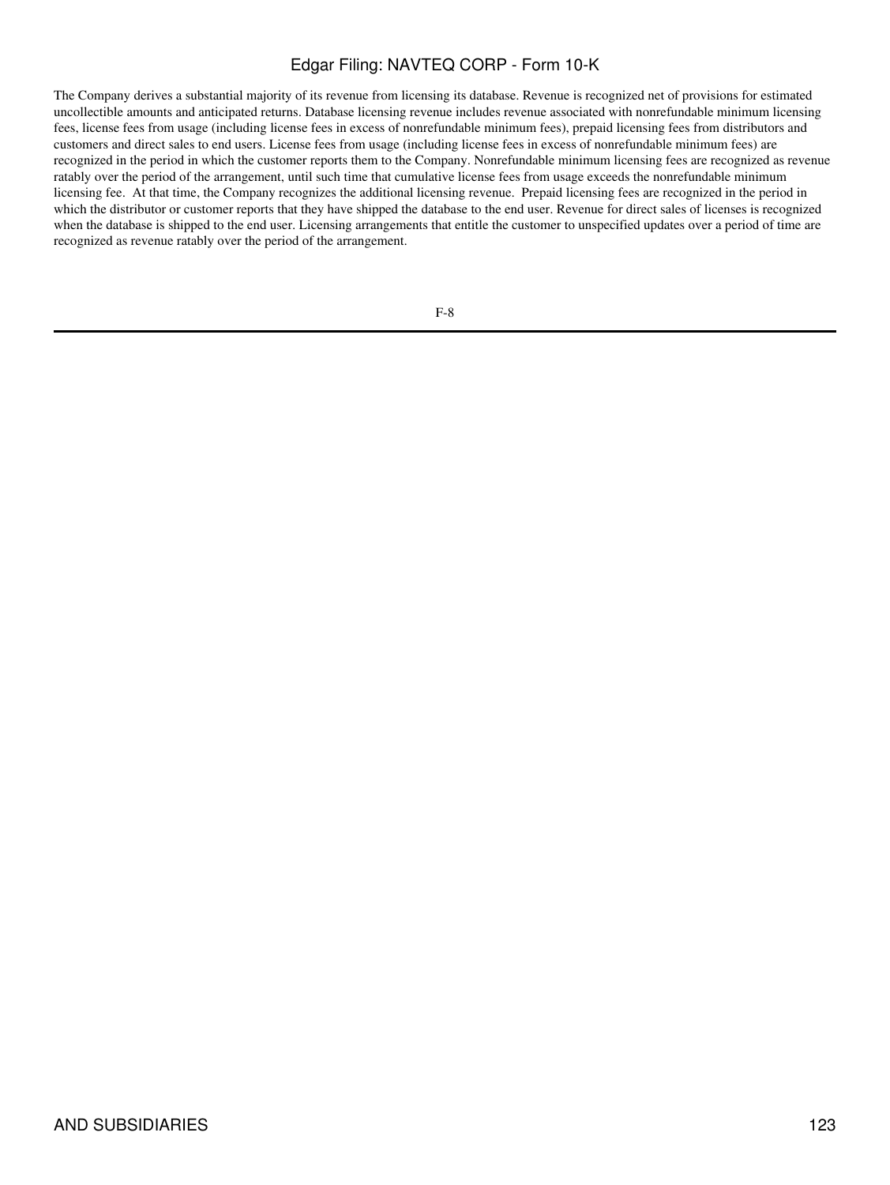The Company derives a substantial majority of its revenue from licensing its database. Revenue is recognized net of provisions for estimated uncollectible amounts and anticipated returns. Database licensing revenue includes revenue associated with nonrefundable minimum licensing fees, license fees from usage (including license fees in excess of nonrefundable minimum fees), prepaid licensing fees from distributors and customers and direct sales to end users. License fees from usage (including license fees in excess of nonrefundable minimum fees) are recognized in the period in which the customer reports them to the Company. Nonrefundable minimum licensing fees are recognized as revenue ratably over the period of the arrangement, until such time that cumulative license fees from usage exceeds the nonrefundable minimum licensing fee. At that time, the Company recognizes the additional licensing revenue. Prepaid licensing fees are recognized in the period in which the distributor or customer reports that they have shipped the database to the end user. Revenue for direct sales of licenses is recognized when the database is shipped to the end user. Licensing arrangements that entitle the customer to unspecified updates over a period of time are recognized as revenue ratably over the period of the arrangement.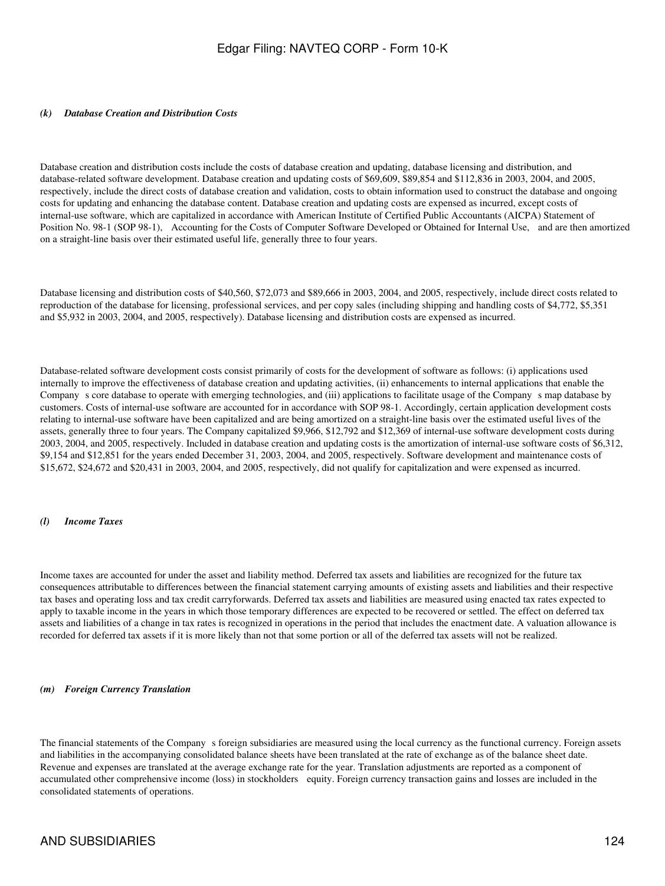*(k) Database Creation and Distribution Costs*

Database creation and distribution costs include the costs of database creation and updating, database licensing and distribution, and database-related software development. Database creation and updating costs of $69,609, $89,854 and $112,836 in 2003, 2004, and 2005, respectively, include the direct costs of database creation and validation, costs to obtain information used to construct the database and ongoing costs for updating and enhancing the database content. Database creation and updating costs are expensed as incurred, except costs of internal-use software, which are capitalized in accordance with American Institute of Certified Public Accountants (AICPA) Statement of Position No. 98-1 (SOP 98-1), Accounting for the Costs of Computer Software Developed or Obtained for Internal Use, and are then amortized on a straight-line basis over their estimated useful life, generally three to four years.

Database licensing and distribution costs of $40,560, $72,073 and $89,666 in 2003, 2004, and 2005, respectively, include direct costs related to reproduction of the database for licensing, professional services, and per copy sales (including shipping and handling costs of $4,772, $5,351 and $5,932 in 2003, 2004, and 2005, respectively). Database licensing and distribution costs are expensed as incurred.

Database-related software development costs consist primarily of costs for the development of software as follows: (i) applications used internally to improve the effectiveness of database creation and updating activities, (ii) enhancements to internal applications that enable the Company s core database to operate with emerging technologies, and (iii) applications to facilitate usage of the Company s map database by customers. Costs of internal-use software are accounted for in accordance with SOP 98-1. Accordingly, certain application development costs relating to internal-use software have been capitalized and are being amortized on a straight-line basis over the estimated useful lives of the assets, generally three to four years. The Company capitalized $9,966, $12,792 and $12,369 of internal-use software development costs during 2003, 2004, and 2005, respectively. Included in database creation and updating costs is the amortization of internal-use software costs of $6,312, $9,154 and $12,851 for the years ended December 31, 2003, 2004, and 2005, respectively. Software development and maintenance costs of $15,672, $24,672 and $20,431 in 2003, 2004, and 2005, respectively, did not qualify for capitalization and were expensed as incurred.

*(l) Income Taxes*

Income taxes are accounted for under the asset and liability method. Deferred tax assets and liabilities are recognized for the future tax consequences attributable to differences between the financial statement carrying amounts of existing assets and liabilities and their respective tax bases and operating loss and tax credit carryforwards. Deferred tax assets and liabilities are measured using enacted tax rates expected to apply to taxable income in the years in which those temporary differences are expected to be recovered or settled. The effect on deferred tax assets and liabilities of a change in tax rates is recognized in operations in the period that includes the enactment date. A valuation allowance is recorded for deferred tax assets if it is more likely than not that some portion or all of the deferred tax assets will not be realized.

*(m) Foreign Currency Translation*

The financial statements of the Company s foreign subsidiaries are measured using the local currency as the functional currency. Foreign assets and liabilities in the accompanying consolidated balance sheets have been translated at the rate of exchange as of the balance sheet date. Revenue and expenses are translated at the average exchange rate for the year. Translation adjustments are reported as a component of accumulated other comprehensive income (loss) in stockholders equity. Foreign currency transaction gains and losses are included in the consolidated statements of operations.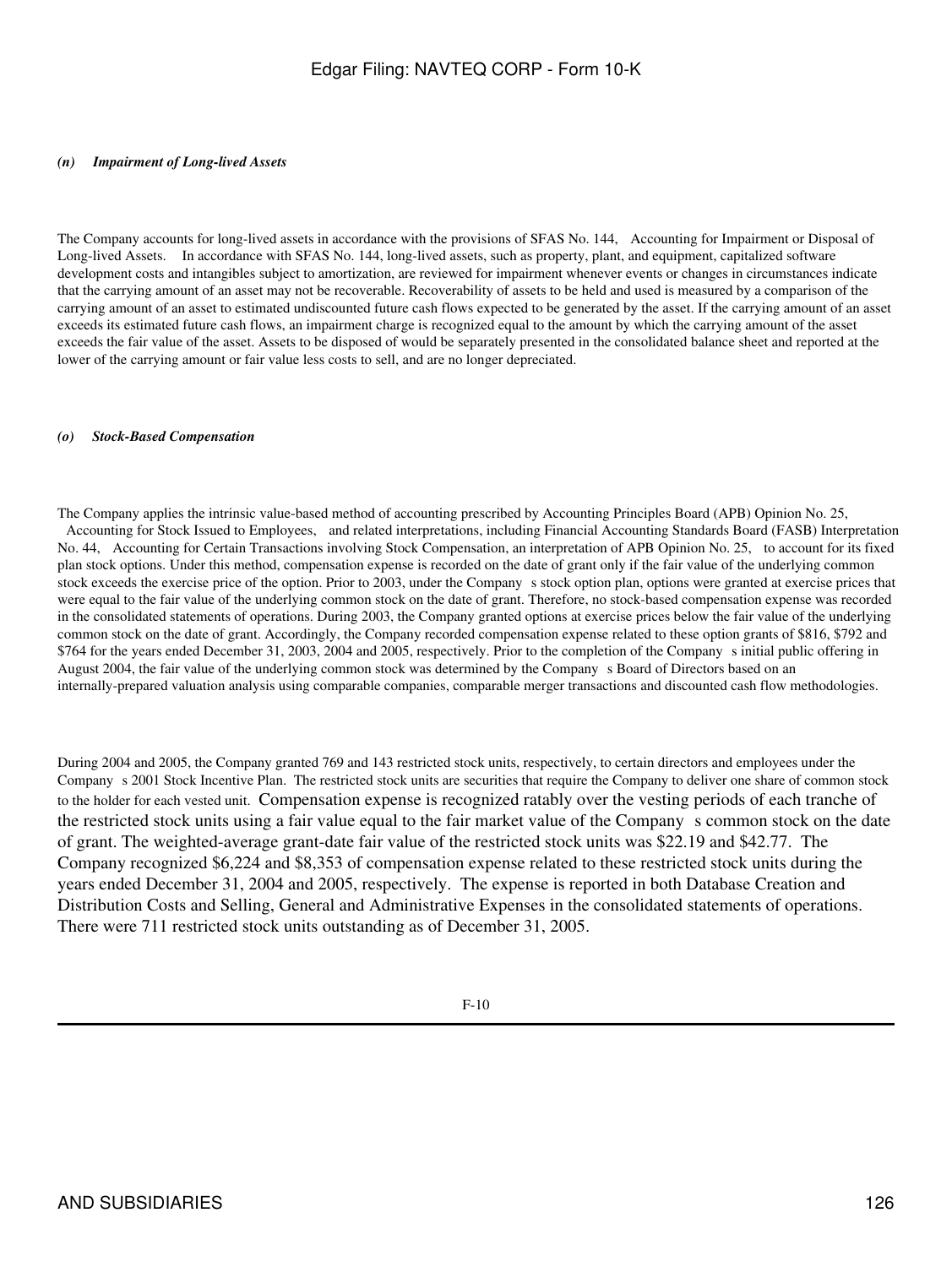*(n) Impairment of Long-lived Assets*

The Company accounts for long-lived assets in accordance with the provisions of SFAS No. 144, Accounting for Impairment or Disposal of Long-lived Assets. In accordance with SFAS No. 144, long-lived assets, such as property, plant, and equipment, capitalized software development costs and intangibles subject to amortization, are reviewed for impairment whenever events or changes in circumstances indicate that the carrying amount of an asset may not be recoverable. Recoverability of assets to be held and used is measured by a comparison of the carrying amount of an asset to estimated undiscounted future cash flows expected to be generated by the asset. If the carrying amount of an asset exceeds its estimated future cash flows, an impairment charge is recognized equal to the amount by which the carrying amount of the asset exceeds the fair value of the asset. Assets to be disposed of would be separately presented in the consolidated balance sheet and reported at the lower of the carrying amount or fair value less costs to sell, and are no longer depreciated.

*(o) Stock-Based Compensation*

The Company applies the intrinsic value-based method of accounting prescribed by Accounting Principles Board (APB) Opinion No. 25, Accounting for Stock Issued to Employees, and related interpretations, including Financial Accounting Standards Board (FASB) Interpretation No. 44, Accounting for Certain Transactions involving Stock Compensation, an interpretation of APB Opinion No. 25, to account for its fixed plan stock options. Under this method, compensation expense is recorded on the date of grant only if the fair value of the underlying common stock exceeds the exercise price of the option. Prior to 2003, under the Company s stock option plan, options were granted at exercise prices that were equal to the fair value of the underlying common stock on the date of grant. Therefore, no stock-based compensation expense was recorded in the consolidated statements of operations. During 2003, the Company granted options at exercise prices below the fair value of the underlying common stock on the date of grant. Accordingly, the Company recorded compensation expense related to these option grants of $816, $792 and $764 for the years ended December 31, 2003, 2004 and 2005, respectively. Prior to the completion of the Company s initial public offering in August 2004, the fair value of the underlying common stock was determined by the Company s Board of Directors based on an internally-prepared valuation analysis using comparable companies, comparable merger transactions and discounted cash flow methodologies.

During 2004 and 2005, the Company granted 769 and 143 restricted stock units, respectively, to certain directors and employees under the Company s 2001 Stock Incentive Plan. The restricted stock units are securities that require the Company to deliver one share of common stock to the holder for each vested unit. Compensation expense is recognized ratably over the vesting periods of each tranche of the restricted stock units using a fair value equal to the fair market value of the Company s common stock on the date of grant. The weighted-average grant-date fair value of the restricted stock units was $22.19 and $42.77. The Company recognized $6,224 and $8,353 of compensation expense related to these restricted stock units during the years ended December 31, 2004 and 2005, respectively. The expense is reported in both Database Creation and Distribution Costs and Selling, General and Administrative Expenses in the consolidated statements of operations. There were 711 restricted stock units outstanding as of December 31, 2005.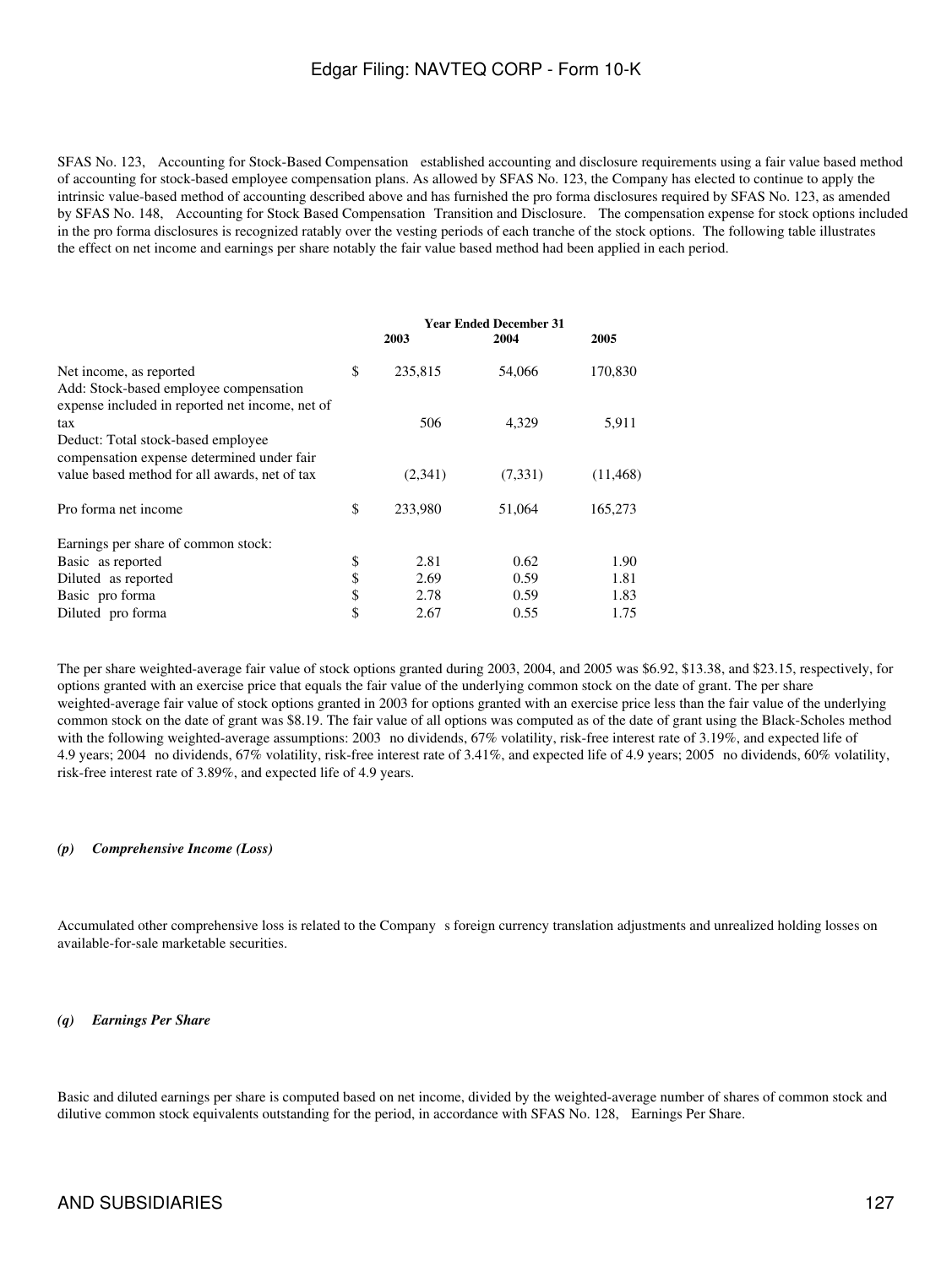SFAS No. 123, Accounting for Stock-Based Compensation established accounting and disclosure requirements using a fair value based method of accounting for stock-based employee compensation plans. As allowed by SFAS No. 123, the Company has elected to continue to apply the intrinsic value-based method of accounting described above and has furnished the pro forma disclosures required by SFAS No. 123, as amended by SFAS No. 148, Accounting for Stock Based Compensation Transition and Disclosure. The compensation expense for stock options included in the pro forma disclosures is recognized ratably over the vesting periods of each tranche of the stock options. The following table illustrates the effect on net income and earnings per share notably the fair value based method had been applied in each period.

| | | Year Ended December 31 | | |
|---|---|---|---|---|
| | | 2003 | 2004 | 2005 |
| Net income, as reported | $ | 235,815 | 54,066 | 170,830 |
| Add: Stock-based employee compensation expense included in reported net income, net of tax | | 506 | 4,329 | 5,911 |
| Deduct: Total stock-based employee compensation expense determined under fair value based method for all awards, net of tax | | (2,341) | (7,331) | (11,468) |
| Pro forma net income | $ | 233,980 | 51,064 | 165,273 |
| Earnings per share of common stock: | | | | |
| Basic as reported | $ | 2.81 | 0.62 | 1.90 |
| Diluted as reported | $ | 2.69 | 0.59 | 1.81 |
| Basic pro forma | $ | 2.78 | 0.59 | 1.83 |
| Diluted pro forma | $ | 2.67 | 0.55 | 1.75 |

The per share weighted-average fair value of stock options granted during 2003, 2004, and 2005 was $6.92, $13.38, and $23.15, respectively, for options granted with an exercise price that equals the fair value of the underlying common stock on the date of grant. The per share weighted-average fair value of stock options granted in 2003 for options granted with an exercise price less than the fair value of the underlying common stock on the date of grant was $8.19. The fair value of all options was computed as of the date of grant using the Black-Scholes method with the following weighted-average assumptions: 2003 no dividends, 67% volatility, risk-free interest rate of 3.19%, and expected life of 4.9 years; 2004 no dividends, 67% volatility, risk-free interest rate of 3.41%, and expected life of 4.9 years; 2005 no dividends, 60% volatility, risk-free interest rate of 3.89%, and expected life of 4.9 years.

***(p) Comprehensive Income (Loss)***

Accumulated other comprehensive loss is related to the Company s foreign currency translation adjustments and unrealized holding losses on available-for-sale marketable securities.

***(q) Earnings Per Share***

Basic and diluted earnings per share is computed based on net income, divided by the weighted-average number of shares of common stock and dilutive common stock equivalents outstanding for the period, in accordance with SFAS No. 128, Earnings Per Share.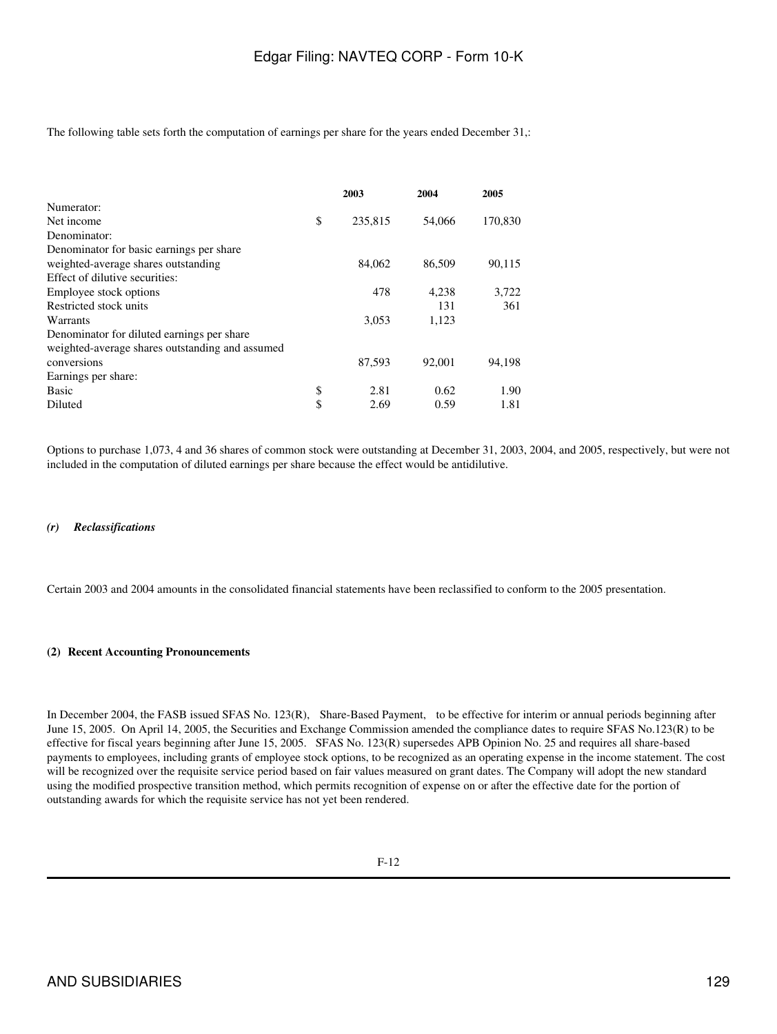The following table sets forth the computation of earnings per share for the years ended December 31,:

| | | 2003 | 2004 | 2005 |
|---|---|---|---|---|
| Numerator: | | | | |
| Net income | $ | 235,815 | 54,066 | 170,830 |
| Denominator: | | | | |
| Denominator for basic earnings per share weighted-average shares outstanding | | 84,062 | 86,509 | 90,115 |
| Effect of dilutive securities: | | | | |
| Employee stock options | | 478 | 4,238 | 3,722 |
| Restricted stock units | | | 131 | 361 |
| Warrants | | 3,053 | 1,123 | |
| Denominator for diluted earnings per share weighted-average shares outstanding and assumed conversions | | 87,593 | 92,001 | 94,198 |
| Earnings per share: | | | | |
| Basic | $ | 2.81 | 0.62 | 1.90 |
| Diluted | $ | 2.69 | 0.59 | 1.81 |

Options to purchase 1,073, 4 and 36 shares of common stock were outstanding at December 31, 2003, 2004, and 2005, respectively, but were not included in the computation of diluted earnings per share because the effect would be antidilutive.

***(r) Reclassifications***

Certain 2003 and 2004 amounts in the consolidated financial statements have been reclassified to conform to the 2005 presentation.

**(2) Recent Accounting Pronouncements**

In December 2004, the FASB issued SFAS No. 123(R), Share-Based Payment, to be effective for interim or annual periods beginning after June 15, 2005. On April 14, 2005, the Securities and Exchange Commission amended the compliance dates to require SFAS No.123(R) to be effective for fiscal years beginning after June 15, 2005. SFAS No. 123(R) supersedes APB Opinion No. 25 and requires all share-based payments to employees, including grants of employee stock options, to be recognized as an operating expense in the income statement. The cost will be recognized over the requisite service period based on fair values measured on grant dates. The Company will adopt the new standard using the modified prospective transition method, which permits recognition of expense on or after the effective date for the portion of outstanding awards for which the requisite service has not yet been rendered.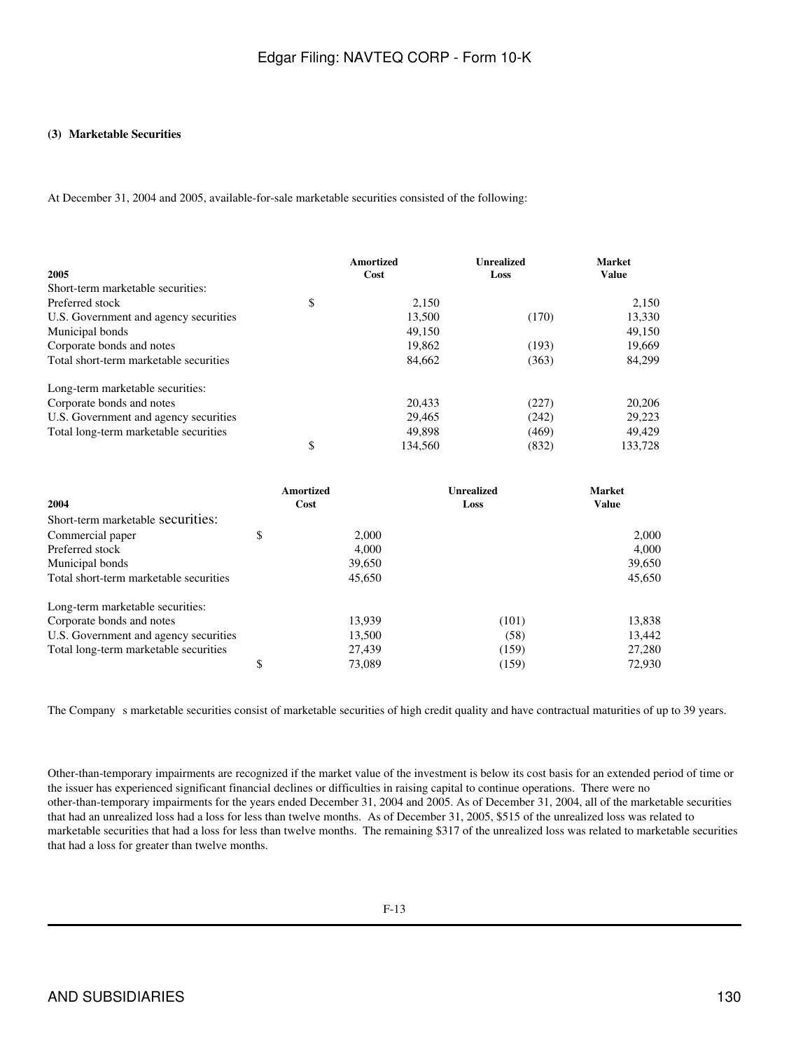### (3) Marketable Securities

At December 31, 2004 and 2005, available-for-sale marketable securities consisted of the following:

| 2005 | | Amortized Cost | Unrealized Loss | Market Value |
|---|---|---|---|---|
| Short-term marketable securities: | | | | |
| Preferred stock | $ | 2,150 | | 2,150 |
| U.S. Government and agency securities | | 13,500 | (170) | 13,330 |
| Municipal bonds | | 49,150 | | 49,150 |
| Corporate bonds and notes | | 19,862 | (193) | 19,669 |
| Total short-term marketable securities | | 84,662 | (363) | 84,299 |
| | | | | |
| Long-term marketable securities: | | | | |
| Corporate bonds and notes | | 20,433 | (227) | 20,206 |
| U.S. Government and agency securities | | 29,465 | (242) | 29,223 |
| Total long-term marketable securities | | 49,898 | (469) | 49,429 |
| | $ | 134,560 | (832) | 133,728 |

| 2004 | | Amortized Cost | Unrealized Loss | Market Value |
|---|---|---|---|---|
| Short-term marketable securities: | | | | |
| Commercial paper | $ | 2,000 | | 2,000 |
| Preferred stock | | 4,000 | | 4,000 |
| Municipal bonds | | 39,650 | | 39,650 |
| Total short-term marketable securities | | 45,650 | | 45,650 |
| | | | | |
| Long-term marketable securities: | | | | |
| Corporate bonds and notes | | 13,939 | (101) | 13,838 |
| U.S. Government and agency securities | | 13,500 | (58) | 13,442 |
| Total long-term marketable securities | | 27,439 | (159) | 27,280 |
| | $ | 73,089 | (159) | 72,930 |

The Company s marketable securities consist of marketable securities of high credit quality and have contractual maturities of up to 39 years.

Other-than-temporary impairments are recognized if the market value of the investment is below its cost basis for an extended period of time or the issuer has experienced significant financial declines or difficulties in raising capital to continue operations. There were no other-than-temporary impairments for the years ended December 31, 2004 and 2005. As of December 31, 2004, all of the marketable securities that had an unrealized loss had a loss for less than twelve months. As of December 31, 2005, $515 of the unrealized loss was related to marketable securities that had a loss for less than twelve months. The remaining $317 of the unrealized loss was related to marketable securities that had a loss for greater than twelve months.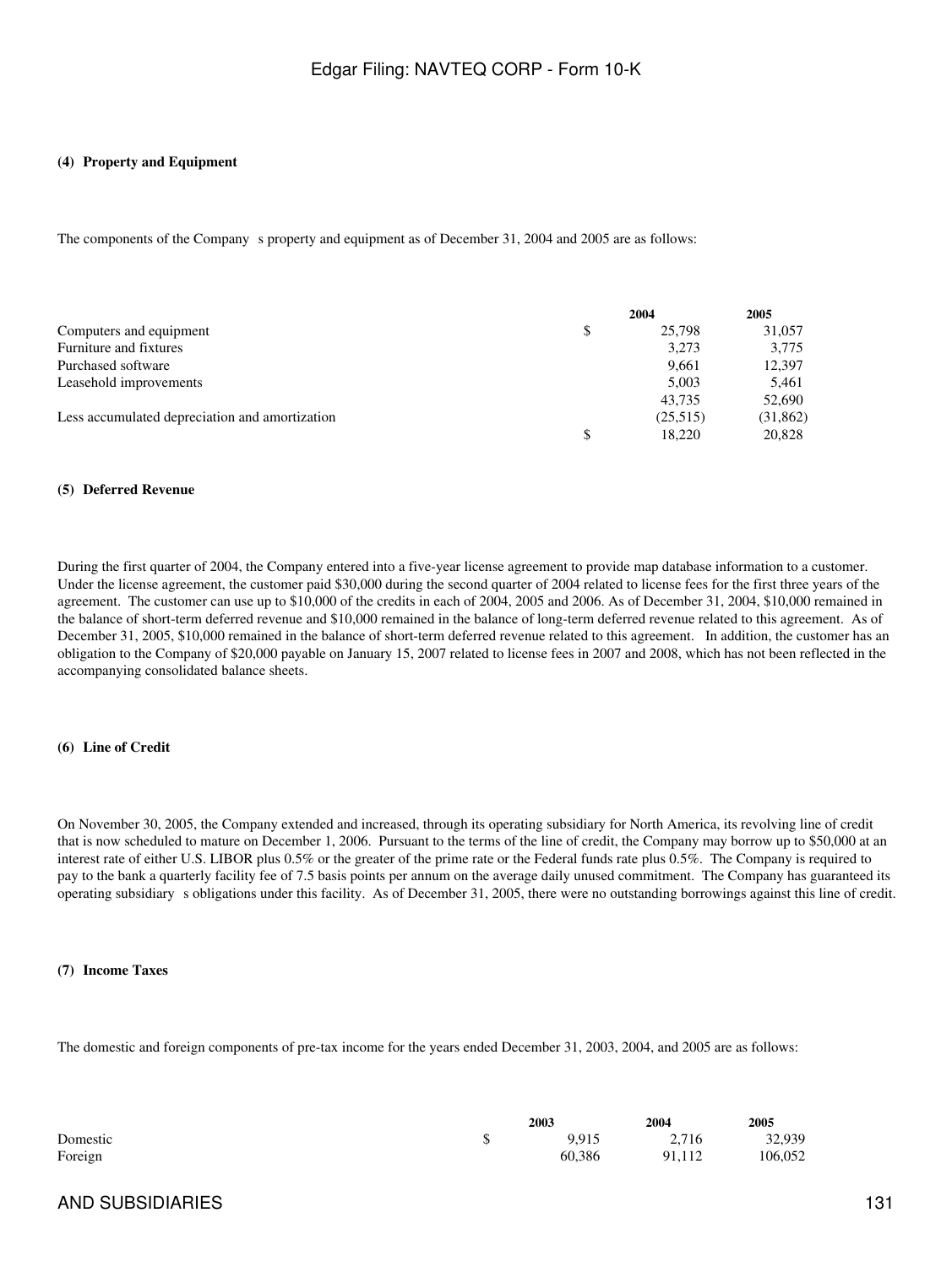#### (4) Property and Equipment

The components of the Company s property and equipment as of December 31, 2004 and 2005 are as follows:

| | | 2004 | 2005 |
|---|---|---|---|
| Computers and equipment | $ | 25,798 | 31,057 |
| Furniture and fixtures | | 3,273 | 3,775 |
| Purchased software | | 9,661 | 12,397 |
| Leasehold improvements | | 5,003 | 5,461 |
| | | 43,735 | 52,690 |
| Less accumulated depreciation and amortization | | (25,515) | (31,862) |
| | $ | 18,220 | 20,828 |

#### (5) Deferred Revenue

During the first quarter of 2004, the Company entered into a five-year license agreement to provide map database information to a customer. Under the license agreement, the customer paid $30,000 during the second quarter of 2004 related to license fees for the first three years of the agreement. The customer can use up to $10,000 of the credits in each of 2004, 2005 and 2006. As of December 31, 2004, $10,000 remained in the balance of short-term deferred revenue and $10,000 remained in the balance of long-term deferred revenue related to this agreement. As of December 31, 2005, $10,000 remained in the balance of short-term deferred revenue related to this agreement. In addition, the customer has an obligation to the Company of $20,000 payable on January 15, 2007 related to license fees in 2007 and 2008, which has not been reflected in the accompanying consolidated balance sheets.

#### (6) Line of Credit

On November 30, 2005, the Company extended and increased, through its operating subsidiary for North America, its revolving line of credit that is now scheduled to mature on December 1, 2006. Pursuant to the terms of the line of credit, the Company may borrow up to $50,000 at an interest rate of either U.S. LIBOR plus 0.5% or the greater of the prime rate or the Federal funds rate plus 0.5%. The Company is required to pay to the bank a quarterly facility fee of 7.5 basis points per annum on the average daily unused commitment. The Company has guaranteed its operating subsidiary s obligations under this facility. As of December 31, 2005, there were no outstanding borrowings against this line of credit.

#### (7) Income Taxes

The domestic and foreign components of pre-tax income for the years ended December 31, 2003, 2004, and 2005 are as follows:

| | | 2003 | 2004 | 2005 |
|---|---|---|---|---|
| Domestic | $ | 9,915 | 2,716 | 32,939 |
| Foreign | | 60,386 | 91,112 | 106,052 |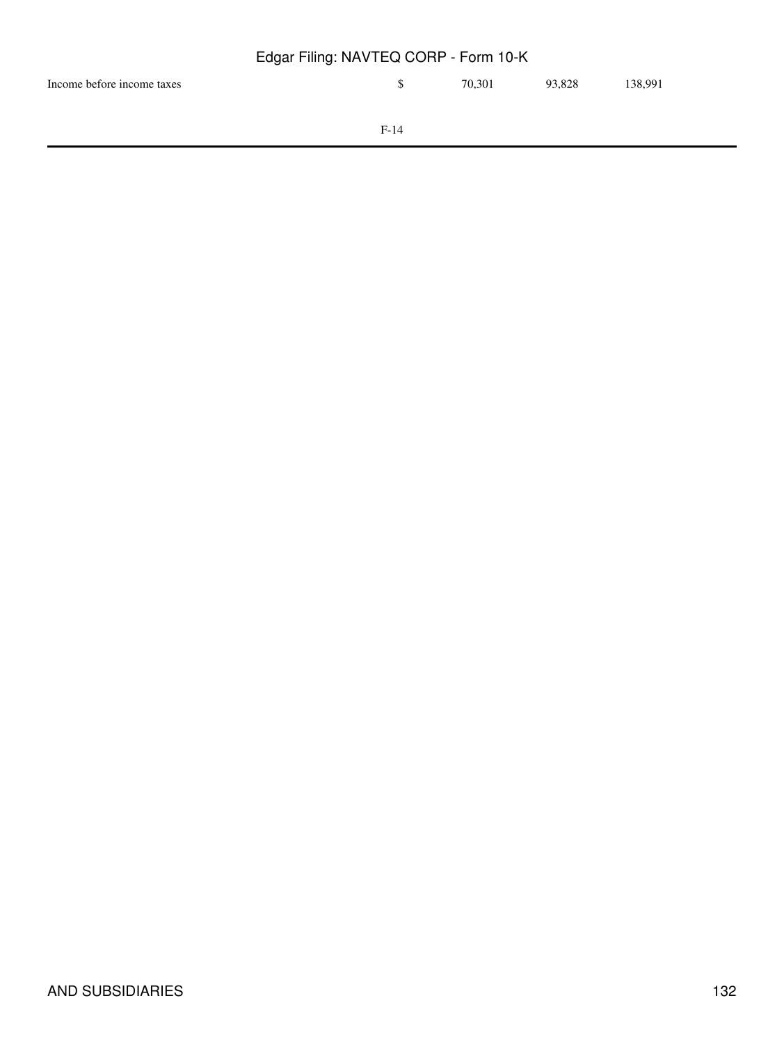| | | | | |
|---|---|---|---|---|
| Income before income taxes | $ | 70,301 | 93,828 | 138,991 |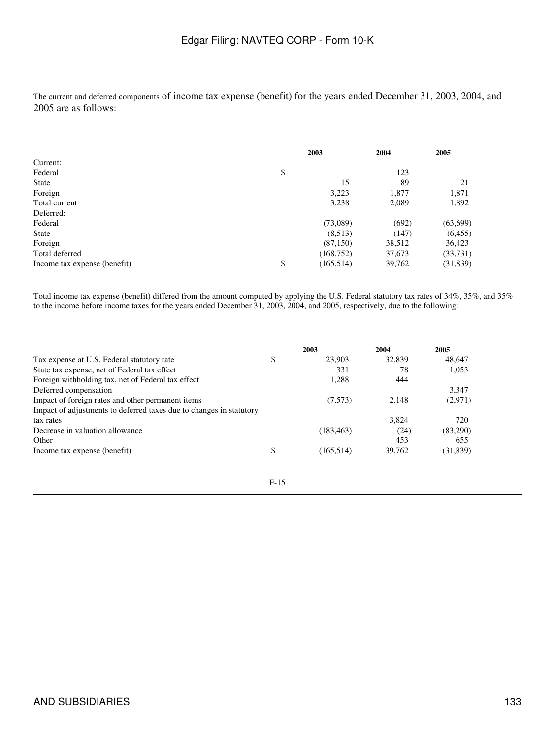The current and deferred components of income tax expense (benefit) for the years ended December 31, 2003, 2004, and 2005 are as follows:

| | 2003 | 2004 | 2005 |
|---|---|---|---|
| Current: | | | |
| Federal | $ | 123 | |
| State | 15 | 89 | 21 |
| Foreign | 3,223 | 1,877 | 1,871 |
| Total current | 3,238 | 2,089 | 1,892 |
| Deferred: | | | |
| Federal | (73,089) | (692) | (63,699) |
| State | (8,513) | (147) | (6,455) |
| Foreign | (87,150) | 38,512 | 36,423 |
| Total deferred | (168,752) | 37,673 | (33,731) |
| Income tax expense (benefit) | $ (165,514) | 39,762 | (31,839) |

Total income tax expense (benefit) differed from the amount computed by applying the U.S. Federal statutory tax rates of 34%, 35%, and 35% to the income before income taxes for the years ended December 31, 2003, 2004, and 2005, respectively, due to the following:

| | 2003 | 2004 | 2005 |
|---|---|---|---|
| Tax expense at U.S. Federal statutory rate | $ 23,903 | 32,839 | 48,647 |
| State tax expense, net of Federal tax effect | 331 | 78 | 1,053 |
| Foreign withholding tax, net of Federal tax effect | 1,288 | 444 | |
| Deferred compensation | | | 3,347 |
| Impact of foreign rates and other permanent items | (7,573) | 2,148 | (2,971) |
| Impact of adjustments to deferred taxes due to changes in statutory tax rates | | 3,824 | 720 |
| Decrease in valuation allowance | (183,463) | (24) | (83,290) |
| Other | | 453 | 655 |
| Income tax expense (benefit) | $ (165,514) | 39,762 | (31,839) |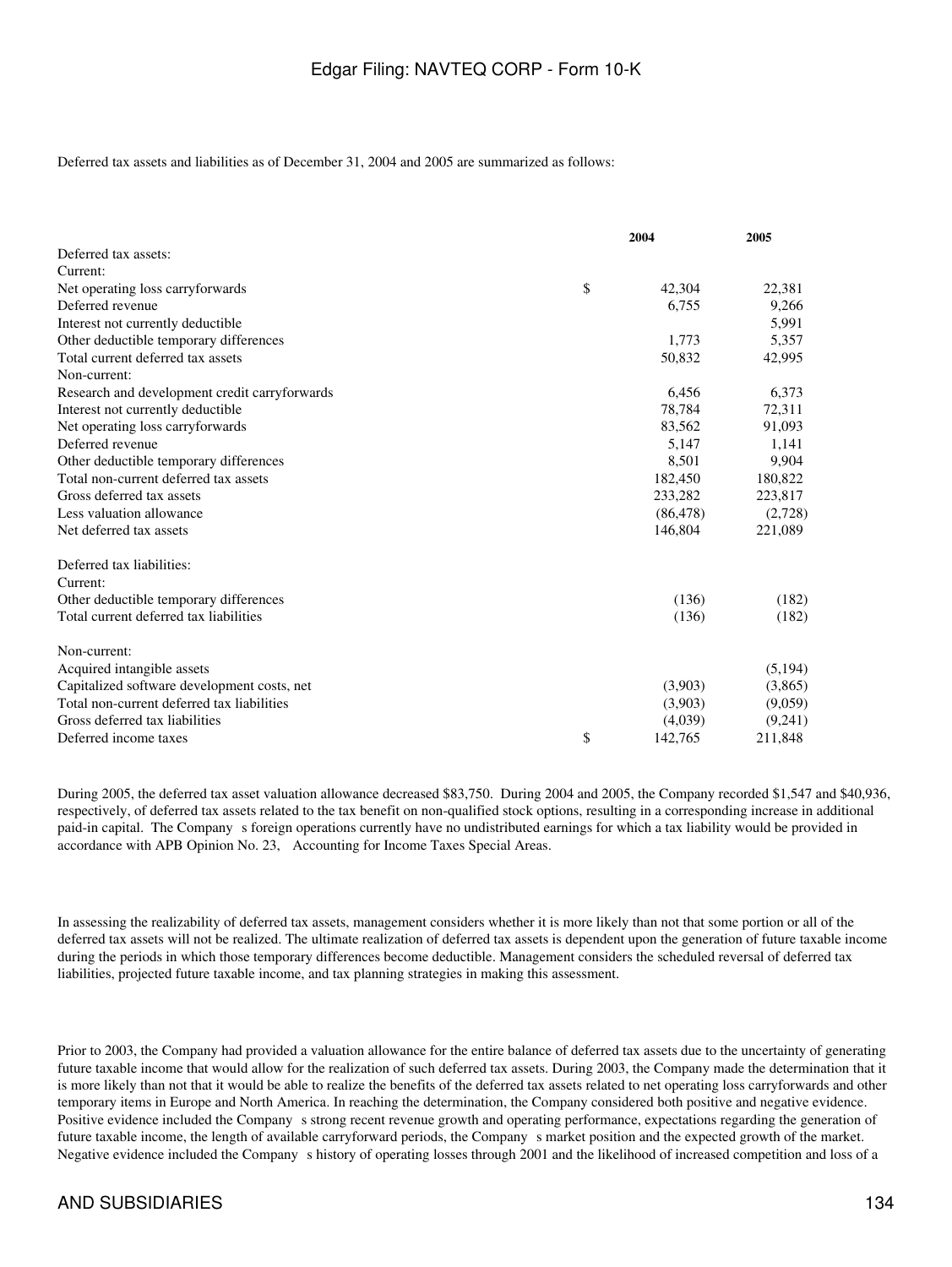Deferred tax assets and liabilities as of December 31, 2004 and 2005 are summarized as follows:

| | 2004 | 2005 |
|---|---|---|
| Deferred tax assets: | | |
| Current: | | |
| Net operating loss carryforwards | $ 42,304 | 22,381 |
| Deferred revenue | 6,755 | 9,266 |
| Interest not currently deductible | | 5,991 |
| Other deductible temporary differences | 1,773 | 5,357 |
| Total current deferred tax assets | 50,832 | 42,995 |
| Non-current: | | |
| Research and development credit carryforwards | 6,456 | 6,373 |
| Interest not currently deductible | 78,784 | 72,311 |
| Net operating loss carryforwards | 83,562 | 91,093 |
| Deferred revenue | 5,147 | 1,141 |
| Other deductible temporary differences | 8,501 | 9,904 |
| Total non-current deferred tax assets | 182,450 | 180,822 |
| Gross deferred tax assets | 233,282 | 223,817 |
| Less valuation allowance | (86,478) | (2,728) |
| Net deferred tax assets | 146,804 | 221,089 |
| | | |
| Deferred tax liabilities: | | |
| Current: | | |
| Other deductible temporary differences | (136) | (182) |
| Total current deferred tax liabilities | (136) | (182) |
| | | |
| Non-current: | | |
| Acquired intangible assets | | (5,194) |
| Capitalized software development costs, net | (3,903) | (3,865) |
| Total non-current deferred tax liabilities | (3,903) | (9,059) |
| Gross deferred tax liabilities | (4,039) | (9,241) |
| Deferred income taxes | $ 142,765 | 211,848 |

During 2005, the deferred tax asset valuation allowance decreased $83,750. During 2004 and 2005, the Company recorded $1,547 and $40,936, respectively, of deferred tax assets related to the tax benefit on non-qualified stock options, resulting in a corresponding increase in additional paid-in capital. The Company s foreign operations currently have no undistributed earnings for which a tax liability would be provided in accordance with APB Opinion No. 23, Accounting for Income Taxes Special Areas.

In assessing the realizability of deferred tax assets, management considers whether it is more likely than not that some portion or all of the deferred tax assets will not be realized. The ultimate realization of deferred tax assets is dependent upon the generation of future taxable income during the periods in which those temporary differences become deductible. Management considers the scheduled reversal of deferred tax liabilities, projected future taxable income, and tax planning strategies in making this assessment.

Prior to 2003, the Company had provided a valuation allowance for the entire balance of deferred tax assets due to the uncertainty of generating future taxable income that would allow for the realization of such deferred tax assets. During 2003, the Company made the determination that it is more likely than not that it would be able to realize the benefits of the deferred tax assets related to net operating loss carryforwards and other temporary items in Europe and North America. In reaching the determination, the Company considered both positive and negative evidence. Positive evidence included the Company s strong recent revenue growth and operating performance, expectations regarding the generation of future taxable income, the length of available carryforward periods, the Company s market position and the expected growth of the market. Negative evidence included the Company s history of operating losses through 2001 and the likelihood of increased competition and loss of a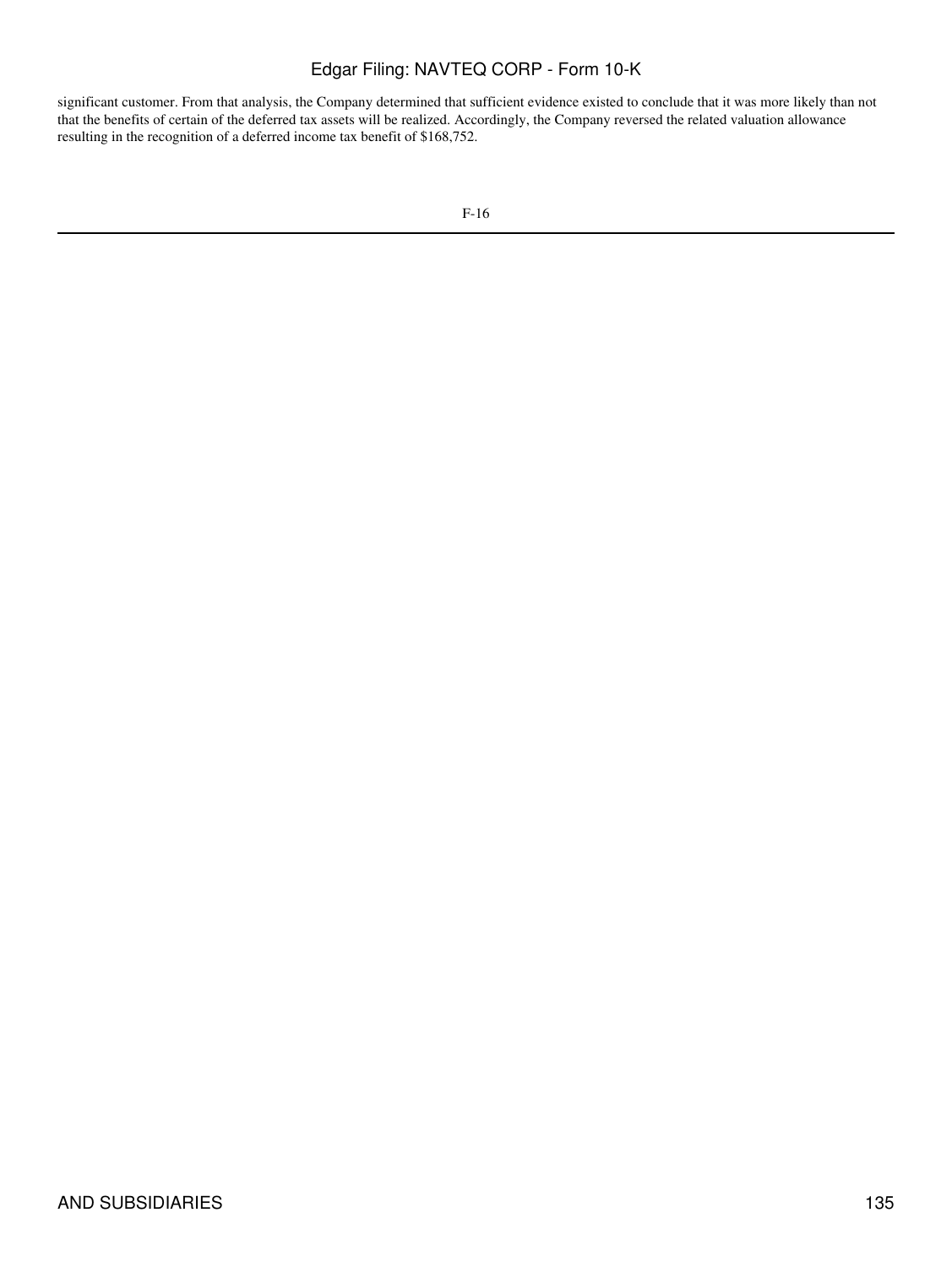significant customer. From that analysis, the Company determined that sufficient evidence existed to conclude that it was more likely than not that the benefits of certain of the deferred tax assets will be realized. Accordingly, the Company reversed the related valuation allowance resulting in the recognition of a deferred income tax benefit of $168,752.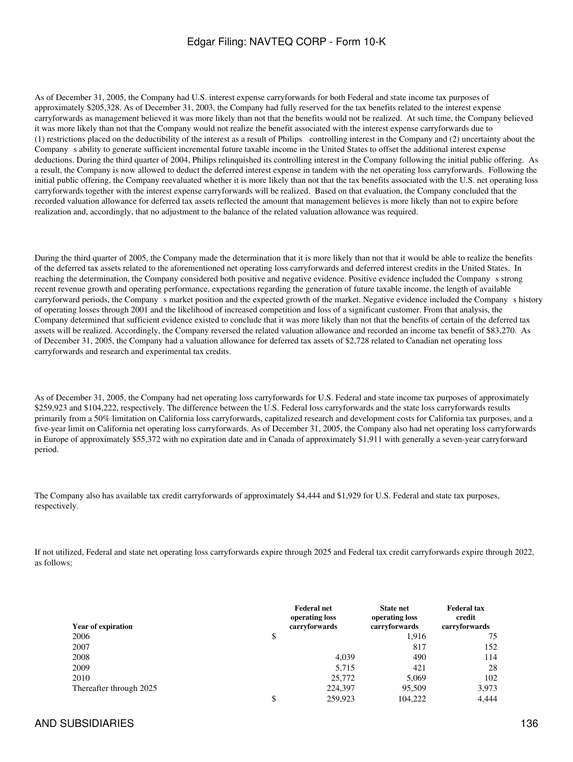As of December 31, 2005, the Company had U.S. interest expense carryforwards for both Federal and state income tax purposes of approximately $205,328. As of December 31, 2003, the Company had fully reserved for the tax benefits related to the interest expense carryforwards as management believed it was more likely than not that the benefits would not be realized. At such time, the Company believed it was more likely than not that the Company would not realize the benefit associated with the interest expense carryforwards due to (1) restrictions placed on the deductibility of the interest as a result of Philips controlling interest in the Company and (2) uncertainty about the Company s ability to generate sufficient incremental future taxable income in the United States to offset the additional interest expense deductions. During the third quarter of 2004, Philips relinquished its controlling interest in the Company following the initial public offering. As a result, the Company is now allowed to deduct the deferred interest expense in tandem with the net operating loss carryforwards. Following the initial public offering, the Company reevaluated whether it is more likely than not that the tax benefits associated with the U.S. net operating loss carryforwards together with the interest expense carryforwards will be realized. Based on that evaluation, the Company concluded that the recorded valuation allowance for deferred tax assets reflected the amount that management believes is more likely than not to expire before realization and, accordingly, that no adjustment to the balance of the related valuation allowance was required.

During the third quarter of 2005, the Company made the determination that it is more likely than not that it would be able to realize the benefits of the deferred tax assets related to the aforementioned net operating loss carryforwards and deferred interest credits in the United States. In reaching the determination, the Company considered both positive and negative evidence. Positive evidence included the Company s strong recent revenue growth and operating performance, expectations regarding the generation of future taxable income, the length of available carryforward periods, the Company s market position and the expected growth of the market. Negative evidence included the Company s history of operating losses through 2001 and the likelihood of increased competition and loss of a significant customer. From that analysis, the Company determined that sufficient evidence existed to conclude that it was more likely than not that the benefits of certain of the deferred tax assets will be realized. Accordingly, the Company reversed the related valuation allowance and recorded an income tax benefit of $83,270. As of December 31, 2005, the Company had a valuation allowance for deferred tax assets of $2,728 related to Canadian net operating loss carryforwards and research and experimental tax credits.

As of December 31, 2005, the Company had net operating loss carryforwards for U.S. Federal and state income tax purposes of approximately $259,923 and $104,222, respectively. The difference between the U.S. Federal loss carryforwards and the state loss carryforwards results primarily from a 50% limitation on California loss carryforwards, capitalized research and development costs for California tax purposes, and a five-year limit on California net operating loss carryforwards. As of December 31, 2005, the Company also had net operating loss carryforwards in Europe of approximately $55,372 with no expiration date and in Canada of approximately $1,911 with generally a seven-year carryforward period.

The Company also has available tax credit carryforwards of approximately $4,444 and $1,929 for U.S. Federal and state tax purposes, respectively.

If not utilized, Federal and state net operating loss carryforwards expire through 2025 and Federal tax credit carryforwards expire through 2022, as follows:

| Year of expiration | Federal net operating loss carryforwards | State net operating loss carryforwards | Federal tax credit carryforwards |
|---|---|---|---|
| 2006 | $ | 1,916 | 75 |
| 2007 | | 817 | 152 |
| 2008 | 4,039 | 490 | 114 |
| 2009 | 5,715 | 421 | 28 |
| 2010 | 25,772 | 5,069 | 102 |
| Thereafter through 2025 | 224,397 | 95,509 | 3,973 |
| | $ 259,923 | 104,222 | 4,444 |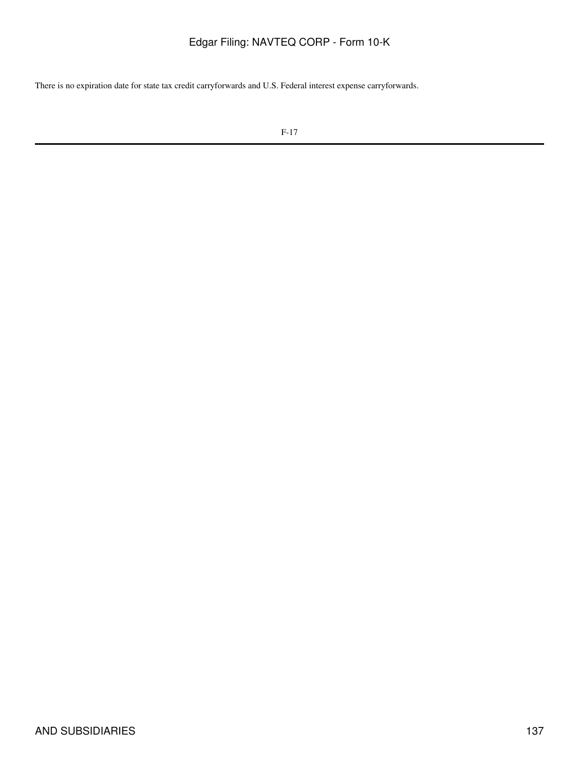There is no expiration date for state tax credit carryforwards and U.S. Federal interest expense carryforwards.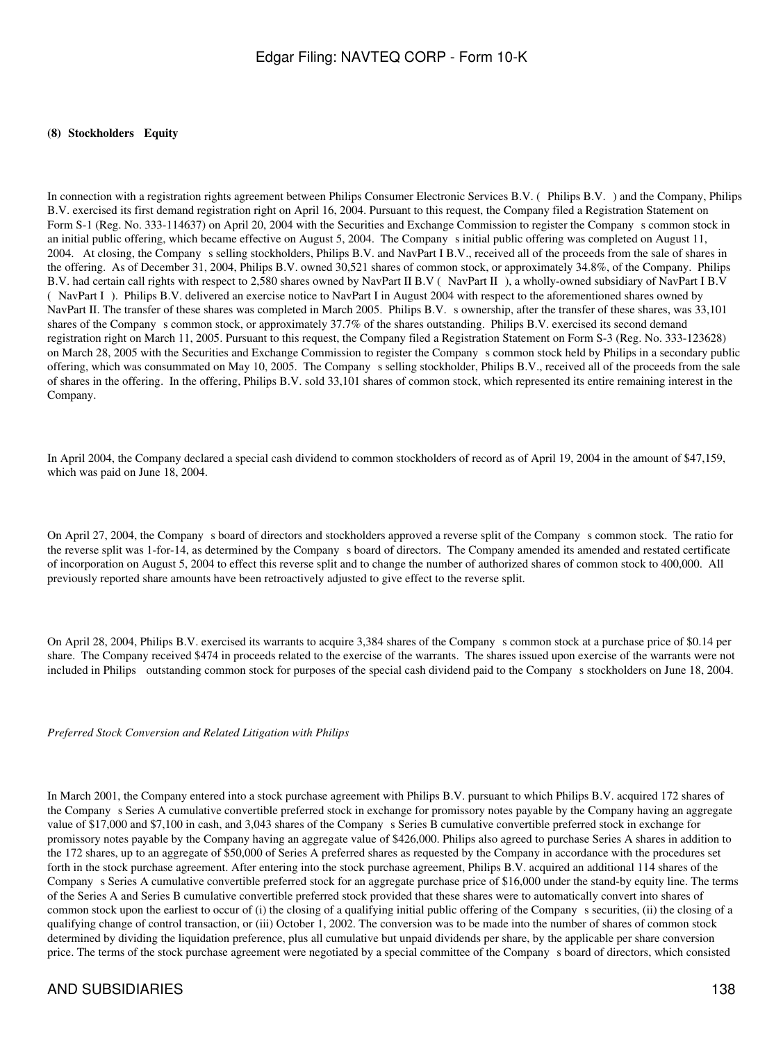**(8) Stockholders Equity**

In connection with a registration rights agreement between Philips Consumer Electronic Services B.V. ( Philips B.V. ) and the Company, Philips B.V. exercised its first demand registration right on April 16, 2004. Pursuant to this request, the Company filed a Registration Statement on Form S-1 (Reg. No. 333-114637) on April 20, 2004 with the Securities and Exchange Commission to register the Company s common stock in an initial public offering, which became effective on August 5, 2004. The Company s initial public offering was completed on August 11, 2004. At closing, the Company s selling stockholders, Philips B.V. and NavPart I B.V., received all of the proceeds from the sale of shares in the offering. As of December 31, 2004, Philips B.V. owned 30,521 shares of common stock, or approximately 34.8%, of the Company. Philips B.V. had certain call rights with respect to 2,580 shares owned by NavPart II B.V ( NavPart II ), a wholly-owned subsidiary of NavPart I B.V ( NavPart I ). Philips B.V. delivered an exercise notice to NavPart I in August 2004 with respect to the aforementioned shares owned by NavPart II. The transfer of these shares was completed in March 2005. Philips B.V. s ownership, after the transfer of these shares, was 33,101 shares of the Company s common stock, or approximately 37.7% of the shares outstanding. Philips B.V. exercised its second demand registration right on March 11, 2005. Pursuant to this request, the Company filed a Registration Statement on Form S-3 (Reg. No. 333-123628) on March 28, 2005 with the Securities and Exchange Commission to register the Company s common stock held by Philips in a secondary public offering, which was consummated on May 10, 2005. The Company s selling stockholder, Philips B.V., received all of the proceeds from the sale of shares in the offering. In the offering, Philips B.V. sold 33,101 shares of common stock, which represented its entire remaining interest in the Company.

In April 2004, the Company declared a special cash dividend to common stockholders of record as of April 19, 2004 in the amount of $47,159, which was paid on June 18, 2004.

On April 27, 2004, the Company s board of directors and stockholders approved a reverse split of the Company s common stock. The ratio for the reverse split was 1-for-14, as determined by the Company s board of directors. The Company amended its amended and restated certificate of incorporation on August 5, 2004 to effect this reverse split and to change the number of authorized shares of common stock to 400,000. All previously reported share amounts have been retroactively adjusted to give effect to the reverse split.

On April 28, 2004, Philips B.V. exercised its warrants to acquire 3,384 shares of the Company s common stock at a purchase price of $0.14 per share. The Company received $474 in proceeds related to the exercise of the warrants. The shares issued upon exercise of the warrants were not included in Philips outstanding common stock for purposes of the special cash dividend paid to the Company s stockholders on June 18, 2004.

*Preferred Stock Conversion and Related Litigation with Philips*

In March 2001, the Company entered into a stock purchase agreement with Philips B.V. pursuant to which Philips B.V. acquired 172 shares of the Company s Series A cumulative convertible preferred stock in exchange for promissory notes payable by the Company having an aggregate value of $17,000 and $7,100 in cash, and 3,043 shares of the Company s Series B cumulative convertible preferred stock in exchange for promissory notes payable by the Company having an aggregate value of $426,000. Philips also agreed to purchase Series A shares in addition to the 172 shares, up to an aggregate of $50,000 of Series A preferred shares as requested by the Company in accordance with the procedures set forth in the stock purchase agreement. After entering into the stock purchase agreement, Philips B.V. acquired an additional 114 shares of the Company s Series A cumulative convertible preferred stock for an aggregate purchase price of $16,000 under the stand-by equity line. The terms of the Series A and Series B cumulative convertible preferred stock provided that these shares were to automatically convert into shares of common stock upon the earliest to occur of (i) the closing of a qualifying initial public offering of the Company s securities, (ii) the closing of a qualifying change of control transaction, or (iii) October 1, 2002. The conversion was to be made into the number of shares of common stock determined by dividing the liquidation preference, plus all cumulative but unpaid dividends per share, by the applicable per share conversion price. The terms of the stock purchase agreement were negotiated by a special committee of the Company s board of directors, which consisted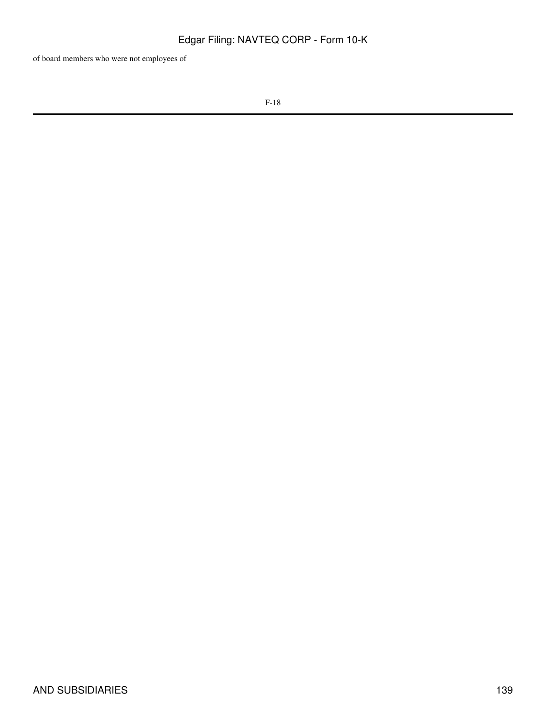of board members who were not employees of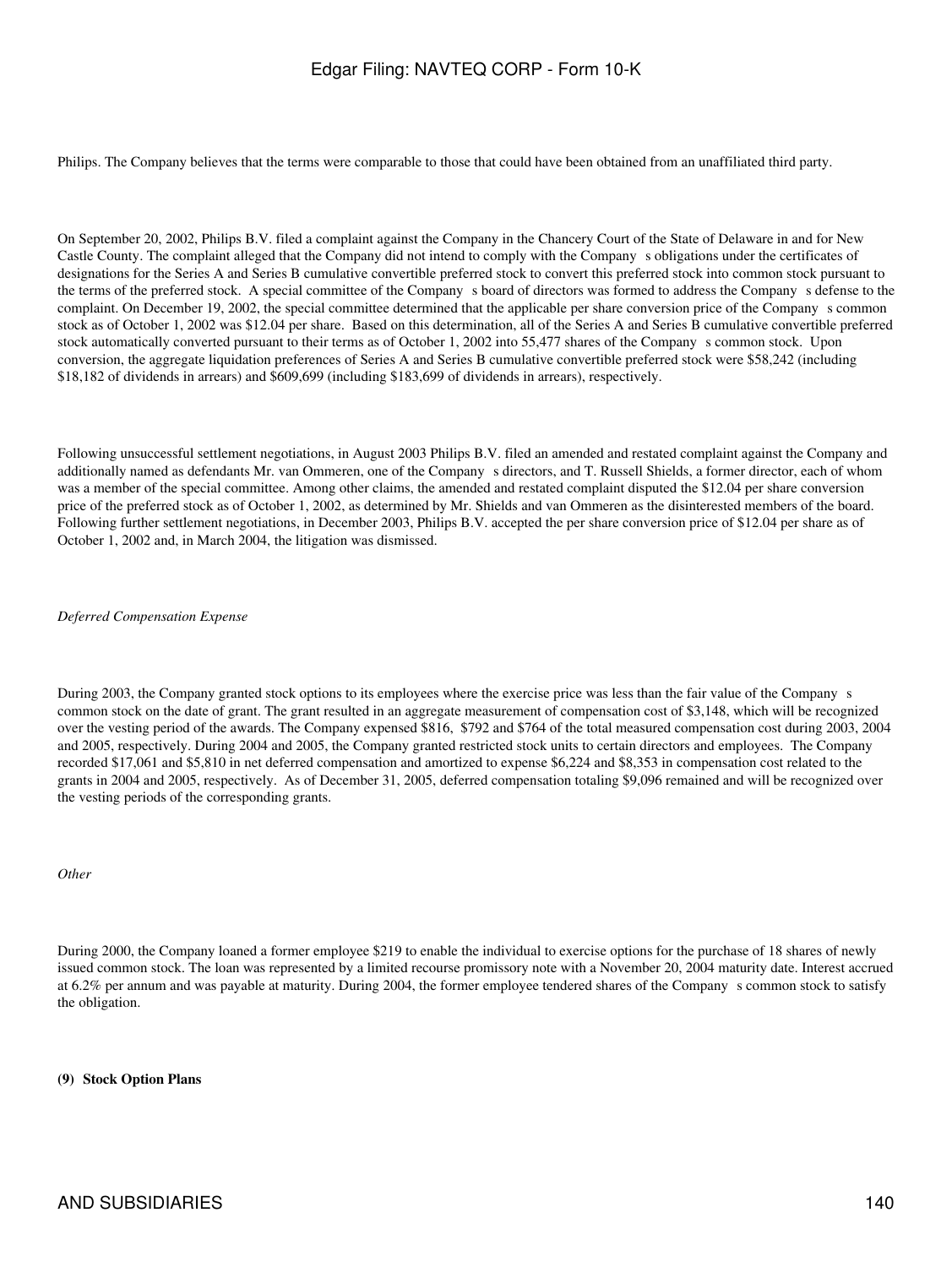Philips. The Company believes that the terms were comparable to those that could have been obtained from an unaffiliated third party.

On September 20, 2002, Philips B.V. filed a complaint against the Company in the Chancery Court of the State of Delaware in and for New Castle County. The complaint alleged that the Company did not intend to comply with the Company s obligations under the certificates of designations for the Series A and Series B cumulative convertible preferred stock to convert this preferred stock into common stock pursuant to the terms of the preferred stock. A special committee of the Company s board of directors was formed to address the Company s defense to the complaint. On December 19, 2002, the special committee determined that the applicable per share conversion price of the Company s common stock as of October 1, 2002 was $12.04 per share. Based on this determination, all of the Series A and Series B cumulative convertible preferred stock automatically converted pursuant to their terms as of October 1, 2002 into 55,477 shares of the Company s common stock. Upon conversion, the aggregate liquidation preferences of Series A and Series B cumulative convertible preferred stock were $58,242 (including $18,182 of dividends in arrears) and $609,699 (including $183,699 of dividends in arrears), respectively.

Following unsuccessful settlement negotiations, in August 2003 Philips B.V. filed an amended and restated complaint against the Company and additionally named as defendants Mr. van Ommeren, one of the Company s directors, and T. Russell Shields, a former director, each of whom was a member of the special committee. Among other claims, the amended and restated complaint disputed the $12.04 per share conversion price of the preferred stock as of October 1, 2002, as determined by Mr. Shields and van Ommeren as the disinterested members of the board. Following further settlement negotiations, in December 2003, Philips B.V. accepted the per share conversion price of $12.04 per share as of October 1, 2002 and, in March 2004, the litigation was dismissed.

*Deferred Compensation Expense*

During 2003, the Company granted stock options to its employees where the exercise price was less than the fair value of the Company s common stock on the date of grant. The grant resulted in an aggregate measurement of compensation cost of $3,148, which will be recognized over the vesting period of the awards. The Company expensed $816, $792 and $764 of the total measured compensation cost during 2003, 2004 and 2005, respectively. During 2004 and 2005, the Company granted restricted stock units to certain directors and employees. The Company recorded $17,061 and $5,810 in net deferred compensation and amortized to expense $6,224 and $8,353 in compensation cost related to the grants in 2004 and 2005, respectively. As of December 31, 2005, deferred compensation totaling $9,096 remained and will be recognized over the vesting periods of the corresponding grants.

*Other*

During 2000, the Company loaned a former employee $219 to enable the individual to exercise options for the purchase of 18 shares of newly issued common stock. The loan was represented by a limited recourse promissory note with a November 20, 2004 maturity date. Interest accrued at 6.2% per annum and was payable at maturity. During 2004, the former employee tendered shares of the Company s common stock to satisfy the obligation.

**(9) Stock Option Plans**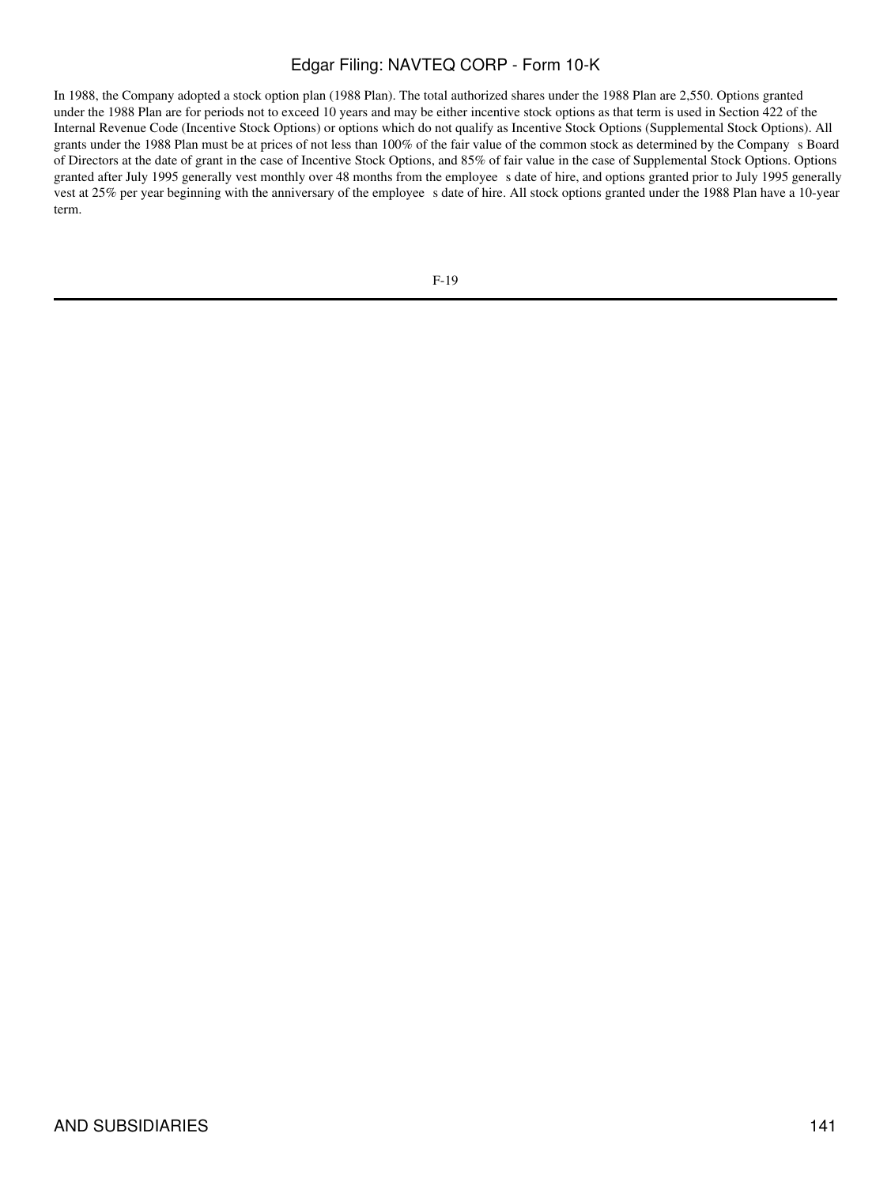In 1988, the Company adopted a stock option plan (1988 Plan). The total authorized shares under the 1988 Plan are 2,550. Options granted under the 1988 Plan are for periods not to exceed 10 years and may be either incentive stock options as that term is used in Section 422 of the Internal Revenue Code (Incentive Stock Options) or options which do not qualify as Incentive Stock Options (Supplemental Stock Options). All grants under the 1988 Plan must be at prices of not less than 100% of the fair value of the common stock as determined by the Company s Board of Directors at the date of grant in the case of Incentive Stock Options, and 85% of fair value in the case of Supplemental Stock Options. Options granted after July 1995 generally vest monthly over 48 months from the employee s date of hire, and options granted prior to July 1995 generally vest at 25% per year beginning with the anniversary of the employee s date of hire. All stock options granted under the 1988 Plan have a 10-year term.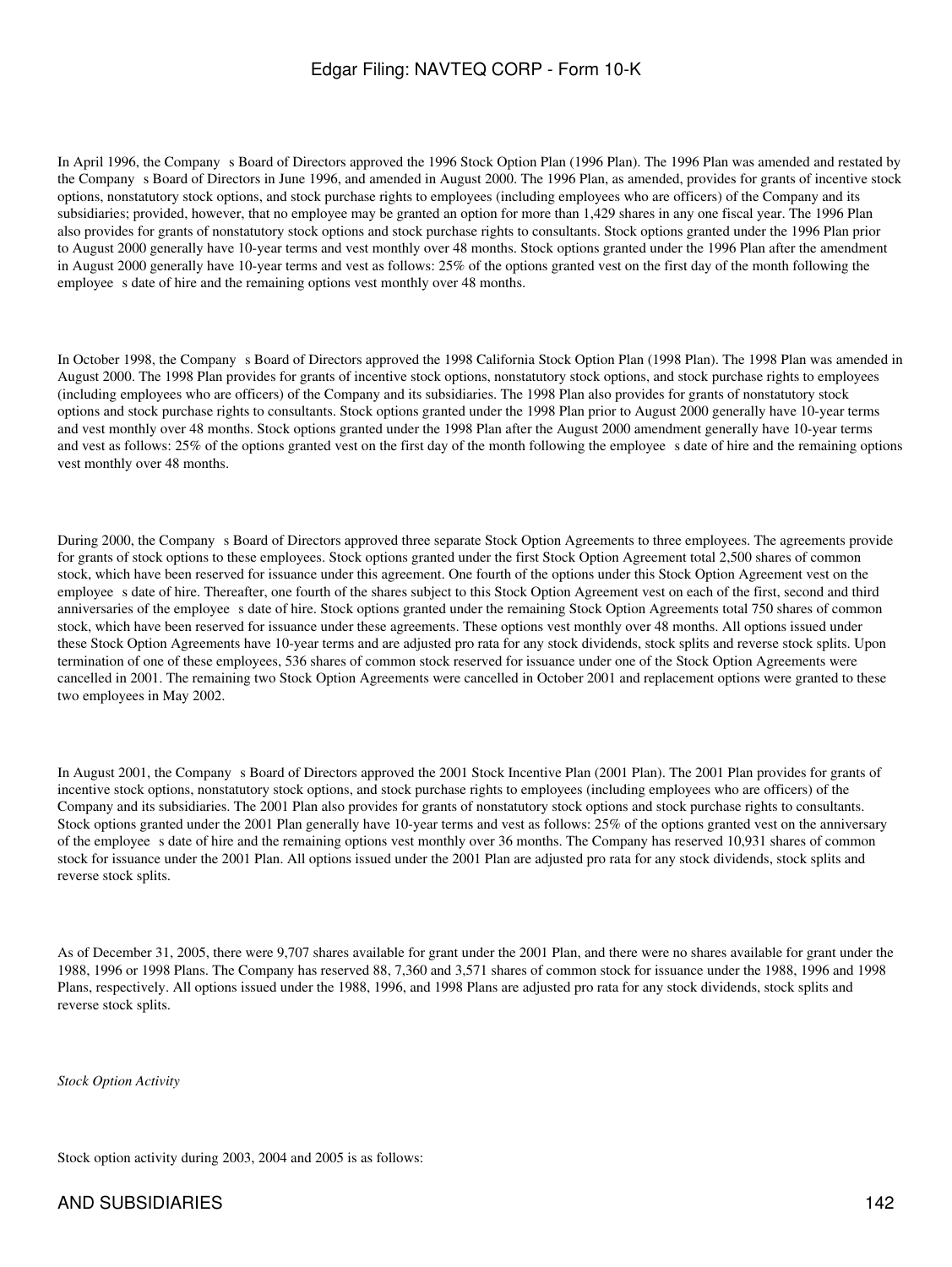In April 1996, the Company s Board of Directors approved the 1996 Stock Option Plan (1996 Plan). The 1996 Plan was amended and restated by the Company s Board of Directors in June 1996, and amended in August 2000. The 1996 Plan, as amended, provides for grants of incentive stock options, nonstatutory stock options, and stock purchase rights to employees (including employees who are officers) of the Company and its subsidiaries; provided, however, that no employee may be granted an option for more than 1,429 shares in any one fiscal year. The 1996 Plan also provides for grants of nonstatutory stock options and stock purchase rights to consultants. Stock options granted under the 1996 Plan prior to August 2000 generally have 10-year terms and vest monthly over 48 months. Stock options granted under the 1996 Plan after the amendment in August 2000 generally have 10-year terms and vest as follows: 25% of the options granted vest on the first day of the month following the employee s date of hire and the remaining options vest monthly over 48 months.

In October 1998, the Company s Board of Directors approved the 1998 California Stock Option Plan (1998 Plan). The 1998 Plan was amended in August 2000. The 1998 Plan provides for grants of incentive stock options, nonstatutory stock options, and stock purchase rights to employees (including employees who are officers) of the Company and its subsidiaries. The 1998 Plan also provides for grants of nonstatutory stock options and stock purchase rights to consultants. Stock options granted under the 1998 Plan prior to August 2000 generally have 10-year terms and vest monthly over 48 months. Stock options granted under the 1998 Plan after the August 2000 amendment generally have 10-year terms and vest as follows: 25% of the options granted vest on the first day of the month following the employee s date of hire and the remaining options vest monthly over 48 months.

During 2000, the Company s Board of Directors approved three separate Stock Option Agreements to three employees. The agreements provide for grants of stock options to these employees. Stock options granted under the first Stock Option Agreement total 2,500 shares of common stock, which have been reserved for issuance under this agreement. One fourth of the options under this Stock Option Agreement vest on the employee s date of hire. Thereafter, one fourth of the shares subject to this Stock Option Agreement vest on each of the first, second and third anniversaries of the employee s date of hire. Stock options granted under the remaining Stock Option Agreements total 750 shares of common stock, which have been reserved for issuance under these agreements. These options vest monthly over 48 months. All options issued under these Stock Option Agreements have 10-year terms and are adjusted pro rata for any stock dividends, stock splits and reverse stock splits. Upon termination of one of these employees, 536 shares of common stock reserved for issuance under one of the Stock Option Agreements were cancelled in 2001. The remaining two Stock Option Agreements were cancelled in October 2001 and replacement options were granted to these two employees in May 2002.

In August 2001, the Company s Board of Directors approved the 2001 Stock Incentive Plan (2001 Plan). The 2001 Plan provides for grants of incentive stock options, nonstatutory stock options, and stock purchase rights to employees (including employees who are officers) of the Company and its subsidiaries. The 2001 Plan also provides for grants of nonstatutory stock options and stock purchase rights to consultants. Stock options granted under the 2001 Plan generally have 10-year terms and vest as follows: 25% of the options granted vest on the anniversary of the employee s date of hire and the remaining options vest monthly over 36 months. The Company has reserved 10,931 shares of common stock for issuance under the 2001 Plan. All options issued under the 2001 Plan are adjusted pro rata for any stock dividends, stock splits and reverse stock splits.

As of December 31, 2005, there were 9,707 shares available for grant under the 2001 Plan, and there were no shares available for grant under the 1988, 1996 or 1998 Plans. The Company has reserved 88, 7,360 and 3,571 shares of common stock for issuance under the 1988, 1996 and 1998 Plans, respectively. All options issued under the 1988, 1996, and 1998 Plans are adjusted pro rata for any stock dividends, stock splits and reverse stock splits.

*Stock Option Activity*

Stock option activity during 2003, 2004 and 2005 is as follows: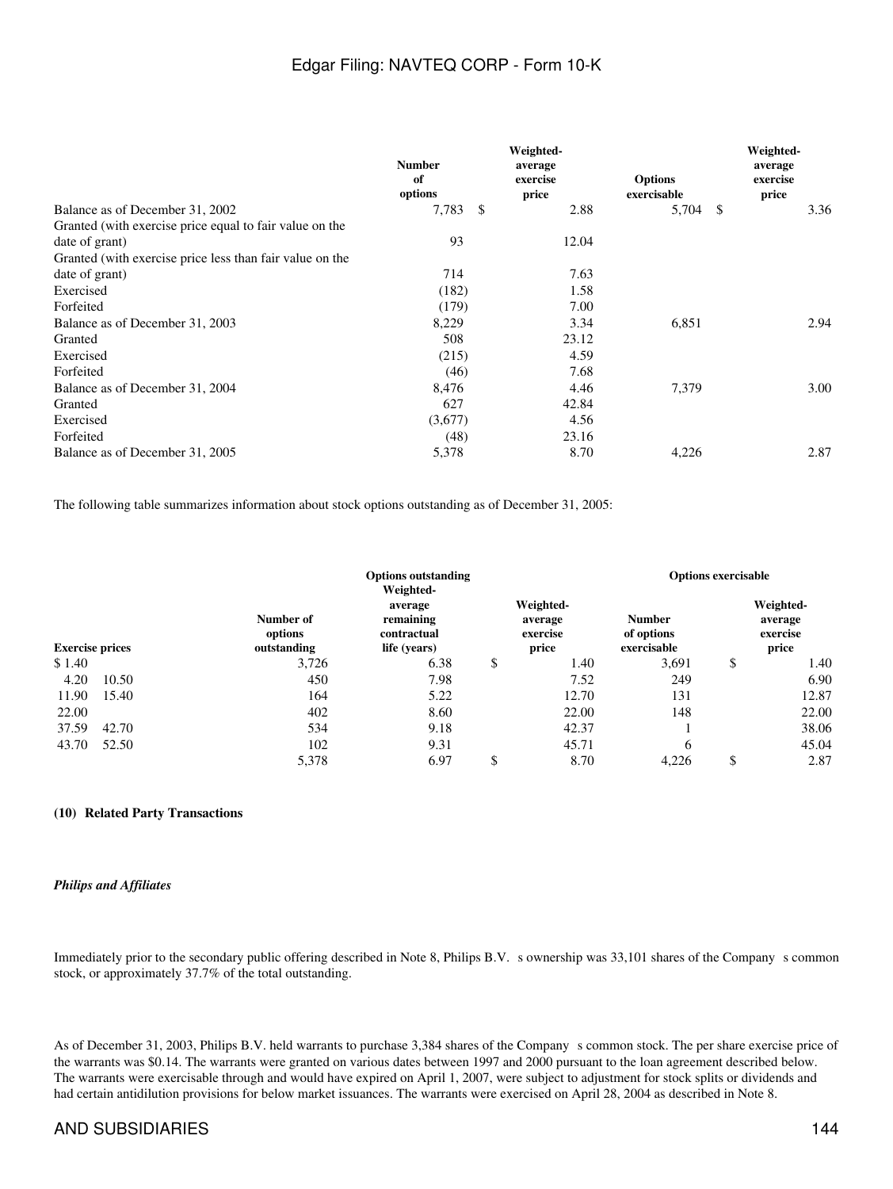| | Number of options | Weighted-average exercise price | Options exercisable | Weighted-average exercise price |
|---|---|---|---|---|
| Balance as of December 31, 2002 | 7,783 | $ 2.88 | 5,704 | $ 3.36 |
| Granted (with exercise price equal to fair value on the date of grant) | 93 | 12.04 | | |
| Granted (with exercise price less than fair value on the date of grant) | 714 | 7.63 | | |
| Exercised | (182) | 1.58 | | |
| Forfeited | (179) | 7.00 | | |
| Balance as of December 31, 2003 | 8,229 | 3.34 | 6,851 | 2.94 |
| Granted | 508 | 23.12 | | |
| Exercised | (215) | 4.59 | | |
| Forfeited | (46) | 7.68 | | |
| Balance as of December 31, 2004 | 8,476 | 4.46 | 7,379 | 3.00 |
| Granted | 627 | 42.84 | | |
| Exercised | (3,677) | 4.56 | | |
| Forfeited | (48) | 23.16 | | |
| Balance as of December 31, 2005 | 5,378 | 8.70 | 4,226 | 2.87 |

The following table summarizes information about stock options outstanding as of December 31, 2005:

| | | Options outstanding | | | Options exercisable | |
|---|---|---|---|---|---|---|
| Exercise prices | | Number of options outstanding | Weighted-average remaining contractual life (years) | Weighted-average exercise price | Number of options exercisable | Weighted-average exercise price |
| $ 1.40 | | 3,726 | 6.38 | $ 1.40 | 3,691 | $ 1.40 |
| 4.20 | 10.50 | 450 | 7.98 | 7.52 | 249 | 6.90 |
| 11.90 | 15.40 | 164 | 5.22 | 12.70 | 131 | 12.87 |
| 22.00 | | 402 | 8.60 | 22.00 | 148 | 22.00 |
| 37.59 | 42.70 | 534 | 9.18 | 42.37 | 1 | 38.06 |
| 43.70 | 52.50 | 102 | 9.31 | 45.71 | 6 | 45.04 |
| | | 5,378 | 6.97 | $ 8.70 | 4,226 | $ 2.87 |

**(10) Related Party Transactions**

***Philips and Affiliates***

Immediately prior to the secondary public offering described in Note 8, Philips B.V. s ownership was 33,101 shares of the Company s common stock, or approximately 37.7% of the total outstanding.

As of December 31, 2003, Philips B.V. held warrants to purchase 3,384 shares of the Company s common stock. The per share exercise price of the warrants was $0.14. The warrants were granted on various dates between 1997 and 2000 pursuant to the loan agreement described below. The warrants were exercisable through and would have expired on April 1, 2007, were subject to adjustment for stock splits or dividends and had certain antidilution provisions for below market issuances. The warrants were exercised on April 28, 2004 as described in Note 8.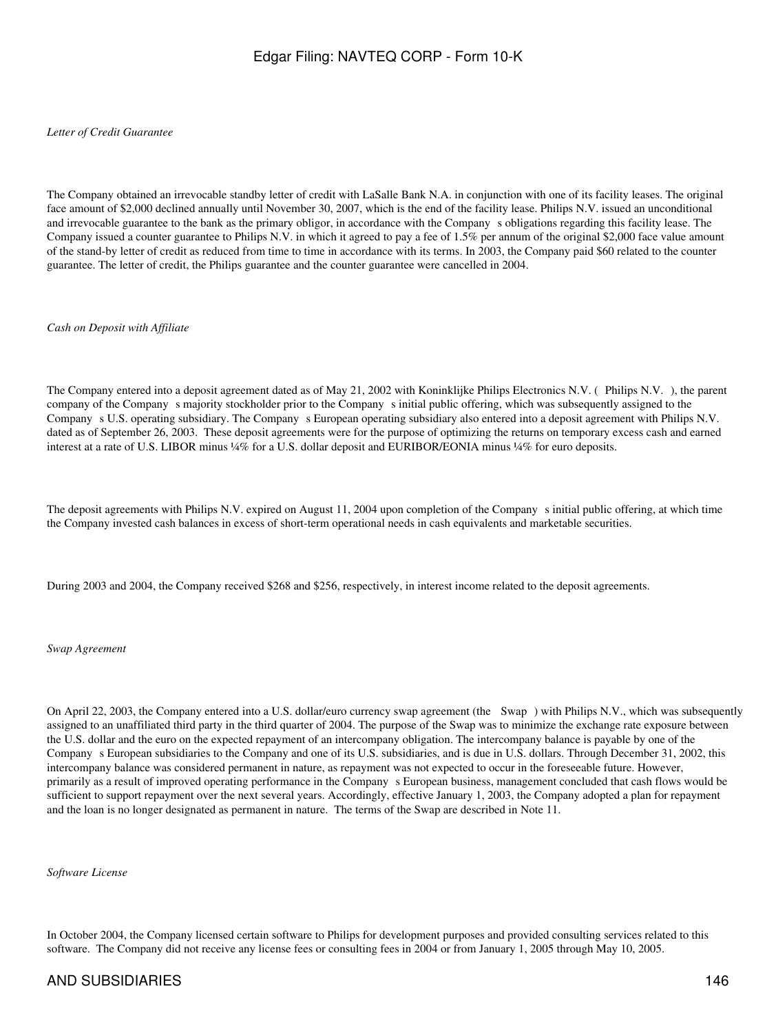*Letter of Credit Guarantee*

The Company obtained an irrevocable standby letter of credit with LaSalle Bank N.A. in conjunction with one of its facility leases. The original face amount of $2,000 declined annually until November 30, 2007, which is the end of the facility lease. Philips N.V. issued an unconditional and irrevocable guarantee to the bank as the primary obligor, in accordance with the Company s obligations regarding this facility lease. The Company issued a counter guarantee to Philips N.V. in which it agreed to pay a fee of 1.5% per annum of the original $2,000 face value amount of the stand-by letter of credit as reduced from time to time in accordance with its terms. In 2003, the Company paid $60 related to the counter guarantee. The letter of credit, the Philips guarantee and the counter guarantee were cancelled in 2004.

*Cash on Deposit with Affiliate*

The Company entered into a deposit agreement dated as of May 21, 2002 with Koninklijke Philips Electronics N.V. ( Philips N.V. ), the parent company of the Company s majority stockholder prior to the Company s initial public offering, which was subsequently assigned to the Company s U.S. operating subsidiary. The Company s European operating subsidiary also entered into a deposit agreement with Philips N.V. dated as of September 26, 2003. These deposit agreements were for the purpose of optimizing the returns on temporary excess cash and earned interest at a rate of U.S. LIBOR minus ¼% for a U.S. dollar deposit and EURIBOR/EONIA minus ¼% for euro deposits.

The deposit agreements with Philips N.V. expired on August 11, 2004 upon completion of the Company s initial public offering, at which time the Company invested cash balances in excess of short-term operational needs in cash equivalents and marketable securities.

During 2003 and 2004, the Company received $268 and $256, respectively, in interest income related to the deposit agreements.

*Swap Agreement*

On April 22, 2003, the Company entered into a U.S. dollar/euro currency swap agreement (the Swap ) with Philips N.V., which was subsequently assigned to an unaffiliated third party in the third quarter of 2004. The purpose of the Swap was to minimize the exchange rate exposure between the U.S. dollar and the euro on the expected repayment of an intercompany obligation. The intercompany balance is payable by one of the Company s European subsidiaries to the Company and one of its U.S. subsidiaries, and is due in U.S. dollars. Through December 31, 2002, this intercompany balance was considered permanent in nature, as repayment was not expected to occur in the foreseeable future. However, primarily as a result of improved operating performance in the Company s European business, management concluded that cash flows would be sufficient to support repayment over the next several years. Accordingly, effective January 1, 2003, the Company adopted a plan for repayment and the loan is no longer designated as permanent in nature. The terms of the Swap are described in Note 11.

*Software License*

In October 2004, the Company licensed certain software to Philips for development purposes and provided consulting services related to this software. The Company did not receive any license fees or consulting fees in 2004 or from January 1, 2005 through May 10, 2005.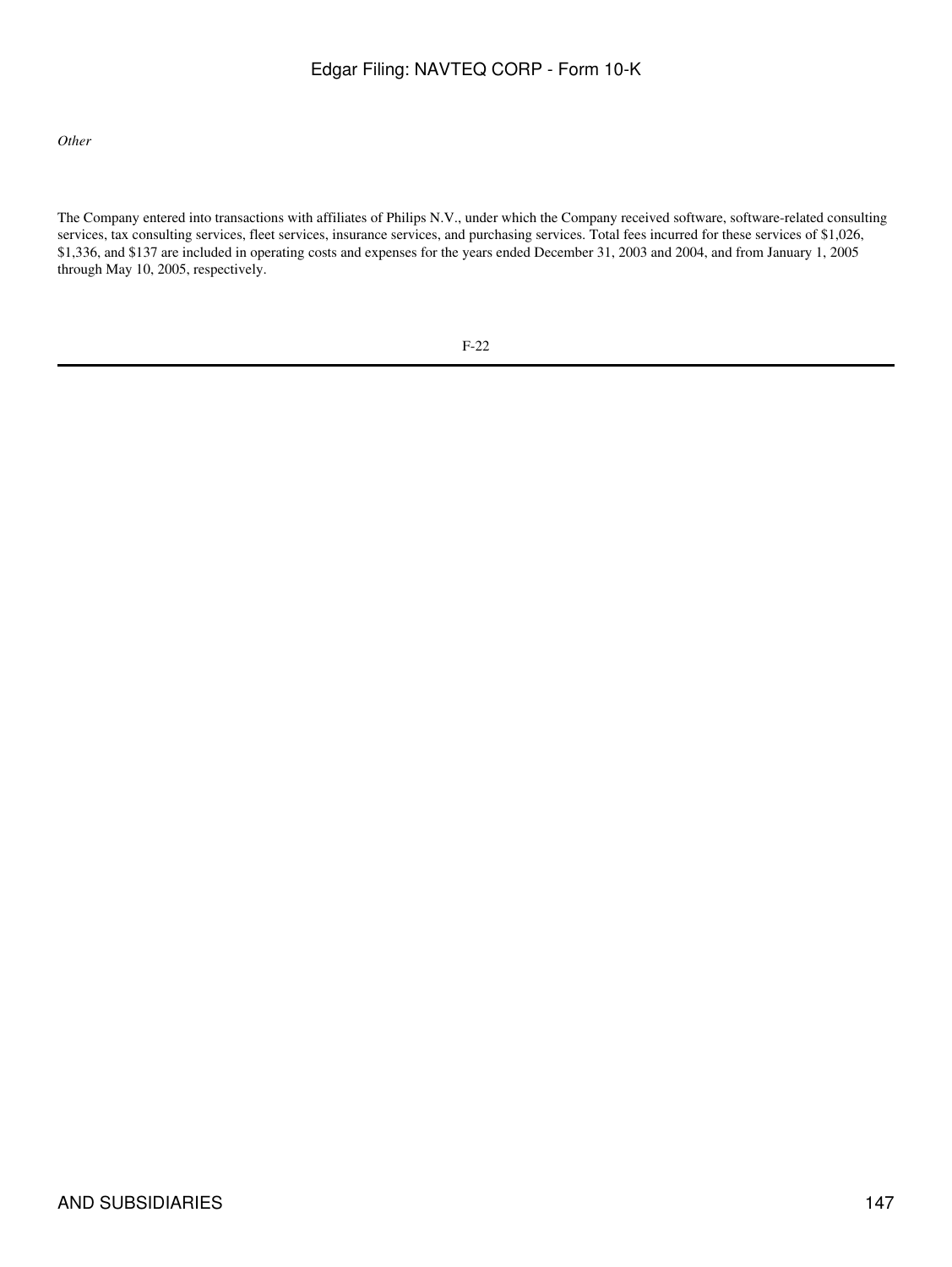*Other*

The Company entered into transactions with affiliates of Philips N.V., under which the Company received software, software-related consulting services, tax consulting services, fleet services, insurance services, and purchasing services. Total fees incurred for these services of $1,026, $1,336, and $137 are included in operating costs and expenses for the years ended December 31, 2003 and 2004, and from January 1, 2005 through May 10, 2005, respectively.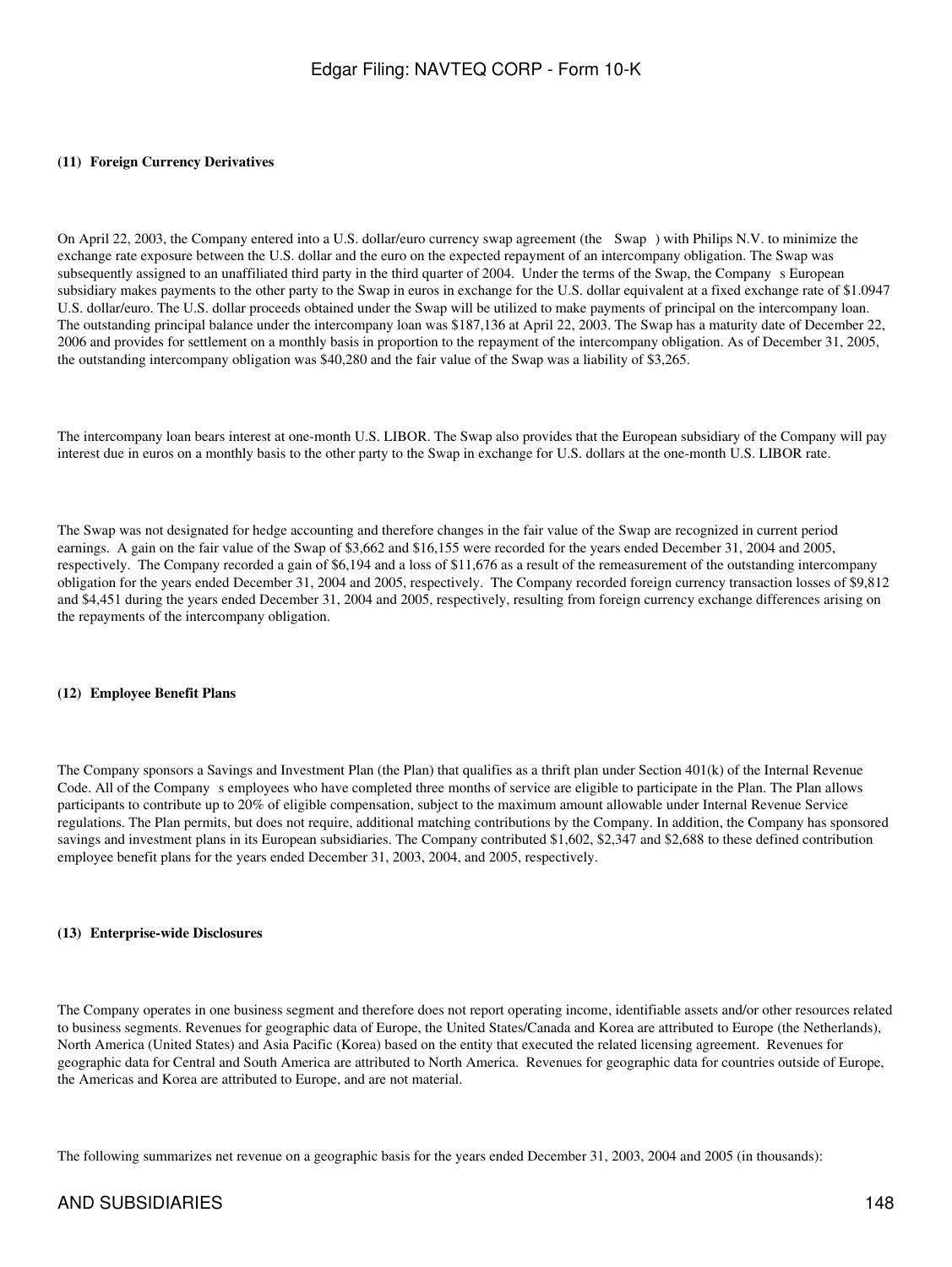#### (11) Foreign Currency Derivatives

On April 22, 2003, the Company entered into a U.S. dollar/euro currency swap agreement (the Swap ) with Philips N.V. to minimize the exchange rate exposure between the U.S. dollar and the euro on the expected repayment of an intercompany obligation. The Swap was subsequently assigned to an unaffiliated third party in the third quarter of 2004. Under the terms of the Swap, the Company s European subsidiary makes payments to the other party to the Swap in euros in exchange for the U.S. dollar equivalent at a fixed exchange rate of $1.0947 U.S. dollar/euro. The U.S. dollar proceeds obtained under the Swap will be utilized to make payments of principal on the intercompany loan. The outstanding principal balance under the intercompany loan was $187,136 at April 22, 2003. The Swap has a maturity date of December 22, 2006 and provides for settlement on a monthly basis in proportion to the repayment of the intercompany obligation. As of December 31, 2005, the outstanding intercompany obligation was $40,280 and the fair value of the Swap was a liability of $3,265.

The intercompany loan bears interest at one-month U.S. LIBOR. The Swap also provides that the European subsidiary of the Company will pay interest due in euros on a monthly basis to the other party to the Swap in exchange for U.S. dollars at the one-month U.S. LIBOR rate.

The Swap was not designated for hedge accounting and therefore changes in the fair value of the Swap are recognized in current period earnings. A gain on the fair value of the Swap of $3,662 and $16,155 were recorded for the years ended December 31, 2004 and 2005, respectively. The Company recorded a gain of $6,194 and a loss of $11,676 as a result of the remeasurement of the outstanding intercompany obligation for the years ended December 31, 2004 and 2005, respectively. The Company recorded foreign currency transaction losses of $9,812 and $4,451 during the years ended December 31, 2004 and 2005, respectively, resulting from foreign currency exchange differences arising on the repayments of the intercompany obligation.

#### (12) Employee Benefit Plans

The Company sponsors a Savings and Investment Plan (the Plan) that qualifies as a thrift plan under Section 401(k) of the Internal Revenue Code. All of the Company s employees who have completed three months of service are eligible to participate in the Plan. The Plan allows participants to contribute up to 20% of eligible compensation, subject to the maximum amount allowable under Internal Revenue Service regulations. The Plan permits, but does not require, additional matching contributions by the Company. In addition, the Company has sponsored savings and investment plans in its European subsidiaries. The Company contributed $1,602, $2,347 and $2,688 to these defined contribution employee benefit plans for the years ended December 31, 2003, 2004, and 2005, respectively.

#### (13) Enterprise-wide Disclosures

The Company operates in one business segment and therefore does not report operating income, identifiable assets and/or other resources related to business segments. Revenues for geographic data of Europe, the United States/Canada and Korea are attributed to Europe (the Netherlands), North America (United States) and Asia Pacific (Korea) based on the entity that executed the related licensing agreement. Revenues for geographic data for Central and South America are attributed to North America. Revenues for geographic data for countries outside of Europe, the Americas and Korea are attributed to Europe, and are not material.

The following summarizes net revenue on a geographic basis for the years ended December 31, 2003, 2004 and 2005 (in thousands):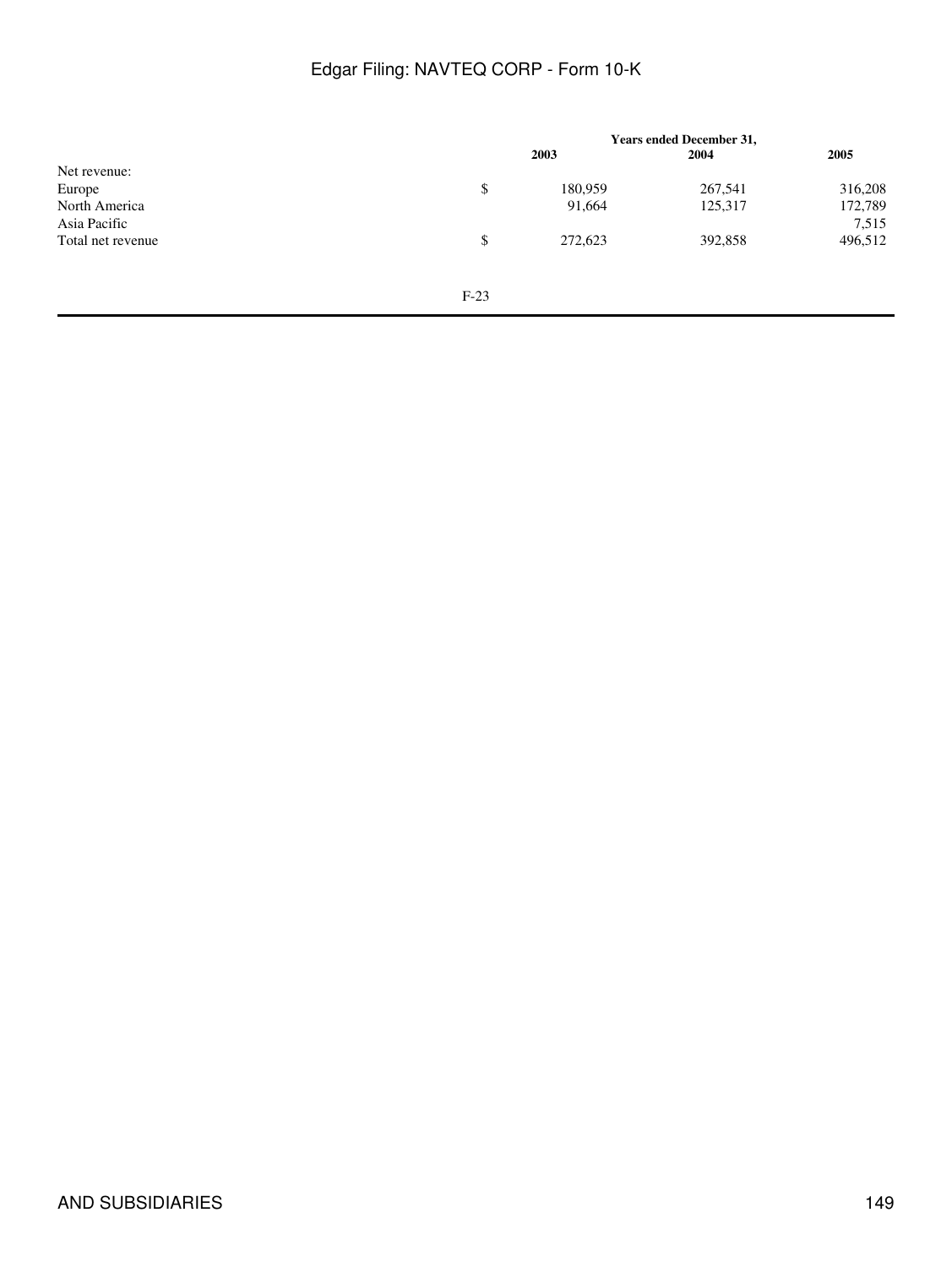| | Years ended December 31, | | |
|---|---|---|---|
| | 2003 | 2004 | 2005 |
| Net revenue: | | | |
| Europe | $ 180,959 | 267,541 | 316,208 |
| North America | 91,664 | 125,317 | 172,789 |
| Asia Pacific | | | 7,515 |
| Total net revenue | $ 272,623 | 392,858 | 496,512 |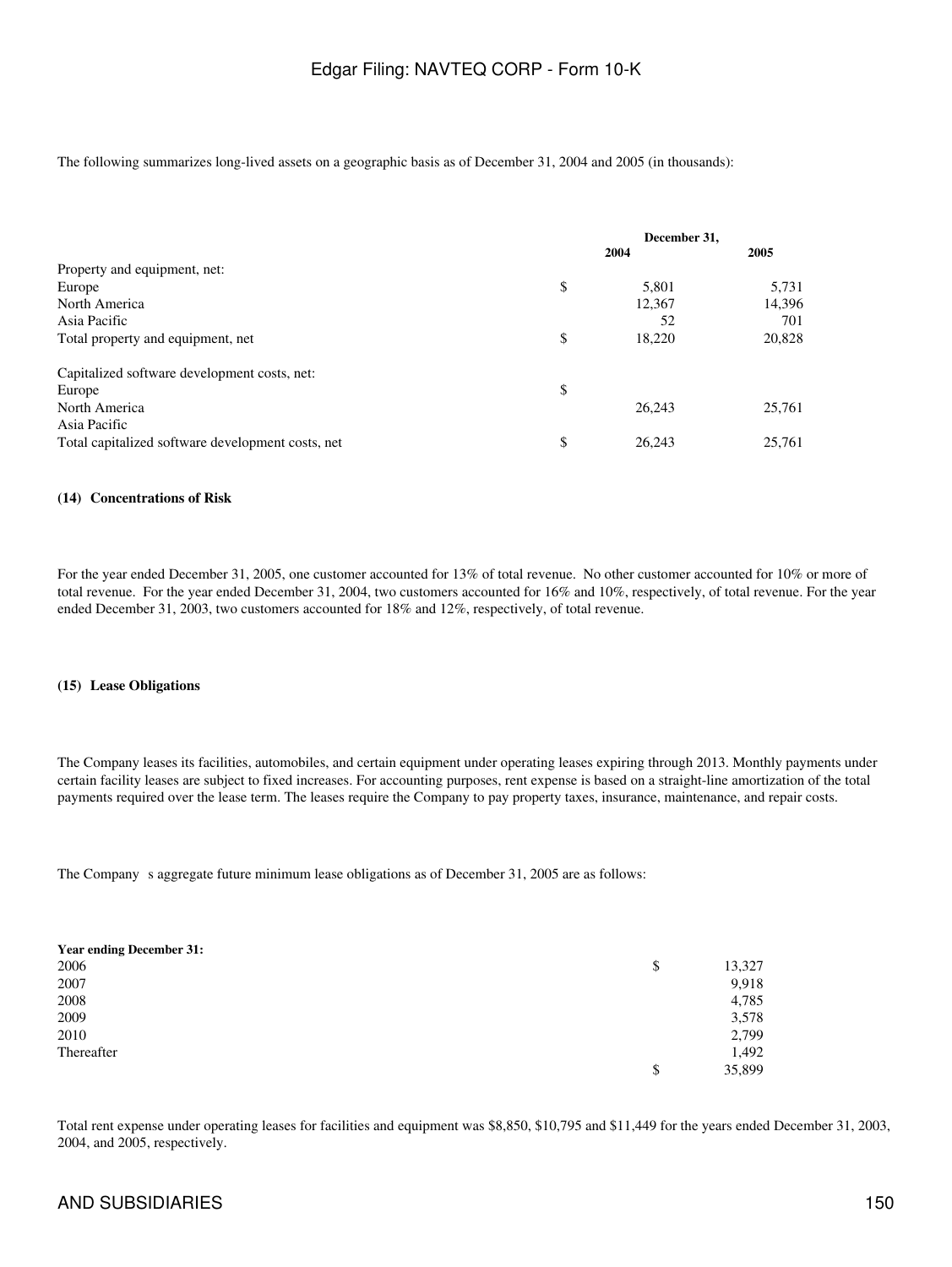The following summarizes long-lived assets on a geographic basis as of December 31, 2004 and 2005 (in thousands):

| | December 31, | |
|---|---|---|
| | 2004 | 2005 |
| Property and equipment, net: | | |
| Europe | $ 5,801 | 5,731 |
| North America | 12,367 | 14,396 |
| Asia Pacific | 52 | 701 |
| Total property and equipment, net | $ 18,220 | 20,828 |
| | | |
| Capitalized software development costs, net: | | |
| Europe | $ | |
| North America | 26,243 | 25,761 |
| Asia Pacific | | |
| Total capitalized software development costs, net | $ 26,243 | 25,761 |

**(14) Concentrations of Risk**

For the year ended December 31, 2005, one customer accounted for 13% of total revenue. No other customer accounted for 10% or more of total revenue. For the year ended December 31, 2004, two customers accounted for 16% and 10%, respectively, of total revenue. For the year ended December 31, 2003, two customers accounted for 18% and 12%, respectively, of total revenue.

**(15) Lease Obligations**

The Company leases its facilities, automobiles, and certain equipment under operating leases expiring through 2013. Monthly payments under certain facility leases are subject to fixed increases. For accounting purposes, rent expense is based on a straight-line amortization of the total payments required over the lease term. The leases require the Company to pay property taxes, insurance, maintenance, and repair costs.

The Company s aggregate future minimum lease obligations as of December 31, 2005 are as follows:

| Year ending December 31: | |
|---|---|
| 2006 | $ 13,327 |
| 2007 | 9,918 |
| 2008 | 4,785 |
| 2009 | 3,578 |
| 2010 | 2,799 |
| Thereafter | 1,492 |
| | $ 35,899 |

Total rent expense under operating leases for facilities and equipment was $8,850, $10,795 and $11,449 for the years ended December 31, 2003, 2004, and 2005, respectively.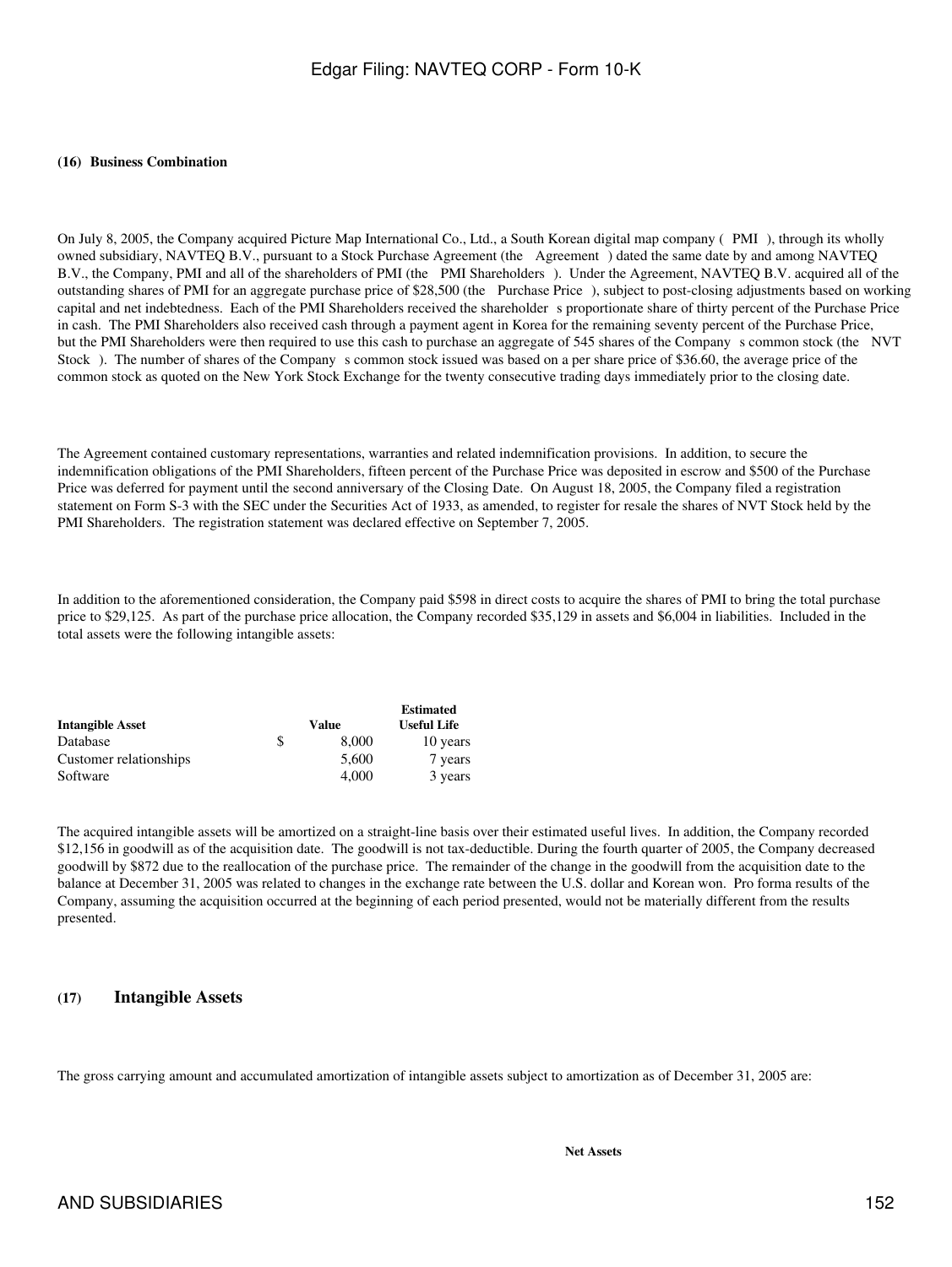**(16) Business Combination**

On July 8, 2005, the Company acquired Picture Map International Co., Ltd., a South Korean digital map company ( PMI ), through its wholly owned subsidiary, NAVTEQ B.V., pursuant to a Stock Purchase Agreement (the Agreement ) dated the same date by and among NAVTEQ B.V., the Company, PMI and all of the shareholders of PMI (the PMI Shareholders ). Under the Agreement, NAVTEQ B.V. acquired all of the outstanding shares of PMI for an aggregate purchase price of $28,500 (the Purchase Price ), subject to post-closing adjustments based on working capital and net indebtedness. Each of the PMI Shareholders received the shareholder s proportionate share of thirty percent of the Purchase Price in cash. The PMI Shareholders also received cash through a payment agent in Korea for the remaining seventy percent of the Purchase Price, but the PMI Shareholders were then required to use this cash to purchase an aggregate of 545 shares of the Company s common stock (the NVT Stock ). The number of shares of the Company s common stock issued was based on a per share price of $36.60, the average price of the common stock as quoted on the New York Stock Exchange for the twenty consecutive trading days immediately prior to the closing date.

The Agreement contained customary representations, warranties and related indemnification provisions. In addition, to secure the indemnification obligations of the PMI Shareholders, fifteen percent of the Purchase Price was deposited in escrow and $500 of the Purchase Price was deferred for payment until the second anniversary of the Closing Date. On August 18, 2005, the Company filed a registration statement on Form S-3 with the SEC under the Securities Act of 1933, as amended, to register for resale the shares of NVT Stock held by the PMI Shareholders. The registration statement was declared effective on September 7, 2005.

In addition to the aforementioned consideration, the Company paid $598 in direct costs to acquire the shares of PMI to bring the total purchase price to $29,125. As part of the purchase price allocation, the Company recorded $35,129 in assets and $6,004 in liabilities. Included in the total assets were the following intangible assets:

| Intangible Asset | Value | Estimated Useful Life |
|---|---|---|
| Database | $ 8,000 | 10 years |
| Customer relationships | 5,600 | 7 years |
| Software | 4,000 | 3 years |

The acquired intangible assets will be amortized on a straight-line basis over their estimated useful lives. In addition, the Company recorded $12,156 in goodwill as of the acquisition date. The goodwill is not tax-deductible. During the fourth quarter of 2005, the Company decreased goodwill by $872 due to the reallocation of the purchase price. The remainder of the change in the goodwill from the acquisition date to the balance at December 31, 2005 was related to changes in the exchange rate between the U.S. dollar and Korean won. Pro forma results of the Company, assuming the acquisition occurred at the beginning of each period presented, would not be materially different from the results presented.

## (17) Intangible Assets

The gross carrying amount and accumulated amortization of intangible assets subject to amortization as of December 31, 2005 are:

**Net Assets**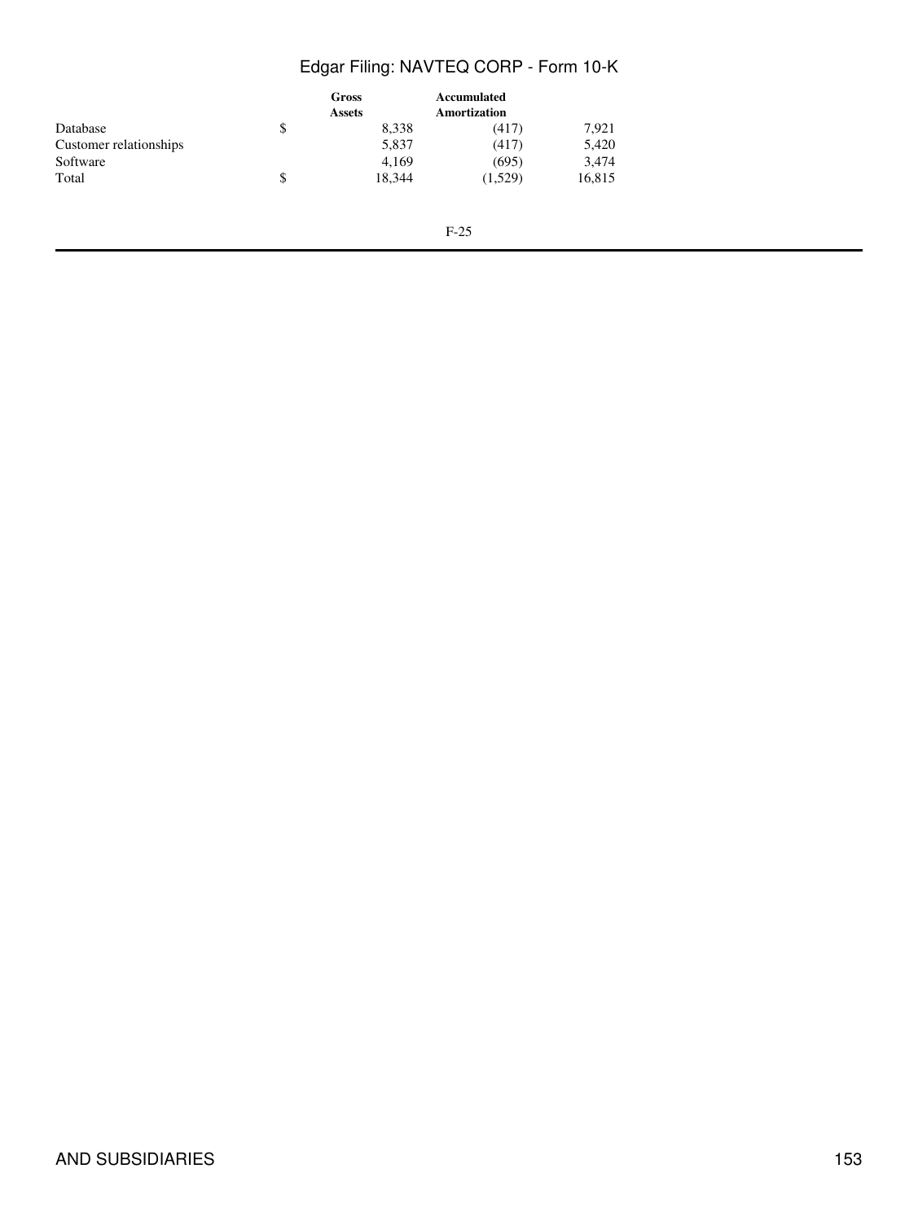| | Gross Assets | Accumulated Amortization | |
|---|---|---|---|
| Database | $ 8,338 | (417) | 7,921 |
| Customer relationships | 5,837 | (417) | 5,420 |
| Software | 4,169 | (695) | 3,474 |
| Total | $ 18,344 | (1,529) | 16,815 |

F-25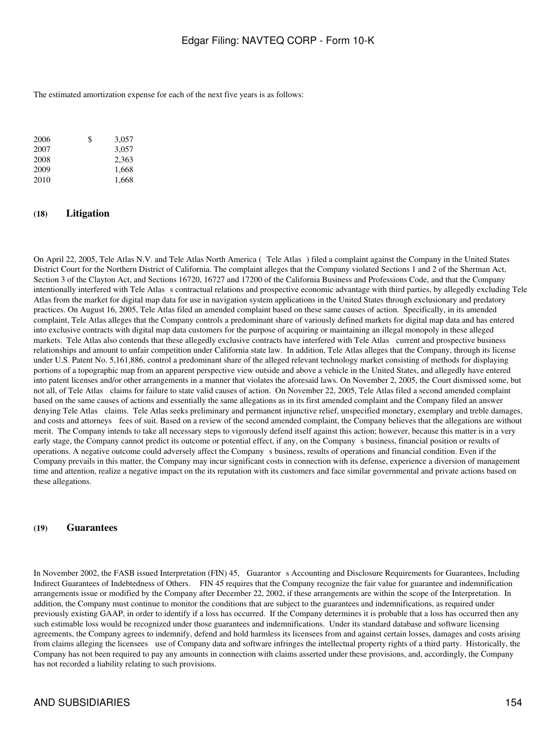The estimated amortization expense for each of the next five years is as follows:

| | | |
|---|---|---|
| 2006 | $ | 3,057 |
| 2007 | | 3,057 |
| 2008 | | 2,363 |
| 2009 | | 1,668 |
| 2010 | | 1,668 |

## (18) Litigation

On April 22, 2005, Tele Atlas N.V. and Tele Atlas North America ( Tele Atlas ) filed a complaint against the Company in the United States District Court for the Northern District of California. The complaint alleges that the Company violated Sections 1 and 2 of the Sherman Act, Section 3 of the Clayton Act, and Sections 16720, 16727 and 17200 of the California Business and Professions Code, and that the Company intentionally interfered with Tele Atlas s contractual relations and prospective economic advantage with third parties, by allegedly excluding Tele Atlas from the market for digital map data for use in navigation system applications in the United States through exclusionary and predatory practices. On August 16, 2005, Tele Atlas filed an amended complaint based on these same causes of action. Specifically, in its amended complaint, Tele Atlas alleges that the Company controls a predominant share of variously defined markets for digital map data and has entered into exclusive contracts with digital map data customers for the purpose of acquiring or maintaining an illegal monopoly in these alleged markets. Tele Atlas also contends that these allegedly exclusive contracts have interfered with Tele Atlas current and prospective business relationships and amount to unfair competition under California state law. In addition, Tele Atlas alleges that the Company, through its license under U.S. Patent No. 5,161,886, control a predominant share of the alleged relevant technology market consisting of methods for displaying portions of a topographic map from an apparent perspective view outside and above a vehicle in the United States, and allegedly have entered into patent licenses and/or other arrangements in a manner that violates the aforesaid laws. On November 2, 2005, the Court dismissed some, but not all, of Tele Atlas claims for failure to state valid causes of action. On November 22, 2005, Tele Atlas filed a second amended complaint based on the same causes of actions and essentially the same allegations as in its first amended complaint and the Company filed an answer denying Tele Atlas claims. Tele Atlas seeks preliminary and permanent injunctive relief, unspecified monetary, exemplary and treble damages, and costs and attorneys fees of suit. Based on a review of the second amended complaint, the Company believes that the allegations are without merit. The Company intends to take all necessary steps to vigorously defend itself against this action; however, because this matter is in a very early stage, the Company cannot predict its outcome or potential effect, if any, on the Company s business, financial position or results of operations. A negative outcome could adversely affect the Company s business, results of operations and financial condition. Even if the Company prevails in this matter, the Company may incur significant costs in connection with its defense, experience a diversion of management time and attention, realize a negative impact on the its reputation with its customers and face similar governmental and private actions based on these allegations.

## (19) Guarantees

In November 2002, the FASB issued Interpretation (FIN) 45, Guarantor s Accounting and Disclosure Requirements for Guarantees, Including Indirect Guarantees of Indebtedness of Others. FIN 45 requires that the Company recognize the fair value for guarantee and indemnification arrangements issue or modified by the Company after December 22, 2002, if these arrangements are within the scope of the Interpretation. In addition, the Company must continue to monitor the conditions that are subject to the guarantees and indemnifications, as required under previously existing GAAP, in order to identify if a loss has occurred. If the Company determines it is probable that a loss has occurred then any such estimable loss would be recognized under those guarantees and indemnifications. Under its standard database and software licensing agreements, the Company agrees to indemnify, defend and hold harmless its licensees from and against certain losses, damages and costs arising from claims alleging the licensees use of Company data and software infringes the intellectual property rights of a third party. Historically, the Company has not been required to pay any amounts in connection with claims asserted under these provisions, and, accordingly, the Company has not recorded a liability relating to such provisions.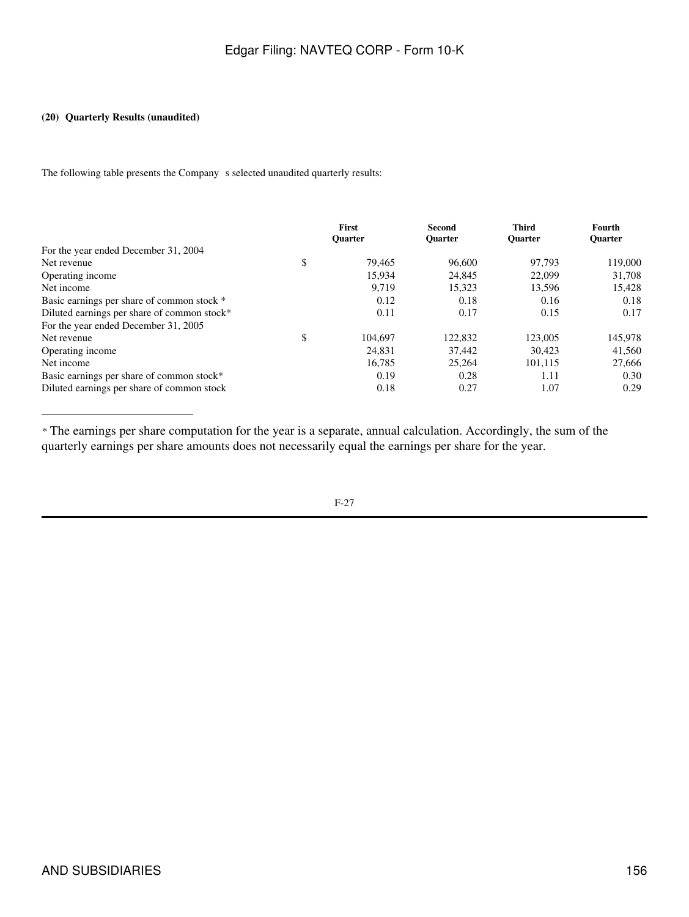### (20) Quarterly Results (unaudited)

The following table presents the Company s selected unaudited quarterly results:

| | First Quarter | Second Quarter | Third Quarter | Fourth Quarter |
|---|---|---|---|---|
| For the year ended December 31, 2004 | | | | |
| Net revenue | $ 79,465 | 96,600 | 97,793 | 119,000 |
| Operating income | 15,934 | 24,845 | 22,099 | 31,708 |
| Net income | 9,719 | 15,323 | 13,596 | 15,428 |
| Basic earnings per share of common stock * | 0.12 | 0.18 | 0.16 | 0.18 |
| Diluted earnings per share of common stock* | 0.11 | 0.17 | 0.15 | 0.17 |
| For the year ended December 31, 2005 | | | | |
| Net revenue | $ 104,697 | 122,832 | 123,005 | 145,978 |
| Operating income | 24,831 | 37,442 | 30,423 | 41,560 |
| Net income | 16,785 | 25,264 | 101,115 | 27,666 |
| Basic earnings per share of common stock* | 0.19 | 0.28 | 1.11 | 0.30 |
| Diluted earnings per share of common stock | 0.18 | 0.27 | 1.07 | 0.29 |

* The earnings per share computation for the year is a separate, annual calculation. Accordingly, the sum of the quarterly earnings per share amounts does not necessarily equal the earnings per share for the year.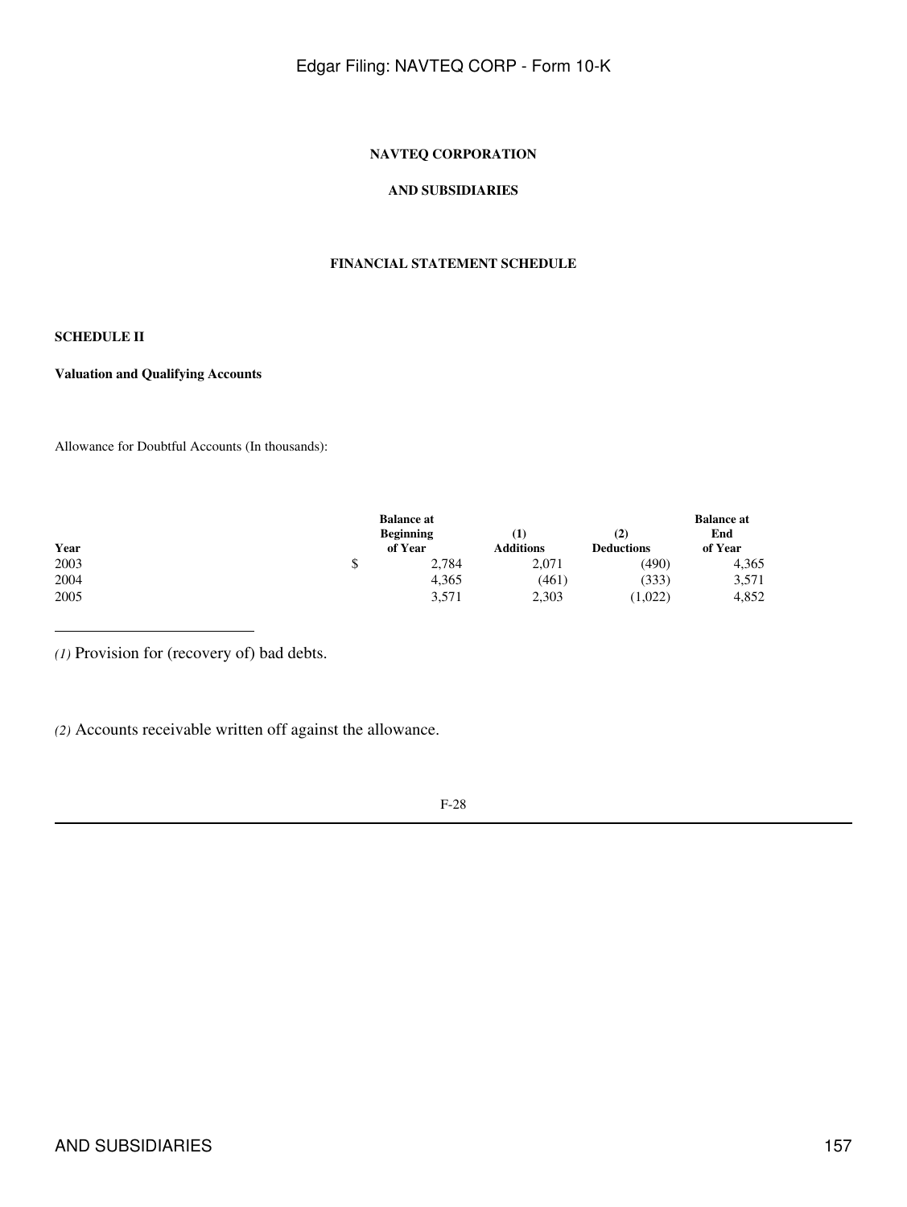**NAVTEQ CORPORATION**

**AND SUBSIDIARIES**

**FINANCIAL STATEMENT SCHEDULE**

**SCHEDULE II**

**Valuation and Qualifying Accounts**

Allowance for Doubtful Accounts (In thousands):

| Year | Balance at Beginning of Year | (1) Additions | (2) Deductions | Balance at End of Year |
|---|---|---|---|---|
| 2003 | $ 2,784 | 2,071 | (490) | 4,365 |
| 2004 | 4,365 | (461) | (333) | 3,571 |
| 2005 | 3,571 | 2,303 | (1,022) | 4,852 |

*(1)* Provision for (recovery of) bad debts.

*(2)* Accounts receivable written off against the allowance.